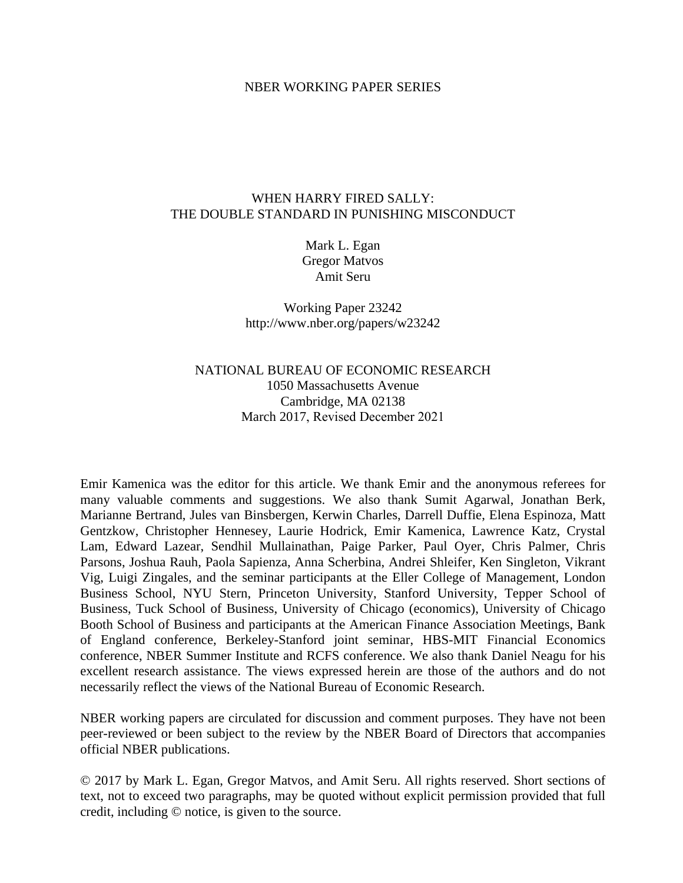NBER WORKING PAPER SERIES

# WHEN HARRY FIRED SALLY:
# THE DOUBLE STANDARD IN PUNISHING MISCONDUCT

Mark L. Egan
Gregor Matvos
Amit Seru

Working Paper 23242
http://www.nber.org/papers/w23242

NATIONAL BUREAU OF ECONOMIC RESEARCH
1050 Massachusetts Avenue
Cambridge, MA 02138
March 2017, Revised December 2021

Emir Kamenica was the editor for this article. We thank Emir and the anonymous referees for many valuable comments and suggestions. We also thank Sumit Agarwal, Jonathan Berk, Marianne Bertrand, Jules van Binsbergen, Kerwin Charles, Darrell Duffie, Elena Espinoza, Matt Gentzkow, Christopher Hennesey, Laurie Hodrick, Emir Kamenica, Lawrence Katz, Crystal Lam, Edward Lazear, Sendhil Mullainathan, Paige Parker, Paul Oyer, Chris Palmer, Chris Parsons, Joshua Rauh, Paola Sapienza, Anna Scherbina, Andrei Shleifer, Ken Singleton, Vikrant Vig, Luigi Zingales, and the seminar participants at the Eller College of Management, London Business School, NYU Stern, Princeton University, Stanford University, Tepper School of Business, Tuck School of Business, University of Chicago (economics), University of Chicago Booth School of Business and participants at the American Finance Association Meetings, Bank of England conference, Berkeley-Stanford joint seminar, HBS-MIT Financial Economics conference, NBER Summer Institute and RCFS conference. We also thank Daniel Neagu for his excellent research assistance. The views expressed herein are those of the authors and do not necessarily reflect the views of the National Bureau of Economic Research.

NBER working papers are circulated for discussion and comment purposes. They have not been peer-reviewed or been subject to the review by the NBER Board of Directors that accompanies official NBER publications.

© 2017 by Mark L. Egan, Gregor Matvos, and Amit Seru. All rights reserved. Short sections of text, not to exceed two paragraphs, may be quoted without explicit permission provided that full credit, including © notice, is given to the source.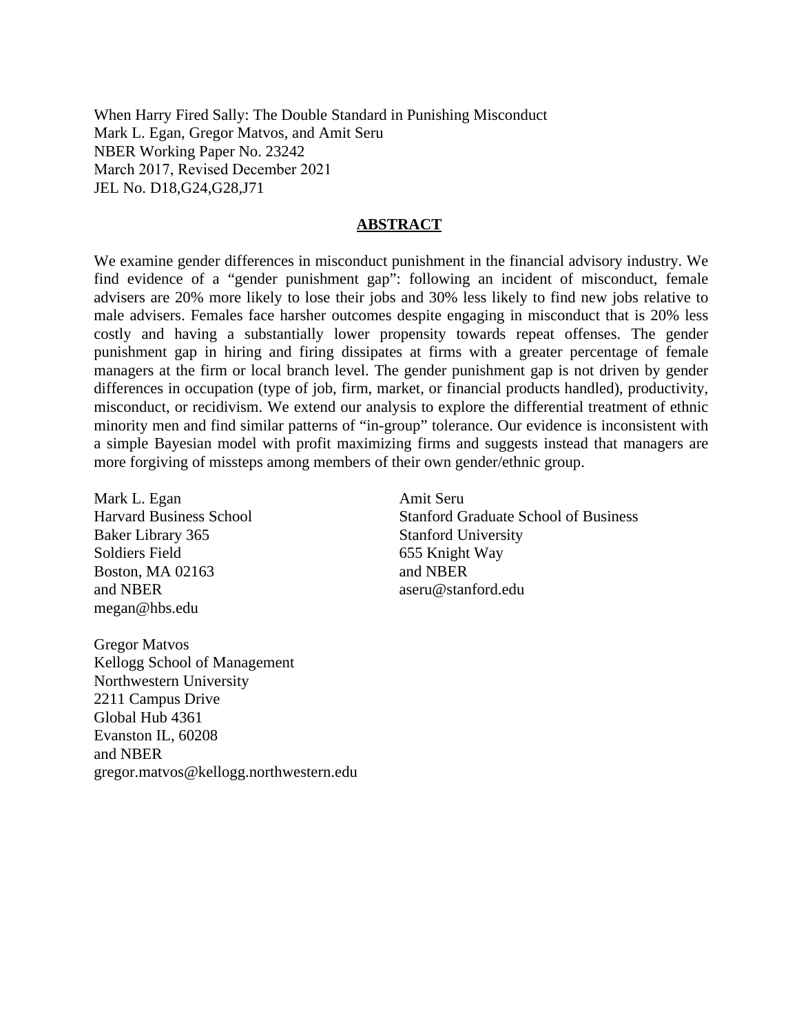When Harry Fired Sally: The Double Standard in Punishing Misconduct
Mark L. Egan, Gregor Matvos, and Amit Seru
NBER Working Paper No. 23242
March 2017, Revised December 2021
JEL No. D18,G24,G28,J71

## ABSTRACT

We examine gender differences in misconduct punishment in the financial advisory industry. We find evidence of a "gender punishment gap": following an incident of misconduct, female advisers are 20% more likely to lose their jobs and 30% less likely to find new jobs relative to male advisers. Females face harsher outcomes despite engaging in misconduct that is 20% less costly and having a substantially lower propensity towards repeat offenses. The gender punishment gap in hiring and firing dissipates at firms with a greater percentage of female managers at the firm or local branch level. The gender punishment gap is not driven by gender differences in occupation (type of job, firm, market, or financial products handled), productivity, misconduct, or recidivism. We extend our analysis to explore the differential treatment of ethnic minority men and find similar patterns of "in-group" tolerance. Our evidence is inconsistent with a simple Bayesian model with profit maximizing firms and suggests instead that managers are more forgiving of missteps among members of their own gender/ethnic group.

Mark L. Egan
Harvard Business School
Baker Library 365
Soldiers Field
Boston, MA 02163
and NBER
megan@hbs.edu

Gregor Matvos
Kellogg School of Management
Northwestern University
2211 Campus Drive
Global Hub 4361
Evanston IL, 60208
and NBER
gregor.matvos@kellogg.northwestern.edu

Amit Seru
Stanford Graduate School of Business
Stanford University
655 Knight Way
and NBER
aseru@stanford.edu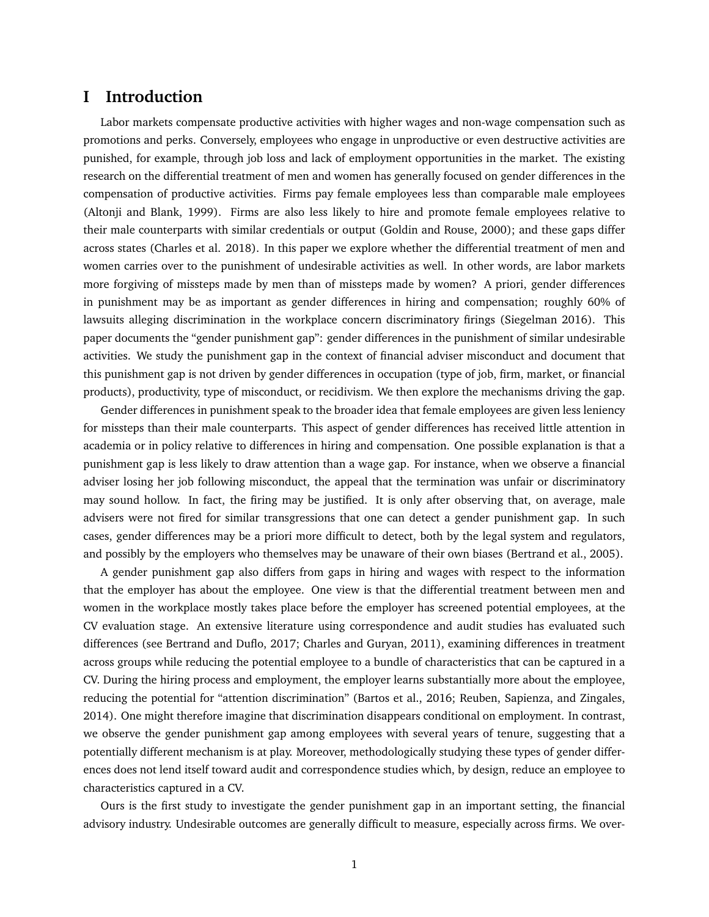# I Introduction

Labor markets compensate productive activities with higher wages and non-wage compensation such as promotions and perks. Conversely, employees who engage in unproductive or even destructive activities are punished, for example, through job loss and lack of employment opportunities in the market. The existing research on the differential treatment of men and women has generally focused on gender differences in the compensation of productive activities. Firms pay female employees less than comparable male employees (Altonji and Blank, 1999). Firms are also less likely to hire and promote female employees relative to their male counterparts with similar credentials or output (Goldin and Rouse, 2000); and these gaps differ across states (Charles et al. 2018). In this paper we explore whether the differential treatment of men and women carries over to the punishment of undesirable activities as well. In other words, are labor markets more forgiving of missteps made by men than of missteps made by women? A priori, gender differences in punishment may be as important as gender differences in hiring and compensation; roughly 60% of lawsuits alleging discrimination in the workplace concern discriminatory firings (Siegelman 2016). This paper documents the "gender punishment gap": gender differences in the punishment of similar undesirable activities. We study the punishment gap in the context of financial adviser misconduct and document that this punishment gap is not driven by gender differences in occupation (type of job, firm, market, or financial products), productivity, type of misconduct, or recidivism. We then explore the mechanisms driving the gap.

Gender differences in punishment speak to the broader idea that female employees are given less leniency for missteps than their male counterparts. This aspect of gender differences has received little attention in academia or in policy relative to differences in hiring and compensation. One possible explanation is that a punishment gap is less likely to draw attention than a wage gap. For instance, when we observe a financial adviser losing her job following misconduct, the appeal that the termination was unfair or discriminatory may sound hollow. In fact, the firing may be justified. It is only after observing that, on average, male advisers were not fired for similar transgressions that one can detect a gender punishment gap. In such cases, gender differences may be a priori more difficult to detect, both by the legal system and regulators, and possibly by the employers who themselves may be unaware of their own biases (Bertrand et al., 2005).

A gender punishment gap also differs from gaps in hiring and wages with respect to the information that the employer has about the employee. One view is that the differential treatment between men and women in the workplace mostly takes place before the employer has screened potential employees, at the CV evaluation stage. An extensive literature using correspondence and audit studies has evaluated such differences (see Bertrand and Duflo, 2017; Charles and Guryan, 2011), examining differences in treatment across groups while reducing the potential employee to a bundle of characteristics that can be captured in a CV. During the hiring process and employment, the employer learns substantially more about the employee, reducing the potential for "attention discrimination" (Bartos et al., 2016; Reuben, Sapienza, and Zingales, 2014). One might therefore imagine that discrimination disappears conditional on employment. In contrast, we observe the gender punishment gap among employees with several years of tenure, suggesting that a potentially different mechanism is at play. Moreover, methodologically studying these types of gender differences does not lend itself toward audit and correspondence studies which, by design, reduce an employee to characteristics captured in a CV.

Ours is the first study to investigate the gender punishment gap in an important setting, the financial advisory industry. Undesirable outcomes are generally difficult to measure, especially across firms. We over-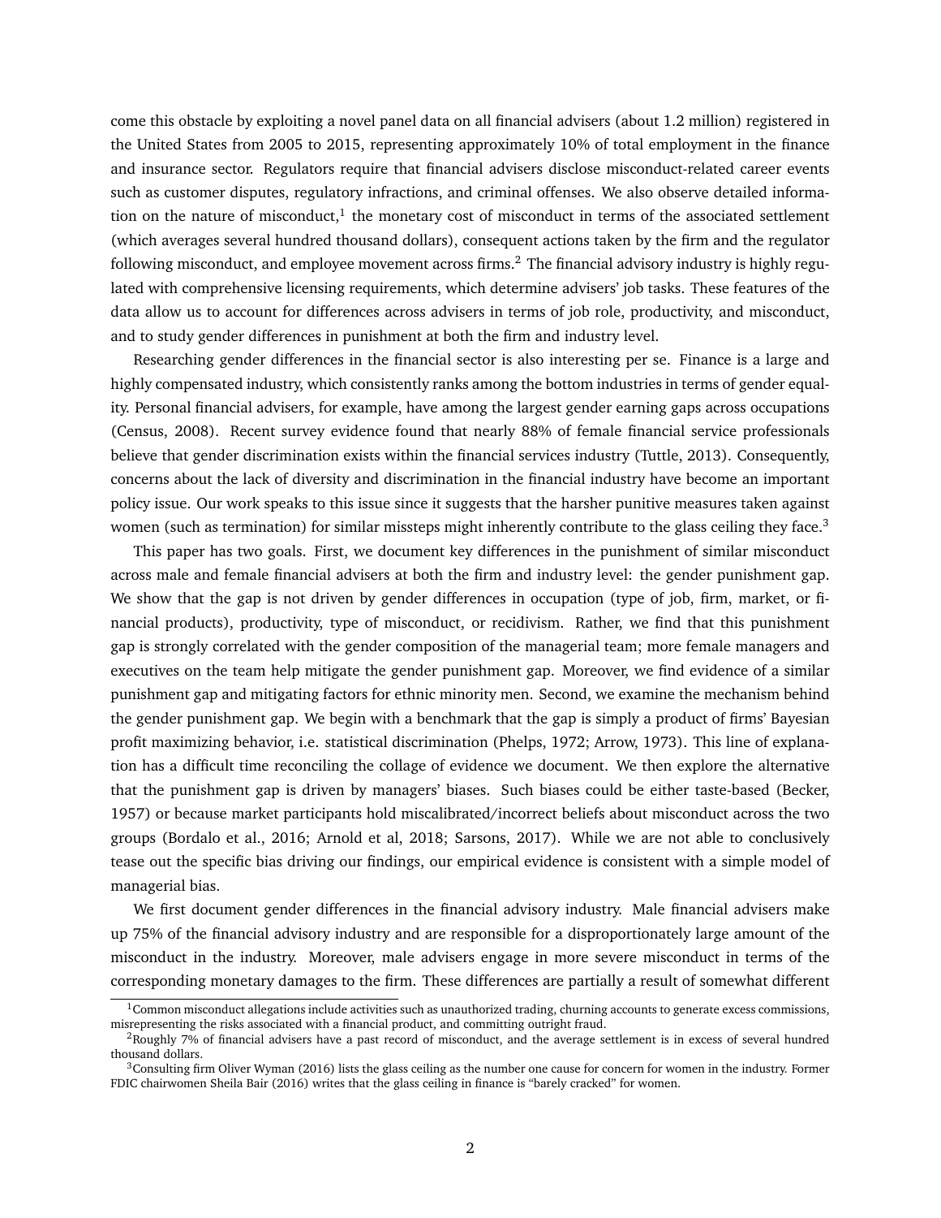come this obstacle by exploiting a novel panel data on all financial advisers (about 1.2 million) registered in the United States from 2005 to 2015, representing approximately 10% of total employment in the finance and insurance sector. Regulators require that financial advisers disclose misconduct-related career events such as customer disputes, regulatory infractions, and criminal offenses. We also observe detailed information on the nature of misconduct,[1] the monetary cost of misconduct in terms of the associated settlement (which averages several hundred thousand dollars), consequent actions taken by the firm and the regulator following misconduct, and employee movement across firms.[2] The financial advisory industry is highly regulated with comprehensive licensing requirements, which determine advisers' job tasks. These features of the data allow us to account for differences across advisers in terms of job role, productivity, and misconduct, and to study gender differences in punishment at both the firm and industry level.

Researching gender differences in the financial sector is also interesting per se. Finance is a large and highly compensated industry, which consistently ranks among the bottom industries in terms of gender equality. Personal financial advisers, for example, have among the largest gender earning gaps across occupations (Census, 2008). Recent survey evidence found that nearly 88% of female financial service professionals believe that gender discrimination exists within the financial services industry (Tuttle, 2013). Consequently, concerns about the lack of diversity and discrimination in the financial industry have become an important policy issue. Our work speaks to this issue since it suggests that the harsher punitive measures taken against women (such as termination) for similar missteps might inherently contribute to the glass ceiling they face.[3]

This paper has two goals. First, we document key differences in the punishment of similar misconduct across male and female financial advisers at both the firm and industry level: the gender punishment gap. We show that the gap is not driven by gender differences in occupation (type of job, firm, market, or financial products), productivity, type of misconduct, or recidivism. Rather, we find that this punishment gap is strongly correlated with the gender composition of the managerial team; more female managers and executives on the team help mitigate the gender punishment gap. Moreover, we find evidence of a similar punishment gap and mitigating factors for ethnic minority men. Second, we examine the mechanism behind the gender punishment gap. We begin with a benchmark that the gap is simply a product of firms' Bayesian profit maximizing behavior, i.e. statistical discrimination (Phelps, 1972; Arrow, 1973). This line of explanation has a difficult time reconciling the collage of evidence we document. We then explore the alternative that the punishment gap is driven by managers' biases. Such biases could be either taste-based (Becker, 1957) or because market participants hold miscalibrated/incorrect beliefs about misconduct across the two groups (Bordalo et al., 2016; Arnold et al, 2018; Sarsons, 2017). While we are not able to conclusively tease out the specific bias driving our findings, our empirical evidence is consistent with a simple model of managerial bias.

We first document gender differences in the financial advisory industry. Male financial advisers make up 75% of the financial advisory industry and are responsible for a disproportionately large amount of the misconduct in the industry. Moreover, male advisers engage in more severe misconduct in terms of the corresponding monetary damages to the firm. These differences are partially a result of somewhat different

[1] Common misconduct allegations include activities such as unauthorized trading, churning accounts to generate excess commissions, misrepresenting the risks associated with a financial product, and committing outright fraud.

[2] Roughly 7% of financial advisers have a past record of misconduct, and the average settlement is in excess of several hundred thousand dollars.

[3] Consulting firm Oliver Wyman (2016) lists the glass ceiling as the number one cause for concern for women in the industry. Former FDIC chairwomen Sheila Bair (2016) writes that the glass ceiling in finance is "barely cracked" for women.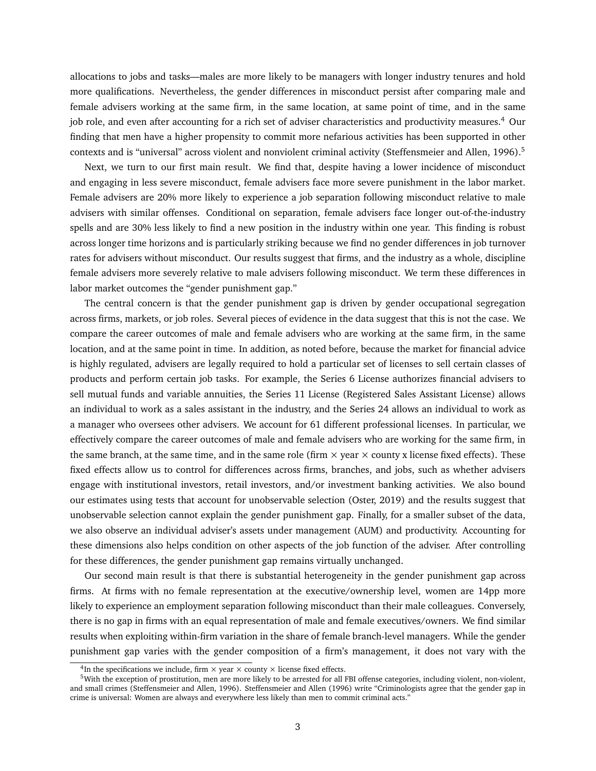allocations to jobs and tasks—males are more likely to be managers with longer industry tenures and hold more qualifications. Nevertheless, the gender differences in misconduct persist after comparing male and female advisers working at the same firm, in the same location, at same point of time, and in the same job role, and even after accounting for a rich set of adviser characteristics and productivity measures.[4] Our finding that men have a higher propensity to commit more nefarious activities has been supported in other contexts and is "universal" across violent and nonviolent criminal activity (Steffensmeier and Allen, 1996).[5]

Next, we turn to our first main result. We find that, despite having a lower incidence of misconduct and engaging in less severe misconduct, female advisers face more severe punishment in the labor market. Female advisers are 20% more likely to experience a job separation following misconduct relative to male advisers with similar offenses. Conditional on separation, female advisers face longer out-of-the-industry spells and are 30% less likely to find a new position in the industry within one year. This finding is robust across longer time horizons and is particularly striking because we find no gender differences in job turnover rates for advisers without misconduct. Our results suggest that firms, and the industry as a whole, discipline female advisers more severely relative to male advisers following misconduct. We term these differences in labor market outcomes the "gender punishment gap."

The central concern is that the gender punishment gap is driven by gender occupational segregation across firms, markets, or job roles. Several pieces of evidence in the data suggest that this is not the case. We compare the career outcomes of male and female advisers who are working at the same firm, in the same location, and at the same point in time. In addition, as noted before, because the market for financial advice is highly regulated, advisers are legally required to hold a particular set of licenses to sell certain classes of products and perform certain job tasks. For example, the Series 6 License authorizes financial advisers to sell mutual funds and variable annuities, the Series 11 License (Registered Sales Assistant License) allows an individual to work as a sales assistant in the industry, and the Series 24 allows an individual to work as a manager who oversees other advisers. We account for 61 different professional licenses. In particular, we effectively compare the career outcomes of male and female advisers who are working for the same firm, in the same branch, at the same time, and in the same role (firm $\times$ year $\times$ county x license fixed effects). These fixed effects allow us to control for differences across firms, branches, and jobs, such as whether advisers engage with institutional investors, retail investors, and/or investment banking activities. We also bound our estimates using tests that account for unobservable selection (Oster, 2019) and the results suggest that unobservable selection cannot explain the gender punishment gap. Finally, for a smaller subset of the data, we also observe an individual adviser's assets under management (AUM) and productivity. Accounting for these dimensions also helps condition on other aspects of the job function of the adviser. After controlling for these differences, the gender punishment gap remains virtually unchanged.

Our second main result is that there is substantial heterogeneity in the gender punishment gap across firms. At firms with no female representation at the executive/ownership level, women are 14pp more likely to experience an employment separation following misconduct than their male colleagues. Conversely, there is no gap in firms with an equal representation of male and female executives/owners. We find similar results when exploiting within-firm variation in the share of female branch-level managers. While the gender punishment gap varies with the gender composition of a firm's management, it does not vary with the

[4] In the specifications we include, firm $\times$ year $\times$ county $\times$ license fixed effects.

[5] With the exception of prostitution, men are more likely to be arrested for all FBI offense categories, including violent, non-violent, and small crimes (Steffensmeier and Allen, 1996). Steffensmeier and Allen (1996) write "Criminologists agree that the gender gap in crime is universal: Women are always and everywhere less likely than men to commit criminal acts."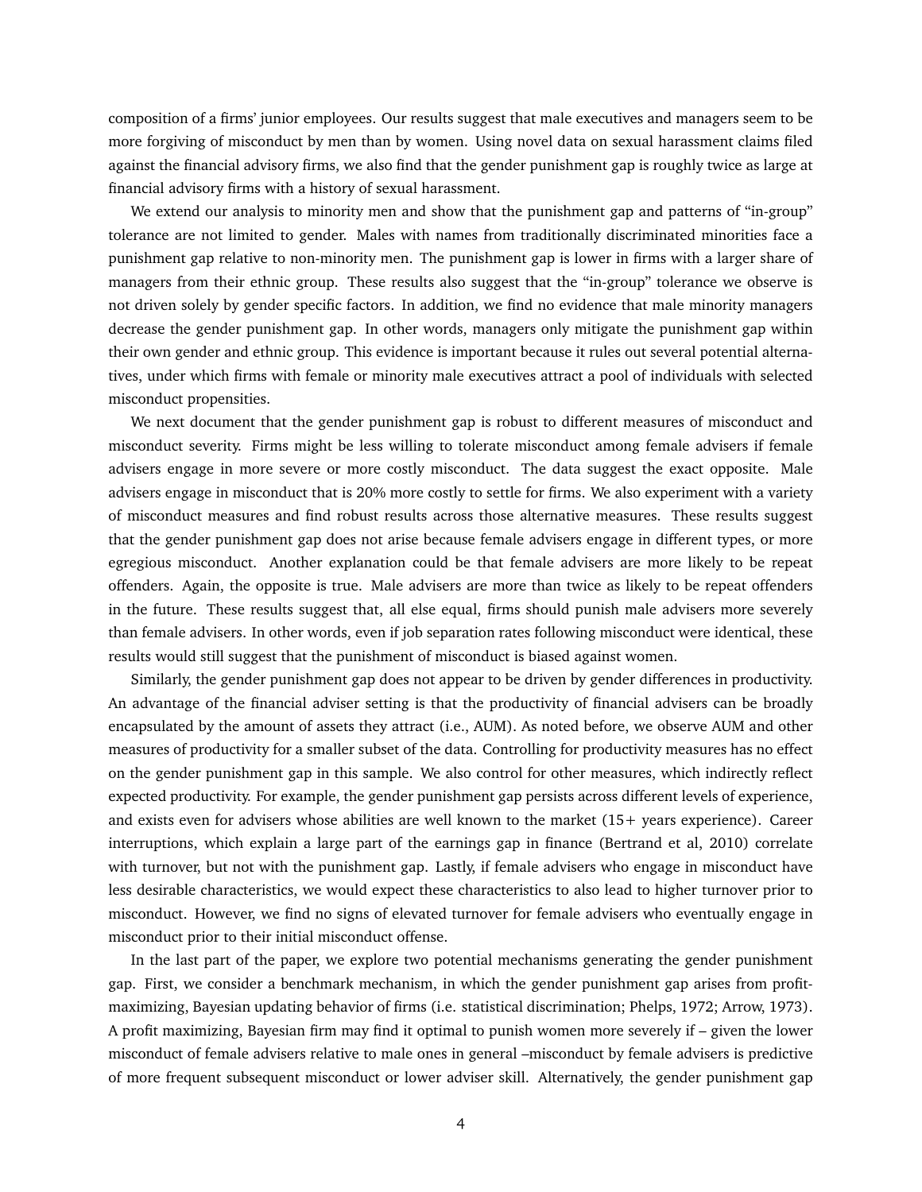composition of a firms' junior employees. Our results suggest that male executives and managers seem to be more forgiving of misconduct by men than by women. Using novel data on sexual harassment claims filed against the financial advisory firms, we also find that the gender punishment gap is roughly twice as large at financial advisory firms with a history of sexual harassment.

We extend our analysis to minority men and show that the punishment gap and patterns of "in-group" tolerance are not limited to gender. Males with names from traditionally discriminated minorities face a punishment gap relative to non-minority men. The punishment gap is lower in firms with a larger share of managers from their ethnic group. These results also suggest that the "in-group" tolerance we observe is not driven solely by gender specific factors. In addition, we find no evidence that male minority managers decrease the gender punishment gap. In other words, managers only mitigate the punishment gap within their own gender and ethnic group. This evidence is important because it rules out several potential alternatives, under which firms with female or minority male executives attract a pool of individuals with selected misconduct propensities.

We next document that the gender punishment gap is robust to different measures of misconduct and misconduct severity. Firms might be less willing to tolerate misconduct among female advisers if female advisers engage in more severe or more costly misconduct. The data suggest the exact opposite. Male advisers engage in misconduct that is 20% more costly to settle for firms. We also experiment with a variety of misconduct measures and find robust results across those alternative measures. These results suggest that the gender punishment gap does not arise because female advisers engage in different types, or more egregious misconduct. Another explanation could be that female advisers are more likely to be repeat offenders. Again, the opposite is true. Male advisers are more than twice as likely to be repeat offenders in the future. These results suggest that, all else equal, firms should punish male advisers more severely than female advisers. In other words, even if job separation rates following misconduct were identical, these results would still suggest that the punishment of misconduct is biased against women.

Similarly, the gender punishment gap does not appear to be driven by gender differences in productivity. An advantage of the financial adviser setting is that the productivity of financial advisers can be broadly encapsulated by the amount of assets they attract (i.e., AUM). As noted before, we observe AUM and other measures of productivity for a smaller subset of the data. Controlling for productivity measures has no effect on the gender punishment gap in this sample. We also control for other measures, which indirectly reflect expected productivity. For example, the gender punishment gap persists across different levels of experience, and exists even for advisers whose abilities are well known to the market (15+ years experience). Career interruptions, which explain a large part of the earnings gap in finance (Bertrand et al, 2010) correlate with turnover, but not with the punishment gap. Lastly, if female advisers who engage in misconduct have less desirable characteristics, we would expect these characteristics to also lead to higher turnover prior to misconduct. However, we find no signs of elevated turnover for female advisers who eventually engage in misconduct prior to their initial misconduct offense.

In the last part of the paper, we explore two potential mechanisms generating the gender punishment gap. First, we consider a benchmark mechanism, in which the gender punishment gap arises from profit-maximizing, Bayesian updating behavior of firms (i.e. statistical discrimination; Phelps, 1972; Arrow, 1973). A profit maximizing, Bayesian firm may find it optimal to punish women more severely if – given the lower misconduct of female advisers relative to male ones in general –misconduct by female advisers is predictive of more frequent subsequent misconduct or lower adviser skill. Alternatively, the gender punishment gap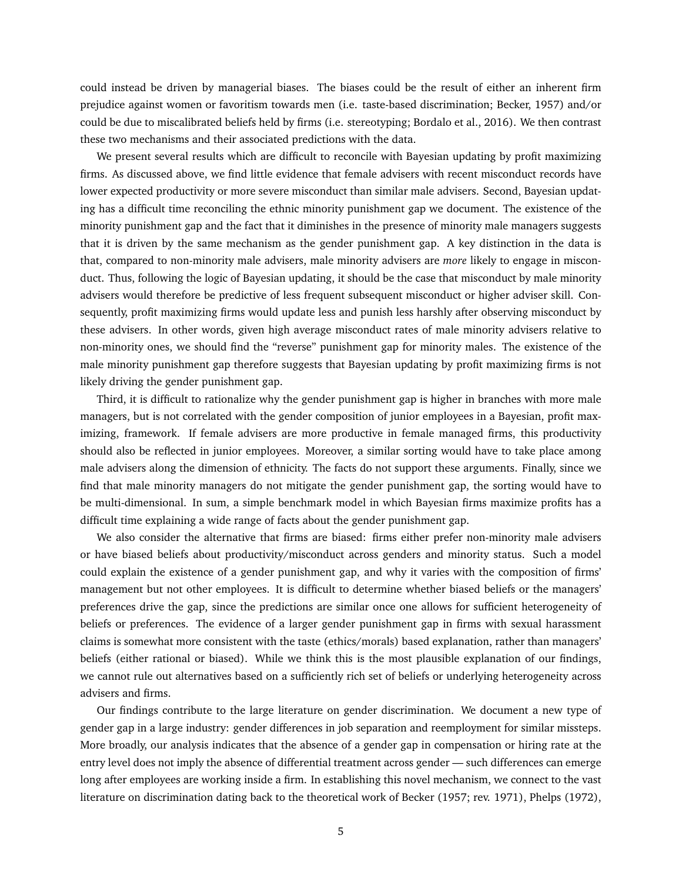could instead be driven by managerial biases. The biases could be the result of either an inherent firm prejudice against women or favoritism towards men (i.e. taste-based discrimination; Becker, 1957) and/or could be due to miscalibrated beliefs held by firms (i.e. stereotyping; Bordalo et al., 2016). We then contrast these two mechanisms and their associated predictions with the data.

We present several results which are difficult to reconcile with Bayesian updating by profit maximizing firms. As discussed above, we find little evidence that female advisers with recent misconduct records have lower expected productivity or more severe misconduct than similar male advisers. Second, Bayesian updating has a difficult time reconciling the ethnic minority punishment gap we document. The existence of the minority punishment gap and the fact that it diminishes in the presence of minority male managers suggests that it is driven by the same mechanism as the gender punishment gap. A key distinction in the data is that, compared to non-minority male advisers, male minority advisers are *more* likely to engage in misconduct. Thus, following the logic of Bayesian updating, it should be the case that misconduct by male minority advisers would therefore be predictive of less frequent subsequent misconduct or higher adviser skill. Consequently, profit maximizing firms would update less and punish less harshly after observing misconduct by these advisers. In other words, given high average misconduct rates of male minority advisers relative to non-minority ones, we should find the "reverse" punishment gap for minority males. The existence of the male minority punishment gap therefore suggests that Bayesian updating by profit maximizing firms is not likely driving the gender punishment gap.

Third, it is difficult to rationalize why the gender punishment gap is higher in branches with more male managers, but is not correlated with the gender composition of junior employees in a Bayesian, profit maximizing, framework. If female advisers are more productive in female managed firms, this productivity should also be reflected in junior employees. Moreover, a similar sorting would have to take place among male advisers along the dimension of ethnicity. The facts do not support these arguments. Finally, since we find that male minority managers do not mitigate the gender punishment gap, the sorting would have to be multi-dimensional. In sum, a simple benchmark model in which Bayesian firms maximize profits has a difficult time explaining a wide range of facts about the gender punishment gap.

We also consider the alternative that firms are biased: firms either prefer non-minority male advisers or have biased beliefs about productivity/misconduct across genders and minority status. Such a model could explain the existence of a gender punishment gap, and why it varies with the composition of firms' management but not other employees. It is difficult to determine whether biased beliefs or the managers' preferences drive the gap, since the predictions are similar once one allows for sufficient heterogeneity of beliefs or preferences. The evidence of a larger gender punishment gap in firms with sexual harassment claims is somewhat more consistent with the taste (ethics/morals) based explanation, rather than managers' beliefs (either rational or biased). While we think this is the most plausible explanation of our findings, we cannot rule out alternatives based on a sufficiently rich set of beliefs or underlying heterogeneity across advisers and firms.

Our findings contribute to the large literature on gender discrimination. We document a new type of gender gap in a large industry: gender differences in job separation and reemployment for similar missteps. More broadly, our analysis indicates that the absence of a gender gap in compensation or hiring rate at the entry level does not imply the absence of differential treatment across gender — such differences can emerge long after employees are working inside a firm. In establishing this novel mechanism, we connect to the vast literature on discrimination dating back to the theoretical work of Becker (1957; rev. 1971), Phelps (1972),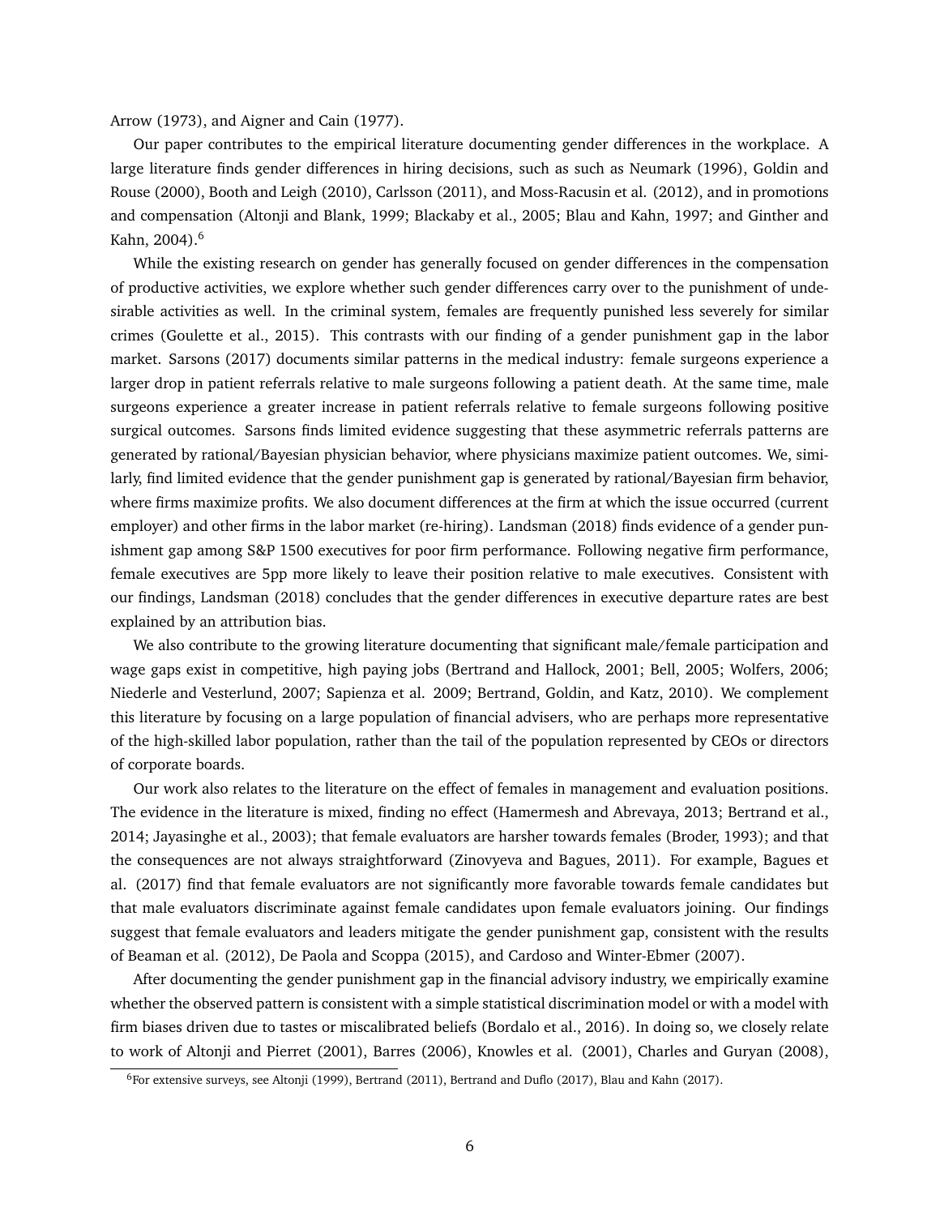Arrow (1973), and Aigner and Cain (1977).

Our paper contributes to the empirical literature documenting gender differences in the workplace. A large literature finds gender differences in hiring decisions, such as such as Neumark (1996), Goldin and Rouse (2000), Booth and Leigh (2010), Carlsson (2011), and Moss-Racusin et al. (2012), and in promotions and compensation (Altonji and Blank, 1999; Blackaby et al., 2005; Blau and Kahn, 1997; and Ginther and Kahn, 2004).[6]

While the existing research on gender has generally focused on gender differences in the compensation of productive activities, we explore whether such gender differences carry over to the punishment of undesirable activities as well. In the criminal system, females are frequently punished less severely for similar crimes (Goulette et al., 2015). This contrasts with our finding of a gender punishment gap in the labor market. Sarsons (2017) documents similar patterns in the medical industry: female surgeons experience a larger drop in patient referrals relative to male surgeons following a patient death. At the same time, male surgeons experience a greater increase in patient referrals relative to female surgeons following positive surgical outcomes. Sarsons finds limited evidence suggesting that these asymmetric referrals patterns are generated by rational/Bayesian physician behavior, where physicians maximize patient outcomes. We, similarly, find limited evidence that the gender punishment gap is generated by rational/Bayesian firm behavior, where firms maximize profits. We also document differences at the firm at which the issue occurred (current employer) and other firms in the labor market (re-hiring). Landsman (2018) finds evidence of a gender punishment gap among S&P 1500 executives for poor firm performance. Following negative firm performance, female executives are 5pp more likely to leave their position relative to male executives. Consistent with our findings, Landsman (2018) concludes that the gender differences in executive departure rates are best explained by an attribution bias.

We also contribute to the growing literature documenting that significant male/female participation and wage gaps exist in competitive, high paying jobs (Bertrand and Hallock, 2001; Bell, 2005; Wolfers, 2006; Niederle and Vesterlund, 2007; Sapienza et al. 2009; Bertrand, Goldin, and Katz, 2010). We complement this literature by focusing on a large population of financial advisers, who are perhaps more representative of the high-skilled labor population, rather than the tail of the population represented by CEOs or directors of corporate boards.

Our work also relates to the literature on the effect of females in management and evaluation positions. The evidence in the literature is mixed, finding no effect (Hamermesh and Abrevaya, 2013; Bertrand et al., 2014; Jayasinghe et al., 2003); that female evaluators are harsher towards females (Broder, 1993); and that the consequences are not always straightforward (Zinovyeva and Bagues, 2011). For example, Bagues et al. (2017) find that female evaluators are not significantly more favorable towards female candidates but that male evaluators discriminate against female candidates upon female evaluators joining. Our findings suggest that female evaluators and leaders mitigate the gender punishment gap, consistent with the results of Beaman et al. (2012), De Paola and Scoppa (2015), and Cardoso and Winter-Ebmer (2007).

After documenting the gender punishment gap in the financial advisory industry, we empirically examine whether the observed pattern is consistent with a simple statistical discrimination model or with a model with firm biases driven due to tastes or miscalibrated beliefs (Bordalo et al., 2016). In doing so, we closely relate to work of Altonji and Pierret (2001), Barres (2006), Knowles et al. (2001), Charles and Guryan (2008),

[6] For extensive surveys, see Altonji (1999), Bertrand (2011), Bertrand and Duflo (2017), Blau and Kahn (2017).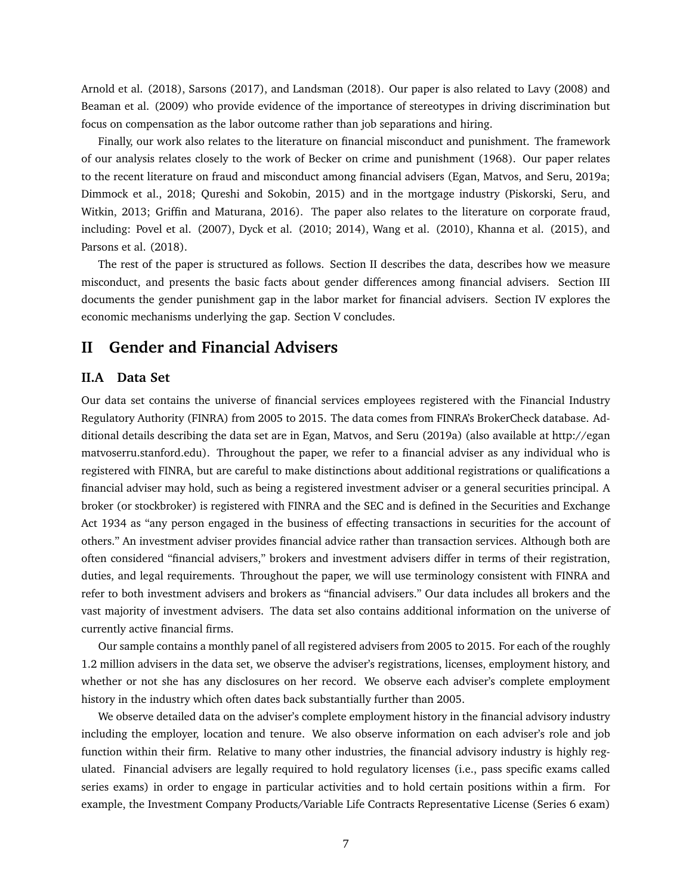Arnold et al. (2018), Sarsons (2017), and Landsman (2018). Our paper is also related to Lavy (2008) and Beaman et al. (2009) who provide evidence of the importance of stereotypes in driving discrimination but focus on compensation as the labor outcome rather than job separations and hiring.

Finally, our work also relates to the literature on financial misconduct and punishment. The framework of our analysis relates closely to the work of Becker on crime and punishment (1968). Our paper relates to the recent literature on fraud and misconduct among financial advisers (Egan, Matvos, and Seru, 2019a; Dimmock et al., 2018; Qureshi and Sokobin, 2015) and in the mortgage industry (Piskorski, Seru, and Witkin, 2013; Griffin and Maturana, 2016). The paper also relates to the literature on corporate fraud, including: Povel et al. (2007), Dyck et al. (2010; 2014), Wang et al. (2010), Khanna et al. (2015), and Parsons et al. (2018).

The rest of the paper is structured as follows. Section II describes the data, describes how we measure misconduct, and presents the basic facts about gender differences among financial advisers. Section III documents the gender punishment gap in the labor market for financial advisers. Section IV explores the economic mechanisms underlying the gap. Section V concludes.

# II Gender and Financial Advisers

## II.A Data Set

Our data set contains the universe of financial services employees registered with the Financial Industry Regulatory Authority (FINRA) from 2005 to 2015. The data comes from FINRA's BrokerCheck database. Additional details describing the data set are in Egan, Matvos, and Seru (2019a) (also available at http://eganmatvoserru.stanford.edu). Throughout the paper, we refer to a financial adviser as any individual who is registered with FINRA, but are careful to make distinctions about additional registrations or qualifications a financial adviser may hold, such as being a registered investment adviser or a general securities principal. A broker (or stockbroker) is registered with FINRA and the SEC and is defined in the Securities and Exchange Act 1934 as "any person engaged in the business of effecting transactions in securities for the account of others." An investment adviser provides financial advice rather than transaction services. Although both are often considered "financial advisers," brokers and investment advisers differ in terms of their registration, duties, and legal requirements. Throughout the paper, we will use terminology consistent with FINRA and refer to both investment advisers and brokers as "financial advisers." Our data includes all brokers and the vast majority of investment advisers. The data set also contains additional information on the universe of currently active financial firms.

Our sample contains a monthly panel of all registered advisers from 2005 to 2015. For each of the roughly 1.2 million advisers in the data set, we observe the adviser's registrations, licenses, employment history, and whether or not she has any disclosures on her record. We observe each adviser's complete employment history in the industry which often dates back substantially further than 2005.

We observe detailed data on the adviser's complete employment history in the financial advisory industry including the employer, location and tenure. We also observe information on each adviser's role and job function within their firm. Relative to many other industries, the financial advisory industry is highly regulated. Financial advisers are legally required to hold regulatory licenses (i.e., pass specific exams called series exams) in order to engage in particular activities and to hold certain positions within a firm. For example, the Investment Company Products/Variable Life Contracts Representative License (Series 6 exam)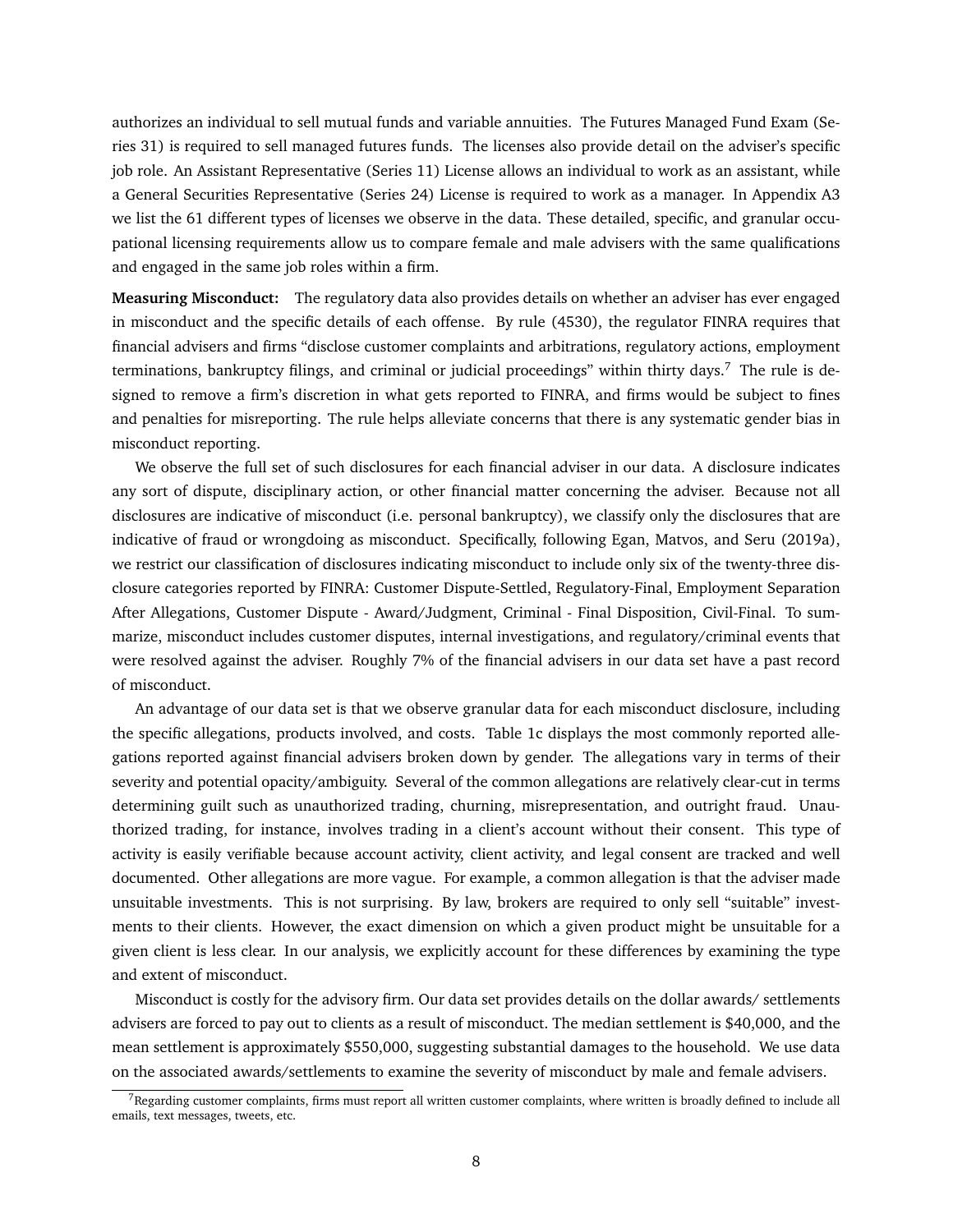authorizes an individual to sell mutual funds and variable annuities. The Futures Managed Fund Exam (Series 31) is required to sell managed futures funds. The licenses also provide detail on the adviser's specific job role. An Assistant Representative (Series 11) License allows an individual to work as an assistant, while a General Securities Representative (Series 24) License is required to work as a manager. In Appendix A3 we list the 61 different types of licenses we observe in the data. These detailed, specific, and granular occupational licensing requirements allow us to compare female and male advisers with the same qualifications and engaged in the same job roles within a firm.

**Measuring Misconduct:** The regulatory data also provides details on whether an adviser has ever engaged in misconduct and the specific details of each offense. By rule (4530), the regulator FINRA requires that financial advisers and firms "disclose customer complaints and arbitrations, regulatory actions, employment terminations, bankruptcy filings, and criminal or judicial proceedings" within thirty days.[7] The rule is designed to remove a firm's discretion in what gets reported to FINRA, and firms would be subject to fines and penalties for misreporting. The rule helps alleviate concerns that there is any systematic gender bias in misconduct reporting.

We observe the full set of such disclosures for each financial adviser in our data. A disclosure indicates any sort of dispute, disciplinary action, or other financial matter concerning the adviser. Because not all disclosures are indicative of misconduct (i.e. personal bankruptcy), we classify only the disclosures that are indicative of fraud or wrongdoing as misconduct. Specifically, following Egan, Matvos, and Seru (2019a), we restrict our classification of disclosures indicating misconduct to include only six of the twenty-three disclosure categories reported by FINRA: Customer Dispute-Settled, Regulatory-Final, Employment Separation After Allegations, Customer Dispute - Award/Judgment, Criminal - Final Disposition, Civil-Final. To summarize, misconduct includes customer disputes, internal investigations, and regulatory/criminal events that were resolved against the adviser. Roughly 7% of the financial advisers in our data set have a past record of misconduct.

An advantage of our data set is that we observe granular data for each misconduct disclosure, including the specific allegations, products involved, and costs. Table 1c displays the most commonly reported allegations reported against financial advisers broken down by gender. The allegations vary in terms of their severity and potential opacity/ambiguity. Several of the common allegations are relatively clear-cut in terms determining guilt such as unauthorized trading, churning, misrepresentation, and outright fraud. Unauthorized trading, for instance, involves trading in a client's account without their consent. This type of activity is easily verifiable because account activity, client activity, and legal consent are tracked and well documented. Other allegations are more vague. For example, a common allegation is that the adviser made unsuitable investments. This is not surprising. By law, brokers are required to only sell "suitable" investments to their clients. However, the exact dimension on which a given product might be unsuitable for a given client is less clear. In our analysis, we explicitly account for these differences by examining the type and extent of misconduct.

Misconduct is costly for the advisory firm. Our data set provides details on the dollar awards/ settlements advisers are forced to pay out to clients as a result of misconduct. The median settlement is $40,000, and the mean settlement is approximately $550,000, suggesting substantial damages to the household. We use data on the associated awards/settlements to examine the severity of misconduct by male and female advisers.

[7] Regarding customer complaints, firms must report all written customer complaints, where written is broadly defined to include all emails, text messages, tweets, etc.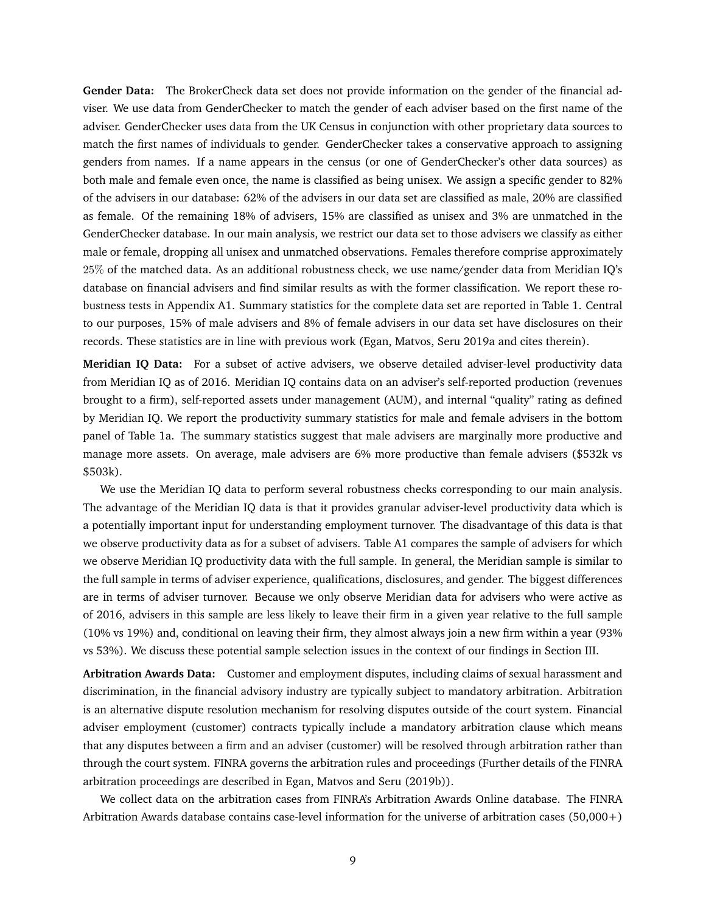**Gender Data:** The BrokerCheck data set does not provide information on the gender of the financial adviser. We use data from GenderChecker to match the gender of each adviser based on the first name of the adviser. GenderChecker uses data from the UK Census in conjunction with other proprietary data sources to match the first names of individuals to gender. GenderChecker takes a conservative approach to assigning genders from names. If a name appears in the census (or one of GenderChecker's other data sources) as both male and female even once, the name is classified as being unisex. We assign a specific gender to 82% of the advisers in our database: 62% of the advisers in our data set are classified as male, 20% are classified as female. Of the remaining 18% of advisers, 15% are classified as unisex and 3% are unmatched in the GenderChecker database. In our main analysis, we restrict our data set to those advisers we classify as either male or female, dropping all unisex and unmatched observations. Females therefore comprise approximately $25\%$ of the matched data. As an additional robustness check, we use name/gender data from Meridian IQ's database on financial advisers and find similar results as with the former classification. We report these robustness tests in Appendix A1. Summary statistics for the complete data set are reported in Table 1. Central to our purposes, 15% of male advisers and 8% of female advisers in our data set have disclosures on their records. These statistics are in line with previous work (Egan, Matvos, Seru 2019a and cites therein).

**Meridian IQ Data:** For a subset of active advisers, we observe detailed adviser-level productivity data from Meridian IQ as of 2016. Meridian IQ contains data on an adviser's self-reported production (revenues brought to a firm), self-reported assets under management (AUM), and internal "quality" rating as defined by Meridian IQ. We report the productivity summary statistics for male and female advisers in the bottom panel of Table 1a. The summary statistics suggest that male advisers are marginally more productive and manage more assets. On average, male advisers are 6% more productive than female advisers ($532k vs $503k).

We use the Meridian IQ data to perform several robustness checks corresponding to our main analysis. The advantage of the Meridian IQ data is that it provides granular adviser-level productivity data which is a potentially important input for understanding employment turnover. The disadvantage of this data is that we observe productivity data as for a subset of advisers. Table A1 compares the sample of advisers for which we observe Meridian IQ productivity data with the full sample. In general, the Meridian sample is similar to the full sample in terms of adviser experience, qualifications, disclosures, and gender. The biggest differences are in terms of adviser turnover. Because we only observe Meridian data for advisers who were active as of 2016, advisers in this sample are less likely to leave their firm in a given year relative to the full sample (10% vs 19%) and, conditional on leaving their firm, they almost always join a new firm within a year (93% vs 53%). We discuss these potential sample selection issues in the context of our findings in Section III.

**Arbitration Awards Data:** Customer and employment disputes, including claims of sexual harassment and discrimination, in the financial advisory industry are typically subject to mandatory arbitration. Arbitration is an alternative dispute resolution mechanism for resolving disputes outside of the court system. Financial adviser employment (customer) contracts typically include a mandatory arbitration clause which means that any disputes between a firm and an adviser (customer) will be resolved through arbitration rather than through the court system. FINRA governs the arbitration rules and proceedings (Further details of the FINRA arbitration proceedings are described in Egan, Matvos and Seru (2019b)).

We collect data on the arbitration cases from FINRA's Arbitration Awards Online database. The FINRA Arbitration Awards database contains case-level information for the universe of arbitration cases (50,000+)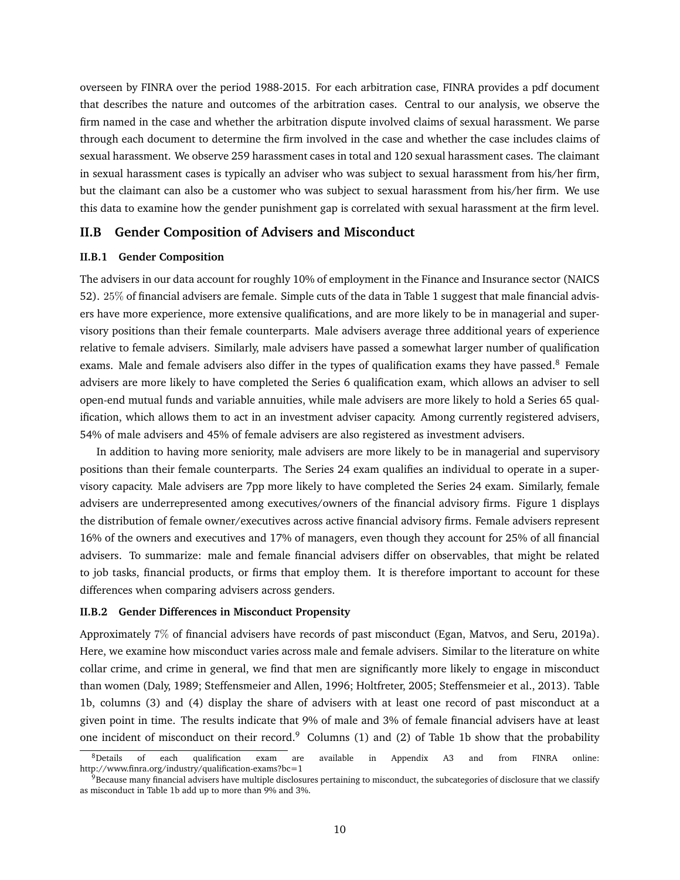overseen by FINRA over the period 1988-2015. For each arbitration case, FINRA provides a pdf document that describes the nature and outcomes of the arbitration cases. Central to our analysis, we observe the firm named in the case and whether the arbitration dispute involved claims of sexual harassment. We parse through each document to determine the firm involved in the case and whether the case includes claims of sexual harassment. We observe 259 harassment cases in total and 120 sexual harassment cases. The claimant in sexual harassment cases is typically an adviser who was subject to sexual harassment from his/her firm, but the claimant can also be a customer who was subject to sexual harassment from his/her firm. We use this data to examine how the gender punishment gap is correlated with sexual harassment at the firm level.

## II.B Gender Composition of Advisers and Misconduct

### II.B.1 Gender Composition

The advisers in our data account for roughly 10% of employment in the Finance and Insurance sector (NAICS 52). $25\%$ of financial advisers are female. Simple cuts of the data in Table 1 suggest that male financial advisers have more experience, more extensive qualifications, and are more likely to be in managerial and supervisory positions than their female counterparts. Male advisers average three additional years of experience relative to female advisers. Similarly, male advisers have passed a somewhat larger number of qualification exams. Male and female advisers also differ in the types of qualification exams they have passed.[8] Female advisers are more likely to have completed the Series 6 qualification exam, which allows an adviser to sell open-end mutual funds and variable annuities, while male advisers are more likely to hold a Series 65 qualification, which allows them to act in an investment adviser capacity. Among currently registered advisers, 54% of male advisers and 45% of female advisers are also registered as investment advisers.

In addition to having more seniority, male advisers are more likely to be in managerial and supervisory positions than their female counterparts. The Series 24 exam qualifies an individual to operate in a supervisory capacity. Male advisers are 7pp more likely to have completed the Series 24 exam. Similarly, female advisers are underrepresented among executives/owners of the financial advisory firms. Figure 1 displays the distribution of female owner/executives across active financial advisory firms. Female advisers represent 16% of the owners and executives and 17% of managers, even though they account for 25% of all financial advisers. To summarize: male and female financial advisers differ on observables, that might be related to job tasks, financial products, or firms that employ them. It is therefore important to account for these differences when comparing advisers across genders.

### II.B.2 Gender Differences in Misconduct Propensity

Approximately $7\%$ of financial advisers have records of past misconduct (Egan, Matvos, and Seru, 2019a). Here, we examine how misconduct varies across male and female advisers. Similar to the literature on white collar crime, and crime in general, we find that men are significantly more likely to engage in misconduct than women (Daly, 1989; Steffensmeier and Allen, 1996; Holtfreter, 2005; Steffensmeier et al., 2013). Table 1b, columns (3) and (4) display the share of advisers with at least one record of past misconduct at a given point in time. The results indicate that 9% of male and 3% of female financial advisers have at least one incident of misconduct on their record.[9] Columns (1) and (2) of Table 1b show that the probability

[8] Details of each qualification exam are available in Appendix A3 and from FINRA online: http://www.finra.org/industry/qualification-exams?bc=1

[9] Because many financial advisers have multiple disclosures pertaining to misconduct, the subcategories of disclosure that we classify as misconduct in Table 1b add up to more than 9% and 3%.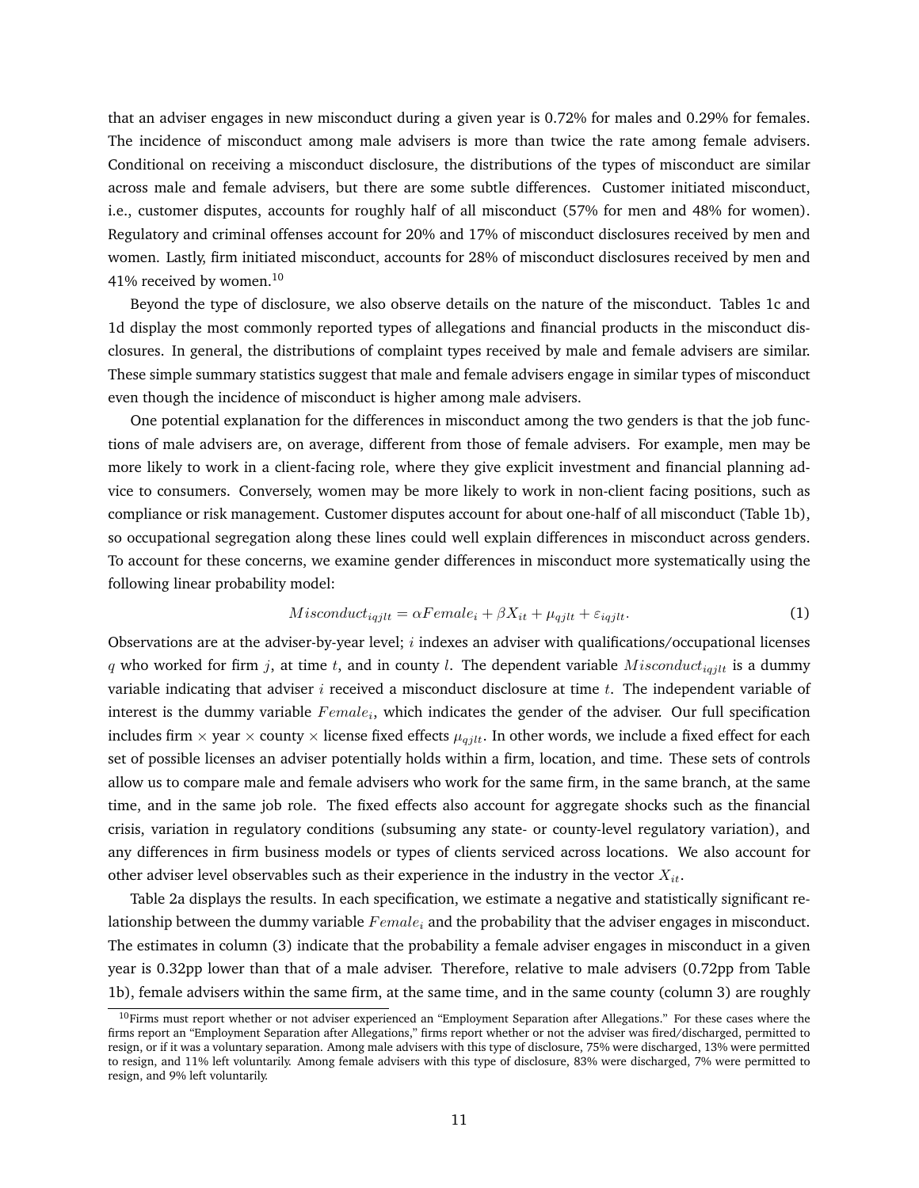that an adviser engages in new misconduct during a given year is 0.72% for males and 0.29% for females. The incidence of misconduct among male advisers is more than twice the rate among female advisers. Conditional on receiving a misconduct disclosure, the distributions of the types of misconduct are similar across male and female advisers, but there are some subtle differences. Customer initiated misconduct, i.e., customer disputes, accounts for roughly half of all misconduct (57% for men and 48% for women). Regulatory and criminal offenses account for 20% and 17% of misconduct disclosures received by men and women. Lastly, firm initiated misconduct, accounts for 28% of misconduct disclosures received by men and 41% received by women.[10]

Beyond the type of disclosure, we also observe details on the nature of the misconduct. Tables 1c and 1d display the most commonly reported types of allegations and financial products in the misconduct disclosures. In general, the distributions of complaint types received by male and female advisers are similar. These simple summary statistics suggest that male and female advisers engage in similar types of misconduct even though the incidence of misconduct is higher among male advisers.

One potential explanation for the differences in misconduct among the two genders is that the job functions of male advisers are, on average, different from those of female advisers. For example, men may be more likely to work in a client-facing role, where they give explicit investment and financial planning advice to consumers. Conversely, women may be more likely to work in non-client facing positions, such as compliance or risk management. Customer disputes account for about one-half of all misconduct (Table 1b), so occupational segregation along these lines could well explain differences in misconduct across genders. To account for these concerns, we examine gender differences in misconduct more systematically using the following linear probability model:

$$Misconduct_{iqjlt} = \alpha Female_i + \beta X_{it} + \mu_{qjlt} + \varepsilon_{iqjlt}. \tag{1}$$

Observations are at the adviser-by-year level; $i$ indexes an adviser with qualifications/occupational licenses $q$ who worked for firm $j$, at time $t$, and in county $l$. The dependent variable $Misconduct_{iqjlt}$ is a dummy variable indicating that adviser $i$ received a misconduct disclosure at time $t$. The independent variable of interest is the dummy variable $Female_i$, which indicates the gender of the adviser. Our full specification includes firm × year × county × license fixed effects $\mu_{qjlt}$. In other words, we include a fixed effect for each set of possible licenses an adviser potentially holds within a firm, location, and time. These sets of controls allow us to compare male and female advisers who work for the same firm, in the same branch, at the same time, and in the same job role. The fixed effects also account for aggregate shocks such as the financial crisis, variation in regulatory conditions (subsuming any state- or county-level regulatory variation), and any differences in firm business models or types of clients serviced across locations. We also account for other adviser level observables such as their experience in the industry in the vector $X_{it}$.

Table 2a displays the results. In each specification, we estimate a negative and statistically significant relationship between the dummy variable $Female_i$ and the probability that the adviser engages in misconduct. The estimates in column (3) indicate that the probability a female adviser engages in misconduct in a given year is 0.32pp lower than that of a male adviser. Therefore, relative to male advisers (0.72pp from Table 1b), female advisers within the same firm, at the same time, and in the same county (column 3) are roughly

[10] Firms must report whether or not adviser experienced an "Employment Separation after Allegations." For these cases where the firms report an "Employment Separation after Allegations," firms report whether or not the adviser was fired/discharged, permitted to resign, or if it was a voluntary separation. Among male advisers with this type of disclosure, 75% were discharged, 13% were permitted to resign, and 11% left voluntarily. Among female advisers with this type of disclosure, 83% were discharged, 7% were permitted to resign, and 9% left voluntarily.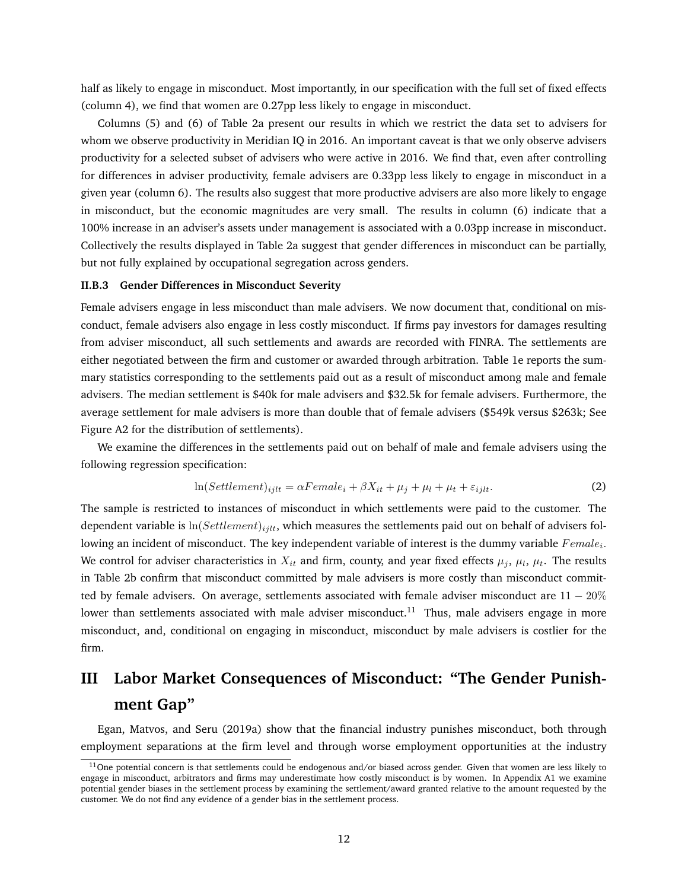half as likely to engage in misconduct. Most importantly, in our specification with the full set of fixed effects (column 4), we find that women are 0.27pp less likely to engage in misconduct.

Columns (5) and (6) of Table 2a present our results in which we restrict the data set to advisers for whom we observe productivity in Meridian IQ in 2016. An important caveat is that we only observe advisers productivity for a selected subset of advisers who were active in 2016. We find that, even after controlling for differences in adviser productivity, female advisers are 0.33pp less likely to engage in misconduct in a given year (column 6). The results also suggest that more productive advisers are also more likely to engage in misconduct, but the economic magnitudes are very small. The results in column (6) indicate that a 100% increase in an adviser's assets under management is associated with a 0.03pp increase in misconduct. Collectively the results displayed in Table 2a suggest that gender differences in misconduct can be partially, but not fully explained by occupational segregation across genders.

### II.B.3 Gender Differences in Misconduct Severity

Female advisers engage in less misconduct than male advisers. We now document that, conditional on misconduct, female advisers also engage in less costly misconduct. If firms pay investors for damages resulting from adviser misconduct, all such settlements and awards are recorded with FINRA. The settlements are either negotiated between the firm and customer or awarded through arbitration. Table 1e reports the summary statistics corresponding to the settlements paid out as a result of misconduct among male and female advisers. The median settlement is $40k for male advisers and $32.5k for female advisers. Furthermore, the average settlement for male advisers is more than double that of female advisers ($549k versus $263k; See Figure A2 for the distribution of settlements).

We examine the differences in the settlements paid out on behalf of male and female advisers using the following regression specification:

$$\ln(Settlement)_{ijlt} = \alpha Female_i + \beta X_{it} + \mu_j + \mu_l + \mu_t + \varepsilon_{ijlt}. \tag{2}$$

The sample is restricted to instances of misconduct in which settlements were paid to the customer. The dependent variable is $\ln(Settlement)_{ijlt}$, which measures the settlements paid out on behalf of advisers following an incident of misconduct. The key independent variable of interest is the dummy variable $Female_i$. We control for adviser characteristics in $X_{it}$ and firm, county, and year fixed effects $\mu_j$, $\mu_l$, $\mu_t$. The results in Table 2b confirm that misconduct committed by male advisers is more costly than misconduct committed by female advisers. On average, settlements associated with female adviser misconduct are $11-20\%$ lower than settlements associated with male adviser misconduct.[11] Thus, male advisers engage in more misconduct, and, conditional on engaging in misconduct, misconduct by male advisers is costlier for the firm.

# III Labor Market Consequences of Misconduct: "The Gender Punishment Gap"

Egan, Matvos, and Seru (2019a) show that the financial industry punishes misconduct, both through employment separations at the firm level and through worse employment opportunities at the industry

[11] One potential concern is that settlements could be endogenous and/or biased across gender. Given that women are less likely to engage in misconduct, arbitrators and firms may underestimate how costly misconduct is by women. In Appendix A1 we examine potential gender biases in the settlement process by examining the settlement/award granted relative to the amount requested by the customer. We do not find any evidence of a gender bias in the settlement process.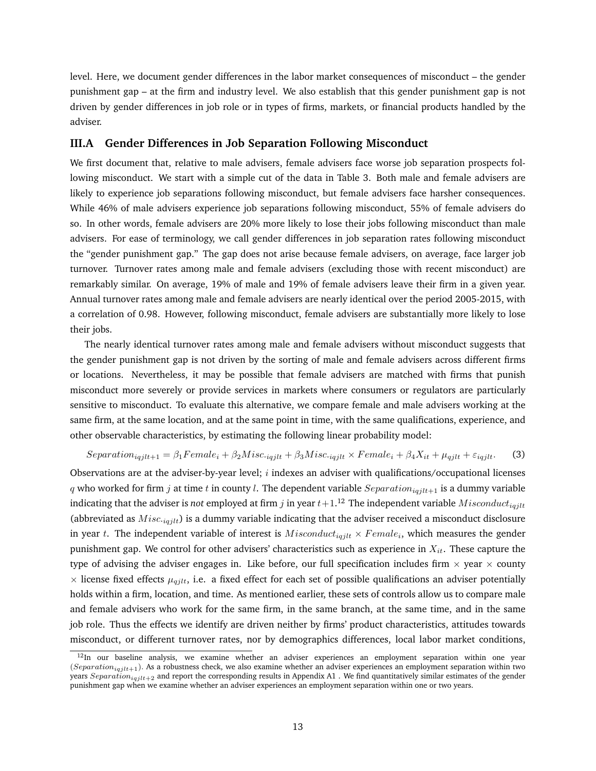level. Here, we document gender differences in the labor market consequences of misconduct – the gender punishment gap – at the firm and industry level. We also establish that this gender punishment gap is not driven by gender differences in job role or in types of firms, markets, or financial products handled by the adviser.

### III.A Gender Differences in Job Separation Following Misconduct

We first document that, relative to male advisers, female advisers face worse job separation prospects following misconduct. We start with a simple cut of the data in Table 3. Both male and female advisers are likely to experience job separations following misconduct, but female advisers face harsher consequences. While 46% of male advisers experience job separations following misconduct, 55% of female advisers do so. In other words, female advisers are 20% more likely to lose their jobs following misconduct than male advisers. For ease of terminology, we call gender differences in job separation rates following misconduct the "gender punishment gap." The gap does not arise because female advisers, on average, face larger job turnover. Turnover rates among male and female advisers (excluding those with recent misconduct) are remarkably similar. On average, 19% of male and 19% of female advisers leave their firm in a given year. Annual turnover rates among male and female advisers are nearly identical over the period 2005-2015, with a correlation of 0.98. However, following misconduct, female advisers are substantially more likely to lose their jobs.

The nearly identical turnover rates among male and female advisers without misconduct suggests that the gender punishment gap is not driven by the sorting of male and female advisers across different firms or locations. Nevertheless, it may be possible that female advisers are matched with firms that punish misconduct more severely or provide services in markets where consumers or regulators are particularly sensitive to misconduct. To evaluate this alternative, we compare female and male advisers working at the same firm, at the same location, and at the same point in time, with the same qualifications, experience, and other observable characteristics, by estimating the following linear probability model:

$$Separation_{iqjlt+1} = \beta_1 Female_i + \beta_2 Misc._{iqjlt} + \beta_3 Misc._{iqjlt} \times Female_i + \beta_4 X_{it} + \mu_{qjlt} + \varepsilon_{iqjlt}. \quad (3)$$

Observations are at the adviser-by-year level; $i$ indexes an adviser with qualifications/occupational licenses $q$ who worked for firm $j$ at time $t$ in county $l$. The dependent variable $Separation_{iqjlt+1}$ is a dummy variable indicating that the adviser is *not* employed at firm $j$ in year $t+1$.[12] The independent variable $Misconduct_{iqjlt}$ (abbreviated as $Misc._{iqjlt}$) is a dummy variable indicating that the adviser received a misconduct disclosure in year $t$. The independent variable of interest is $Misconduct_{iqjlt} \times Female_i$, which measures the gender punishment gap. We control for other advisers' characteristics such as experience in $X_{it}$. These capture the type of advising the adviser engages in. Like before, our full specification includes firm $\times$ year $\times$ county $\times$ license fixed effects $\mu_{qjlt}$, i.e. a fixed effect for each set of possible qualifications an adviser potentially holds within a firm, location, and time. As mentioned earlier, these sets of controls allow us to compare male and female advisers who work for the same firm, in the same branch, at the same time, and in the same job role. Thus the effects we identify are driven neither by firms' product characteristics, attitudes towards misconduct, or different turnover rates, nor by demographics differences, local labor market conditions,

[12] In our baseline analysis, we examine whether an adviser experiences an employment separation within one year ($Separation_{iqjlt+1}$). As a robustness check, we also examine whether an adviser experiences an employment separation within two years $Separation_{iqjlt+2}$ and report the corresponding results in Appendix A1 . We find quantitatively similar estimates of the gender punishment gap when we examine whether an adviser experiences an employment separation within one or two years.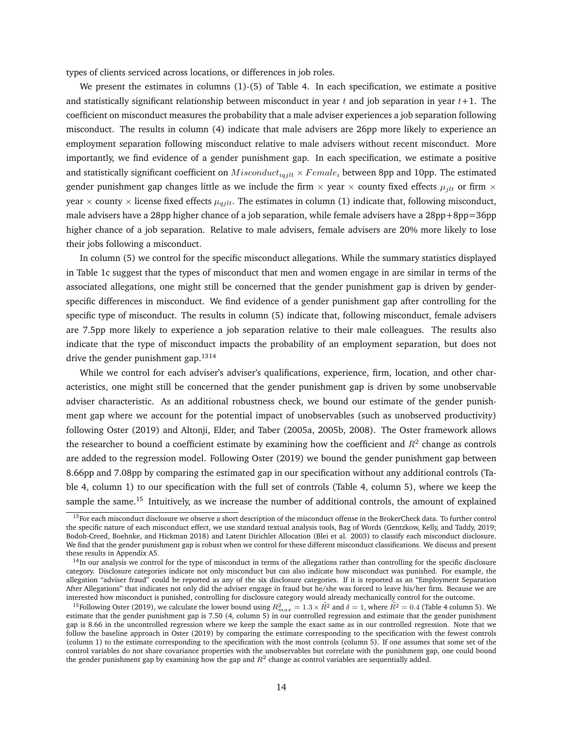types of clients serviced across locations, or differences in job roles.

We present the estimates in columns (1)-(5) of Table 4. In each specification, we estimate a positive and statistically significant relationship between misconduct in year $t$ and job separation in year $t+1$. The coefficient on misconduct measures the probability that a male adviser experiences a job separation following misconduct. The results in column (4) indicate that male advisers are 26pp more likely to experience an employment separation following misconduct relative to male advisers without recent misconduct. More importantly, we find evidence of a gender punishment gap. In each specification, we estimate a positive and statistically significant coefficient on $Misconduct_{iqjlt} \times Female_i$ between 8pp and 10pp. The estimated gender punishment gap changes little as we include the firm × year × county fixed effects $\mu_{jlt}$ or firm × year × county × license fixed effects $\mu_{qjlt}$. The estimates in column (1) indicate that, following misconduct, male advisers have a 28pp higher chance of a job separation, while female advisers have a 28pp+8pp=36pp higher chance of a job separation. Relative to male advisers, female advisers are 20% more likely to lose their jobs following a misconduct.

In column (5) we control for the specific misconduct allegations. While the summary statistics displayed in Table 1c suggest that the types of misconduct that men and women engage in are similar in terms of the associated allegations, one might still be concerned that the gender punishment gap is driven by gender-specific differences in misconduct. We find evidence of a gender punishment gap after controlling for the specific type of misconduct. The results in column (5) indicate that, following misconduct, female advisers are 7.5pp more likely to experience a job separation relative to their male colleagues. The results also indicate that the type of misconduct impacts the probability of an employment separation, but does not drive the gender punishment gap.[13][14]

While we control for each adviser's adviser's qualifications, experience, firm, location, and other characteristics, one might still be concerned that the gender punishment gap is driven by some unobservable adviser characteristic. As an additional robustness check, we bound our estimate of the gender punishment gap where we account for the potential impact of unobservables (such as unobserved productivity) following Oster (2019) and Altonji, Elder, and Taber (2005a, 2005b, 2008). The Oster framework allows the researcher to bound a coefficient estimate by examining how the coefficient and $R^2$ change as controls are added to the regression model. Following Oster (2019) we bound the gender punishment gap between 8.66pp and 7.08pp by comparing the estimated gap in our specification without any additional controls (Table 4, column 1) to our specification with the full set of controls (Table 4, column 5), where we keep the sample the same.[15] Intuitively, as we increase the number of additional controls, the amount of explained

[13] For each misconduct disclosure we observe a short description of the misconduct offense in the BrokerCheck data. To further control the specific nature of each misconduct effect, we use standard textual analysis tools, Bag of Words (Gentzkow, Kelly, and Taddy, 2019; Bodoh-Creed, Boehnke, and Hickman 2018) and Latent Dirichlet Allocation (Blei et al. 2003) to classify each misconduct disclosure. We find that the gender punishment gap is robust when we control for these different misconduct classifications. We discuss and present these results in Appendix A5.

[14] In our analysis we control for the type of misconduct in terms of the allegations rather than controlling for the specific disclosure category. Disclosure categories indicate not only misconduct but can also indicate how misconduct was punished. For example, the allegation "adviser fraud" could be reported as any of the six disclosure categories. If it is reported as an "Employment Separation After Allegations" that indicates not only did the adviser engage in fraud but he/she was forced to leave his/her firm. Because we are interested how misconduct is punished, controlling for disclosure category would already mechanically control for the outcome.

[15] Following Oster (2019), we calculate the lower bound using $R^2_{max} = 1.3 \times \tilde{R}^2$ and $\delta = 1$, where $\tilde{R}^2 = 0.4$ (Table 4 column 5). We estimate that the gender punishment gap is 7.50 (4, column 5) in our controlled regression and estimate that the gender punishment gap is 8.66 in the uncontrolled regression where we keep the sample the exact same as in our controlled regression. Note that we follow the baseline approach in Oster (2019) by comparing the estimate corresponding to the specification with the fewest controls (column 1) to the estimate corresponding to the specification with the most controls (column 5). If one assumes that some set of the control variables do not share covariance properties with the unobservables but correlate with the punishment gap, one could bound the gender punishment gap by examining how the gap and $R^2$ change as control variables are sequentially added.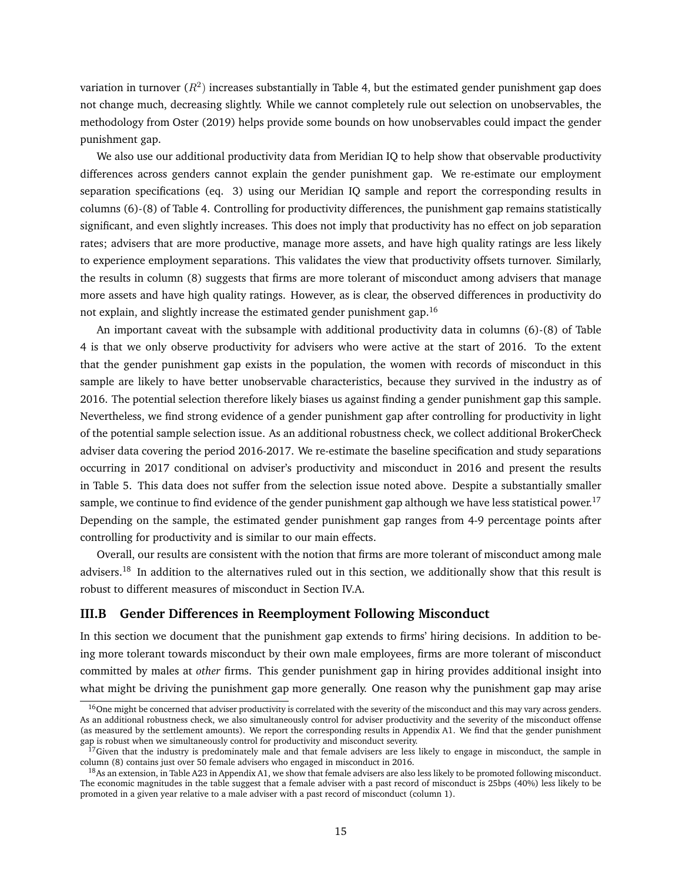variation in turnover ($R^2$) increases substantially in Table 4, but the estimated gender punishment gap does not change much, decreasing slightly. While we cannot completely rule out selection on unobservables, the methodology from Oster (2019) helps provide some bounds on how unobservables could impact the gender punishment gap.

We also use our additional productivity data from Meridian IQ to help show that observable productivity differences across genders cannot explain the gender punishment gap. We re-estimate our employment separation specifications (eq. 3) using our Meridian IQ sample and report the corresponding results in columns (6)-(8) of Table 4. Controlling for productivity differences, the punishment gap remains statistically significant, and even slightly increases. This does not imply that productivity has no effect on job separation rates; advisers that are more productive, manage more assets, and have high quality ratings are less likely to experience employment separations. This validates the view that productivity offsets turnover. Similarly, the results in column (8) suggests that firms are more tolerant of misconduct among advisers that manage more assets and have high quality ratings. However, as is clear, the observed differences in productivity do not explain, and slightly increase the estimated gender punishment gap.[16]

An important caveat with the subsample with additional productivity data in columns (6)-(8) of Table 4 is that we only observe productivity for advisers who were active at the start of 2016. To the extent that the gender punishment gap exists in the population, the women with records of misconduct in this sample are likely to have better unobservable characteristics, because they survived in the industry as of 2016. The potential selection therefore likely biases us against finding a gender punishment gap this sample. Nevertheless, we find strong evidence of a gender punishment gap after controlling for productivity in light of the potential sample selection issue. As an additional robustness check, we collect additional BrokerCheck adviser data covering the period 2016-2017. We re-estimate the baseline specification and study separations occurring in 2017 conditional on adviser's productivity and misconduct in 2016 and present the results in Table 5. This data does not suffer from the selection issue noted above. Despite a substantially smaller sample, we continue to find evidence of the gender punishment gap although we have less statistical power.[17] Depending on the sample, the estimated gender punishment gap ranges from 4-9 percentage points after controlling for productivity and is similar to our main effects.

Overall, our results are consistent with the notion that firms are more tolerant of misconduct among male advisers.[18] In addition to the alternatives ruled out in this section, we additionally show that this result is robust to different measures of misconduct in Section IV.A.

## III.B Gender Differences in Reemployment Following Misconduct

In this section we document that the punishment gap extends to firms' hiring decisions. In addition to being more tolerant towards misconduct by their own male employees, firms are more tolerant of misconduct committed by males at *other* firms. This gender punishment gap in hiring provides additional insight into what might be driving the punishment gap more generally. One reason why the punishment gap may arise

[16] One might be concerned that adviser productivity is correlated with the severity of the misconduct and this may vary across genders. As an additional robustness check, we also simultaneously control for adviser productivity and the severity of the misconduct offense (as measured by the settlement amounts). We report the corresponding results in Appendix A1. We find that the gender punishment gap is robust when we simultaneously control for productivity and misconduct severity.

[17] Given that the industry is predominately male and that female advisers are less likely to engage in misconduct, the sample in column (8) contains just over 50 female advisers who engaged in misconduct in 2016.

[18] As an extension, in Table A23 in Appendix A1, we show that female advisers are also less likely to be promoted following misconduct. The economic magnitudes in the table suggest that a female adviser with a past record of misconduct is 25bps (40%) less likely to be promoted in a given year relative to a male adviser with a past record of misconduct (column 1).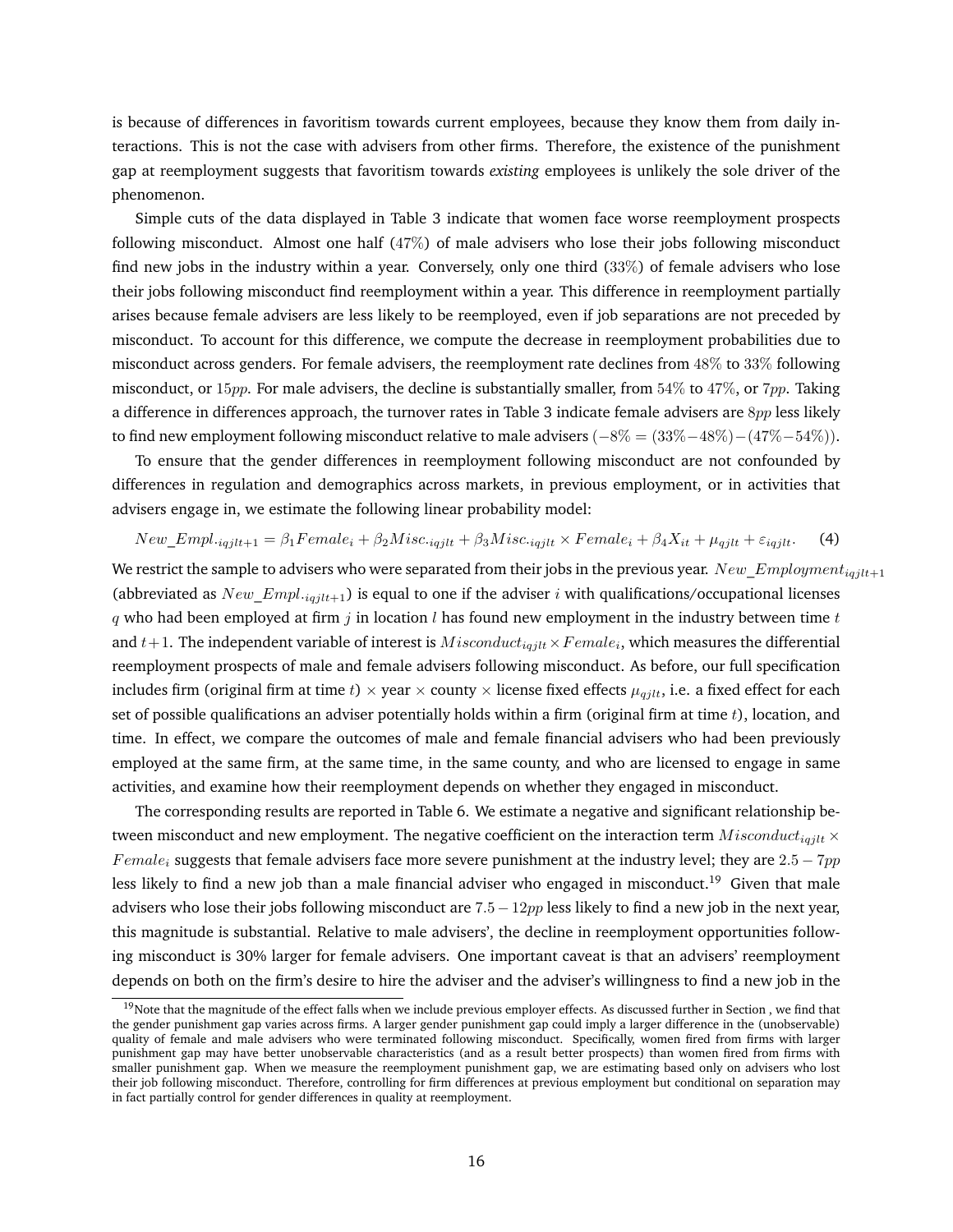is because of differences in favoritism towards current employees, because they know them from daily interactions. This is not the case with advisers from other firms. Therefore, the existence of the punishment gap at reemployment suggests that favoritism towards *existing* employees is unlikely the sole driver of the phenomenon.

Simple cuts of the data displayed in Table 3 indicate that women face worse reemployment prospects following misconduct. Almost one half ($47\%$) of male advisers who lose their jobs following misconduct find new jobs in the industry within a year. Conversely, only one third ($33\%$) of female advisers who lose their jobs following misconduct find reemployment within a year. This difference in reemployment partially arises because female advisers are less likely to be reemployed, even if job separations are not preceded by misconduct. To account for this difference, we compute the decrease in reemployment probabilities due to misconduct across genders. For female advisers, the reemployment rate declines from $48\%$ to $33\%$ following misconduct, or $15pp$. For male advisers, the decline is substantially smaller, from $54\%$ to $47\%$, or $7pp$. Taking a difference in differences approach, the turnover rates in Table 3 indicate female advisers are $8pp$ less likely to find new employment following misconduct relative to male advisers ($-8\% = (33\%-48\%)-(47\%-54\%)$).

To ensure that the gender differences in reemployment following misconduct are not confounded by differences in regulation and demographics across markets, in previous employment, or in activities that advisers engage in, we estimate the following linear probability model:

$$New\_Empl._{iqjlt+1} = \beta_1 Female_i + \beta_2 Misc._{iqjlt} + \beta_3 Misc._{iqjlt} \times Female_i + \beta_4 X_{it} + \mu_{qjlt} + \varepsilon_{iqjlt}. \quad (4)$$

We restrict the sample to advisers who were separated from their jobs in the previous year. $New\_Employment_{iqjlt+1}$ (abbreviated as $New\_Empl._{iqjlt+1}$) is equal to one if the adviser $i$ with qualifications/occupational licenses $q$ who had been employed at firm $j$ in location $l$ has found new employment in the industry between time $t$ and $t+1$. The independent variable of interest is $Misconduct_{iqjlt} \times Female_i$, which measures the differential reemployment prospects of male and female advisers following misconduct. As before, our full specification includes firm (original firm at time $t$) $\times$ year $\times$ county $\times$ license fixed effects $\mu_{qjlt}$, i.e. a fixed effect for each set of possible qualifications an adviser potentially holds within a firm (original firm at time $t$), location, and time. In effect, we compare the outcomes of male and female financial advisers who had been previously employed at the same firm, at the same time, in the same county, and who are licensed to engage in same activities, and examine how their reemployment depends on whether they engaged in misconduct.

The corresponding results are reported in Table 6. We estimate a negative and significant relationship between misconduct and new employment. The negative coefficient on the interaction term $Misconduct_{iqjlt} \times Female_i$ suggests that female advisers face more severe punishment at the industry level; they are $2.5-7pp$ less likely to find a new job than a male financial adviser who engaged in misconduct.[19] Given that male advisers who lose their jobs following misconduct are $7.5-12pp$ less likely to find a new job in the next year, this magnitude is substantial. Relative to male advisers', the decline in reemployment opportunities following misconduct is 30% larger for female advisers. One important caveat is that an advisers' reemployment depends on both on the firm's desire to hire the adviser and the adviser's willingness to find a new job in the

[19] Note that the magnitude of the effect falls when we include previous employer effects. As discussed further in Section , we find that the gender punishment gap varies across firms. A larger gender punishment gap could imply a larger difference in the (unobservable) quality of female and male advisers who were terminated following misconduct. Specifically, women fired from firms with larger punishment gap may have better unobservable characteristics (and as a result better prospects) than women fired from firms with smaller punishment gap. When we measure the reemployment punishment gap, we are estimating based only on advisers who lost their job following misconduct. Therefore, controlling for firm differences at previous employment but conditional on separation may in fact partially control for gender differences in quality at reemployment.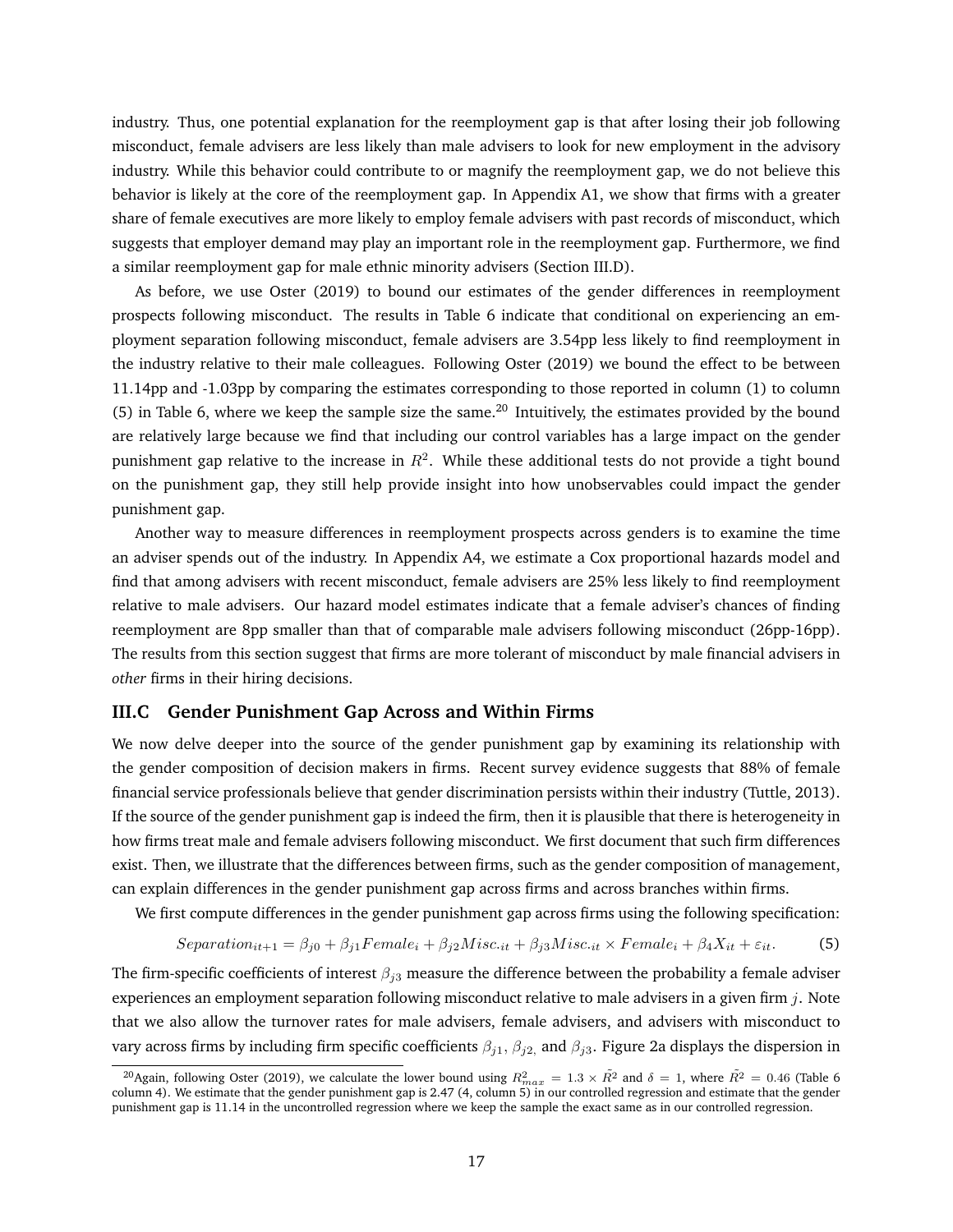industry. Thus, one potential explanation for the reemployment gap is that after losing their job following misconduct, female advisers are less likely than male advisers to look for new employment in the advisory industry. While this behavior could contribute to or magnify the reemployment gap, we do not believe this behavior is likely at the core of the reemployment gap. In Appendix A1, we show that firms with a greater share of female executives are more likely to employ female advisers with past records of misconduct, which suggests that employer demand may play an important role in the reemployment gap. Furthermore, we find a similar reemployment gap for male ethnic minority advisers (Section III.D).

As before, we use Oster (2019) to bound our estimates of the gender differences in reemployment prospects following misconduct. The results in Table 6 indicate that conditional on experiencing an employment separation following misconduct, female advisers are 3.54pp less likely to find reemployment in the industry relative to their male colleagues. Following Oster (2019) we bound the effect to be between 11.14pp and -1.03pp by comparing the estimates corresponding to those reported in column (1) to column (5) in Table 6, where we keep the sample size the same.[20] Intuitively, the estimates provided by the bound are relatively large because we find that including our control variables has a large impact on the gender punishment gap relative to the increase in $R^2$. While these additional tests do not provide a tight bound on the punishment gap, they still help provide insight into how unobservables could impact the gender punishment gap.

Another way to measure differences in reemployment prospects across genders is to examine the time an adviser spends out of the industry. In Appendix A4, we estimate a Cox proportional hazards model and find that among advisers with recent misconduct, female advisers are 25% less likely to find reemployment relative to male advisers. Our hazard model estimates indicate that a female adviser's chances of finding reemployment are 8pp smaller than that of comparable male advisers following misconduct (26pp-16pp). The results from this section suggest that firms are more tolerant of misconduct by male financial advisers in *other* firms in their hiring decisions.

## III.C Gender Punishment Gap Across and Within Firms

We now delve deeper into the source of the gender punishment gap by examining its relationship with the gender composition of decision makers in firms. Recent survey evidence suggests that 88% of female financial service professionals believe that gender discrimination persists within their industry (Tuttle, 2013). If the source of the gender punishment gap is indeed the firm, then it is plausible that there is heterogeneity in how firms treat male and female advisers following misconduct. We first document that such firm differences exist. Then, we illustrate that the differences between firms, such as the gender composition of management, can explain differences in the gender punishment gap across firms and across branches within firms.

We first compute differences in the gender punishment gap across firms using the following specification:

$$Separation_{it+1} = \beta_{j0} + \beta_{j1}Female_i + \beta_{j2}Misc._{it} + \beta_{j3}Misc._{it} \times Female_i + \beta_4 X_{it} + \varepsilon_{it}. \tag{5}$$

The firm-specific coefficients of interest $\beta_{j3}$ measure the difference between the probability a female adviser experiences an employment separation following misconduct relative to male advisers in a given firm $j$. Note that we also allow the turnover rates for male advisers, female advisers, and advisers with misconduct to vary across firms by including firm specific coefficients $\beta_{j1}$, $\beta_{j2,}$ and $\beta_{j3}$. Figure 2a displays the dispersion in

[20] Again, following Oster (2019), we calculate the lower bound using $R^2_{max} = 1.3 \times \tilde{R}^2$ and $\delta = 1$, where $\tilde{R}^2 = 0.46$ (Table 6 column 4). We estimate that the gender punishment gap is 2.47 (4, column 5) in our controlled regression and estimate that the gender punishment gap is 11.14 in the uncontrolled regression where we keep the sample the exact same as in our controlled regression.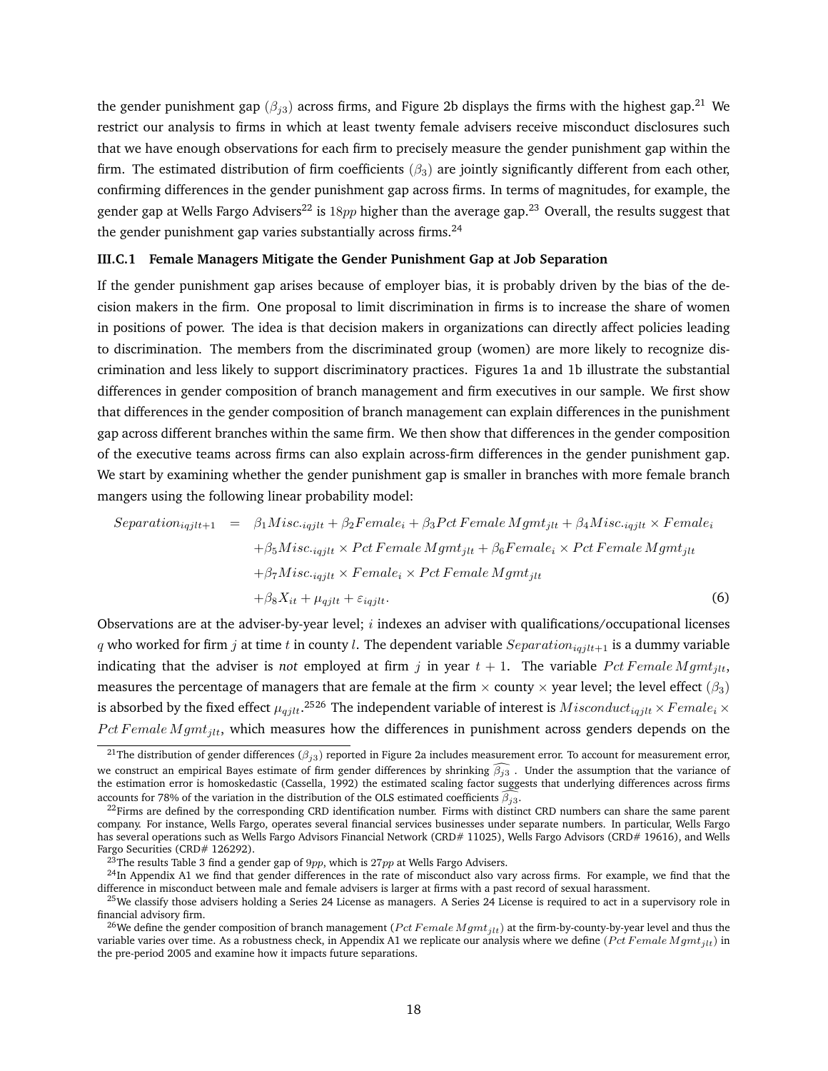the gender punishment gap ($\beta_{j3}$) across firms, and Figure 2b displays the firms with the highest gap.[21] We restrict our analysis to firms in which at least twenty female advisers receive misconduct disclosures such that we have enough observations for each firm to precisely measure the gender punishment gap within the firm. The estimated distribution of firm coefficients ($\beta_3$) are jointly significantly different from each other, confirming differences in the gender punishment gap across firms. In terms of magnitudes, for example, the gender gap at Wells Fargo Advisers[22] is $18pp$ higher than the average gap.[23] Overall, the results suggest that the gender punishment gap varies substantially across firms.[24]

#### III.C.1 Female Managers Mitigate the Gender Punishment Gap at Job Separation

If the gender punishment gap arises because of employer bias, it is probably driven by the bias of the decision makers in the firm. One proposal to limit discrimination in firms is to increase the share of women in positions of power. The idea is that decision makers in organizations can directly affect policies leading to discrimination. The members from the discriminated group (women) are more likely to recognize discrimination and less likely to support discriminatory practices. Figures 1a and 1b illustrate the substantial differences in gender composition of branch management and firm executives in our sample. We first show that differences in the gender composition of branch management can explain differences in the punishment gap across different branches within the same firm. We then show that differences in the gender composition of the executive teams across firms can also explain across-firm differences in the gender punishment gap. We start by examining whether the gender punishment gap is smaller in branches with more female branch mangers using the following linear probability model:

$$
\begin{aligned}
Separation_{iqjlt+1} \quad = \quad & \beta_1 Misc._{iqjlt} + \beta_2 Female_i + \beta_3 Pct\,Female\,Mgmt_{jlt} + \beta_4 Misc._{iqjlt} \times Female_i \\
& + \beta_5 Misc._{iqjlt} \times Pct\,Female\,Mgmt_{jlt} + \beta_6 Female_i \times Pct\,Female\,Mgmt_{jlt} \\
& + \beta_7 Misc._{iqjlt} \times Female_i \times Pct\,Female\,Mgmt_{jlt} \\
& + \beta_8 X_{it} + \mu_{qjlt} + \varepsilon_{iqjlt}. \qquad (6)
\end{aligned}
$$

Observations are at the adviser-by-year level; $i$ indexes an adviser with qualifications/occupational licenses $q$ who worked for firm $j$ at time $t$ in county $l$. The dependent variable $Separation_{iqjlt+1}$ is a dummy variable indicating that the adviser is *not* employed at firm $j$ in year $t+1$. The variable $Pct\,Female\,Mgmt_{jlt}$, measures the percentage of managers that are female at the firm $\times$ county $\times$ year level; the level effect ($\beta_3$) is absorbed by the fixed effect $\mu_{qjlt}$.[25][26] The independent variable of interest is $Misconduct_{iqjlt} \times Female_i \times Pct\,Female\,Mgmt_{jlt}$, which measures how the differences in punishment across genders depends on the

[21] The distribution of gender differences ($\beta_{j3}$) reported in Figure 2a includes measurement error. To account for measurement error, we construct an empirical Bayes estimate of firm gender differences by shrinking $\widehat{\beta_{j3}}$. Under the assumption that the variance of the estimation error is homoskedastic (Cassella, 1992) the estimated scaling factor suggests that underlying differences across firms accounts for 78% of the variation in the distribution of the OLS estimated coefficients $\widehat{\beta_{j3}}$.

[22] Firms are defined by the corresponding CRD identification number. Firms with distinct CRD numbers can share the same parent company. For instance, Wells Fargo, operates several financial services businesses under separate numbers. In particular, Wells Fargo has several operations such as Wells Fargo Advisors Financial Network (CRD# 11025), Wells Fargo Advisors (CRD# 19616), and Wells Fargo Securities (CRD# 126292).

[23] The results Table 3 find a gender gap of $9pp$, which is $27pp$ at Wells Fargo Advisers.

[24] In Appendix A1 we find that gender differences in the rate of misconduct also vary across firms. For example, we find that the difference in misconduct between male and female advisers is larger at firms with a past record of sexual harassment.

[25] We classify those advisers holding a Series 24 License as managers. A Series 24 License is required to act in a supervisory role in financial advisory firm.

[26] We define the gender composition of branch management ($Pct\,Female\,Mgmt_{jlt}$) at the firm-by-county-by-year level and thus the variable varies over time. As a robustness check, in Appendix A1 we replicate our analysis where we define ($Pct\,Female\,Mgmt_{jlt}$) in the pre-period 2005 and examine how it impacts future separations.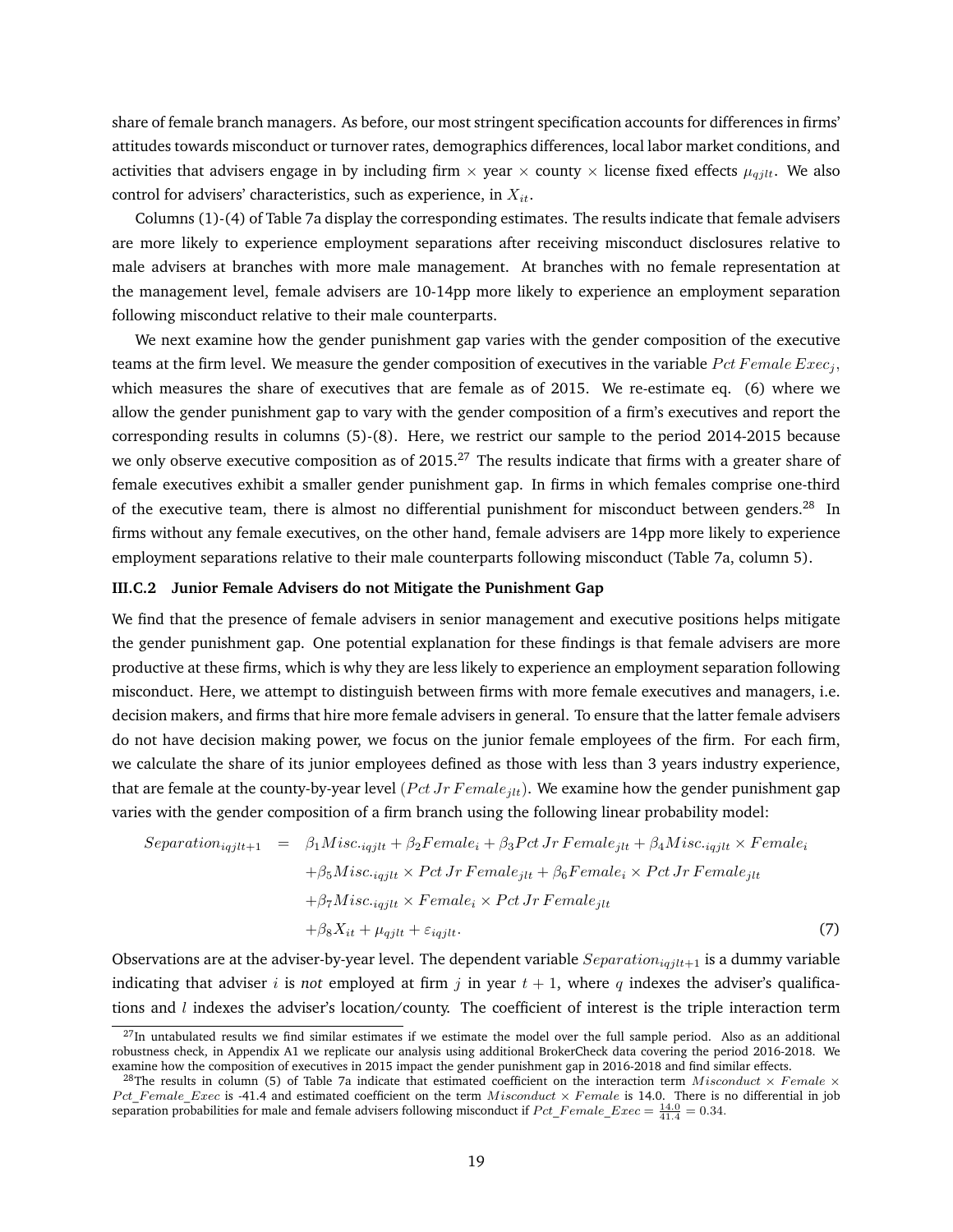share of female branch managers. As before, our most stringent specification accounts for differences in firms' attitudes towards misconduct or turnover rates, demographics differences, local labor market conditions, and activities that advisers engage in by including firm × year × county × license fixed effects $\mu_{qjlt}$. We also control for advisers' characteristics, such as experience, in $X_{it}$.

Columns (1)-(4) of Table 7a display the corresponding estimates. The results indicate that female advisers are more likely to experience employment separations after receiving misconduct disclosures relative to male advisers at branches with more male management. At branches with no female representation at the management level, female advisers are 10-14pp more likely to experience an employment separation following misconduct relative to their male counterparts.

We next examine how the gender punishment gap varies with the gender composition of the executive teams at the firm level. We measure the gender composition of executives in the variable $Pct\,Female\,Exec_j$, which measures the share of executives that are female as of 2015. We re-estimate eq. (6) where we allow the gender punishment gap to vary with the gender composition of a firm's executives and report the corresponding results in columns (5)-(8). Here, we restrict our sample to the period 2014-2015 because we only observe executive composition as of 2015.[27] The results indicate that firms with a greater share of female executives exhibit a smaller gender punishment gap. In firms in which females comprise one-third of the executive team, there is almost no differential punishment for misconduct between genders.[28] In firms without any female executives, on the other hand, female advisers are 14pp more likely to experience employment separations relative to their male counterparts following misconduct (Table 7a, column 5).

#### III.C.2 Junior Female Advisers do not Mitigate the Punishment Gap

We find that the presence of female advisers in senior management and executive positions helps mitigate the gender punishment gap. One potential explanation for these findings is that female advisers are more productive at these firms, which is why they are less likely to experience an employment separation following misconduct. Here, we attempt to distinguish between firms with more female executives and managers, i.e. decision makers, and firms that hire more female advisers in general. To ensure that the latter female advisers do not have decision making power, we focus on the junior female employees of the firm. For each firm, we calculate the share of its junior employees defined as those with less than 3 years industry experience, that are female at the county-by-year level ($Pct\,Jr\,Female_{jlt}$). We examine how the gender punishment gap varies with the gender composition of a firm branch using the following linear probability model:

$$
\begin{aligned}
Separation_{iqjlt+1} \quad = \quad & \beta_1 Misc._{iqjlt} + \beta_2 Female_i + \beta_3 Pct\,Jr\,Female_{jlt} + \beta_4 Misc._{iqjlt} \times Female_i \\
& + \beta_5 Misc._{iqjlt} \times Pct\,Jr\,Female_{jlt} + \beta_6 Female_i \times Pct\,Jr\,Female_{jlt} \\
& + \beta_7 Misc._{iqjlt} \times Female_i \times Pct\,Jr\,Female_{jlt} \\
& + \beta_8 X_{it} + \mu_{qjlt} + \varepsilon_{iqjlt}. \qquad (7)
\end{aligned}
$$

Observations are at the adviser-by-year level. The dependent variable $Separation_{iqjlt+1}$ is a dummy variable indicating that adviser $i$ is *not* employed at firm $j$ in year $t+1$, where $q$ indexes the adviser's qualifications and $l$ indexes the adviser's location/county. The coefficient of interest is the triple interaction term

---

[27] In untabulated results we find similar estimates if we estimate the model over the full sample period. Also as an additional robustness check, in Appendix A1 we replicate our analysis using additional BrokerCheck data covering the period 2016-2018. We examine how the composition of executives in 2015 impact the gender punishment gap in 2016-2018 and find similar effects.

[28] The results in column (5) of Table 7a indicate that estimated coefficient on the interaction term $Misconduct \times Female \times Pct\_Female\_Exec$ is -41.4 and estimated coefficient on the term $Misconduct \times Female$ is 14.0. There is no differential in job separation probabilities for male and female advisers following misconduct if $Pct\_Female\_Exec = \frac{14.0}{41.4} = 0.34$.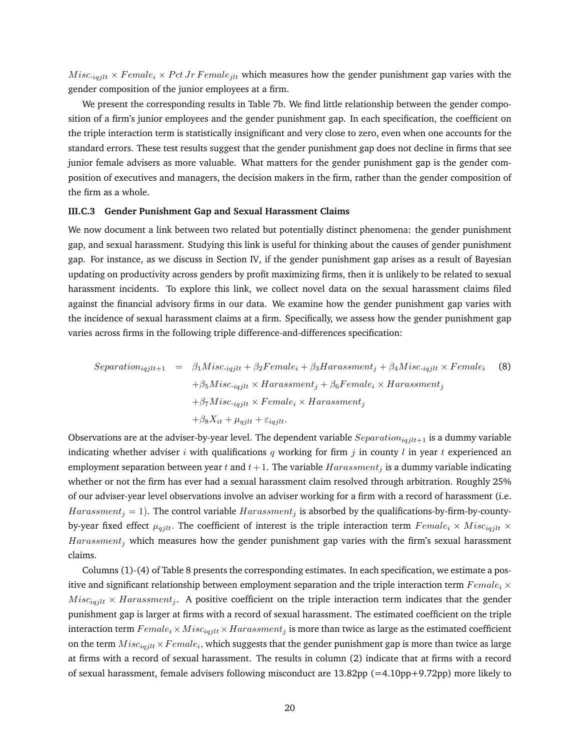$Misc._{iqjlt} \times Female_i \times Pct\,Jr\,Female_{jlt}$ which measures how the gender punishment gap varies with the gender composition of the junior employees at a firm.

We present the corresponding results in Table 7b. We find little relationship between the gender composition of a firm's junior employees and the gender punishment gap. In each specification, the coefficient on the triple interaction term is statistically insignificant and very close to zero, even when one accounts for the standard errors. These test results suggest that the gender punishment gap does not decline in firms that see junior female advisers as more valuable. What matters for the gender punishment gap is the gender composition of executives and managers, the decision makers in the firm, rather than the gender composition of the firm as a whole.

### III.C.3 Gender Punishment Gap and Sexual Harassment Claims

We now document a link between two related but potentially distinct phenomena: the gender punishment gap, and sexual harassment. Studying this link is useful for thinking about the causes of gender punishment gap. For instance, as we discuss in Section IV, if the gender punishment gap arises as a result of Bayesian updating on productivity across genders by profit maximizing firms, then it is unlikely to be related to sexual harassment incidents. To explore this link, we collect novel data on the sexual harassment claims filed against the financial advisory firms in our data. We examine how the gender punishment gap varies with the incidence of sexual harassment claims at a firm. Specifically, we assess how the gender punishment gap varies across firms in the following triple difference-and-differences specification:

$$
\begin{aligned}
Separation_{iqjlt+1} = \; & \beta_1 Misc._{iqjlt} + \beta_2 Female_i + \beta_3 Harassment_j + \beta_4 Misc._{iqjlt} \times Female_i \\
& + \beta_5 Misc._{iqjlt} \times Harassment_j + \beta_6 Female_i \times Harassment_j \\
& + \beta_7 Misc._{iqjlt} \times Female_i \times Harassment_j \\
& + \beta_8 X_{it} + \mu_{qjlt} + \varepsilon_{iqjlt}.
\end{aligned} \tag{8}
$$

Observations are at the adviser-by-year level. The dependent variable $Separation_{iqjlt+1}$ is a dummy variable indicating whether adviser $i$ with qualifications $q$ working for firm $j$ in county $l$ in year $t$ experienced an employment separation between year $t$ and $t+1$. The variable $Harassment_j$ is a dummy variable indicating whether or not the firm has ever had a sexual harassment claim resolved through arbitration. Roughly 25% of our adviser-year level observations involve an adviser working for a firm with a record of harassment (i.e. $Harassment_j = 1$). The control variable $Harassment_j$ is absorbed by the qualifications-by-firm-by-county-by-year fixed effect $\mu_{qjlt}$. The coefficient of interest is the triple interaction term $Female_i \times Misc_{iqjlt} \times Harassment_j$ which measures how the gender punishment gap varies with the firm's sexual harassment claims.

Columns (1)-(4) of Table 8 presents the corresponding estimates. In each specification, we estimate a positive and significant relationship between employment separation and the triple interaction term $Female_i \times Misc_{iqjlt} \times Harassment_j$. A positive coefficient on the triple interaction term indicates that the gender punishment gap is larger at firms with a record of sexual harassment. The estimated coefficient on the triple interaction term $Female_i \times Misc_{iqjlt} \times Harassment_j$ is more than twice as large as the estimated coefficient on the term $Misc_{iqjlt} \times Female_i$, which suggests that the gender punishment gap is more than twice as large at firms with a record of sexual harassment. The results in column (2) indicate that at firms with a record of sexual harassment, female advisers following misconduct are 13.82pp (=4.10pp+9.72pp) more likely to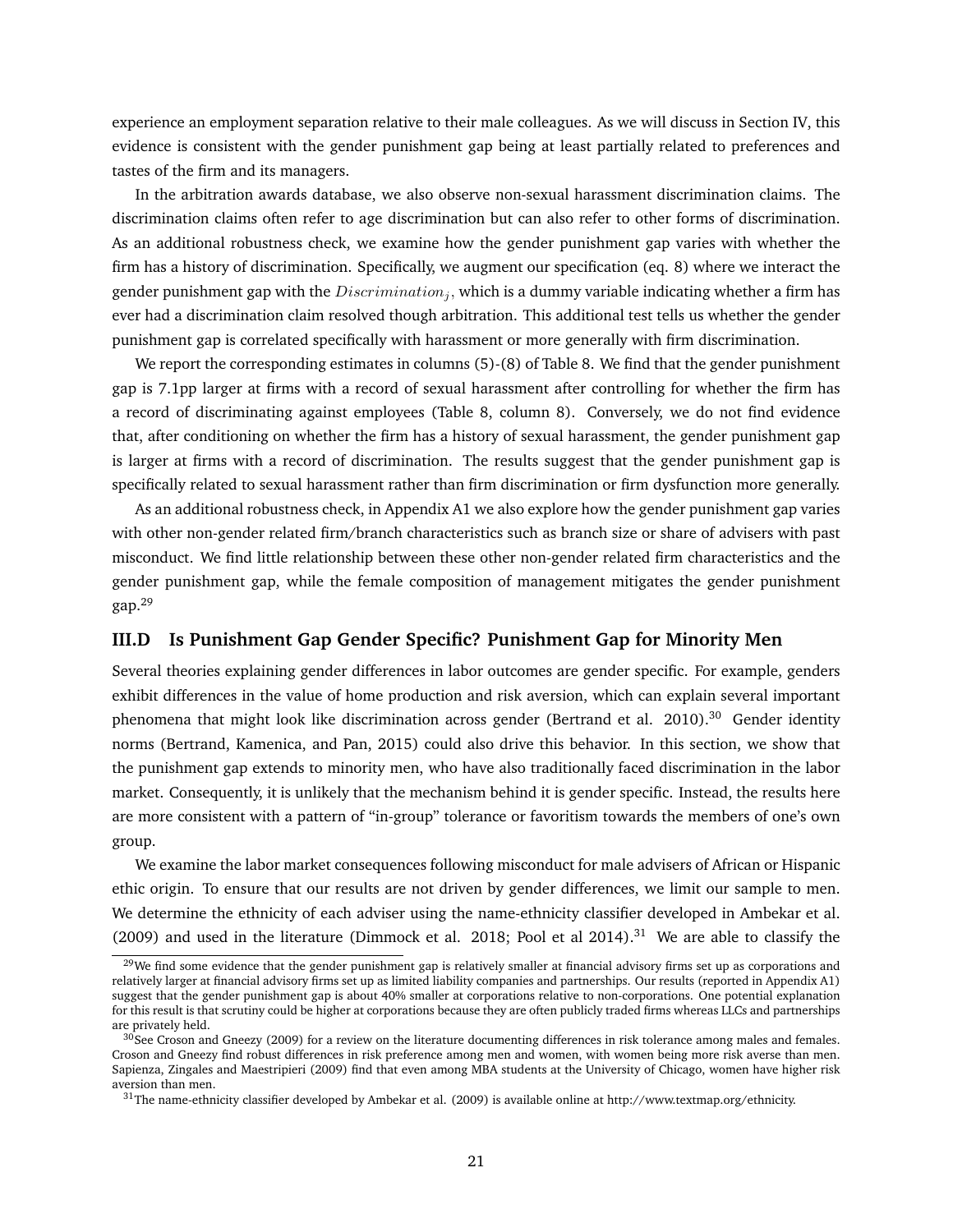experience an employment separation relative to their male colleagues. As we will discuss in Section IV, this evidence is consistent with the gender punishment gap being at least partially related to preferences and tastes of the firm and its managers.

In the arbitration awards database, we also observe non-sexual harassment discrimination claims. The discrimination claims often refer to age discrimination but can also refer to other forms of discrimination. As an additional robustness check, we examine how the gender punishment gap varies with whether the firm has a history of discrimination. Specifically, we augment our specification (eq. 8) where we interact the gender punishment gap with the $Discrimination_j$, which is a dummy variable indicating whether a firm has ever had a discrimination claim resolved though arbitration. This additional test tells us whether the gender punishment gap is correlated specifically with harassment or more generally with firm discrimination.

We report the corresponding estimates in columns (5)-(8) of Table 8. We find that the gender punishment gap is 7.1pp larger at firms with a record of sexual harassment after controlling for whether the firm has a record of discriminating against employees (Table 8, column 8). Conversely, we do not find evidence that, after conditioning on whether the firm has a history of sexual harassment, the gender punishment gap is larger at firms with a record of discrimination. The results suggest that the gender punishment gap is specifically related to sexual harassment rather than firm discrimination or firm dysfunction more generally.

As an additional robustness check, in Appendix A1 we also explore how the gender punishment gap varies with other non-gender related firm/branch characteristics such as branch size or share of advisers with past misconduct. We find little relationship between these other non-gender related firm characteristics and the gender punishment gap, while the female composition of management mitigates the gender punishment gap.[29]

### III.D Is Punishment Gap Gender Specific? Punishment Gap for Minority Men

Several theories explaining gender differences in labor outcomes are gender specific. For example, genders exhibit differences in the value of home production and risk aversion, which can explain several important phenomena that might look like discrimination across gender (Bertrand et al. 2010).[30] Gender identity norms (Bertrand, Kamenica, and Pan, 2015) could also drive this behavior. In this section, we show that the punishment gap extends to minority men, who have also traditionally faced discrimination in the labor market. Consequently, it is unlikely that the mechanism behind it is gender specific. Instead, the results here are more consistent with a pattern of "in-group" tolerance or favoritism towards the members of one's own group.

We examine the labor market consequences following misconduct for male advisers of African or Hispanic ethic origin. To ensure that our results are not driven by gender differences, we limit our sample to men. We determine the ethnicity of each adviser using the name-ethnicity classifier developed in Ambekar et al. (2009) and used in the literature (Dimmock et al. 2018; Pool et al 2014).[31] We are able to classify the

[29] We find some evidence that the gender punishment gap is relatively smaller at financial advisory firms set up as corporations and relatively larger at financial advisory firms set up as limited liability companies and partnerships. Our results (reported in Appendix A1) suggest that the gender punishment gap is about 40% smaller at corporations relative to non-corporations. One potential explanation for this result is that scrutiny could be higher at corporations because they are often publicly traded firms whereas LLCs and partnerships are privately held.

[30] See Croson and Gneezy (2009) for a review on the literature documenting differences in risk tolerance among males and females. Croson and Gneezy find robust differences in risk preference among men and women, with women being more risk averse than men. Sapienza, Zingales and Maestripieri (2009) find that even among MBA students at the University of Chicago, women have higher risk aversion than men.

[31] The name-ethnicity classifier developed by Ambekar et al. (2009) is available online at http://www.textmap.org/ethnicity.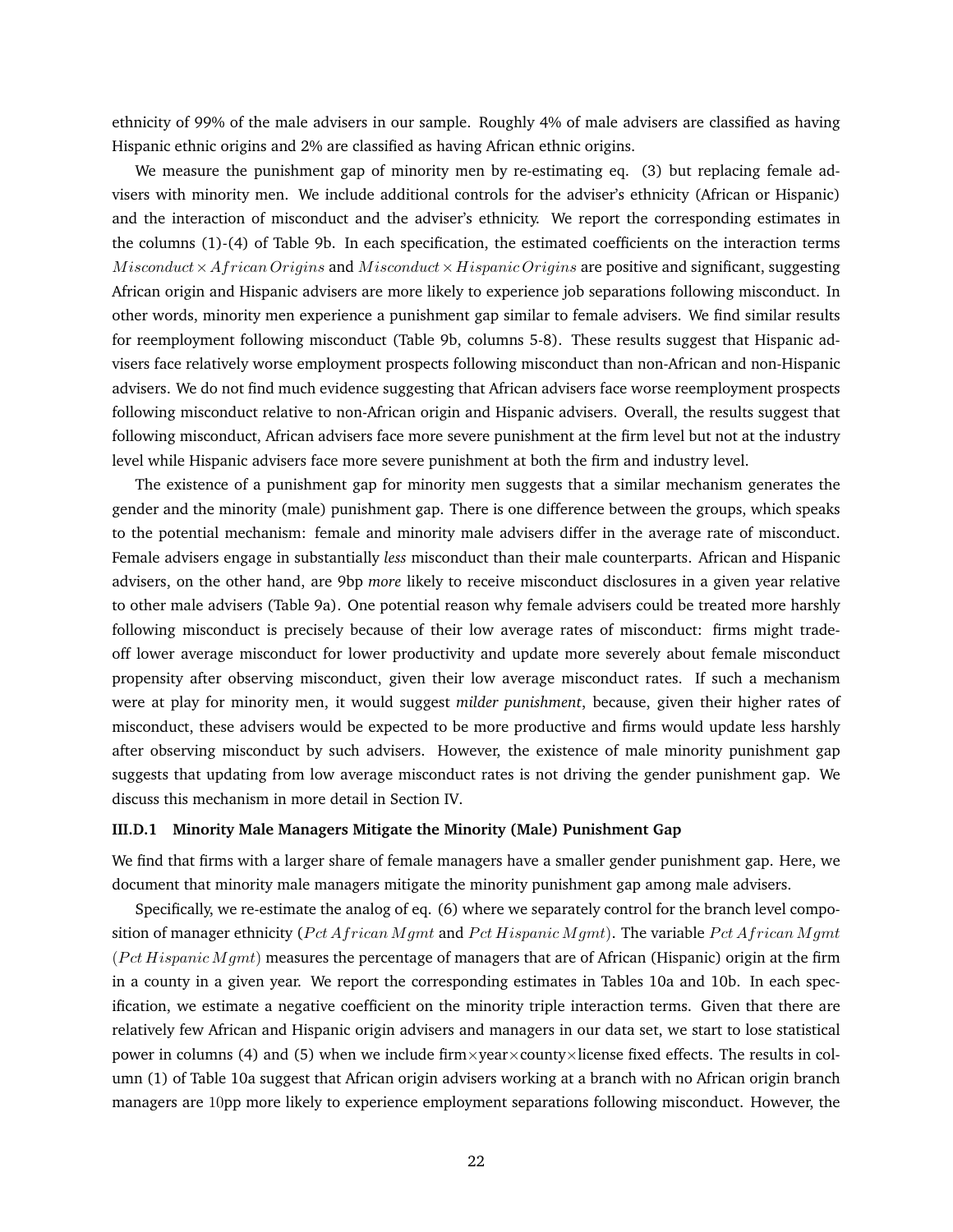ethnicity of 99% of the male advisers in our sample. Roughly 4% of male advisers are classified as having Hispanic ethnic origins and 2% are classified as having African ethnic origins.

We measure the punishment gap of minority men by re-estimating eq. (3) but replacing female advisers with minority men. We include additional controls for the adviser's ethnicity (African or Hispanic) and the interaction of misconduct and the adviser's ethnicity. We report the corresponding estimates in the columns (1)-(4) of Table 9b. In each specification, the estimated coefficients on the interaction terms $Misconduct \times African\,Origins$ and $Misconduct \times Hispanic\,Origins$ are positive and significant, suggesting African origin and Hispanic advisers are more likely to experience job separations following misconduct. In other words, minority men experience a punishment gap similar to female advisers. We find similar results for reemployment following misconduct (Table 9b, columns 5-8). These results suggest that Hispanic advisers face relatively worse employment prospects following misconduct than non-African and non-Hispanic advisers. We do not find much evidence suggesting that African advisers face worse reemployment prospects following misconduct relative to non-African origin and Hispanic advisers. Overall, the results suggest that following misconduct, African advisers face more severe punishment at the firm level but not at the industry level while Hispanic advisers face more severe punishment at both the firm and industry level.

The existence of a punishment gap for minority men suggests that a similar mechanism generates the gender and the minority (male) punishment gap. There is one difference between the groups, which speaks to the potential mechanism: female and minority male advisers differ in the average rate of misconduct. Female advisers engage in substantially *less* misconduct than their male counterparts. African and Hispanic advisers, on the other hand, are 9bp *more* likely to receive misconduct disclosures in a given year relative to other male advisers (Table 9a). One potential reason why female advisers could be treated more harshly following misconduct is precisely because of their low average rates of misconduct: firms might trade-off lower average misconduct for lower productivity and update more severely about female misconduct propensity after observing misconduct, given their low average misconduct rates. If such a mechanism were at play for minority men, it would suggest *milder punishment*, because, given their higher rates of misconduct, these advisers would be expected to be more productive and firms would update less harshly after observing misconduct by such advisers. However, the existence of male minority punishment gap suggests that updating from low average misconduct rates is not driving the gender punishment gap. We discuss this mechanism in more detail in Section IV.

### III.D.1 Minority Male Managers Mitigate the Minority (Male) Punishment Gap

We find that firms with a larger share of female managers have a smaller gender punishment gap. Here, we document that minority male managers mitigate the minority punishment gap among male advisers.

Specifically, we re-estimate the analog of eq. (6) where we separately control for the branch level composition of manager ethnicity ($Pct\,African\,Mgmt$ and $Pct\,Hispanic\,Mgmt$). The variable $Pct\,African\,Mgmt$ ($Pct\,Hispanic\,Mgmt$) measures the percentage of managers that are of African (Hispanic) origin at the firm in a county in a given year. We report the corresponding estimates in Tables 10a and 10b. In each specification, we estimate a negative coefficient on the minority triple interaction terms. Given that there are relatively few African and Hispanic origin advisers and managers in our data set, we start to lose statistical power in columns (4) and (5) when we include firm×year×county×license fixed effects. The results in column (1) of Table 10a suggest that African origin advisers working at a branch with no African origin branch managers are 10pp more likely to experience employment separations following misconduct. However, the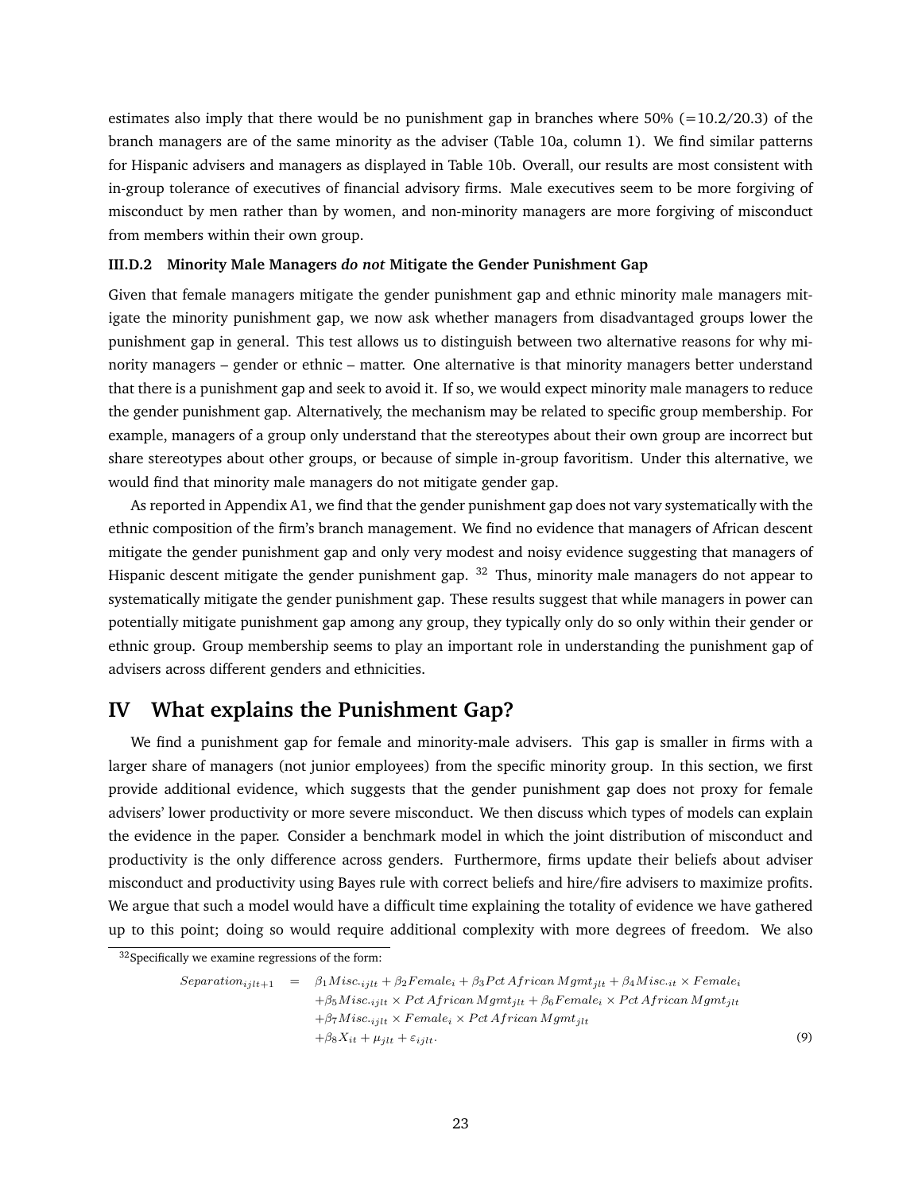estimates also imply that there would be no punishment gap in branches where 50% (=10.2/20.3) of the branch managers are of the same minority as the adviser (Table 10a, column 1). We find similar patterns for Hispanic advisers and managers as displayed in Table 10b. Overall, our results are most consistent with in-group tolerance of executives of financial advisory firms. Male executives seem to be more forgiving of misconduct by men rather than by women, and non-minority managers are more forgiving of misconduct from members within their own group.

### III.D.2 Minority Male Managers *do not* Mitigate the Gender Punishment Gap

Given that female managers mitigate the gender punishment gap and ethnic minority male managers mitigate the minority punishment gap, we now ask whether managers from disadvantaged groups lower the punishment gap in general. This test allows us to distinguish between two alternative reasons for why minority managers – gender or ethnic – matter. One alternative is that minority managers better understand that there is a punishment gap and seek to avoid it. If so, we would expect minority male managers to reduce the gender punishment gap. Alternatively, the mechanism may be related to specific group membership. For example, managers of a group only understand that the stereotypes about their own group are incorrect but share stereotypes about other groups, or because of simple in-group favoritism. Under this alternative, we would find that minority male managers do not mitigate gender gap.

As reported in Appendix A1, we find that the gender punishment gap does not vary systematically with the ethnic composition of the firm's branch management. We find no evidence that managers of African descent mitigate the gender punishment gap and only very modest and noisy evidence suggesting that managers of Hispanic descent mitigate the gender punishment gap. [32] Thus, minority male managers do not appear to systematically mitigate the gender punishment gap. These results suggest that while managers in power can potentially mitigate punishment gap among any group, they typically only do so only within their gender or ethnic group. Group membership seems to play an important role in understanding the punishment gap of advisers across different genders and ethnicities.

# IV What explains the Punishment Gap?

We find a punishment gap for female and minority-male advisers. This gap is smaller in firms with a larger share of managers (not junior employees) from the specific minority group. In this section, we first provide additional evidence, which suggests that the gender punishment gap does not proxy for female advisers' lower productivity or more severe misconduct. We then discuss which types of models can explain the evidence in the paper. Consider a benchmark model in which the joint distribution of misconduct and productivity is the only difference across genders. Furthermore, firms update their beliefs about adviser misconduct and productivity using Bayes rule with correct beliefs and hire/fire advisers to maximize profits. We argue that such a model would have a difficult time explaining the totality of evidence we have gathered up to this point; doing so would require additional complexity with more degrees of freedom. We also

[32] Specifically we examine regressions of the form:

$$
\begin{aligned}
Separation_{ijlt+1} \quad = \quad & \beta_1 Misc._{ijlt} + \beta_2 Female_i + \beta_3 Pct\, African\, Mgmt_{jlt} + \beta_4 Misc._{it} \times Female_i \\
& + \beta_5 Misc._{ijlt} \times Pct\, African\, Mgmt_{jlt} + \beta_6 Female_i \times Pct\, African\, Mgmt_{jlt} \\
& + \beta_7 Misc._{ijlt} \times Female_i \times Pct\, African\, Mgmt_{jlt} \\
& + \beta_8 X_{it} + \mu_{jlt} + \varepsilon_{ijlt}. \qquad (9)
\end{aligned}
$$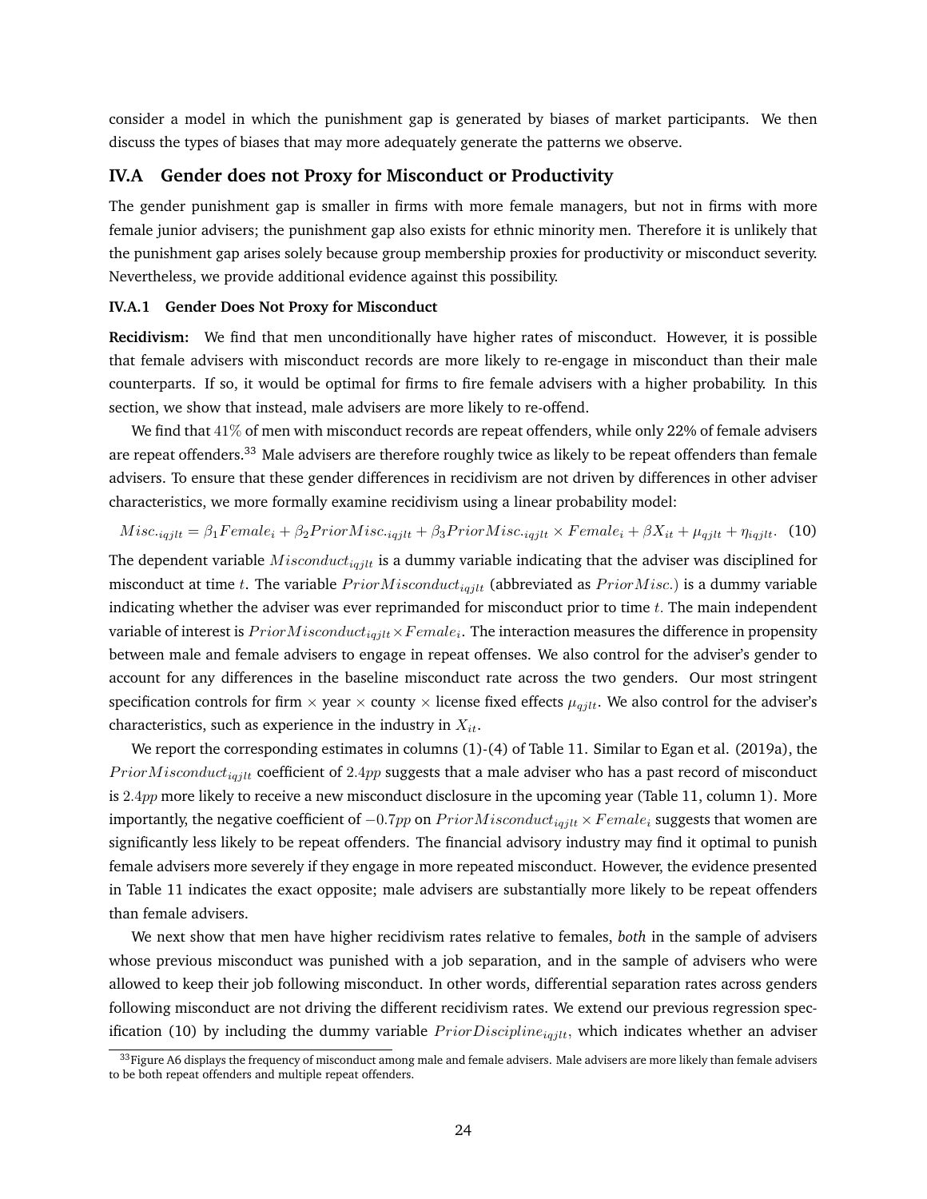consider a model in which the punishment gap is generated by biases of market participants. We then discuss the types of biases that may more adequately generate the patterns we observe.

## IV.A Gender does not Proxy for Misconduct or Productivity

The gender punishment gap is smaller in firms with more female managers, but not in firms with more female junior advisers; the punishment gap also exists for ethnic minority men. Therefore it is unlikely that the punishment gap arises solely because group membership proxies for productivity or misconduct severity. Nevertheless, we provide additional evidence against this possibility.

### IV.A.1 Gender Does Not Proxy for Misconduct

**Recidivism:** We find that men unconditionally have higher rates of misconduct. However, it is possible that female advisers with misconduct records are more likely to re-engage in misconduct than their male counterparts. If so, it would be optimal for firms to fire female advisers with a higher probability. In this section, we show that instead, male advisers are more likely to re-offend.

We find that $41\%$ of men with misconduct records are repeat offenders, while only 22% of female advisers are repeat offenders.[33] Male advisers are therefore roughly twice as likely to be repeat offenders than female advisers. To ensure that these gender differences in recidivism are not driven by differences in other adviser characteristics, we more formally examine recidivism using a linear probability model:

$$Misc._{iqjlt} = \beta_1 Female_i + \beta_2 PriorMisc._{iqjlt} + \beta_3 PriorMisc._{iqjlt} \times Female_i + \beta X_{it} + \mu_{qjlt} + \eta_{iqjlt}. \quad (10)$$

The dependent variable $Misconduct_{iqjlt}$ is a dummy variable indicating that the adviser was disciplined for misconduct at time $t$. The variable $PriorMisconduct_{iqjlt}$ (abbreviated as $PriorMisc.$) is a dummy variable indicating whether the adviser was ever reprimanded for misconduct prior to time $t$. The main independent variable of interest is $PriorMisconduct_{iqjlt} \times Female_i$. The interaction measures the difference in propensity between male and female advisers to engage in repeat offenses. We also control for the adviser's gender to account for any differences in the baseline misconduct rate across the two genders. Our most stringent specification controls for firm $\times$ year $\times$ county $\times$ license fixed effects $\mu_{qjlt}$. We also control for the adviser's characteristics, such as experience in the industry in $X_{it}$.

We report the corresponding estimates in columns (1)-(4) of Table 11. Similar to Egan et al. (2019a), the $PriorMisconduct_{iqjlt}$ coefficient of $2.4pp$ suggests that a male adviser who has a past record of misconduct is $2.4pp$ more likely to receive a new misconduct disclosure in the upcoming year (Table 11, column 1). More importantly, the negative coefficient of $-0.7pp$ on $PriorMisconduct_{iqjlt} \times Female_i$ suggests that women are significantly less likely to be repeat offenders. The financial advisory industry may find it optimal to punish female advisers more severely if they engage in more repeated misconduct. However, the evidence presented in Table 11 indicates the exact opposite; male advisers are substantially more likely to be repeat offenders than female advisers.

We next show that men have higher recidivism rates relative to females, *both* in the sample of advisers whose previous misconduct was punished with a job separation, and in the sample of advisers who were allowed to keep their job following misconduct. In other words, differential separation rates across genders following misconduct are not driving the different recidivism rates. We extend our previous regression specification (10) by including the dummy variable $PriorDiscipline_{iqjlt}$, which indicates whether an adviser

[33] Figure A6 displays the frequency of misconduct among male and female advisers. Male advisers are more likely than female advisers to be both repeat offenders and multiple repeat offenders.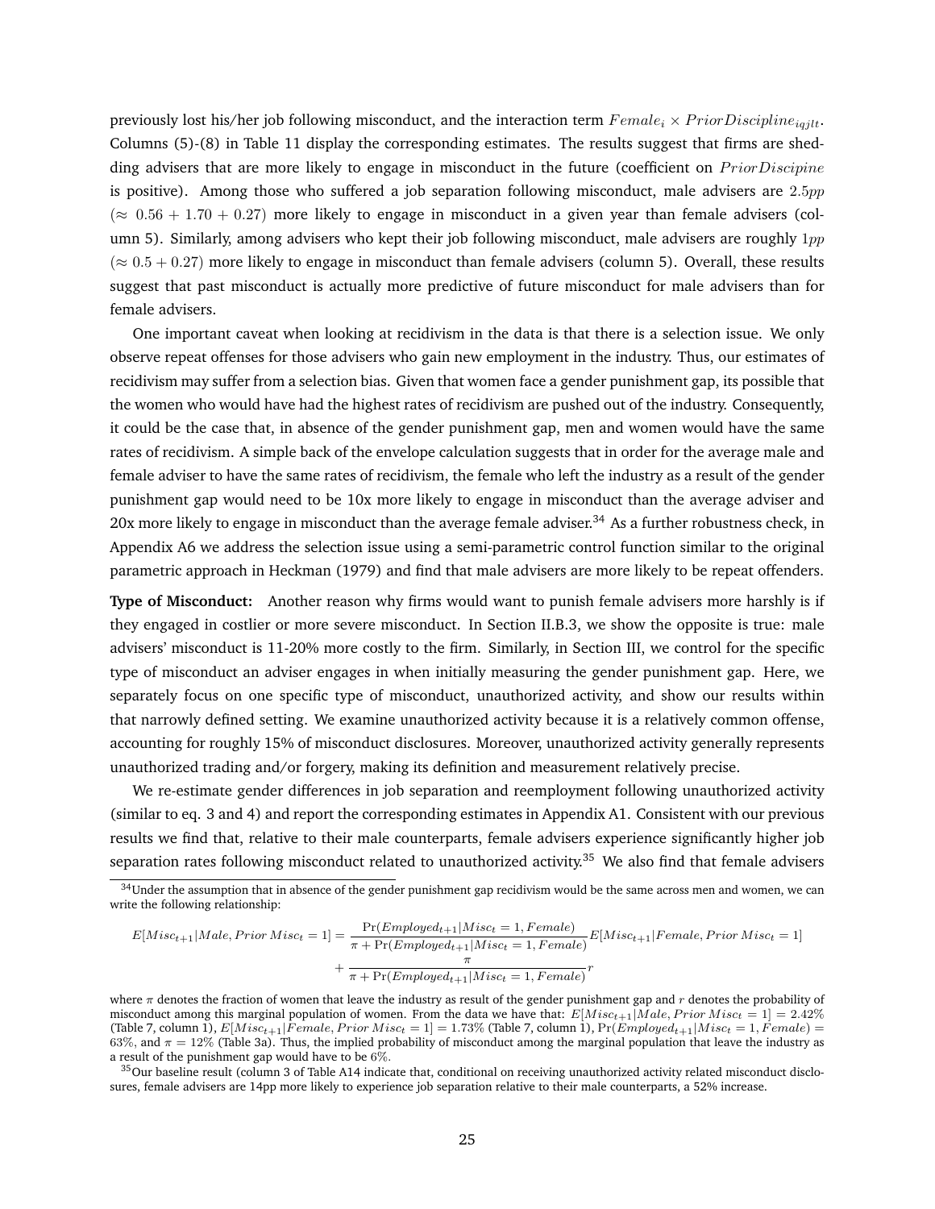previously lost his/her job following misconduct, and the interaction term $Female_i \times PriorDiscipline_{iqjlt}$. Columns (5)-(8) in Table 11 display the corresponding estimates. The results suggest that firms are shedding advisers that are more likely to engage in misconduct in the future (coefficient on $PriorDiscipine$ is positive). Among those who suffered a job separation following misconduct, male advisers are $2.5pp$ ($\approx 0.56 + 1.70 + 0.27$) more likely to engage in misconduct in a given year than female advisers (column 5). Similarly, among advisers who kept their job following misconduct, male advisers are roughly $1pp$ ($\approx 0.5 + 0.27$) more likely to engage in misconduct than female advisers (column 5). Overall, these results suggest that past misconduct is actually more predictive of future misconduct for male advisers than for female advisers.

One important caveat when looking at recidivism in the data is that there is a selection issue. We only observe repeat offenses for those advisers who gain new employment in the industry. Thus, our estimates of recidivism may suffer from a selection bias. Given that women face a gender punishment gap, its possible that the women who would have had the highest rates of recidivism are pushed out of the industry. Consequently, it could be the case that, in absence of the gender punishment gap, men and women would have the same rates of recidivism. A simple back of the envelope calculation suggests that in order for the average male and female adviser to have the same rates of recidivism, the female who left the industry as a result of the gender punishment gap would need to be 10x more likely to engage in misconduct than the average adviser and 20x more likely to engage in misconduct than the average female adviser.[34] As a further robustness check, in Appendix A6 we address the selection issue using a semi-parametric control function similar to the original parametric approach in Heckman (1979) and find that male advisers are more likely to be repeat offenders.

**Type of Misconduct:** Another reason why firms would want to punish female advisers more harshly is if they engaged in costlier or more severe misconduct. In Section II.B.3, we show the opposite is true: male advisers' misconduct is 11-20% more costly to the firm. Similarly, in Section III, we control for the specific type of misconduct an adviser engages in when initially measuring the gender punishment gap. Here, we separately focus on one specific type of misconduct, unauthorized activity, and show our results within that narrowly defined setting. We examine unauthorized activity because it is a relatively common offense, accounting for roughly 15% of misconduct disclosures. Moreover, unauthorized activity generally represents unauthorized trading and/or forgery, making its definition and measurement relatively precise.

We re-estimate gender differences in job separation and reemployment following unauthorized activity (similar to eq. 3 and 4) and report the corresponding estimates in Appendix A1. Consistent with our previous results we find that, relative to their male counterparts, female advisers experience significantly higher job separation rates following misconduct related to unauthorized activity.[35] We also find that female advisers

[34] Under the assumption that in absence of the gender punishment gap recidivism would be the same across men and women, we can write the following relationship:

$$E[Misc_{t+1}|Male, Prior\, Misc_t = 1] = \frac{\Pr(Employed_{t+1}|Misc_t = 1, Female)}{\pi + \Pr(Employed_{t+1}|Misc_t = 1, Female)} E[Misc_{t+1}|Female, Prior\, Misc_t = 1] + \frac{\pi}{\pi + \Pr(Employed_{t+1}|Misc_t = 1, Female)} r$$

where $\pi$ denotes the fraction of women that leave the industry as result of the gender punishment gap and $r$ denotes the probability of misconduct among this marginal population of women. From the data we have that: $E[Misc_{t+1}|Male, Prior\, Misc_t = 1] = 2.42\%$ (Table 7, column 1), $E[Misc_{t+1}|Female, Prior\, Misc_t = 1] = 1.73\%$ (Table 7, column 1), $\Pr(Employed_{t+1}|Misc_t = 1, Female) = 63\%$, and $\pi = 12\%$ (Table 3a). Thus, the implied probability of misconduct among the marginal population that leave the industry as a result of the punishment gap would have to be $6\%$.

[35] Our baseline result (column 3 of Table A14 indicate that, conditional on receiving unauthorized activity related misconduct disclosures, female advisers are 14pp more likely to experience job separation relative to their male counterparts, a 52% increase.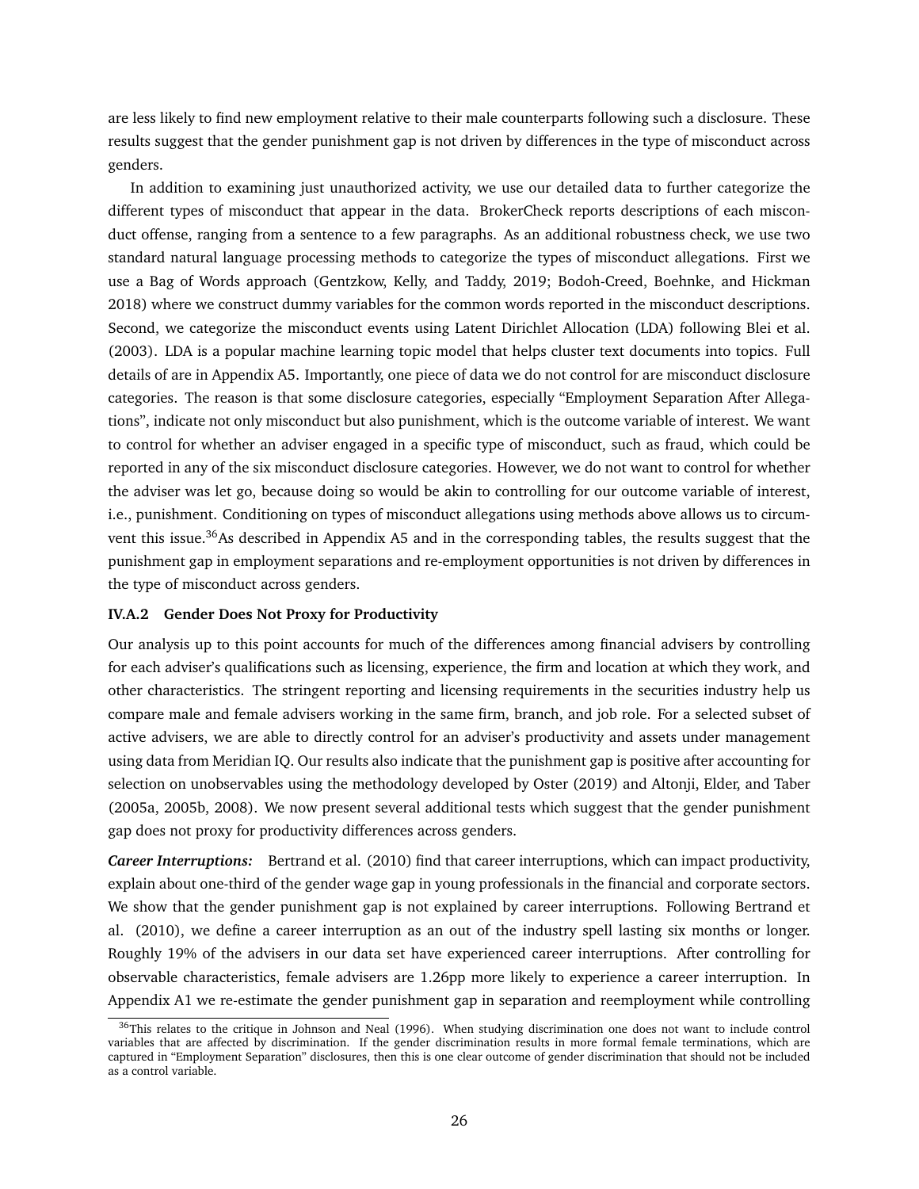are less likely to find new employment relative to their male counterparts following such a disclosure. These results suggest that the gender punishment gap is not driven by differences in the type of misconduct across genders.

In addition to examining just unauthorized activity, we use our detailed data to further categorize the different types of misconduct that appear in the data. BrokerCheck reports descriptions of each misconduct offense, ranging from a sentence to a few paragraphs. As an additional robustness check, we use two standard natural language processing methods to categorize the types of misconduct allegations. First we use a Bag of Words approach (Gentzkow, Kelly, and Taddy, 2019; Bodoh-Creed, Boehnke, and Hickman 2018) where we construct dummy variables for the common words reported in the misconduct descriptions. Second, we categorize the misconduct events using Latent Dirichlet Allocation (LDA) following Blei et al. (2003). LDA is a popular machine learning topic model that helps cluster text documents into topics. Full details of are in Appendix A5. Importantly, one piece of data we do not control for are misconduct disclosure categories. The reason is that some disclosure categories, especially "Employment Separation After Allegations", indicate not only misconduct but also punishment, which is the outcome variable of interest. We want to control for whether an adviser engaged in a specific type of misconduct, such as fraud, which could be reported in any of the six misconduct disclosure categories. However, we do not want to control for whether the adviser was let go, because doing so would be akin to controlling for our outcome variable of interest, i.e., punishment. Conditioning on types of misconduct allegations using methods above allows us to circumvent this issue.[36]As described in Appendix A5 and in the corresponding tables, the results suggest that the punishment gap in employment separations and re-employment opportunities is not driven by differences in the type of misconduct across genders.

#### IV.A.2 Gender Does Not Proxy for Productivity

Our analysis up to this point accounts for much of the differences among financial advisers by controlling for each adviser's qualifications such as licensing, experience, the firm and location at which they work, and other characteristics. The stringent reporting and licensing requirements in the securities industry help us compare male and female advisers working in the same firm, branch, and job role. For a selected subset of active advisers, we are able to directly control for an adviser's productivity and assets under management using data from Meridian IQ. Our results also indicate that the punishment gap is positive after accounting for selection on unobservables using the methodology developed by Oster (2019) and Altonji, Elder, and Taber (2005a, 2005b, 2008). We now present several additional tests which suggest that the gender punishment gap does not proxy for productivity differences across genders.

***Career Interruptions:*** Bertrand et al. (2010) find that career interruptions, which can impact productivity, explain about one-third of the gender wage gap in young professionals in the financial and corporate sectors. We show that the gender punishment gap is not explained by career interruptions. Following Bertrand et al. (2010), we define a career interruption as an out of the industry spell lasting six months or longer. Roughly 19% of the advisers in our data set have experienced career interruptions. After controlling for observable characteristics, female advisers are 1.26pp more likely to experience a career interruption. In Appendix A1 we re-estimate the gender punishment gap in separation and reemployment while controlling

[36]This relates to the critique in Johnson and Neal (1996). When studying discrimination one does not want to include control variables that are affected by discrimination. If the gender discrimination results in more formal female terminations, which are captured in "Employment Separation" disclosures, then this is one clear outcome of gender discrimination that should not be included as a control variable.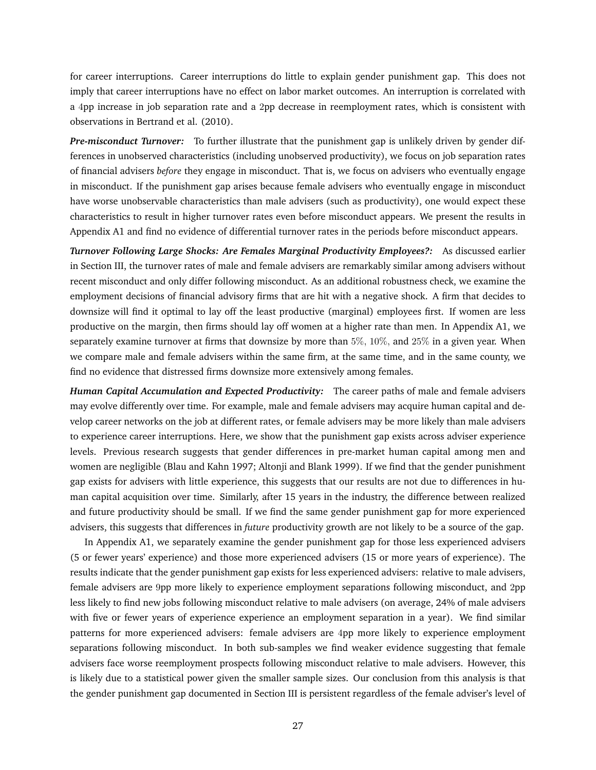for career interruptions. Career interruptions do little to explain gender punishment gap. This does not imply that career interruptions have no effect on labor market outcomes. An interruption is correlated with a 4pp increase in job separation rate and a 2pp decrease in reemployment rates, which is consistent with observations in Bertrand et al. (2010).

***Pre-misconduct Turnover:*** To further illustrate that the punishment gap is unlikely driven by gender differences in unobserved characteristics (including unobserved productivity), we focus on job separation rates of financial advisers *before* they engage in misconduct. That is, we focus on advisers who eventually engage in misconduct. If the punishment gap arises because female advisers who eventually engage in misconduct have worse unobservable characteristics than male advisers (such as productivity), one would expect these characteristics to result in higher turnover rates even before misconduct appears. We present the results in Appendix A1 and find no evidence of differential turnover rates in the periods before misconduct appears.

***Turnover Following Large Shocks: Are Females Marginal Productivity Employees?:*** As discussed earlier in Section III, the turnover rates of male and female advisers are remarkably similar among advisers without recent misconduct and only differ following misconduct. As an additional robustness check, we examine the employment decisions of financial advisory firms that are hit with a negative shock. A firm that decides to downsize will find it optimal to lay off the least productive (marginal) employees first. If women are less productive on the margin, then firms should lay off women at a higher rate than men. In Appendix A1, we separately examine turnover at firms that downsize by more than 5%, 10%, and 25% in a given year. When we compare male and female advisers within the same firm, at the same time, and in the same county, we find no evidence that distressed firms downsize more extensively among females.

***Human Capital Accumulation and Expected Productivity:*** The career paths of male and female advisers may evolve differently over time. For example, male and female advisers may acquire human capital and develop career networks on the job at different rates, or female advisers may be more likely than male advisers to experience career interruptions. Here, we show that the punishment gap exists across adviser experience levels. Previous research suggests that gender differences in pre-market human capital among men and women are negligible (Blau and Kahn 1997; Altonji and Blank 1999). If we find that the gender punishment gap exists for advisers with little experience, this suggests that our results are not due to differences in human capital acquisition over time. Similarly, after 15 years in the industry, the difference between realized and future productivity should be small. If we find the same gender punishment gap for more experienced advisers, this suggests that differences in *future* productivity growth are not likely to be a source of the gap.

In Appendix A1, we separately examine the gender punishment gap for those less experienced advisers (5 or fewer years' experience) and those more experienced advisers (15 or more years of experience). The results indicate that the gender punishment gap exists for less experienced advisers: relative to male advisers, female advisers are 9pp more likely to experience employment separations following misconduct, and 2pp less likely to find new jobs following misconduct relative to male advisers (on average, 24% of male advisers with five or fewer years of experience experience an employment separation in a year). We find similar patterns for more experienced advisers: female advisers are 4pp more likely to experience employment separations following misconduct. In both sub-samples we find weaker evidence suggesting that female advisers face worse reemployment prospects following misconduct relative to male advisers. However, this is likely due to a statistical power given the smaller sample sizes. Our conclusion from this analysis is that the gender punishment gap documented in Section III is persistent regardless of the female adviser's level of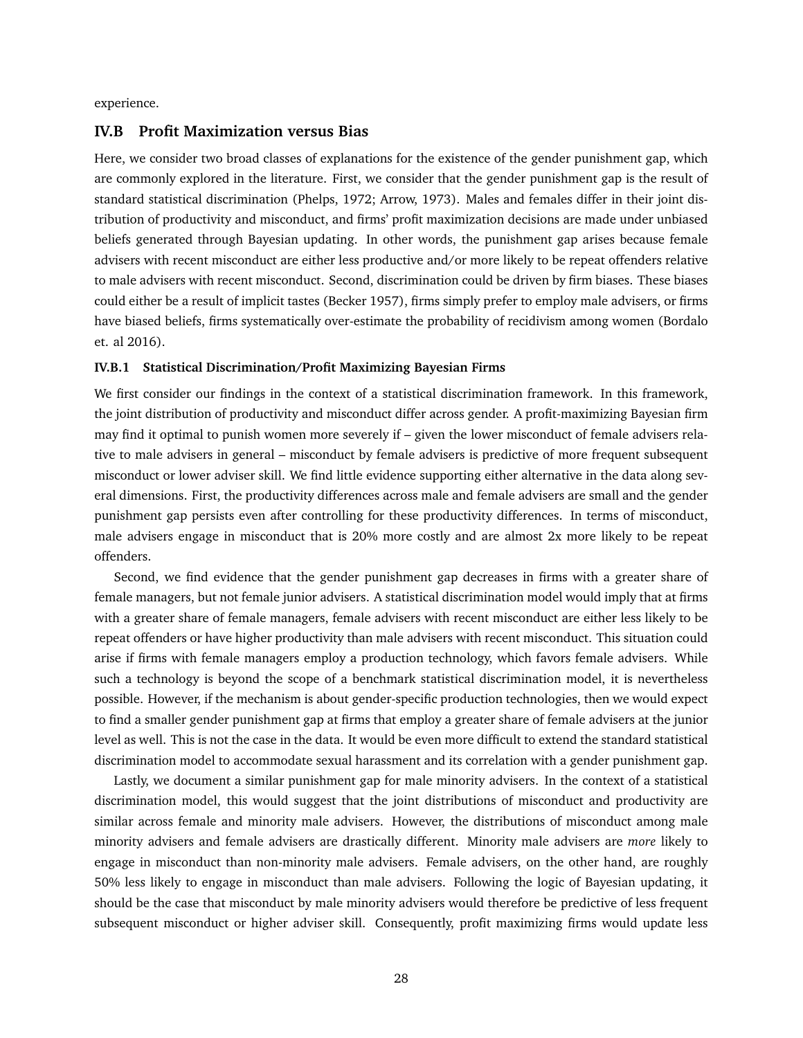experience.

## IV.B Profit Maximization versus Bias

Here, we consider two broad classes of explanations for the existence of the gender punishment gap, which are commonly explored in the literature. First, we consider that the gender punishment gap is the result of standard statistical discrimination (Phelps, 1972; Arrow, 1973). Males and females differ in their joint distribution of productivity and misconduct, and firms' profit maximization decisions are made under unbiased beliefs generated through Bayesian updating. In other words, the punishment gap arises because female advisers with recent misconduct are either less productive and/or more likely to be repeat offenders relative to male advisers with recent misconduct. Second, discrimination could be driven by firm biases. These biases could either be a result of implicit tastes (Becker 1957), firms simply prefer to employ male advisers, or firms have biased beliefs, firms systematically over-estimate the probability of recidivism among women (Bordalo et. al 2016).

### IV.B.1 Statistical Discrimination/Profit Maximizing Bayesian Firms

We first consider our findings in the context of a statistical discrimination framework. In this framework, the joint distribution of productivity and misconduct differ across gender. A profit-maximizing Bayesian firm may find it optimal to punish women more severely if – given the lower misconduct of female advisers relative to male advisers in general – misconduct by female advisers is predictive of more frequent subsequent misconduct or lower adviser skill. We find little evidence supporting either alternative in the data along several dimensions. First, the productivity differences across male and female advisers are small and the gender punishment gap persists even after controlling for these productivity differences. In terms of misconduct, male advisers engage in misconduct that is 20% more costly and are almost 2x more likely to be repeat offenders.

Second, we find evidence that the gender punishment gap decreases in firms with a greater share of female managers, but not female junior advisers. A statistical discrimination model would imply that at firms with a greater share of female managers, female advisers with recent misconduct are either less likely to be repeat offenders or have higher productivity than male advisers with recent misconduct. This situation could arise if firms with female managers employ a production technology, which favors female advisers. While such a technology is beyond the scope of a benchmark statistical discrimination model, it is nevertheless possible. However, if the mechanism is about gender-specific production technologies, then we would expect to find a smaller gender punishment gap at firms that employ a greater share of female advisers at the junior level as well. This is not the case in the data. It would be even more difficult to extend the standard statistical discrimination model to accommodate sexual harassment and its correlation with a gender punishment gap.

Lastly, we document a similar punishment gap for male minority advisers. In the context of a statistical discrimination model, this would suggest that the joint distributions of misconduct and productivity are similar across female and minority male advisers. However, the distributions of misconduct among male minority advisers and female advisers are drastically different. Minority male advisers are *more* likely to engage in misconduct than non-minority male advisers. Female advisers, on the other hand, are roughly 50% less likely to engage in misconduct than male advisers. Following the logic of Bayesian updating, it should be the case that misconduct by male minority advisers would therefore be predictive of less frequent subsequent misconduct or higher adviser skill. Consequently, profit maximizing firms would update less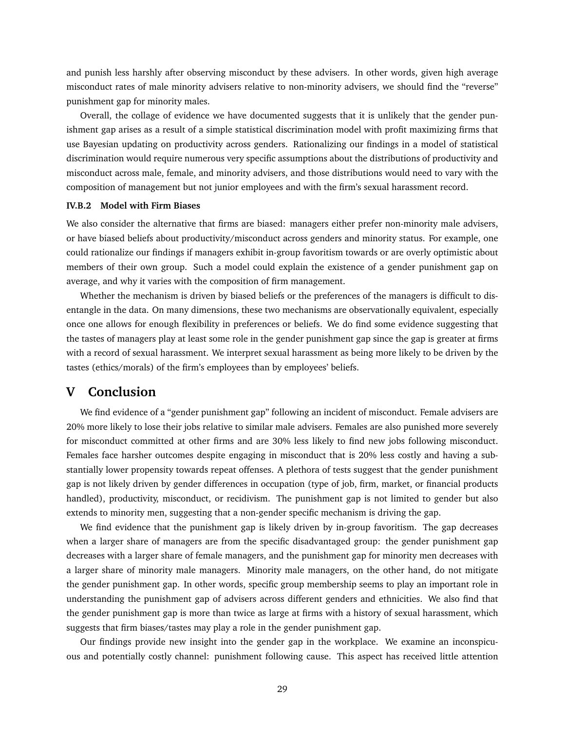and punish less harshly after observing misconduct by these advisers. In other words, given high average misconduct rates of male minority advisers relative to non-minority advisers, we should find the "reverse" punishment gap for minority males.

Overall, the collage of evidence we have documented suggests that it is unlikely that the gender punishment gap arises as a result of a simple statistical discrimination model with profit maximizing firms that use Bayesian updating on productivity across genders. Rationalizing our findings in a model of statistical discrimination would require numerous very specific assumptions about the distributions of productivity and misconduct across male, female, and minority advisers, and those distributions would need to vary with the composition of management but not junior employees and with the firm's sexual harassment record.

#### IV.B.2 Model with Firm Biases

We also consider the alternative that firms are biased: managers either prefer non-minority male advisers, or have biased beliefs about productivity/misconduct across genders and minority status. For example, one could rationalize our findings if managers exhibit in-group favoritism towards or are overly optimistic about members of their own group. Such a model could explain the existence of a gender punishment gap on average, and why it varies with the composition of firm management.

Whether the mechanism is driven by biased beliefs or the preferences of the managers is difficult to disentangle in the data. On many dimensions, these two mechanisms are observationally equivalent, especially once one allows for enough flexibility in preferences or beliefs. We do find some evidence suggesting that the tastes of managers play at least some role in the gender punishment gap since the gap is greater at firms with a record of sexual harassment. We interpret sexual harassment as being more likely to be driven by the tastes (ethics/morals) of the firm's employees than by employees' beliefs.

## V Conclusion

We find evidence of a "gender punishment gap" following an incident of misconduct. Female advisers are 20% more likely to lose their jobs relative to similar male advisers. Females are also punished more severely for misconduct committed at other firms and are 30% less likely to find new jobs following misconduct. Females face harsher outcomes despite engaging in misconduct that is 20% less costly and having a substantially lower propensity towards repeat offenses. A plethora of tests suggest that the gender punishment gap is not likely driven by gender differences in occupation (type of job, firm, market, or financial products handled), productivity, misconduct, or recidivism. The punishment gap is not limited to gender but also extends to minority men, suggesting that a non-gender specific mechanism is driving the gap.

We find evidence that the punishment gap is likely driven by in-group favoritism. The gap decreases when a larger share of managers are from the specific disadvantaged group: the gender punishment gap decreases with a larger share of female managers, and the punishment gap for minority men decreases with a larger share of minority male managers. Minority male managers, on the other hand, do not mitigate the gender punishment gap. In other words, specific group membership seems to play an important role in understanding the punishment gap of advisers across different genders and ethnicities. We also find that the gender punishment gap is more than twice as large at firms with a history of sexual harassment, which suggests that firm biases/tastes may play a role in the gender punishment gap.

Our findings provide new insight into the gender gap in the workplace. We examine an inconspicuous and potentially costly channel: punishment following cause. This aspect has received little attention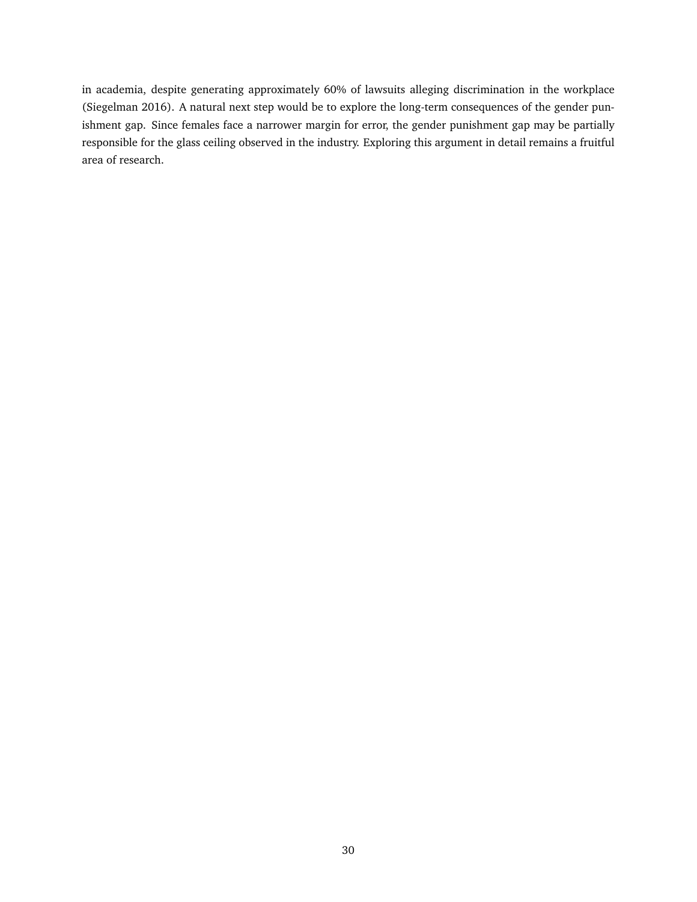in academia, despite generating approximately 60% of lawsuits alleging discrimination in the workplace (Siegelman 2016). A natural next step would be to explore the long-term consequences of the gender punishment gap. Since females face a narrower margin for error, the gender punishment gap may be partially responsible for the glass ceiling observed in the industry. Exploring this argument in detail remains a fruitful area of research.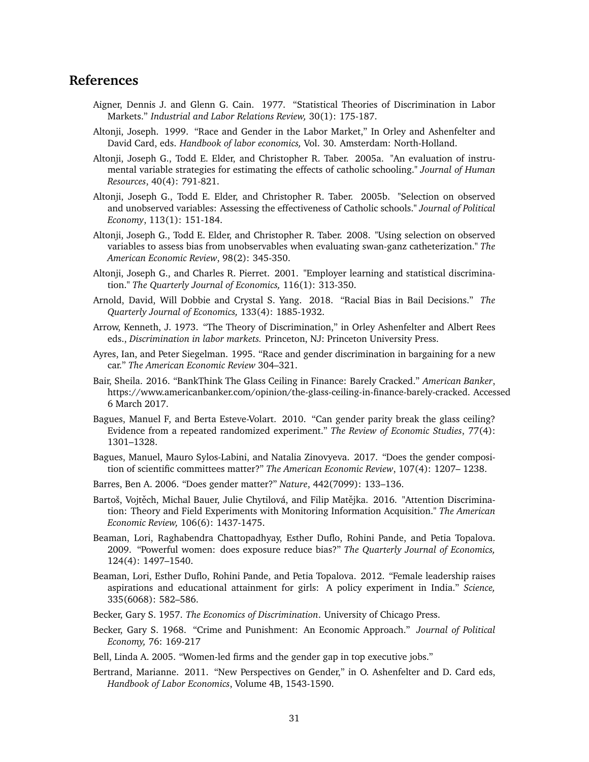## References

Aigner, Dennis J. and Glenn G. Cain. 1977. "Statistical Theories of Discrimination in Labor Markets." *Industrial and Labor Relations Review,* 30(1): 175-187.

Altonji, Joseph. 1999. "Race and Gender in the Labor Market," In Orley and Ashenfelter and David Card, eds. *Handbook of labor economics,* Vol. 30. Amsterdam: North-Holland.

Altonji, Joseph G., Todd E. Elder, and Christopher R. Taber. 2005a. "An evaluation of instrumental variable strategies for estimating the effects of catholic schooling." *Journal of Human Resources*, 40(4): 791-821.

Altonji, Joseph G., Todd E. Elder, and Christopher R. Taber. 2005b. "Selection on observed and unobserved variables: Assessing the effectiveness of Catholic schools." *Journal of Political Economy*, 113(1): 151-184.

Altonji, Joseph G., Todd E. Elder, and Christopher R. Taber. 2008. "Using selection on observed variables to assess bias from unobservables when evaluating swan-ganz catheterization." *The American Economic Review*, 98(2): 345-350.

Altonji, Joseph G., and Charles R. Pierret. 2001. "Employer learning and statistical discrimination." *The Quarterly Journal of Economics,* 116(1): 313-350.

Arnold, David, Will Dobbie and Crystal S. Yang. 2018. "Racial Bias in Bail Decisions." *The Quarterly Journal of Economics,* 133(4): 1885-1932.

Arrow, Kenneth, J. 1973. "The Theory of Discrimination," in Orley Ashenfelter and Albert Rees eds., *Discrimination in labor markets.* Princeton, NJ: Princeton University Press.

Ayres, Ian, and Peter Siegelman. 1995. "Race and gender discrimination in bargaining for a new car." *The American Economic Review* 304–321.

Bair, Sheila. 2016. "BankThink The Glass Ceiling in Finance: Barely Cracked." *American Banker*, https://www.americanbanker.com/opinion/the-glass-ceiling-in-finance-barely-cracked. Accessed 6 March 2017.

Bagues, Manuel F, and Berta Esteve-Volart. 2010. "Can gender parity break the glass ceiling? Evidence from a repeated randomized experiment." *The Review of Economic Studies*, 77(4): 1301–1328.

Bagues, Manuel, Mauro Sylos-Labini, and Natalia Zinovyeva. 2017. "Does the gender composition of scientific committees matter?" *The American Economic Review*, 107(4): 1207– 1238.

Barres, Ben A. 2006. "Does gender matter?" *Nature*, 442(7099): 133–136.

Bartoš, Vojtěch, Michal Bauer, Julie Chytilová, and Filip Matějka. 2016. "Attention Discrimination: Theory and Field Experiments with Monitoring Information Acquisition." *The American Economic Review,* 106(6): 1437-1475.

Beaman, Lori, Raghabendra Chattopadhyay, Esther Duflo, Rohini Pande, and Petia Topalova. 2009. "Powerful women: does exposure reduce bias?" *The Quarterly Journal of Economics,* 124(4): 1497–1540.

Beaman, Lori, Esther Duflo, Rohini Pande, and Petia Topalova. 2012. "Female leadership raises aspirations and educational attainment for girls: A policy experiment in India." *Science,* 335(6068): 582–586.

Becker, Gary S. 1957. *The Economics of Discrimination*. University of Chicago Press.

Becker, Gary S. 1968. "Crime and Punishment: An Economic Approach." *Journal of Political Economy,* 76: 169-217

Bell, Linda A. 2005. "Women-led firms and the gender gap in top executive jobs."

Bertrand, Marianne. 2011. "New Perspectives on Gender," in O. Ashenfelter and D. Card eds, *Handbook of Labor Economics*, Volume 4B, 1543-1590.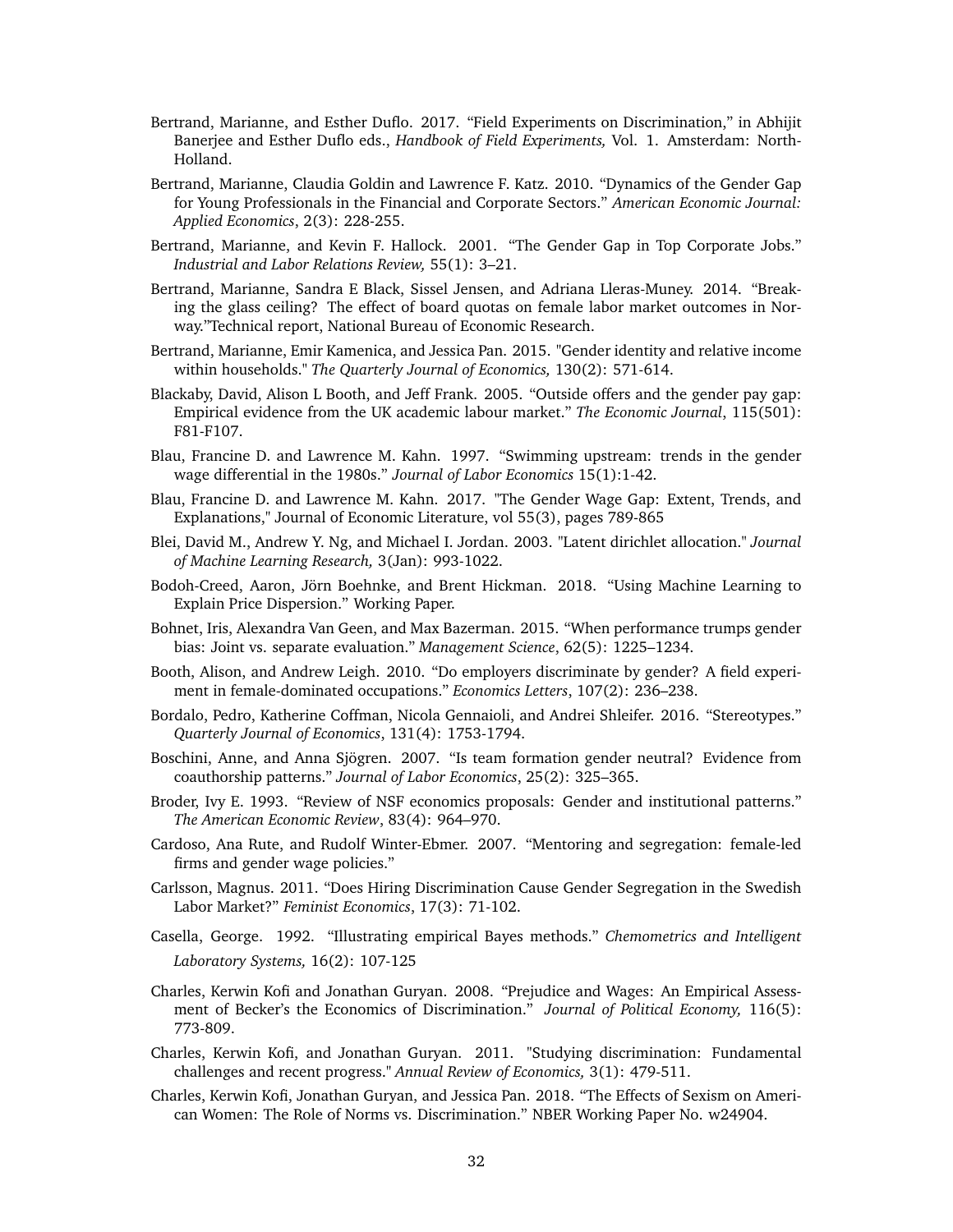Bertrand, Marianne, and Esther Duflo. 2017. "Field Experiments on Discrimination," in Abhijit Banerjee and Esther Duflo eds., *Handbook of Field Experiments,* Vol. 1. Amsterdam: North-Holland.

Bertrand, Marianne, Claudia Goldin and Lawrence F. Katz. 2010. "Dynamics of the Gender Gap for Young Professionals in the Financial and Corporate Sectors." *American Economic Journal: Applied Economics*, 2(3): 228-255.

Bertrand, Marianne, and Kevin F. Hallock. 2001. "The Gender Gap in Top Corporate Jobs." *Industrial and Labor Relations Review,* 55(1): 3–21.

Bertrand, Marianne, Sandra E Black, Sissel Jensen, and Adriana Lleras-Muney. 2014. "Breaking the glass ceiling? The effect of board quotas on female labor market outcomes in Norway."Technical report, National Bureau of Economic Research.

Bertrand, Marianne, Emir Kamenica, and Jessica Pan. 2015. "Gender identity and relative income within households." *The Quarterly Journal of Economics,* 130(2): 571-614.

Blackaby, David, Alison L Booth, and Jeff Frank. 2005. "Outside offers and the gender pay gap: Empirical evidence from the UK academic labour market." *The Economic Journal*, 115(501): F81-F107.

Blau, Francine D. and Lawrence M. Kahn. 1997. "Swimming upstream: trends in the gender wage differential in the 1980s." *Journal of Labor Economics* 15(1):1-42.

Blau, Francine D. and Lawrence M. Kahn. 2017. "The Gender Wage Gap: Extent, Trends, and Explanations," Journal of Economic Literature, vol 55(3), pages 789-865

Blei, David M., Andrew Y. Ng, and Michael I. Jordan. 2003. "Latent dirichlet allocation." *Journal of Machine Learning Research,* 3(Jan): 993-1022.

Bodoh-Creed, Aaron, Jörn Boehnke, and Brent Hickman. 2018. "Using Machine Learning to Explain Price Dispersion." Working Paper.

Bohnet, Iris, Alexandra Van Geen, and Max Bazerman. 2015. "When performance trumps gender bias: Joint vs. separate evaluation." *Management Science*, 62(5): 1225–1234.

Booth, Alison, and Andrew Leigh. 2010. "Do employers discriminate by gender? A field experiment in female-dominated occupations." *Economics Letters*, 107(2): 236–238.

Bordalo, Pedro, Katherine Coffman, Nicola Gennaioli, and Andrei Shleifer. 2016. "Stereotypes." *Quarterly Journal of Economics*, 131(4): 1753-1794.

Boschini, Anne, and Anna Sjögren. 2007. "Is team formation gender neutral? Evidence from coauthorship patterns." *Journal of Labor Economics*, 25(2): 325–365.

Broder, Ivy E. 1993. "Review of NSF economics proposals: Gender and institutional patterns." *The American Economic Review*, 83(4): 964–970.

Cardoso, Ana Rute, and Rudolf Winter-Ebmer. 2007. "Mentoring and segregation: female-led firms and gender wage policies."

Carlsson, Magnus. 2011. "Does Hiring Discrimination Cause Gender Segregation in the Swedish Labor Market?" *Feminist Economics*, 17(3): 71-102.

Casella, George. 1992. "Illustrating empirical Bayes methods." *Chemometrics and Intelligent Laboratory Systems,* 16(2): 107-125

Charles, Kerwin Kofi and Jonathan Guryan. 2008. "Prejudice and Wages: An Empirical Assessment of Becker's the Economics of Discrimination." *Journal of Political Economy,* 116(5): 773-809.

Charles, Kerwin Kofi, and Jonathan Guryan. 2011. "Studying discrimination: Fundamental challenges and recent progress." *Annual Review of Economics,* 3(1): 479-511.

Charles, Kerwin Kofi, Jonathan Guryan, and Jessica Pan. 2018. "The Effects of Sexism on American Women: The Role of Norms vs. Discrimination." NBER Working Paper No. w24904.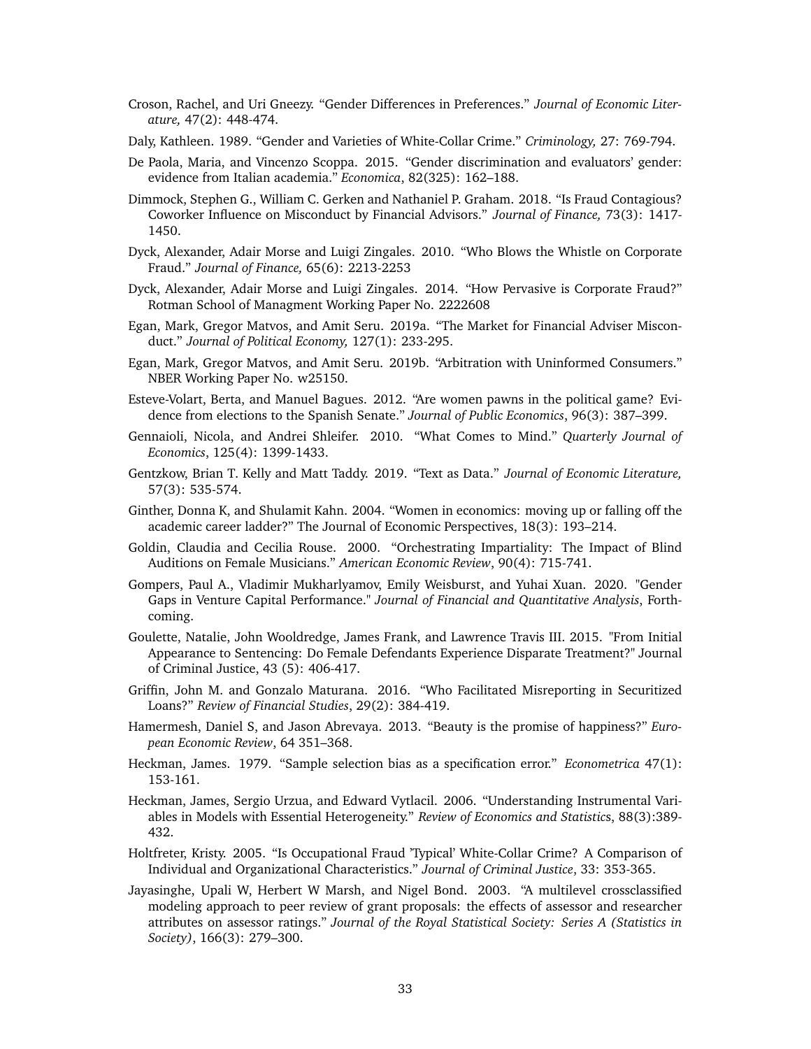Croson, Rachel, and Uri Gneezy. "Gender Differences in Preferences." *Journal of Economic Literature,* 47(2): 448-474.

Daly, Kathleen. 1989. "Gender and Varieties of White-Collar Crime." *Criminology,* 27: 769-794.

De Paola, Maria, and Vincenzo Scoppa. 2015. "Gender discrimination and evaluators' gender: evidence from Italian academia." *Economica*, 82(325): 162–188.

Dimmock, Stephen G., William C. Gerken and Nathaniel P. Graham. 2018. "Is Fraud Contagious? Coworker Influence on Misconduct by Financial Advisors." *Journal of Finance,* 73(3): 1417-1450.

Dyck, Alexander, Adair Morse and Luigi Zingales. 2010. "Who Blows the Whistle on Corporate Fraud." *Journal of Finance,* 65(6): 2213-2253

Dyck, Alexander, Adair Morse and Luigi Zingales. 2014. "How Pervasive is Corporate Fraud?" Rotman School of Managment Working Paper No. 2222608

Egan, Mark, Gregor Matvos, and Amit Seru. 2019a. "The Market for Financial Adviser Misconduct." *Journal of Political Economy,* 127(1): 233-295.

Egan, Mark, Gregor Matvos, and Amit Seru. 2019b. "Arbitration with Uninformed Consumers." NBER Working Paper No. w25150.

Esteve-Volart, Berta, and Manuel Bagues. 2012. "Are women pawns in the political game? Evidence from elections to the Spanish Senate." *Journal of Public Economics*, 96(3): 387–399.

Gennaioli, Nicola, and Andrei Shleifer. 2010. "What Comes to Mind." *Quarterly Journal of Economics*, 125(4): 1399-1433.

Gentzkow, Brian T. Kelly and Matt Taddy. 2019. "Text as Data." *Journal of Economic Literature,* 57(3): 535-574.

Ginther, Donna K, and Shulamit Kahn. 2004. "Women in economics: moving up or falling off the academic career ladder?" The Journal of Economic Perspectives, 18(3): 193–214.

Goldin, Claudia and Cecilia Rouse. 2000. "Orchestrating Impartiality: The Impact of Blind Auditions on Female Musicians." *American Economic Review*, 90(4): 715-741.

Gompers, Paul A., Vladimir Mukharlyamov, Emily Weisburst, and Yuhai Xuan. 2020. "Gender Gaps in Venture Capital Performance." *Journal of Financial and Quantitative Analysis*, Forthcoming.

Goulette, Natalie, John Wooldredge, James Frank, and Lawrence Travis III. 2015. "From Initial Appearance to Sentencing: Do Female Defendants Experience Disparate Treatment?" Journal of Criminal Justice, 43 (5): 406-417.

Griffin, John M. and Gonzalo Maturana. 2016. "Who Facilitated Misreporting in Securitized Loans?" *Review of Financial Studies*, 29(2): 384-419.

Hamermesh, Daniel S, and Jason Abrevaya. 2013. "Beauty is the promise of happiness?" *European Economic Review*, 64 351–368.

Heckman, James. 1979. "Sample selection bias as a specification error." *Econometrica* 47(1): 153-161.

Heckman, James, Sergio Urzua, and Edward Vytlacil. 2006. "Understanding Instrumental Variables in Models with Essential Heterogeneity." *Review of Economics and Statistics*, 88(3):389-432.

Holtfreter, Kristy. 2005. "Is Occupational Fraud 'Typical' White-Collar Crime? A Comparison of Individual and Organizational Characteristics." *Journal of Criminal Justice*, 33: 353-365.

Jayasinghe, Upali W, Herbert W Marsh, and Nigel Bond. 2003. "A multilevel crossclassified modeling approach to peer review of grant proposals: the effects of assessor and researcher attributes on assessor ratings." *Journal of the Royal Statistical Society: Series A (Statistics in Society)*, 166(3): 279–300.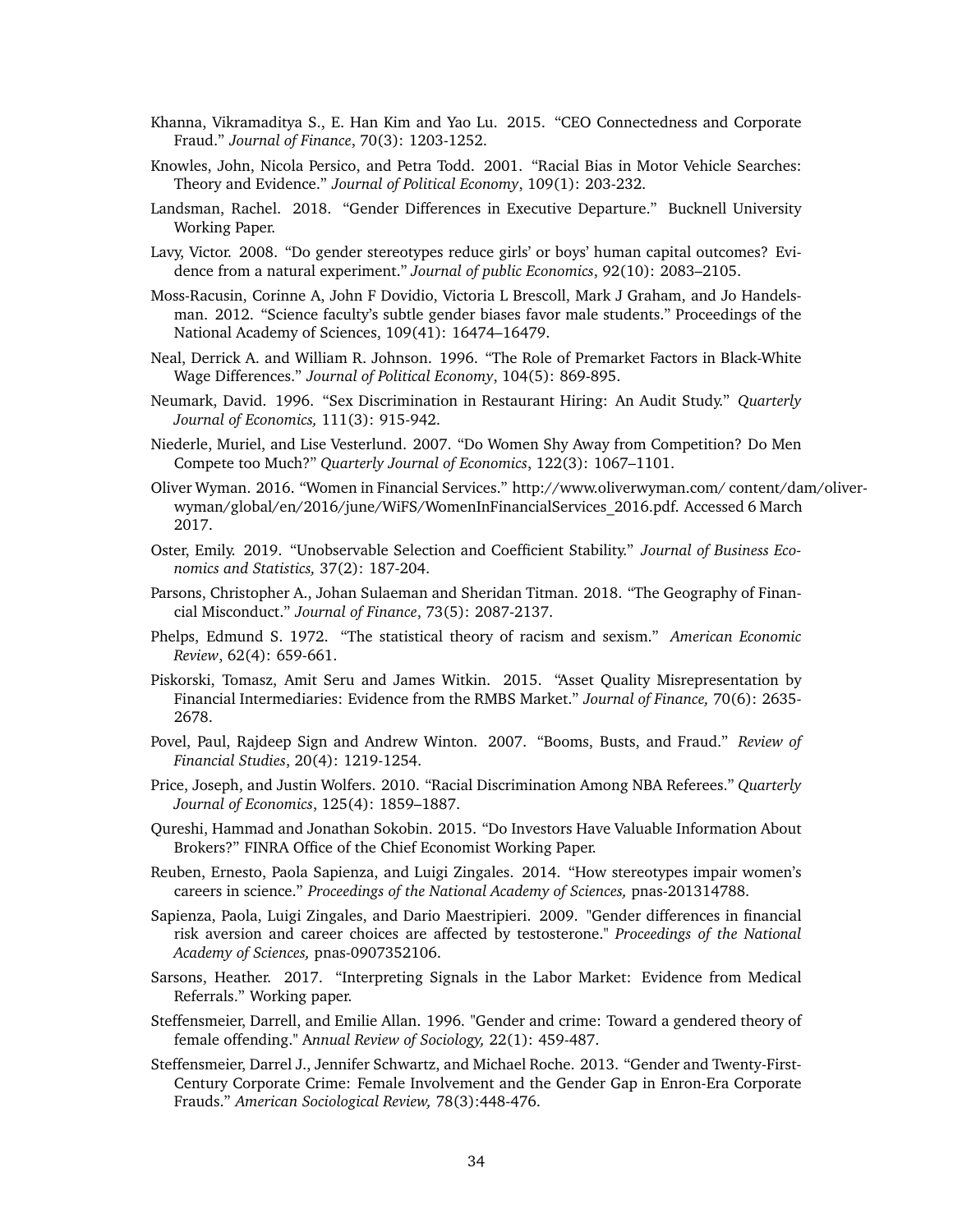Khanna, Vikramaditya S., E. Han Kim and Yao Lu. 2015. "CEO Connectedness and Corporate Fraud." *Journal of Finance*, 70(3): 1203-1252.

Knowles, John, Nicola Persico, and Petra Todd. 2001. "Racial Bias in Motor Vehicle Searches: Theory and Evidence." *Journal of Political Economy*, 109(1): 203-232.

Landsman, Rachel. 2018. "Gender Differences in Executive Departure." Bucknell University Working Paper.

Lavy, Victor. 2008. "Do gender stereotypes reduce girls' or boys' human capital outcomes? Evidence from a natural experiment." *Journal of public Economics*, 92(10): 2083–2105.

Moss-Racusin, Corinne A, John F Dovidio, Victoria L Brescoll, Mark J Graham, and Jo Handelsman. 2012. "Science faculty's subtle gender biases favor male students." Proceedings of the National Academy of Sciences, 109(41): 16474–16479.

Neal, Derrick A. and William R. Johnson. 1996. "The Role of Premarket Factors in Black-White Wage Differences." *Journal of Political Economy*, 104(5): 869-895.

Neumark, David. 1996. "Sex Discrimination in Restaurant Hiring: An Audit Study." *Quarterly Journal of Economics,* 111(3): 915-942.

Niederle, Muriel, and Lise Vesterlund. 2007. "Do Women Shy Away from Competition? Do Men Compete too Much?" *Quarterly Journal of Economics*, 122(3): 1067–1101.

Oliver Wyman. 2016. "Women in Financial Services." http://www.oliverwyman.com/ content/dam/oliver-wyman/global/en/2016/june/WiFS/WomenInFinancialServices_2016.pdf. Accessed 6 March 2017.

Oster, Emily. 2019. "Unobservable Selection and Coefficient Stability." *Journal of Business Economics and Statistics,* 37(2): 187-204.

Parsons, Christopher A., Johan Sulaeman and Sheridan Titman. 2018. "The Geography of Financial Misconduct." *Journal of Finance*, 73(5): 2087-2137.

Phelps, Edmund S. 1972. "The statistical theory of racism and sexism." *American Economic Review*, 62(4): 659-661.

Piskorski, Tomasz, Amit Seru and James Witkin. 2015. "Asset Quality Misrepresentation by Financial Intermediaries: Evidence from the RMBS Market." *Journal of Finance,* 70(6): 2635-2678.

Povel, Paul, Rajdeep Sign and Andrew Winton. 2007. "Booms, Busts, and Fraud." *Review of Financial Studies*, 20(4): 1219-1254.

Price, Joseph, and Justin Wolfers. 2010. "Racial Discrimination Among NBA Referees." *Quarterly Journal of Economics*, 125(4): 1859–1887.

Qureshi, Hammad and Jonathan Sokobin. 2015. "Do Investors Have Valuable Information About Brokers?" FINRA Office of the Chief Economist Working Paper.

Reuben, Ernesto, Paola Sapienza, and Luigi Zingales. 2014. "How stereotypes impair women's careers in science." *Proceedings of the National Academy of Sciences,* pnas-201314788.

Sapienza, Paola, Luigi Zingales, and Dario Maestripieri. 2009. "Gender differences in financial risk aversion and career choices are affected by testosterone." *Proceedings of the National Academy of Sciences,* pnas-0907352106.

Sarsons, Heather. 2017. "Interpreting Signals in the Labor Market: Evidence from Medical Referrals." Working paper.

Steffensmeier, Darrell, and Emilie Allan. 1996. "Gender and crime: Toward a gendered theory of female offending." *Annual Review of Sociology,* 22(1): 459-487.

Steffensmeier, Darrel J., Jennifer Schwartz, and Michael Roche. 2013. "Gender and Twenty-First-Century Corporate Crime: Female Involvement and the Gender Gap in Enron-Era Corporate Frauds." *American Sociological Review,* 78(3):448-476.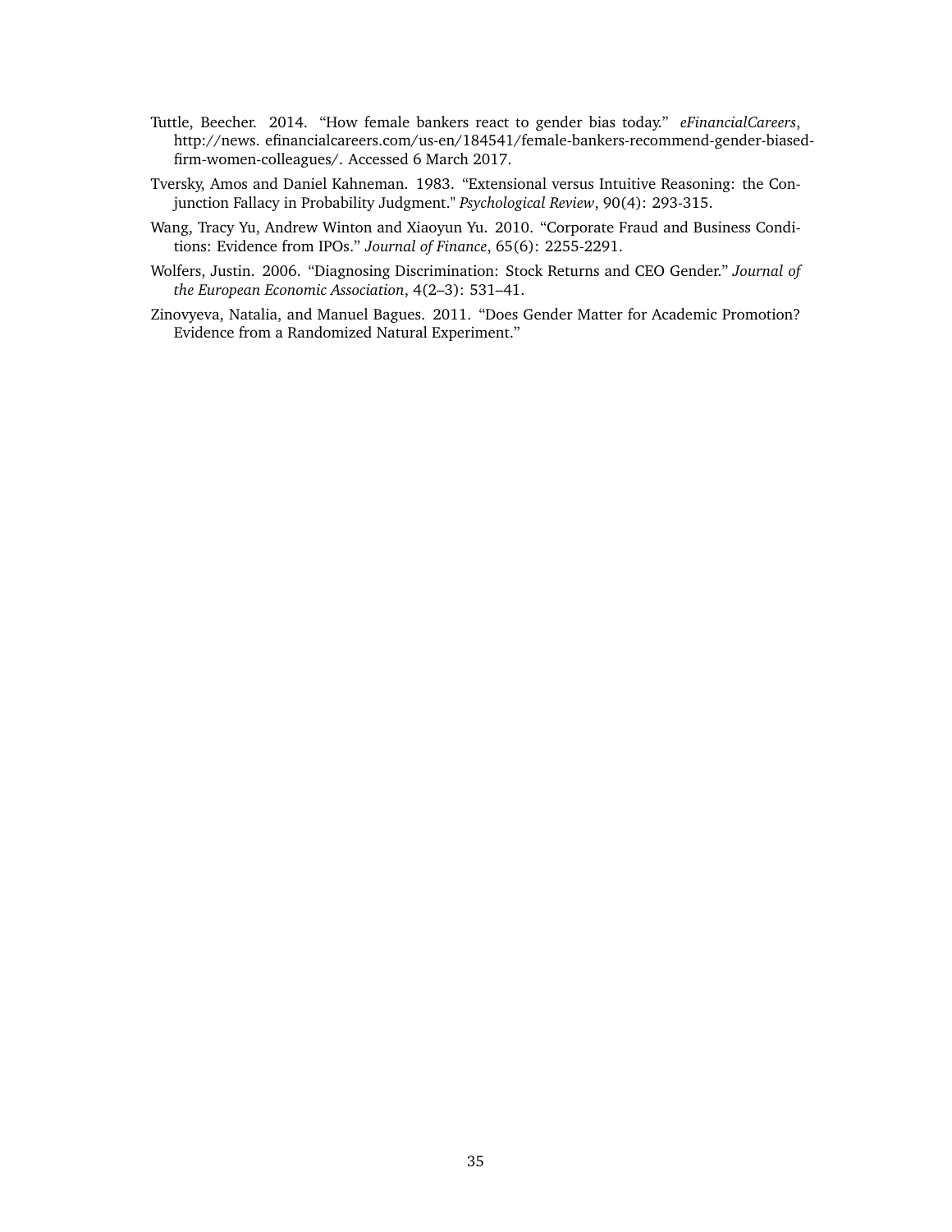Tuttle, Beecher. 2014. "How female bankers react to gender bias today." *eFinancialCareers*, http://news. efinancialcareers.com/us-en/184541/female-bankers-recommend-gender-biased-firm-women-colleagues/. Accessed 6 March 2017.

Tversky, Amos and Daniel Kahneman. 1983. "Extensional versus Intuitive Reasoning: the Conjunction Fallacy in Probability Judgment." *Psychological Review*, 90(4): 293-315.

Wang, Tracy Yu, Andrew Winton and Xiaoyun Yu. 2010. "Corporate Fraud and Business Conditions: Evidence from IPOs." *Journal of Finance*, 65(6): 2255-2291.

Wolfers, Justin. 2006. "Diagnosing Discrimination: Stock Returns and CEO Gender." *Journal of the European Economic Association*, 4(2–3): 531–41.

Zinovyeva, Natalia, and Manuel Bagues. 2011. "Does Gender Matter for Academic Promotion? Evidence from a Randomized Natural Experiment."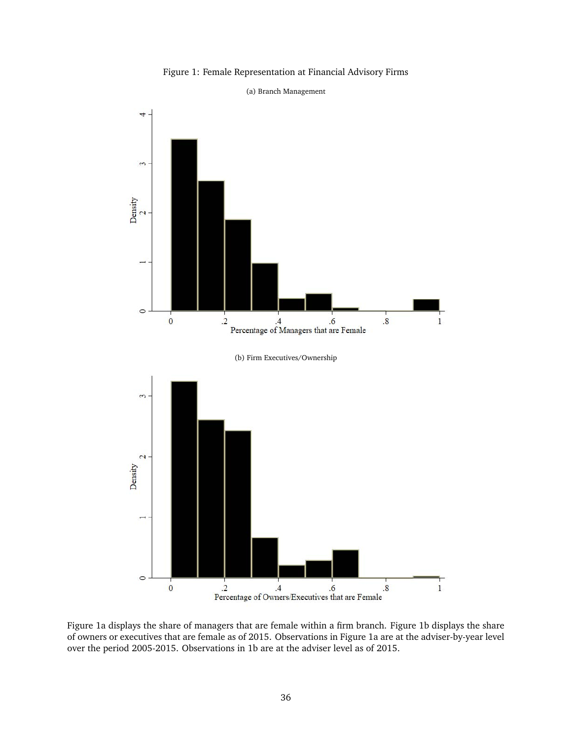Figure 1: Female Representation at Financial Advisory Firms

(a) Branch Management

(b) Firm Executives/Ownership

Figure 1a displays the share of managers that are female within a firm branch. Figure 1b displays the share of owners or executives that are female as of 2015. Observations in Figure 1a are at the adviser-by-year level over the period 2005-2015. Observations in 1b are at the adviser level as of 2015.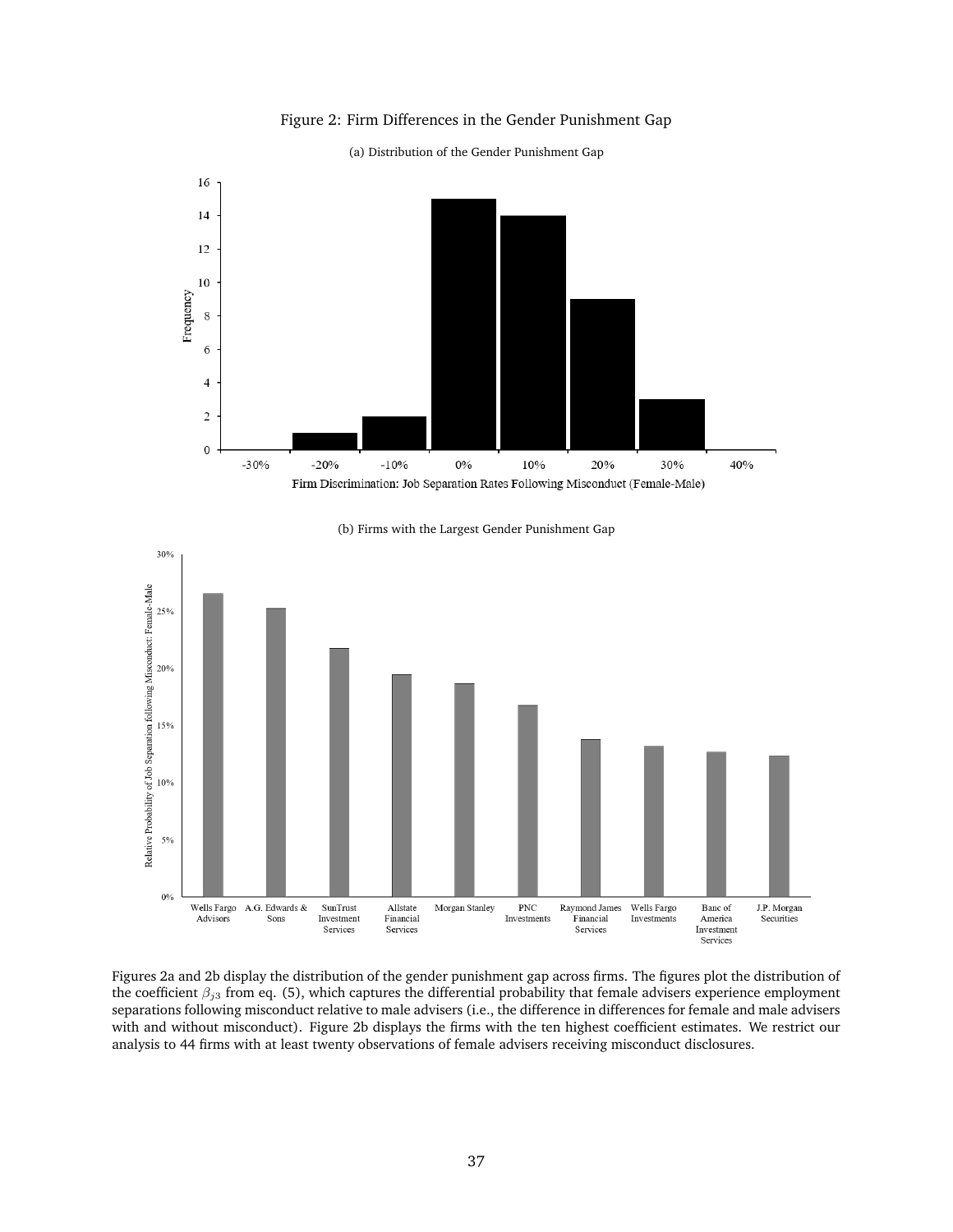Figure 2: Firm Differences in the Gender Punishment Gap

(a) Distribution of the Gender Punishment Gap

(b) Firms with the Largest Gender Punishment Gap

Figures 2a and 2b display the distribution of the gender punishment gap across firms. The figures plot the distribution of the coefficient $\beta_{j3}$ from eq. (5), which captures the differential probability that female advisers experience employment separations following misconduct relative to male advisers (i.e., the difference in differences for female and male advisers with and without misconduct). Figure 2b displays the firms with the ten highest coefficient estimates. We restrict our analysis to 44 firms with at least twenty observations of female advisers receiving misconduct disclosures.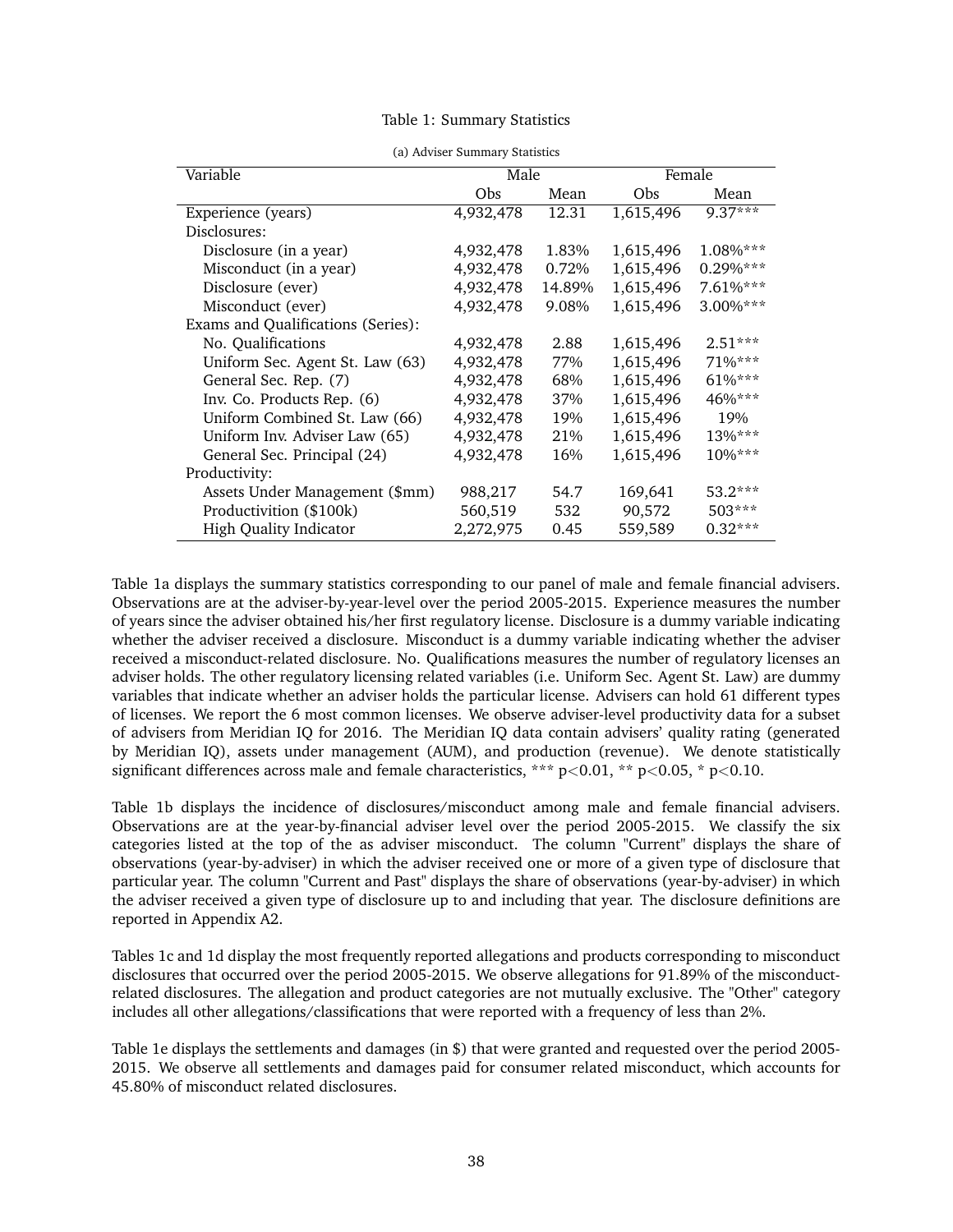Table 1: Summary Statistics

(a) Adviser Summary Statistics

| Variable | Male | | Female | |
|---|---|---|---|---|
| | Obs | Mean | Obs | Mean |
| Experience (years) | 4,932,478 | 12.31 | 1,615,496 | 9.37*** |
| Disclosures: | | | | |
| Disclosure (in a year) | 4,932,478 | 1.83% | 1,615,496 | 1.08%*** |
| Misconduct (in a year) | 4,932,478 | 0.72% | 1,615,496 | 0.29%*** |
| Disclosure (ever) | 4,932,478 | 14.89% | 1,615,496 | 7.61%*** |
| Misconduct (ever) | 4,932,478 | 9.08% | 1,615,496 | 3.00%*** |
| Exams and Qualifications (Series): | | | | |
| No. Qualifications | 4,932,478 | 2.88 | 1,615,496 | 2.51*** |
| Uniform Sec. Agent St. Law (63) | 4,932,478 | 77% | 1,615,496 | 71%*** |
| General Sec. Rep. (7) | 4,932,478 | 68% | 1,615,496 | 61%*** |
| Inv. Co. Products Rep. (6) | 4,932,478 | 37% | 1,615,496 | 46%*** |
| Uniform Combined St. Law (66) | 4,932,478 | 19% | 1,615,496 | 19% |
| Uniform Inv. Adviser Law (65) | 4,932,478 | 21% | 1,615,496 | 13%*** |
| General Sec. Principal (24) | 4,932,478 | 16% | 1,615,496 | 10%*** |
| Productivity: | | | | |
| Assets Under Management ($mm) | 988,217 | 54.7 | 169,641 | 53.2*** |
| Productivition ($100k) | 560,519 | 532 | 90,572 | 503*** |
| High Quality Indicator | 2,272,975 | 0.45 | 559,589 | 0.32*** |

Table 1a displays the summary statistics corresponding to our panel of male and female financial advisers. Observations are at the adviser-by-year-level over the period 2005-2015. Experience measures the number of years since the adviser obtained his/her first regulatory license. Disclosure is a dummy variable indicating whether the adviser received a disclosure. Misconduct is a dummy variable indicating whether the adviser received a misconduct-related disclosure. No. Qualifications measures the number of regulatory licenses an adviser holds. The other regulatory licensing related variables (i.e. Uniform Sec. Agent St. Law) are dummy variables that indicate whether an adviser holds the particular license. Advisers can hold 61 different types of licenses. We report the 6 most common licenses. We observe adviser-level productivity data for a subset of advisers from Meridian IQ for 2016. The Meridian IQ data contain advisers' quality rating (generated by Meridian IQ), assets under management (AUM), and production (revenue). We denote statistically significant differences across male and female characteristics, *** $p<0.01$, ** $p<0.05$, * $p<0.10$.

Table 1b displays the incidence of disclosures/misconduct among male and female financial advisers. Observations are at the year-by-financial adviser level over the period 2005-2015. We classify the six categories listed at the top of the as adviser misconduct. The column "Current" displays the share of observations (year-by-adviser) in which the adviser received one or more of a given type of disclosure that particular year. The column "Current and Past" displays the share of observations (year-by-adviser) in which the adviser received a given type of disclosure up to and including that year. The disclosure definitions are reported in Appendix A2.

Tables 1c and 1d display the most frequently reported allegations and products corresponding to misconduct disclosures that occurred over the period 2005-2015. We observe allegations for 91.89% of the misconduct-related disclosures. The allegation and product categories are not mutually exclusive. The "Other" category includes all other allegations/classifications that were reported with a frequency of less than 2%.

Table 1e displays the settlements and damages (in $) that were granted and requested over the period 2005-2015. We observe all settlements and damages paid for consumer related misconduct, which accounts for 45.80% of misconduct related disclosures.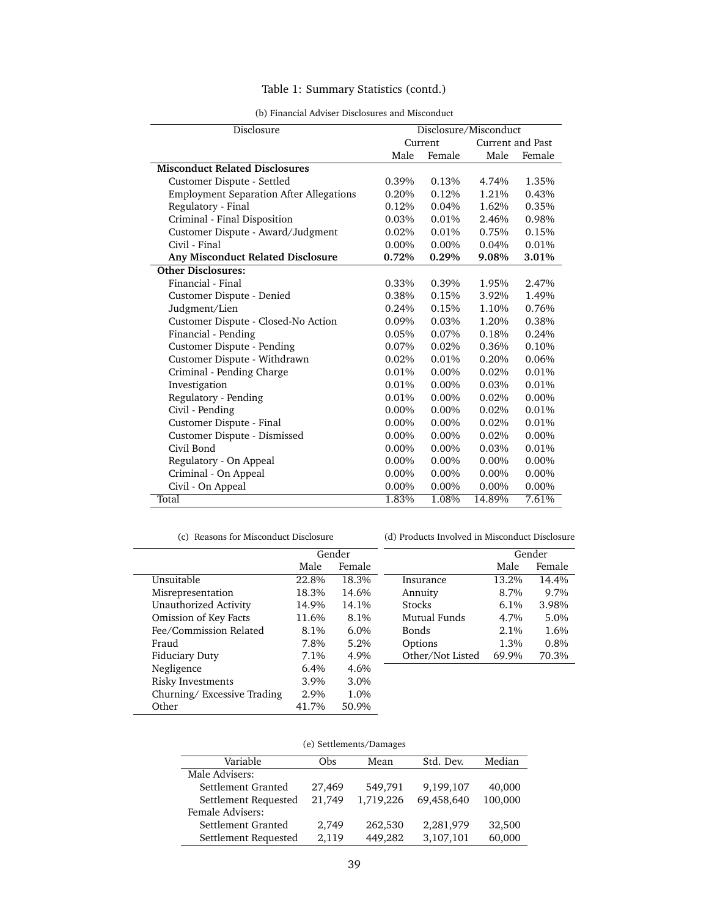Table 1: Summary Statistics (contd.)

(b) Financial Adviser Disclosures and Misconduct

| Disclosure | Disclosure/Misconduct | | | |
|---|---|---|---|---|
| | Current | | Current and Past | |
| | Male | Female | Male | Female |
| **Misconduct Related Disclosures** | | | | |
| Customer Dispute - Settled | 0.39% | 0.13% | 4.74% | 1.35% |
| Employment Separation After Allegations | 0.20% | 0.12% | 1.21% | 0.43% |
| Regulatory - Final | 0.12% | 0.04% | 1.62% | 0.35% |
| Criminal - Final Disposition | 0.03% | 0.01% | 2.46% | 0.98% |
| Customer Dispute - Award/Judgment | 0.02% | 0.01% | 0.75% | 0.15% |
| Civil - Final | 0.00% | 0.00% | 0.04% | 0.01% |
| **Any Misconduct Related Disclosure** | **0.72%** | **0.29%** | **9.08%** | **3.01%** |
| **Other Disclosures:** | | | | |
| Financial - Final | 0.33% | 0.39% | 1.95% | 2.47% |
| Customer Dispute - Denied | 0.38% | 0.15% | 3.92% | 1.49% |
| Judgment/Lien | 0.24% | 0.15% | 1.10% | 0.76% |
| Customer Dispute - Closed-No Action | 0.09% | 0.03% | 1.20% | 0.38% |
| Financial - Pending | 0.05% | 0.07% | 0.18% | 0.24% |
| Customer Dispute - Pending | 0.07% | 0.02% | 0.36% | 0.10% |
| Customer Dispute - Withdrawn | 0.02% | 0.01% | 0.20% | 0.06% |
| Criminal - Pending Charge | 0.01% | 0.00% | 0.02% | 0.01% |
| Investigation | 0.01% | 0.00% | 0.03% | 0.01% |
| Regulatory - Pending | 0.01% | 0.00% | 0.02% | 0.00% |
| Civil - Pending | 0.00% | 0.00% | 0.02% | 0.01% |
| Customer Dispute - Final | 0.00% | 0.00% | 0.02% | 0.01% |
| Customer Dispute - Dismissed | 0.00% | 0.00% | 0.02% | 0.00% |
| Civil Bond | 0.00% | 0.00% | 0.03% | 0.01% |
| Regulatory - On Appeal | 0.00% | 0.00% | 0.00% | 0.00% |
| Criminal - On Appeal | 0.00% | 0.00% | 0.00% | 0.00% |
| Civil - On Appeal | 0.00% | 0.00% | 0.00% | 0.00% |
| Total | 1.83% | 1.08% | 14.89% | 7.61% |

(c) Reasons for Misconduct Disclosure

| | Gender | |
|---|---|---|
| | Male | Female |
| Unsuitable | 22.8% | 18.3% |
| Misrepresentation | 18.3% | 14.6% |
| Unauthorized Activity | 14.9% | 14.1% |
| Omission of Key Facts | 11.6% | 8.1% |
| Fee/Commission Related | 8.1% | 6.0% |
| Fraud | 7.8% | 5.2% |
| Fiduciary Duty | 7.1% | 4.9% |
| Negligence | 6.4% | 4.6% |
| Risky Investments | 3.9% | 3.0% |
| Churning/ Excessive Trading | 2.9% | 1.0% |
| Other | 41.7% | 50.9% |

(d) Products Involved in Misconduct Disclosure

| | Gender | |
|---|---|---|
| | Male | Female |
| Insurance | 13.2% | 14.4% |
| Annuity | 8.7% | 9.7% |
| Stocks | 6.1% | 3.98% |
| Mutual Funds | 4.7% | 5.0% |
| Bonds | 2.1% | 1.6% |
| Options | 1.3% | 0.8% |
| Other/Not Listed | 69.9% | 70.3% |

(e) Settlements/Damages

| Variable | Obs | Mean | Std. Dev. | Median |
|---|---|---|---|---|
| Male Advisers: | | | | |
| Settlement Granted | 27,469 | 549,791 | 9,199,107 | 40,000 |
| Settlement Requested | 21,749 | 1,719,226 | 69,458,640 | 100,000 |
| Female Advisers: | | | | |
| Settlement Granted | 2,749 | 262,530 | 2,281,979 | 32,500 |
| Settlement Requested | 2,119 | 449,282 | 3,107,101 | 60,000 |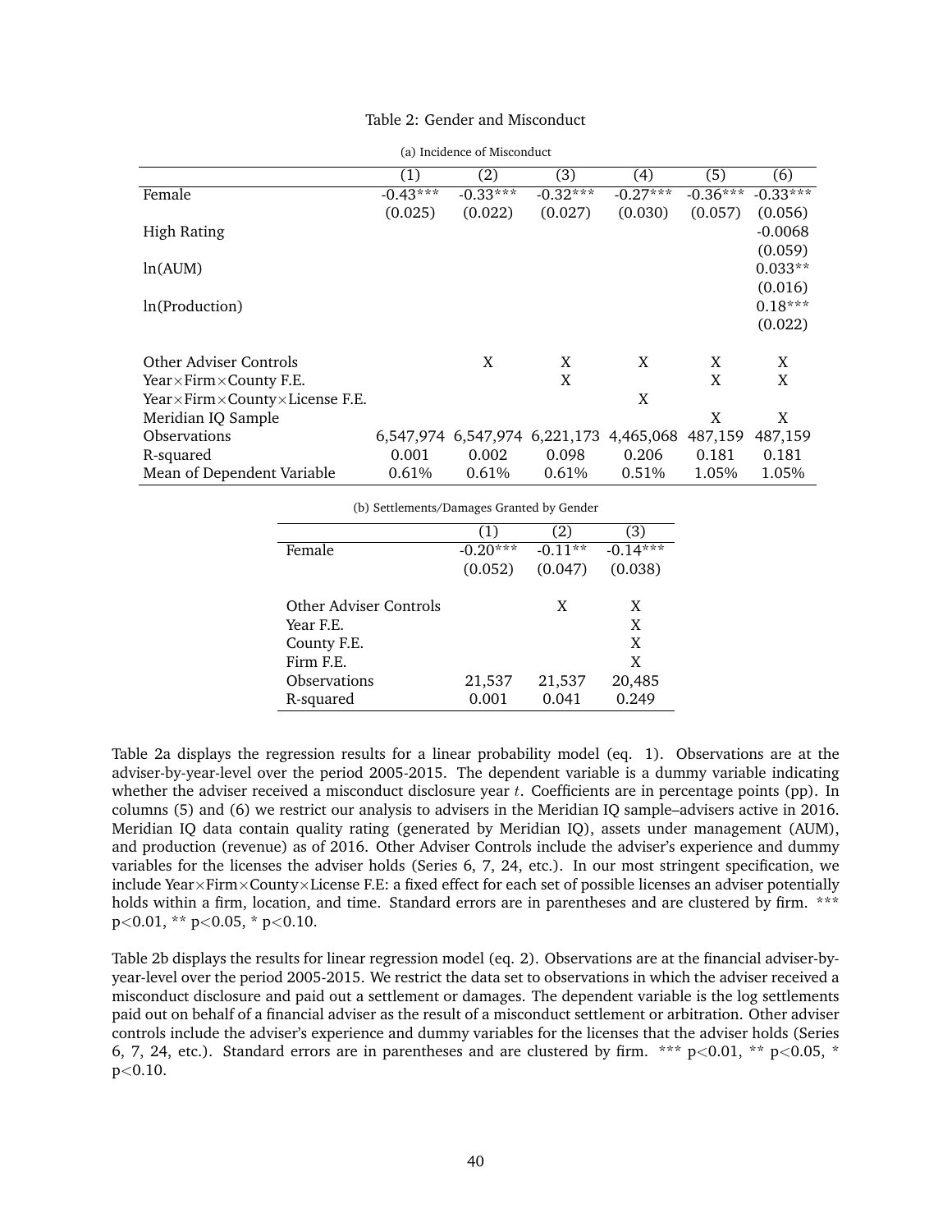Table 2: Gender and Misconduct

(a) Incidence of Misconduct

| | (1) | (2) | (3) | (4) | (5) | (6) |
|---|---|---|---|---|---|---|
| Female | -0.43*** | -0.33*** | -0.32*** | -0.27*** | -0.36*** | -0.33*** |
| | (0.025) | (0.022) | (0.027) | (0.030) | (0.057) | (0.056) |
| High Rating | | | | | | -0.0068 |
| | | | | | | (0.059) |
| ln(AUM) | | | | | | 0.033** |
| | | | | | | (0.016) |
| ln(Production) | | | | | | 0.18*** |
| | | | | | | (0.022) |
| Other Adviser Controls | | X | X | X | X | X |
| Year×Firm×County F.E. | | | X | | X | X |
| Year×Firm×County×License F.E. | | | | X | | |
| Meridian IQ Sample | | | | | X | X |
| Observations | 6,547,974 | 6,547,974 | 6,221,173 | 4,465,068 | 487,159 | 487,159 |
| R-squared | 0.001 | 0.002 | 0.098 | 0.206 | 0.181 | 0.181 |
| Mean of Dependent Variable | 0.61% | 0.61% | 0.61% | 0.51% | 1.05% | 1.05% |

(b) Settlements/Damages Granted by Gender

| | (1) | (2) | (3) |
|---|---|---|---|
| Female | -0.20*** | -0.11** | -0.14*** |
| | (0.052) | (0.047) | (0.038) |
| Other Adviser Controls | | X | X |
| Year F.E. | | | X |
| County F.E. | | | X |
| Firm F.E. | | | X |
| Observations | 21,537 | 21,537 | 20,485 |
| R-squared | 0.001 | 0.041 | 0.249 |

Table 2a displays the regression results for a linear probability model (eq. 1). Observations are at the adviser-by-year-level over the period 2005-2015. The dependent variable is a dummy variable indicating whether the adviser received a misconduct disclosure year $t$. Coefficients are in percentage points (pp). In columns (5) and (6) we restrict our analysis to advisers in the Meridian IQ sample–advisers active in 2016. Meridian IQ data contain quality rating (generated by Meridian IQ), assets under management (AUM), and production (revenue) as of 2016. Other Adviser Controls include the adviser's experience and dummy variables for the licenses the adviser holds (Series 6, 7, 24, etc.). In our most stringent specification, we include Year×Firm×County×License F.E: a fixed effect for each set of possible licenses an adviser potentially holds within a firm, location, and time. Standard errors are in parentheses and are clustered by firm. *** $p<0.01$, ** $p<0.05$, * $p<0.10$.

Table 2b displays the results for linear regression model (eq. 2). Observations are at the financial adviser-by-year-level over the period 2005-2015. We restrict the data set to observations in which the adviser received a misconduct disclosure and paid out a settlement or damages. The dependent variable is the log settlements paid out on behalf of a financial adviser as the result of a misconduct settlement or arbitration. Other adviser controls include the adviser's experience and dummy variables for the licenses that the adviser holds (Series 6, 7, 24, etc.). Standard errors are in parentheses and are clustered by firm. *** $p<0.01$, ** $p<0.05$, * $p<0.10$.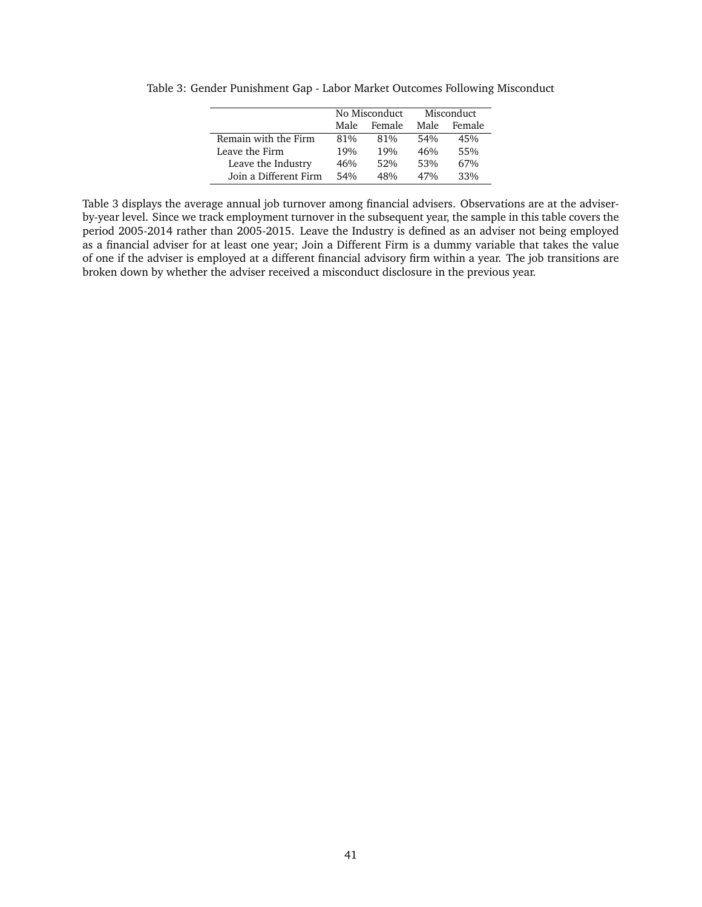Table 3: Gender Punishment Gap - Labor Market Outcomes Following Misconduct

| | No Misconduct | | Misconduct | |
|---|---|---|---|---|
| | Male | Female | Male | Female |
| Remain with the Firm | 81% | 81% | 54% | 45% |
| Leave the Firm | 19% | 19% | 46% | 55% |
| Leave the Industry | 46% | 52% | 53% | 67% |
| Join a Different Firm | 54% | 48% | 47% | 33% |

Table 3 displays the average annual job turnover among financial advisers. Observations are at the adviser-by-year level. Since we track employment turnover in the subsequent year, the sample in this table covers the period 2005-2014 rather than 2005-2015. Leave the Industry is defined as an adviser not being employed as a financial adviser for at least one year; Join a Different Firm is a dummy variable that takes the value of one if the adviser is employed at a different financial advisory firm within a year. The job transitions are broken down by whether the adviser received a misconduct disclosure in the previous year.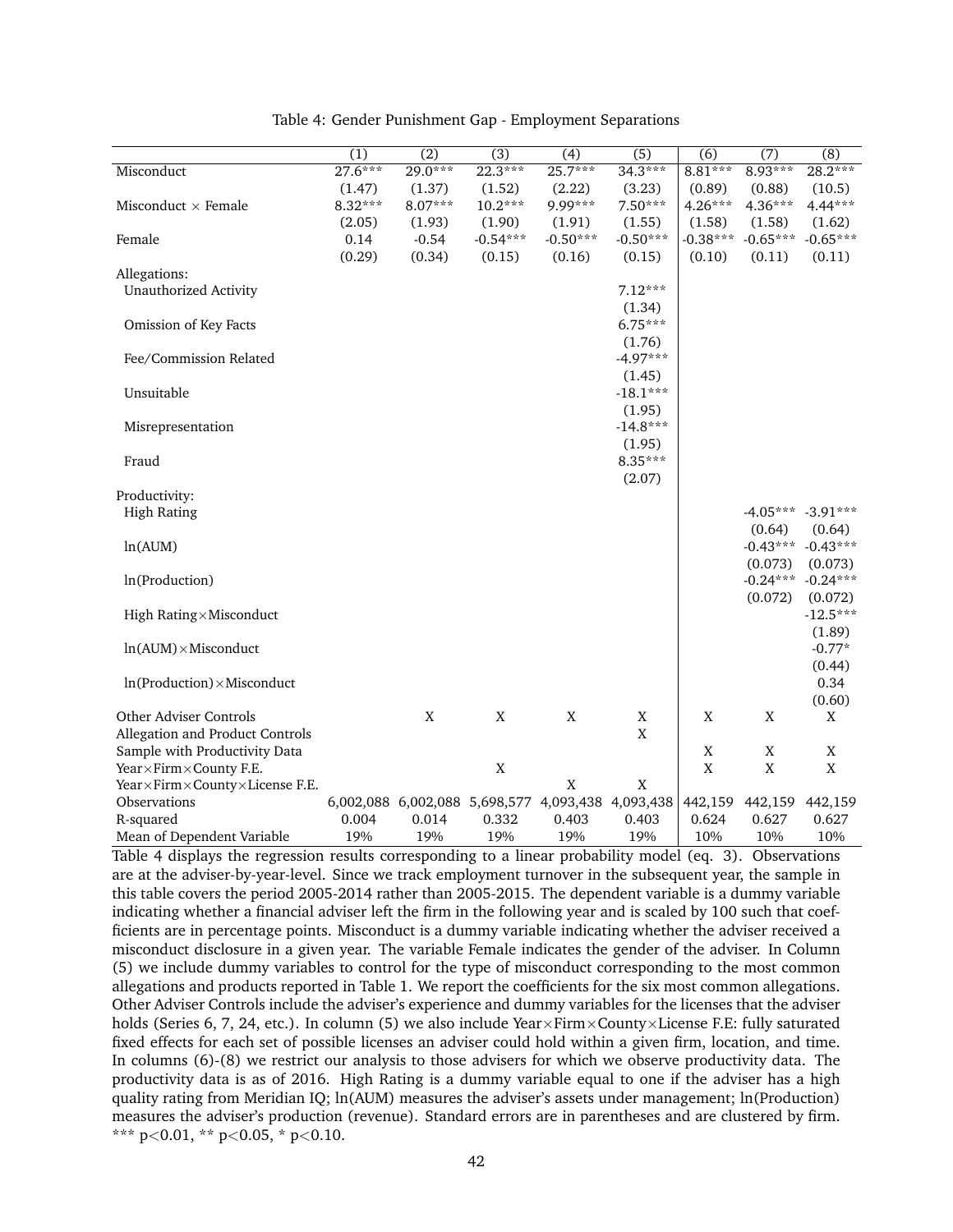Table 4: Gender Punishment Gap - Employment Separations

| | (1) | (2) | (3) | (4) | (5) | (6) | (7) | (8) |
|---|---|---|---|---|---|---|---|---|
| Misconduct | 27.6*** | 29.0*** | 22.3*** | 25.7*** | 34.3*** | 8.81*** | 8.93*** | 28.2*** |
| | (1.47) | (1.37) | (1.52) | (2.22) | (3.23) | (0.89) | (0.88) | (10.5) |
| Misconduct × Female | 8.32*** | 8.07*** | 10.2*** | 9.99*** | 7.50*** | 4.26*** | 4.36*** | 4.44*** |
| | (2.05) | (1.93) | (1.90) | (1.91) | (1.55) | (1.58) | (1.58) | (1.62) |
| Female | 0.14 | -0.54 | -0.54*** | -0.50*** | -0.50*** | -0.38*** | -0.65*** | -0.65*** |
| | (0.29) | (0.34) | (0.15) | (0.16) | (0.15) | (0.10) | (0.11) | (0.11) |
| Allegations: | | | | | | | | |
| Unauthorized Activity | | | | | 7.12*** | | | |
| | | | | | (1.34) | | | |
| Omission of Key Facts | | | | | 6.75*** | | | |
| | | | | | (1.76) | | | |
| Fee/Commission Related | | | | | -4.97*** | | | |
| | | | | | (1.45) | | | |
| Unsuitable | | | | | -18.1*** | | | |
| | | | | | (1.95) | | | |
| Misrepresentation | | | | | -14.8*** | | | |
| | | | | | (1.95) | | | |
| Fraud | | | | | 8.35*** | | | |
| | | | | | (2.07) | | | |
| Productivity: | | | | | | | | |
| High Rating | | | | | | | -4.05*** | -3.91*** |
| | | | | | | | (0.64) | (0.64) |
| ln(AUM) | | | | | | | -0.43*** | -0.43*** |
| | | | | | | | (0.073) | (0.073) |
| ln(Production) | | | | | | | -0.24*** | -0.24*** |
| | | | | | | | (0.072) | (0.072) |
| High Rating×Misconduct | | | | | | | | -12.5*** |
| | | | | | | | | (1.89) |
| ln(AUM)×Misconduct | | | | | | | | -0.77* |
| | | | | | | | | (0.44) |
| ln(Production)×Misconduct | | | | | | | | 0.34 |
| | | | | | | | | (0.60) |
| Other Adviser Controls | | X | X | X | X | X | X | X |
| Allegation and Product Controls | | | | | X | | | |
| Sample with Productivity Data | | | | | | X | X | X |
| Year×Firm×County F.E. | | | X | | | X | X | X |
| Year×Firm×County×License F.E. | | | | X | X | | | |
| Observations | 6,002,088 | 6,002,088 | 5,698,577 | 4,093,438 | 4,093,438 | 442,159 | 442,159 | 442,159 |
| R-squared | 0.004 | 0.014 | 0.332 | 0.403 | 0.403 | 0.624 | 0.627 | 0.627 |
| Mean of Dependent Variable | 19% | 19% | 19% | 19% | 19% | 10% | 10% | 10% |

Table 4 displays the regression results corresponding to a linear probability model (eq. 3). Observations are at the adviser-by-year-level. Since we track employment turnover in the subsequent year, the sample in this table covers the period 2005-2014 rather than 2005-2015. The dependent variable is a dummy variable indicating whether a financial adviser left the firm in the following year and is scaled by 100 such that coefficients are in percentage points. Misconduct is a dummy variable indicating whether the adviser received a misconduct disclosure in a given year. The variable Female indicates the gender of the adviser. In Column (5) we include dummy variables to control for the type of misconduct corresponding to the most common allegations and products reported in Table 1. We report the coefficients for the six most common allegations. Other Adviser Controls include the adviser's experience and dummy variables for the licenses that the adviser holds (Series 6, 7, 24, etc.). In column (5) we also include Year×Firm×County×License F.E: fully saturated fixed effects for each set of possible licenses an adviser could hold within a given firm, location, and time. In columns (6)-(8) we restrict our analysis to those advisers for which we observe productivity data. The productivity data is as of 2016. High Rating is a dummy variable equal to one if the adviser has a high quality rating from Meridian IQ; ln(AUM) measures the adviser's assets under management; ln(Production) measures the adviser's production (revenue). Standard errors are in parentheses and are clustered by firm. *** $p<0.01$, ** $p<0.05$, * $p<0.10$.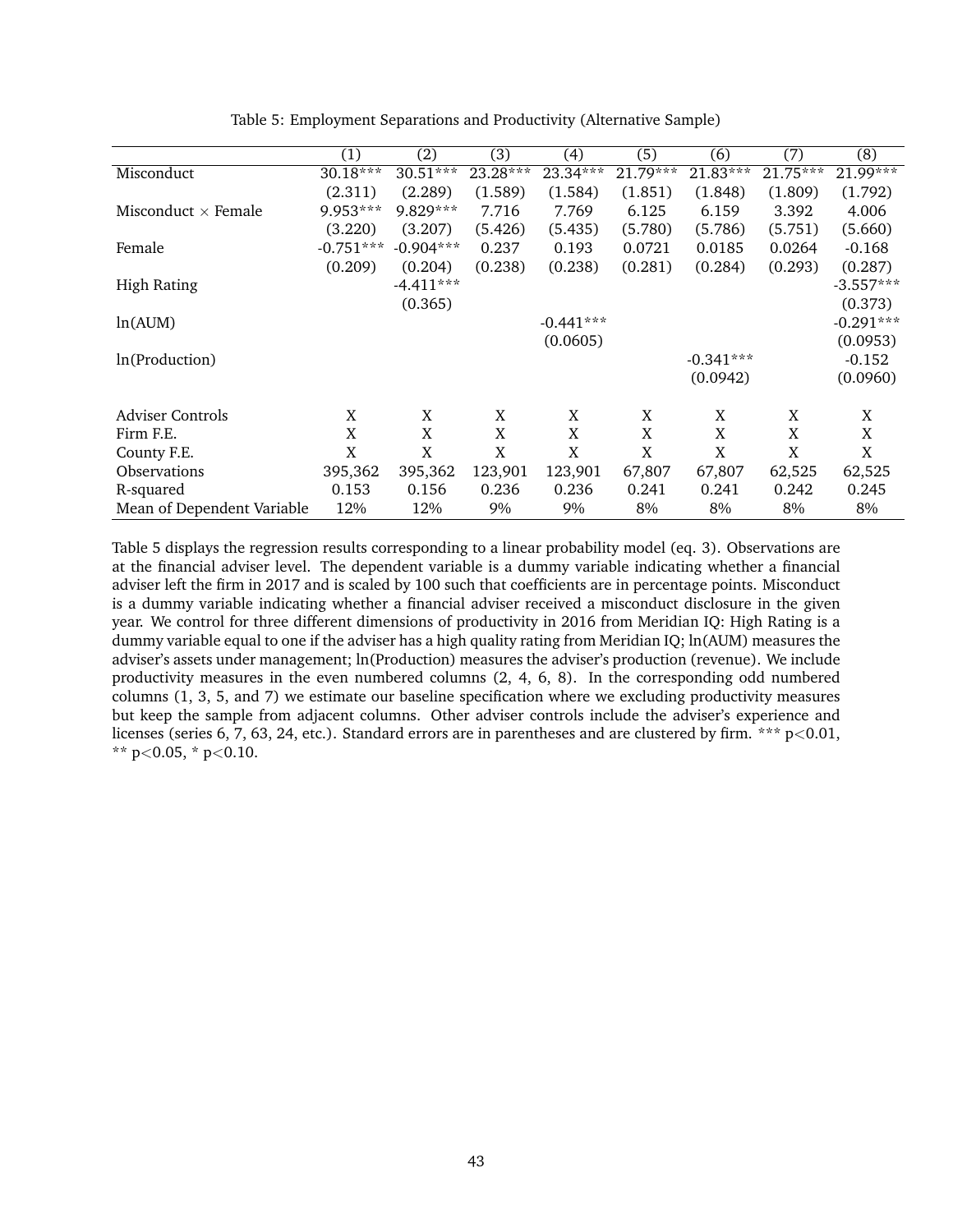Table 5: Employment Separations and Productivity (Alternative Sample)

| | (1) | (2) | (3) | (4) | (5) | (6) | (7) | (8) |
|---|---|---|---|---|---|---|---|---|
| Misconduct | 30.18*** | 30.51*** | 23.28*** | 23.34*** | 21.79*** | 21.83*** | 21.75*** | 21.99*** |
| | (2.311) | (2.289) | (1.589) | (1.584) | (1.851) | (1.848) | (1.809) | (1.792) |
| Misconduct × Female | 9.953*** | 9.829*** | 7.716 | 7.769 | 6.125 | 6.159 | 3.392 | 4.006 |
| | (3.220) | (3.207) | (5.426) | (5.435) | (5.780) | (5.786) | (5.751) | (5.660) |
| Female | -0.751*** | -0.904*** | 0.237 | 0.193 | 0.0721 | 0.0185 | 0.0264 | -0.168 |
| | (0.209) | (0.204) | (0.238) | (0.238) | (0.281) | (0.284) | (0.293) | (0.287) |
| High Rating | | -4.411*** | | | | | | -3.557*** |
| | | (0.365) | | | | | | (0.373) |
| ln(AUM) | | | | -0.441*** | | | | -0.291*** |
| | | | | (0.0605) | | | | (0.0953) |
| ln(Production) | | | | | | -0.341*** | | -0.152 |
| | | | | | | (0.0942) | | (0.0960) |
| Adviser Controls | X | X | X | X | X | X | X | X |
| Firm F.E. | X | X | X | X | X | X | X | X |
| County F.E. | X | X | X | X | X | X | X | X |
| Observations | 395,362 | 395,362 | 123,901 | 123,901 | 67,807 | 67,807 | 62,525 | 62,525 |
| R-squared | 0.153 | 0.156 | 0.236 | 0.236 | 0.241 | 0.241 | 0.242 | 0.245 |
| Mean of Dependent Variable | 12% | 12% | 9% | 9% | 8% | 8% | 8% | 8% |

Table 5 displays the regression results corresponding to a linear probability model (eq. 3). Observations are at the financial adviser level. The dependent variable is a dummy variable indicating whether a financial adviser left the firm in 2017 and is scaled by 100 such that coefficients are in percentage points. Misconduct is a dummy variable indicating whether a financial adviser received a misconduct disclosure in the given year. We control for three different dimensions of productivity in 2016 from Meridian IQ: High Rating is a dummy variable equal to one if the adviser has a high quality rating from Meridian IQ; ln(AUM) measures the adviser's assets under management; ln(Production) measures the adviser's production (revenue). We include productivity measures in the even numbered columns (2, 4, 6, 8). In the corresponding odd numbered columns (1, 3, 5, and 7) we estimate our baseline specification where we excluding productivity measures but keep the sample from adjacent columns. Other adviser controls include the adviser's experience and licenses (series 6, 7, 63, 24, etc.). Standard errors are in parentheses and are clustered by firm. *** $p<0.01$, ** $p<0.05$, * $p<0.10$.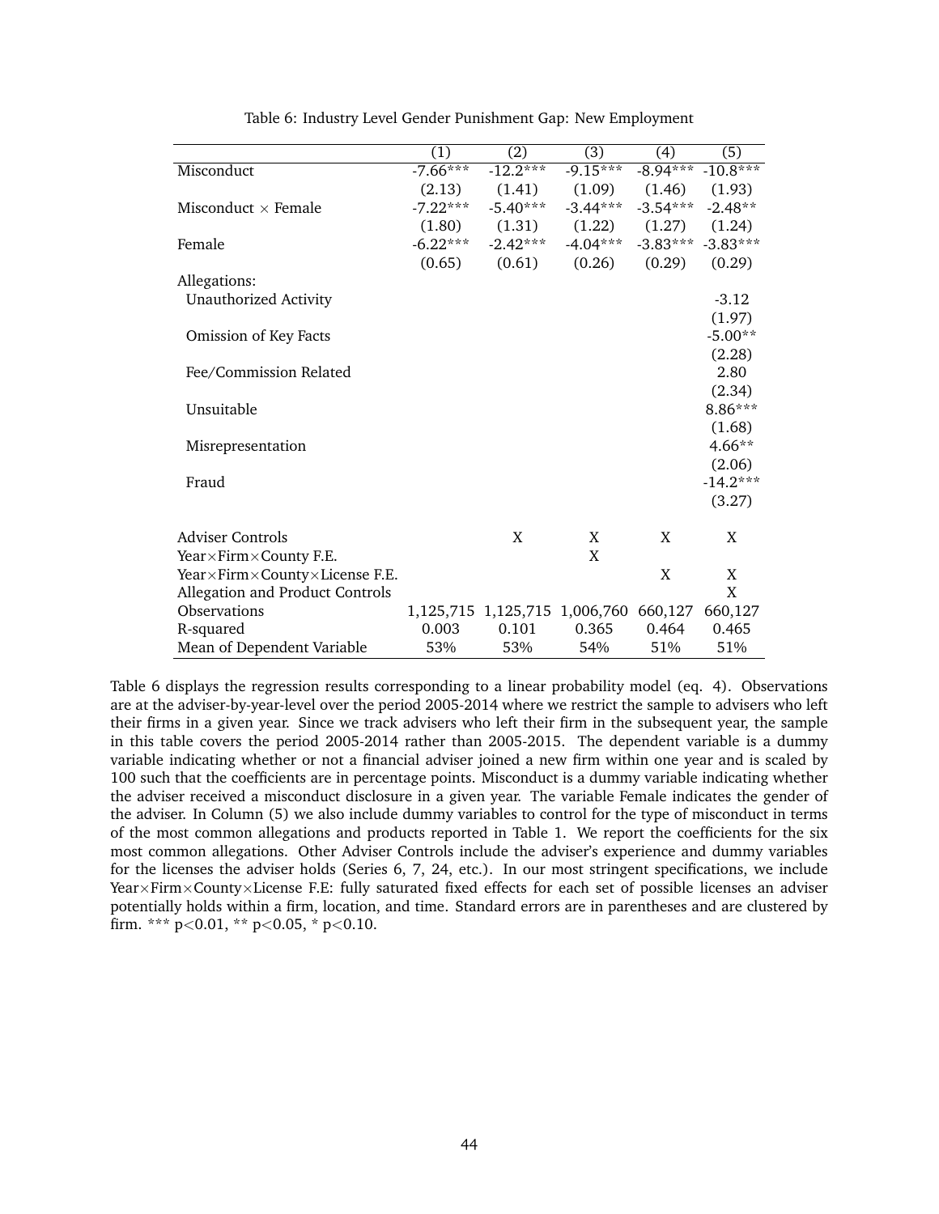Table 6: Industry Level Gender Punishment Gap: New Employment

| | (1) | (2) | (3) | (4) | (5) |
|---|---|---|---|---|---|
| Misconduct | -7.66*** | -12.2*** | -9.15*** | -8.94*** | -10.8*** |
| | (2.13) | (1.41) | (1.09) | (1.46) | (1.93) |
| Misconduct × Female | -7.22*** | -5.40*** | -3.44*** | -3.54*** | -2.48** |
| | (1.80) | (1.31) | (1.22) | (1.27) | (1.24) |
| Female | -6.22*** | -2.42*** | -4.04*** | -3.83*** | -3.83*** |
| | (0.65) | (0.61) | (0.26) | (0.29) | (0.29) |
| Allegations: | | | | | |
| Unauthorized Activity | | | | | -3.12 |
| | | | | | (1.97) |
| Omission of Key Facts | | | | | -5.00** |
| | | | | | (2.28) |
| Fee/Commission Related | | | | | 2.80 |
| | | | | | (2.34) |
| Unsuitable | | | | | 8.86*** |
| | | | | | (1.68) |
| Misrepresentation | | | | | 4.66** |
| | | | | | (2.06) |
| Fraud | | | | | -14.2*** |
| | | | | | (3.27) |
| Adviser Controls | | X | X | X | X |
| Year×Firm×County F.E. | | | X | | |
| Year×Firm×County×License F.E. | | | | X | X |
| Allegation and Product Controls | | | | | X |
| Observations | 1,125,715 | 1,125,715 | 1,006,760 | 660,127 | 660,127 |
| R-squared | 0.003 | 0.101 | 0.365 | 0.464 | 0.465 |
| Mean of Dependent Variable | 53% | 53% | 54% | 51% | 51% |

Table 6 displays the regression results corresponding to a linear probability model (eq. 4). Observations are at the adviser-by-year-level over the period 2005-2014 where we restrict the sample to advisers who left their firms in a given year. Since we track advisers who left their firm in the subsequent year, the sample in this table covers the period 2005-2014 rather than 2005-2015. The dependent variable is a dummy variable indicating whether or not a financial adviser joined a new firm within one year and is scaled by 100 such that the coefficients are in percentage points. Misconduct is a dummy variable indicating whether the adviser received a misconduct disclosure in a given year. The variable Female indicates the gender of the adviser. In Column (5) we also include dummy variables to control for the type of misconduct in terms of the most common allegations and products reported in Table 1. We report the coefficients for the six most common allegations. Other Adviser Controls include the adviser's experience and dummy variables for the licenses the adviser holds (Series 6, 7, 24, etc.). In our most stringent specifications, we include Year×Firm×County×License F.E: fully saturated fixed effects for each set of possible licenses an adviser potentially holds within a firm, location, and time. Standard errors are in parentheses and are clustered by firm. *** $p<0.01$, ** $p<0.05$, * $p<0.10$.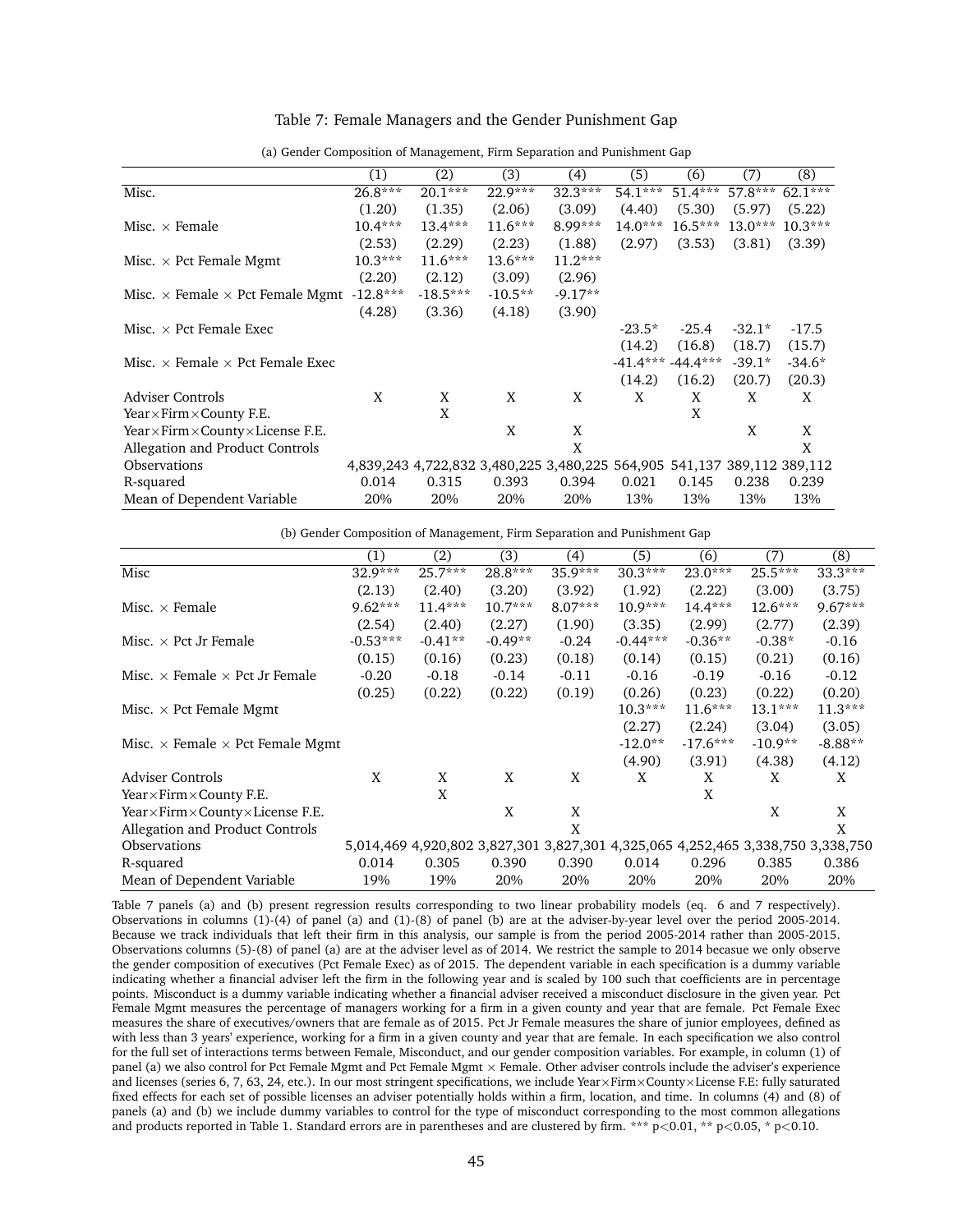Table 7: Female Managers and the Gender Punishment Gap

(a) Gender Composition of Management, Firm Separation and Punishment Gap

| | (1) | (2) | (3) | (4) | (5) | (6) | (7) | (8) |
|---|---|---|---|---|---|---|---|---|
| Misc. | 26.8*** | 20.1*** | 22.9*** | 32.3*** | 54.1*** | 51.4*** | 57.8*** | 62.1*** |
| | (1.20) | (1.35) | (2.06) | (3.09) | (4.40) | (5.30) | (5.97) | (5.22) |
| Misc. × Female | 10.4*** | 13.4*** | 11.6*** | 8.99*** | 14.0*** | 16.5*** | 13.0*** | 10.3*** |
| | (2.53) | (2.29) | (2.23) | (1.88) | (2.97) | (3.53) | (3.81) | (3.39) |
| Misc. × Pct Female Mgmt | 10.3*** | 11.6*** | 13.6*** | 11.2*** | | | | |
| | (2.20) | (2.12) | (3.09) | (2.96) | | | | |
| Misc. × Female × Pct Female Mgmt | -12.8*** | -18.5*** | -10.5** | -9.17** | | | | |
| | (4.28) | (3.36) | (4.18) | (3.90) | | | | |
| Misc. × Pct Female Exec | | | | | -23.5* | -25.4 | -32.1* | -17.5 |
| | | | | | (14.2) | (16.8) | (18.7) | (15.7) |
| Misc. × Female × Pct Female Exec | | | | | -41.4*** | -44.4*** | -39.1* | -34.6* |
| | | | | | (14.2) | (16.2) | (20.7) | (20.3) |
| Adviser Controls | X | X | X | X | X | X | X | X |
| Year×Firm×County F.E. | | X | | | | X | | |
| Year×Firm×County×License F.E. | | | X | X | | | X | X |
| Allegation and Product Controls | | | | X | | | | X |
| Observations | 4,839,243 | 4,722,832 | 3,480,225 | 3,480,225 | 564,905 | 541,137 | 389,112 | 389,112 |
| R-squared | 0.014 | 0.315 | 0.393 | 0.394 | 0.021 | 0.145 | 0.238 | 0.239 |
| Mean of Dependent Variable | 20% | 20% | 20% | 20% | 13% | 13% | 13% | 13% |

(b) Gender Composition of Management, Firm Separation and Punishment Gap

| | (1) | (2) | (3) | (4) | (5) | (6) | (7) | (8) |
|---|---|---|---|---|---|---|---|---|
| Misc | 32.9*** | 25.7*** | 28.8*** | 35.9*** | 30.3*** | 23.0*** | 25.5*** | 33.3*** |
| | (2.13) | (2.40) | (3.20) | (3.92) | (1.92) | (2.22) | (3.00) | (3.75) |
| Misc. × Female | 9.62*** | 11.4*** | 10.7*** | 8.07*** | 10.9*** | 14.4*** | 12.6*** | 9.67*** |
| | (2.54) | (2.40) | (2.27) | (1.90) | (3.35) | (2.99) | (2.77) | (2.39) |
| Misc. × Pct Jr Female | -0.53*** | -0.41** | -0.49** | -0.24 | -0.44*** | -0.36** | -0.38* | -0.16 |
| | (0.15) | (0.16) | (0.23) | (0.18) | (0.14) | (0.15) | (0.21) | (0.16) |
| Misc. × Female × Pct Jr Female | -0.20 | -0.18 | -0.14 | -0.11 | -0.16 | -0.19 | -0.16 | -0.12 |
| | (0.25) | (0.22) | (0.22) | (0.19) | (0.26) | (0.23) | (0.22) | (0.20) |
| Misc. × Pct Female Mgmt | | | | | 10.3*** | 11.6*** | 13.1*** | 11.3*** |
| | | | | | (2.27) | (2.24) | (3.04) | (3.05) |
| Misc. × Female × Pct Female Mgmt | | | | | -12.0** | -17.6*** | -10.9** | -8.88** |
| | | | | | (4.90) | (3.91) | (4.38) | (4.12) |
| Adviser Controls | X | X | X | X | X | X | X | X |
| Year×Firm×County F.E. | | X | | | | X | | |
| Year×Firm×County×License F.E. | | | X | X | | | X | X |
| Allegation and Product Controls | | | | X | | | | X |
| Observations | 5,014,469 | 4,920,802 | 3,827,301 | 3,827,301 | 4,325,065 | 4,252,465 | 3,338,750 | 3,338,750 |
| R-squared | 0.014 | 0.305 | 0.390 | 0.390 | 0.014 | 0.296 | 0.385 | 0.386 |
| Mean of Dependent Variable | 19% | 19% | 20% | 20% | 20% | 20% | 20% | 20% |

Table 7 panels (a) and (b) present regression results corresponding to two linear probability models (eq. 6 and 7 respectively). Observations in columns (1)-(4) of panel (a) and (1)-(8) of panel (b) are at the adviser-by-year level over the period 2005-2014. Because we track individuals that left their firm in this analysis, our sample is from the period 2005-2014 rather than 2005-2015. Observations columns (5)-(8) of panel (a) are at the adviser level as of 2014. We restrict the sample to 2014 becasue we only observe the gender composition of executives (Pct Female Exec) as of 2015. The dependent variable in each specification is a dummy variable indicating whether a financial adviser left the firm in the following year and is scaled by 100 such that coefficients are in percentage points. Misconduct is a dummy variable indicating whether a financial adviser received a misconduct disclosure in the given year. Pct Female Mgmt measures the percentage of managers working for a firm in a given county and year that are female. Pct Female Exec measures the share of executives/owners that are female as of 2015. Pct Jr Female measures the share of junior employees, defined as with less than 3 years' experience, working for a firm in a given county and year that are female. In each specification we also control for the full set of interactions terms between Female, Misconduct, and our gender composition variables. For example, in column (1) of panel (a) we also control for Pct Female Mgmt and Pct Female Mgmt × Female. Other adviser controls include the adviser's experience and licenses (series 6, 7, 63, 24, etc.). In our most stringent specifications, we include Year×Firm×County×License F.E: fully saturated fixed effects for each set of possible licenses an adviser potentially holds within a firm, location, and time. In columns (4) and (8) of panels (a) and (b) we include dummy variables to control for the type of misconduct corresponding to the most common allegations and products reported in Table 1. Standard errors are in parentheses and are clustered by firm. *** p<0.01, ** p<0.05, * p<0.10.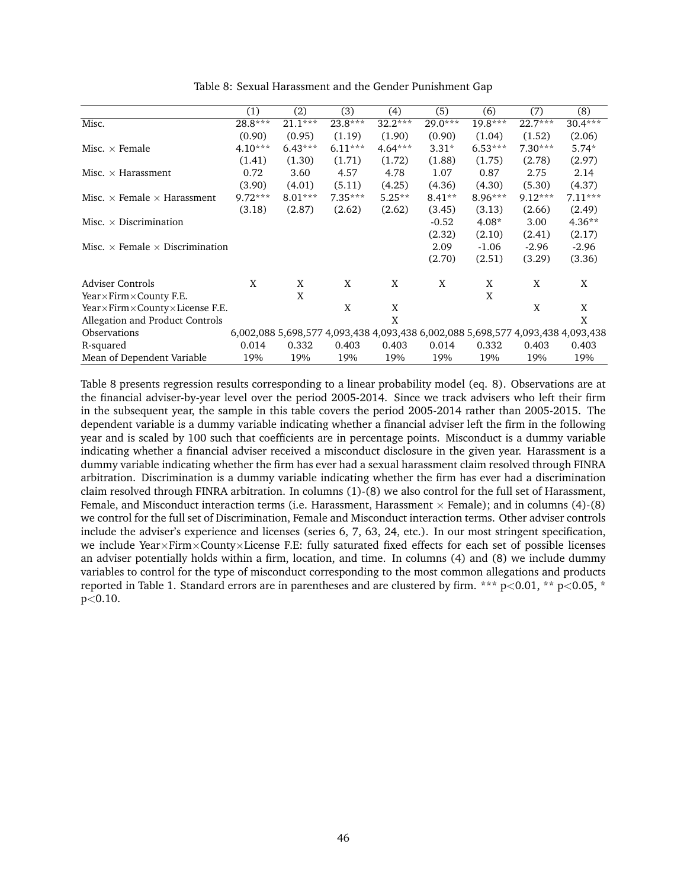Table 8: Sexual Harassment and the Gender Punishment Gap

| | (1) | (2) | (3) | (4) | (5) | (6) | (7) | (8) |
|---|---|---|---|---|---|---|---|---|
| Misc. | 28.8*** | 21.1*** | 23.8*** | 32.2*** | 29.0*** | 19.8*** | 22.7*** | 30.4*** |
| | (0.90) | (0.95) | (1.19) | (1.90) | (0.90) | (1.04) | (1.52) | (2.06) |
| Misc. × Female | 4.10*** | 6.43*** | 6.11*** | 4.64*** | 3.31* | 6.53*** | 7.30*** | 5.74* |
| | (1.41) | (1.30) | (1.71) | (1.72) | (1.88) | (1.75) | (2.78) | (2.97) |
| Misc. × Harassment | 0.72 | 3.60 | 4.57 | 4.78 | 1.07 | 0.87 | 2.75 | 2.14 |
| | (3.90) | (4.01) | (5.11) | (4.25) | (4.36) | (4.30) | (5.30) | (4.37) |
| Misc. × Female × Harassment | 9.72*** | 8.01*** | 7.35*** | 5.25** | 8.41** | 8.96*** | 9.12*** | 7.11*** |
| | (3.18) | (2.87) | (2.62) | (2.62) | (3.45) | (3.13) | (2.66) | (2.49) |
| Misc. × Discrimination | | | | | -0.52 | 4.08* | 3.00 | 4.36** |
| | | | | | (2.32) | (2.10) | (2.41) | (2.17) |
| Misc. × Female × Discrimination | | | | | 2.09 | -1.06 | -2.96 | -2.96 |
| | | | | | (2.70) | (2.51) | (3.29) | (3.36) |
| Adviser Controls | X | X | X | X | X | X | X | X |
| Year×Firm×County F.E. | | X | | | | X | | |
| Year×Firm×County×License F.E. | | | X | X | | | X | X |
| Allegation and Product Controls | | | | X | | | | X |
| Observations | 6,002,088 | 5,698,577 | 4,093,438 | 4,093,438 | 6,002,088 | 5,698,577 | 4,093,438 | 4,093,438 |
| R-squared | 0.014 | 0.332 | 0.403 | 0.403 | 0.014 | 0.332 | 0.403 | 0.403 |
| Mean of Dependent Variable | 19% | 19% | 19% | 19% | 19% | 19% | 19% | 19% |

Table 8 presents regression results corresponding to a linear probability model (eq. 8). Observations are at the financial adviser-by-year level over the period 2005-2014. Since we track advisers who left their firm in the subsequent year, the sample in this table covers the period 2005-2014 rather than 2005-2015. The dependent variable is a dummy variable indicating whether a financial adviser left the firm in the following year and is scaled by 100 such that coefficients are in percentage points. Misconduct is a dummy variable indicating whether a financial adviser received a misconduct disclosure in the given year. Harassment is a dummy variable indicating whether the firm has ever had a sexual harassment claim resolved through FINRA arbitration. Discrimination is a dummy variable indicating whether the firm has ever had a discrimination claim resolved through FINRA arbitration. In columns (1)-(8) we also control for the full set of Harassment, Female, and Misconduct interaction terms (i.e. Harassment, Harassment × Female); and in columns (4)-(8) we control for the full set of Discrimination, Female and Misconduct interaction terms. Other adviser controls include the adviser's experience and licenses (series 6, 7, 63, 24, etc.). In our most stringent specification, we include Year×Firm×County×License F.E: fully saturated fixed effects for each set of possible licenses an adviser potentially holds within a firm, location, and time. In columns (4) and (8) we include dummy variables to control for the type of misconduct corresponding to the most common allegations and products reported in Table 1. Standard errors are in parentheses and are clustered by firm. *** $p<0.01$, ** $p<0.05$, * $p<0.10$.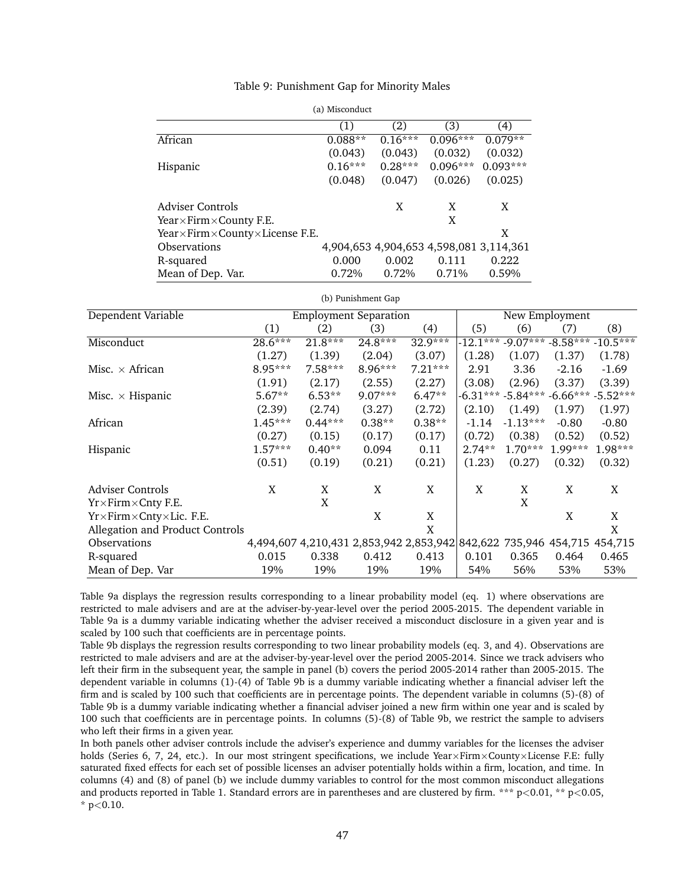Table 9: Punishment Gap for Minority Males

(a) Misconduct

| | (1) | (2) | (3) | (4) |
|---|---|---|---|---|
| African | 0.088** | 0.16*** | 0.096*** | 0.079** |
| | (0.043) | (0.043) | (0.032) | (0.032) |
| Hispanic | 0.16*** | 0.28*** | 0.096*** | 0.093*** |
| | (0.048) | (0.047) | (0.026) | (0.025) |
| | | | | |
| Adviser Controls | | X | X | X |
| Year×Firm×County F.E. | | | X | |
| Year×Firm×County×License F.E. | | | | X |
| Observations | 4,904,653 | 4,904,653 | 4,598,081 | 3,114,361 |
| R-squared | 0.000 | 0.002 | 0.111 | 0.222 |
| Mean of Dep. Var. | 0.72% | 0.72% | 0.71% | 0.59% |

(b) Punishment Gap

| Dependent Variable | Employment Separation | | | | New Employment | | | |
|---|---|---|---|---|---|---|---|---|
| | (1) | (2) | (3) | (4) | (5) | (6) | (7) | (8) |
| Misconduct | 28.6*** | 21.8*** | 24.8*** | 32.9*** | -12.1*** | -9.07*** | -8.58*** | -10.5*** |
| | (1.27) | (1.39) | (2.04) | (3.07) | (1.28) | (1.07) | (1.37) | (1.78) |
| Misc. × African | 8.95*** | 7.58*** | 8.96*** | 7.21*** | 2.91 | 3.36 | -2.16 | -1.69 |
| | (1.91) | (2.17) | (2.55) | (2.27) | (3.08) | (2.96) | (3.37) | (3.39) |
| Misc. × Hispanic | 5.67** | 6.53** | 9.07*** | 6.47** | -6.31*** | -5.84*** | -6.66*** | -5.52*** |
| | (2.39) | (2.74) | (3.27) | (2.72) | (2.10) | (1.49) | (1.97) | (1.97) |
| African | 1.45*** | 0.44*** | 0.38** | 0.38** | -1.14 | -1.13*** | -0.80 | -0.80 |
| | (0.27) | (0.15) | (0.17) | (0.17) | (0.72) | (0.38) | (0.52) | (0.52) |
| Hispanic | 1.57*** | 0.40** | 0.094 | 0.11 | 2.74** | 1.70*** | 1.99*** | 1.98*** |
| | (0.51) | (0.19) | (0.21) | (0.21) | (1.23) | (0.27) | (0.32) | (0.32) |
| | | | | | | | | |
| Adviser Controls | X | X | X | X | X | X | X | X |
| Yr×Firm×Cnty F.E. | | X | | | | X | | |
| Yr×Firm×Cnty×Lic. F.E. | | | X | X | | | X | X |
| Allegation and Product Controls | | | | X | | | | X |
| Observations | 4,494,607 | 4,210,431 | 2,853,942 | 2,853,942 | 842,622 | 735,946 | 454,715 | 454,715 |
| R-squared | 0.015 | 0.338 | 0.412 | 0.413 | 0.101 | 0.365 | 0.464 | 0.465 |
| Mean of Dep. Var | 19% | 19% | 19% | 19% | 54% | 56% | 53% | 53% |

Table 9a displays the regression results corresponding to a linear probability model (eq. 1) where observations are restricted to male advisers and are at the adviser-by-year-level over the period 2005-2015. The dependent variable in Table 9a is a dummy variable indicating whether the adviser received a misconduct disclosure in a given year and is scaled by 100 such that coefficients are in percentage points.

Table 9b displays the regression results corresponding to two linear probability models (eq. 3, and 4). Observations are restricted to male advisers and are at the adviser-by-year-level over the period 2005-2014. Since we track advisers who left their firm in the subsequent year, the sample in panel (b) covers the period 2005-2014 rather than 2005-2015. The dependent variable in columns (1)-(4) of Table 9b is a dummy variable indicating whether a financial adviser left the firm and is scaled by 100 such that coefficients are in percentage points. The dependent variable in columns (5)-(8) of Table 9b is a dummy variable indicating whether a financial adviser joined a new firm within one year and is scaled by 100 such that coefficients are in percentage points. In columns (5)-(8) of Table 9b, we restrict the sample to advisers who left their firms in a given year.

In both panels other adviser controls include the adviser's experience and dummy variables for the licenses the adviser holds (Series 6, 7, 24, etc.). In our most stringent specifications, we include Year×Firm×County×License F.E: fully saturated fixed effects for each set of possible licenses an adviser potentially holds within a firm, location, and time. In columns (4) and (8) of panel (b) we include dummy variables to control for the most common misconduct allegations and products reported in Table 1. Standard errors are in parentheses and are clustered by firm. *** $p<0.01$, ** $p<0.05$, * $p<0.10$.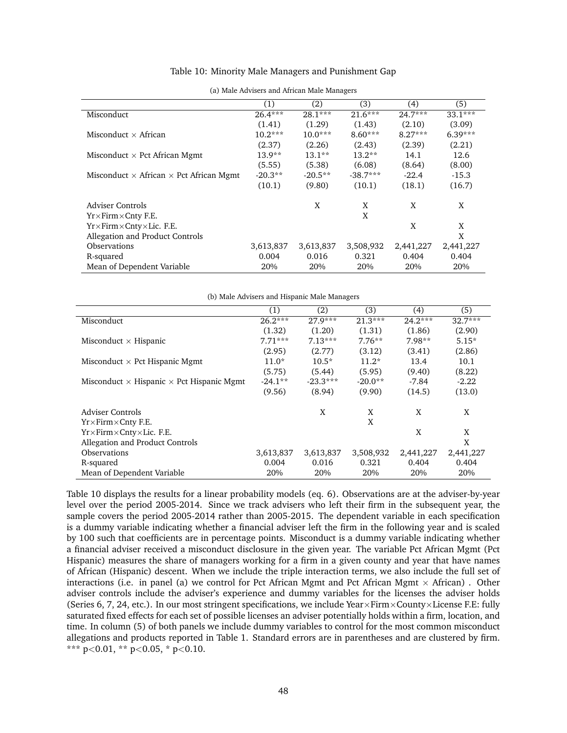Table 10: Minority Male Managers and Punishment Gap

(a) Male Advisers and African Male Managers

| | (1) | (2) | (3) | (4) | (5) |
|---|---|---|---|---|---|
| Misconduct | 26.4*** | 28.1*** | 21.6*** | 24.7*** | 33.1*** |
| | (1.41) | (1.29) | (1.43) | (2.10) | (3.09) |
| Misconduct × African | 10.2*** | 10.0*** | 8.60*** | 8.27*** | 6.39*** |
| | (2.37) | (2.26) | (2.43) | (2.39) | (2.21) |
| Misconduct × Pct African Mgmt | 13.9** | 13.1** | 13.2** | 14.1 | 12.6 |
| | (5.55) | (5.38) | (6.08) | (8.64) | (8.00) |
| Misconduct × African × Pct African Mgmt | -20.3** | -20.5** | -38.7*** | -22.4 | -15.3 |
| | (10.1) | (9.80) | (10.1) | (18.1) | (16.7) |
| | | | | | |
| Adviser Controls | | X | X | X | X |
| Yr×Firm×Cnty F.E. | | | X | | |
| Yr×Firm×Cnty×Lic. F.E. | | | | X | X |
| Allegation and Product Controls | | | | | X |
| Observations | 3,613,837 | 3,613,837 | 3,508,932 | 2,441,227 | 2,441,227 |
| R-squared | 0.004 | 0.016 | 0.321 | 0.404 | 0.404 |
| Mean of Dependent Variable | 20% | 20% | 20% | 20% | 20% |

(b) Male Advisers and Hispanic Male Managers

| | (1) | (2) | (3) | (4) | (5) |
|---|---|---|---|---|---|
| Misconduct | 26.2*** | 27.9*** | 21.3*** | 24.2*** | 32.7*** |
| | (1.32) | (1.20) | (1.31) | (1.86) | (2.90) |
| Misconduct × Hispanic | 7.71*** | 7.13*** | 7.76** | 7.98** | 5.15* |
| | (2.95) | (2.77) | (3.12) | (3.41) | (2.86) |
| Misconduct × Pct Hispanic Mgmt | 11.0* | 10.5* | 11.2* | 13.4 | 10.1 |
| | (5.75) | (5.44) | (5.95) | (9.40) | (8.22) |
| Misconduct × Hispanic × Pct Hispanic Mgmt | -24.1** | -23.3*** | -20.0** | -7.84 | -2.22 |
| | (9.56) | (8.94) | (9.90) | (14.5) | (13.0) |
| | | | | | |
| Adviser Controls | | X | X | X | X |
| Yr×Firm×Cnty F.E. | | | X | | |
| Yr×Firm×Cnty×Lic. F.E. | | | | X | X |
| Allegation and Product Controls | | | | | X |
| Observations | 3,613,837 | 3,613,837 | 3,508,932 | 2,441,227 | 2,441,227 |
| R-squared | 0.004 | 0.016 | 0.321 | 0.404 | 0.404 |
| Mean of Dependent Variable | 20% | 20% | 20% | 20% | 20% |

Table 10 displays the results for a linear probability models (eq. 6). Observations are at the adviser-by-year level over the period 2005-2014. Since we track advisers who left their firm in the subsequent year, the sample covers the period 2005-2014 rather than 2005-2015. The dependent variable in each specification is a dummy variable indicating whether a financial adviser left the firm in the following year and is scaled by 100 such that coefficients are in percentage points. Misconduct is a dummy variable indicating whether a financial adviser received a misconduct disclosure in the given year. The variable Pct African Mgmt (Pct Hispanic) measures the share of managers working for a firm in a given county and year that have names of African (Hispanic) descent. When we include the triple interaction terms, we also include the full set of interactions (i.e. in panel (a) we control for Pct African Mgmt and Pct African Mgmt × African) . Other adviser controls include the adviser's experience and dummy variables for the licenses the adviser holds (Series 6, 7, 24, etc.). In our most stringent specifications, we include Year×Firm×County×License F.E: fully saturated fixed effects for each set of possible licenses an adviser potentially holds within a firm, location, and time. In column (5) of both panels we include dummy variables to control for the most common misconduct allegations and products reported in Table 1. Standard errors are in parentheses and are clustered by firm. *** $p<0.01$, ** $p<0.05$, * $p<0.10$.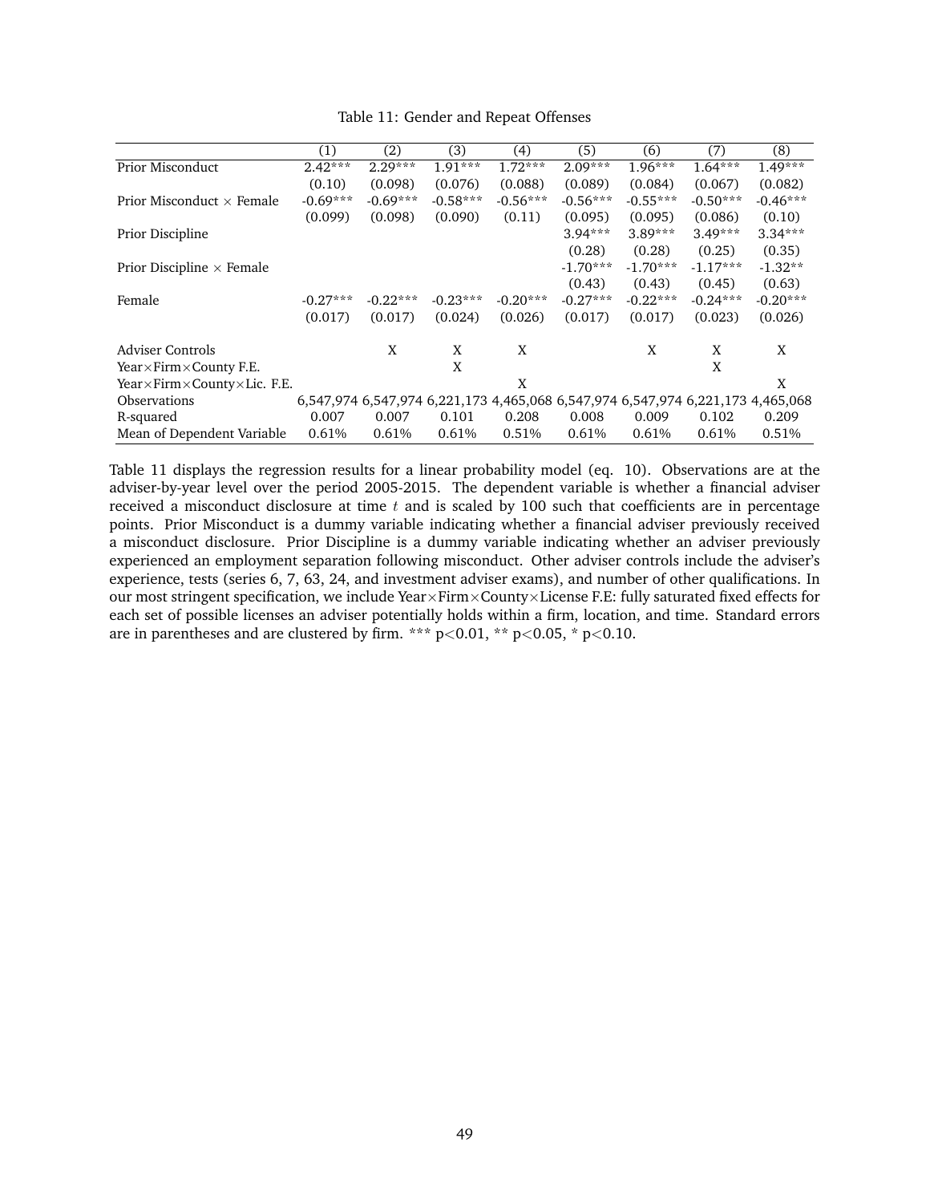Table 11: Gender and Repeat Offenses

| | (1) | (2) | (3) | (4) | (5) | (6) | (7) | (8) |
|---|---|---|---|---|---|---|---|---|
| Prior Misconduct | 2.42*** | 2.29*** | 1.91*** | 1.72*** | 2.09*** | 1.96*** | 1.64*** | 1.49*** |
| | (0.10) | (0.098) | (0.076) | (0.088) | (0.089) | (0.084) | (0.067) | (0.082) |
| Prior Misconduct × Female | -0.69*** | -0.69*** | -0.58*** | -0.56*** | -0.56*** | -0.55*** | -0.50*** | -0.46*** |
| | (0.099) | (0.098) | (0.090) | (0.11) | (0.095) | (0.095) | (0.086) | (0.10) |
| Prior Discipline | | | | | 3.94*** | 3.89*** | 3.49*** | 3.34*** |
| | | | | | (0.28) | (0.28) | (0.25) | (0.35) |
| Prior Discipline × Female | | | | | -1.70*** | -1.70*** | -1.17*** | -1.32** |
| | | | | | (0.43) | (0.43) | (0.45) | (0.63) |
| Female | -0.27*** | -0.22*** | -0.23*** | -0.20*** | -0.27*** | -0.22*** | -0.24*** | -0.20*** |
| | (0.017) | (0.017) | (0.024) | (0.026) | (0.017) | (0.017) | (0.023) | (0.026) |
| Adviser Controls | | X | X | X | | X | X | X |
| Year×Firm×County F.E. | | | X | | | | X | |
| Year×Firm×County×Lic. F.E. | | | | X | | | | X |
| Observations | 6,547,974 | 6,547,974 | 6,221,173 | 4,465,068 | 6,547,974 | 6,547,974 | 6,221,173 | 4,465,068 |
| R-squared | 0.007 | 0.007 | 0.101 | 0.208 | 0.008 | 0.009 | 0.102 | 0.209 |
| Mean of Dependent Variable | 0.61% | 0.61% | 0.61% | 0.51% | 0.61% | 0.61% | 0.61% | 0.51% |

Table 11 displays the regression results for a linear probability model (eq. 10). Observations are at the adviser-by-year level over the period 2005-2015. The dependent variable is whether a financial adviser received a misconduct disclosure at time $t$ and is scaled by 100 such that coefficients are in percentage points. Prior Misconduct is a dummy variable indicating whether a financial adviser previously received a misconduct disclosure. Prior Discipline is a dummy variable indicating whether an adviser previously experienced an employment separation following misconduct. Other adviser controls include the adviser's experience, tests (series 6, 7, 63, 24, and investment adviser exams), and number of other qualifications. In our most stringent specification, we include Year×Firm×County×License F.E: fully saturated fixed effects for each set of possible licenses an adviser potentially holds within a firm, location, and time. Standard errors are in parentheses and are clustered by firm. *** $p<0.01$, ** $p<0.05$, * $p<0.10$.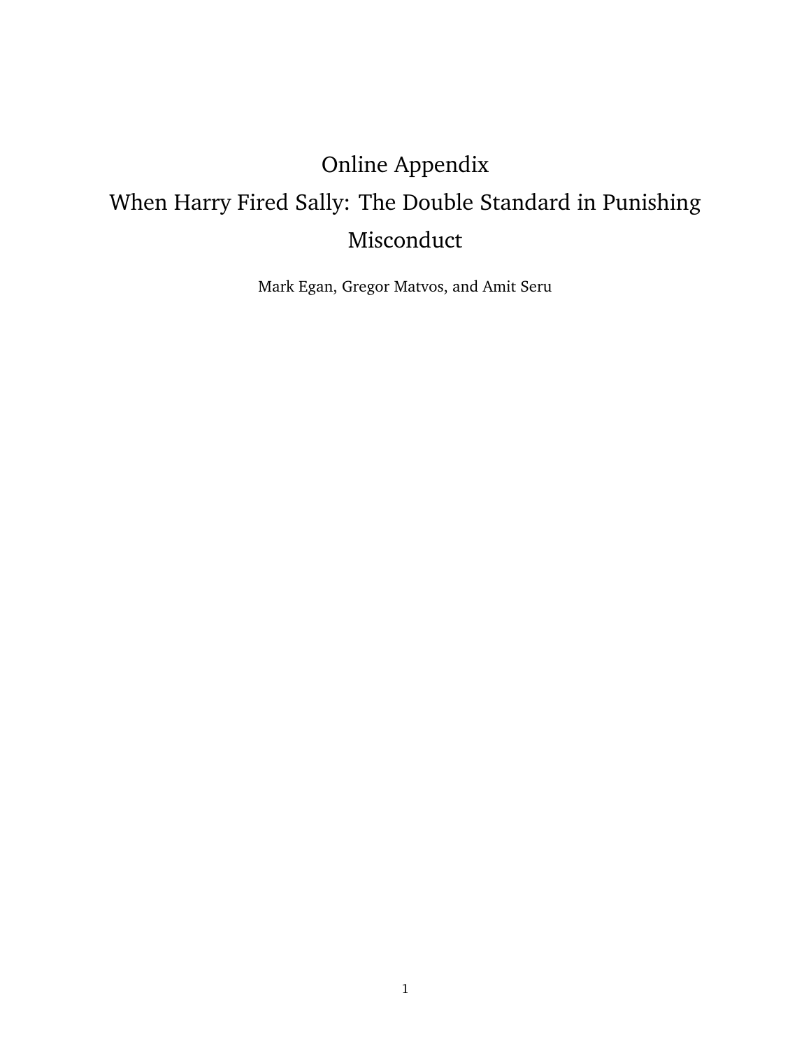# Online Appendix

# When Harry Fired Sally: The Double Standard in Punishing Misconduct

Mark Egan, Gregor Matvos, and Amit Seru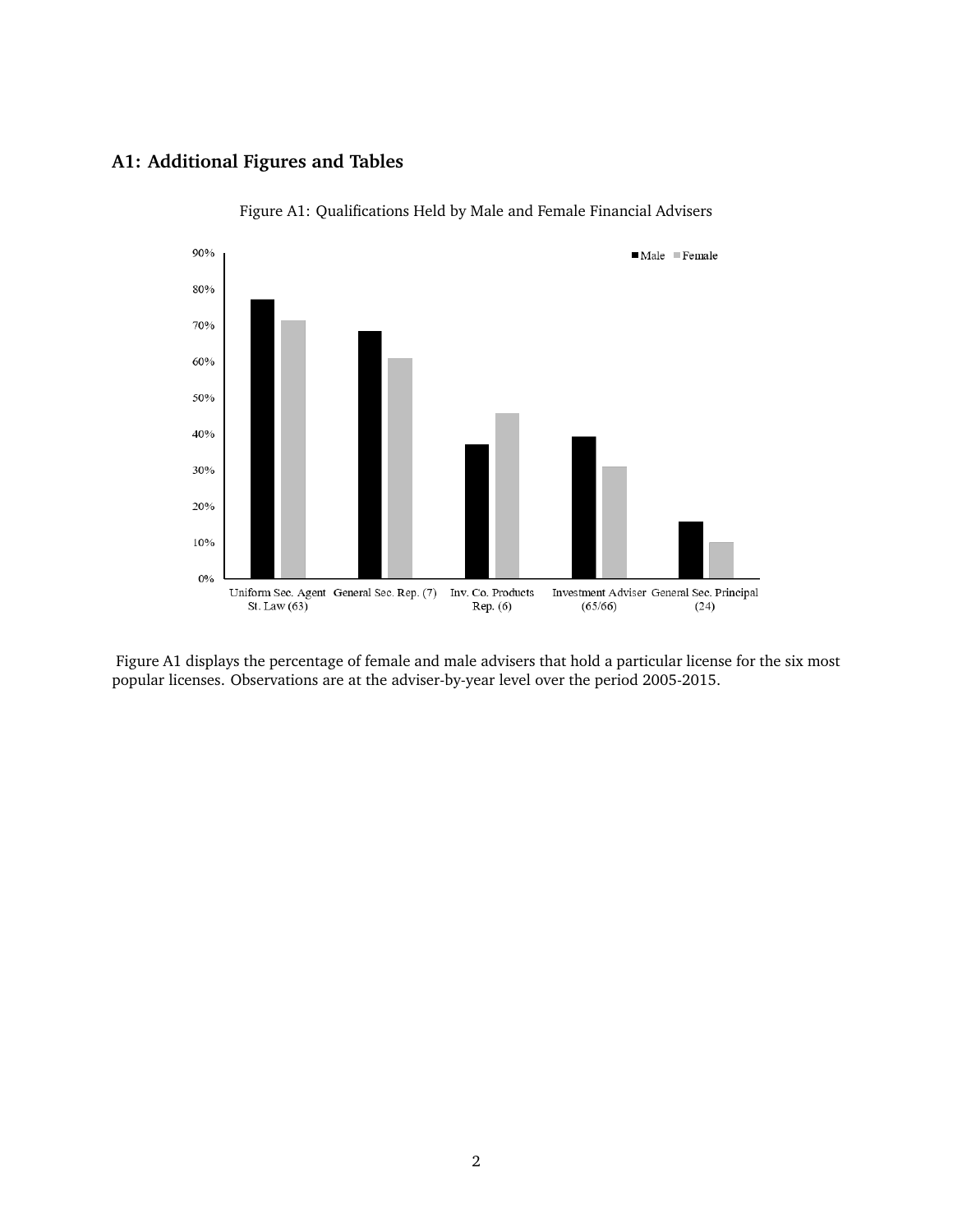## A1: Additional Figures and Tables

Figure A1: Qualifications Held by Male and Female Financial Advisers

Figure A1 displays the percentage of female and male advisers that hold a particular license for the six most popular licenses. Observations are at the adviser-by-year level over the period 2005-2015.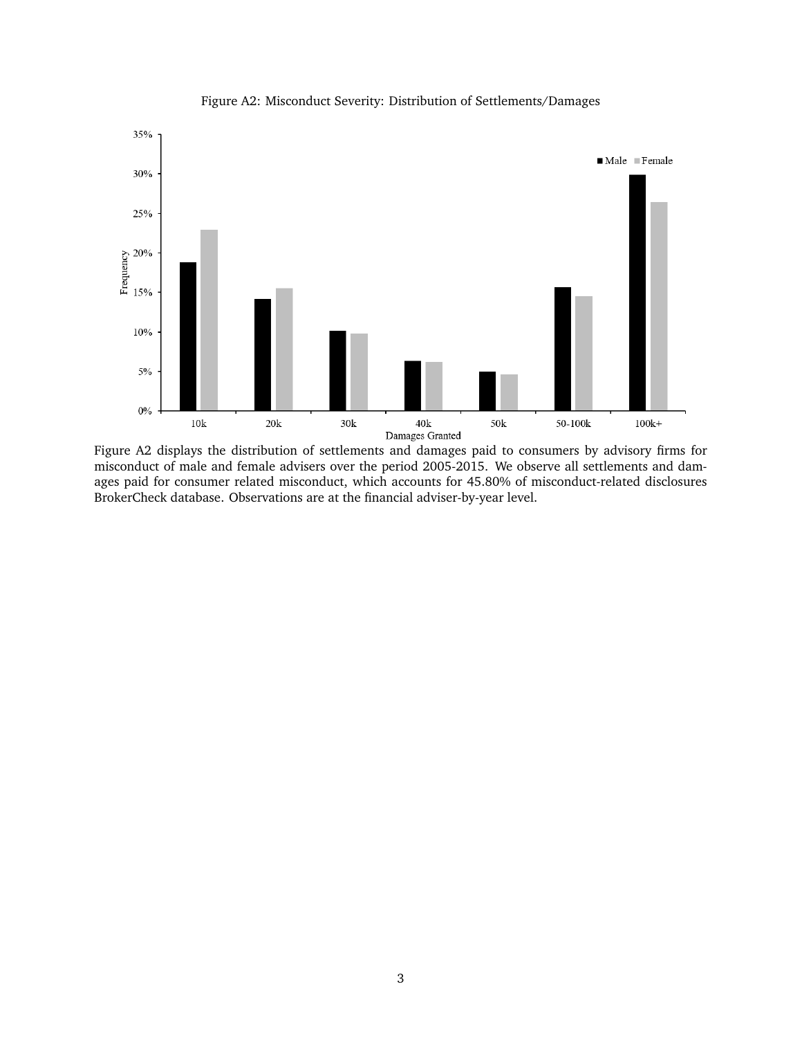Figure A2: Misconduct Severity: Distribution of Settlements/Damages

Figure A2 displays the distribution of settlements and damages paid to consumers by advisory firms for misconduct of male and female advisers over the period 2005-2015. We observe all settlements and damages paid for consumer related misconduct, which accounts for 45.80% of misconduct-related disclosures BrokerCheck database. Observations are at the financial adviser-by-year level.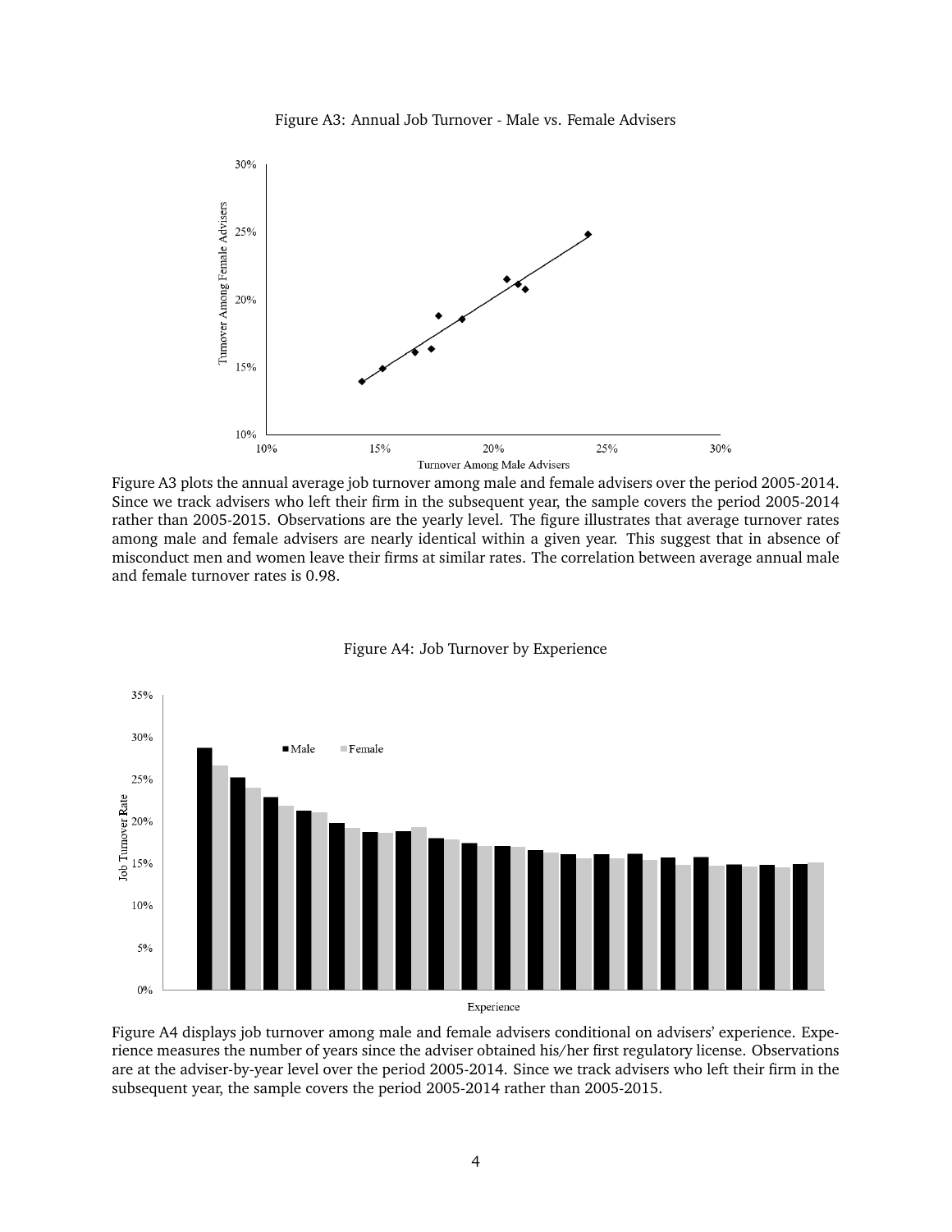Figure A3: Annual Job Turnover - Male vs. Female Advisers

Figure A3 plots the annual average job turnover among male and female advisers over the period 2005-2014. Since we track advisers who left their firm in the subsequent year, the sample covers the period 2005-2014 rather than 2005-2015. Observations are the yearly level. The figure illustrates that average turnover rates among male and female advisers are nearly identical within a given year. This suggest that in absence of misconduct men and women leave their firms at similar rates. The correlation between average annual male and female turnover rates is 0.98.

Figure A4: Job Turnover by Experience

Figure A4 displays job turnover among male and female advisers conditional on advisers' experience. Experience measures the number of years since the adviser obtained his/her first regulatory license. Observations are at the adviser-by-year level over the period 2005-2014. Since we track advisers who left their firm in the subsequent year, the sample covers the period 2005-2014 rather than 2005-2015.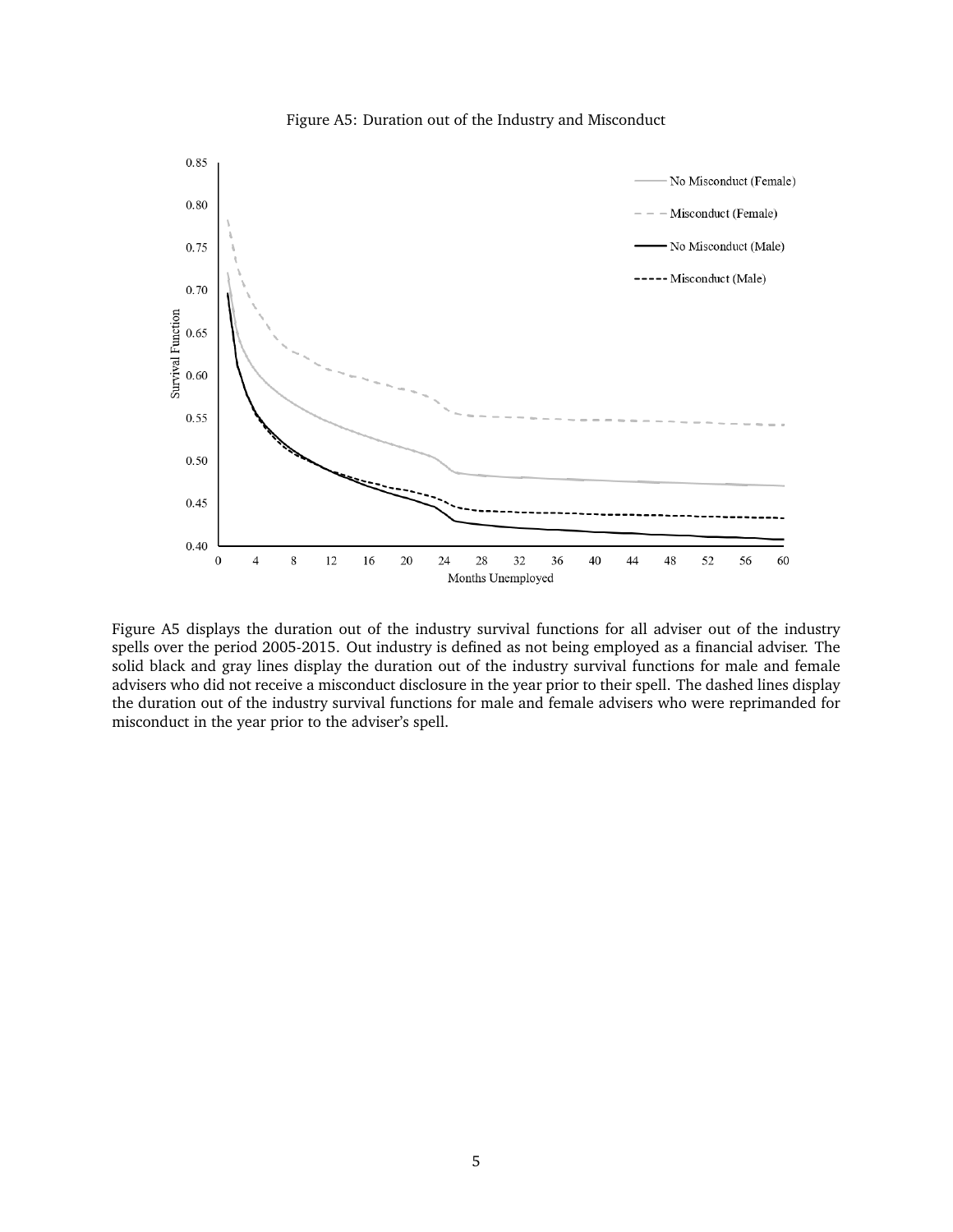Figure A5: Duration out of the Industry and Misconduct

Figure A5 displays the duration out of the industry survival functions for all adviser out of the industry spells over the period 2005-2015. Out industry is defined as not being employed as a financial adviser. The solid black and gray lines display the duration out of the industry survival functions for male and female advisers who did not receive a misconduct disclosure in the year prior to their spell. The dashed lines display the duration out of the industry survival functions for male and female advisers who were reprimanded for misconduct in the year prior to the adviser's spell.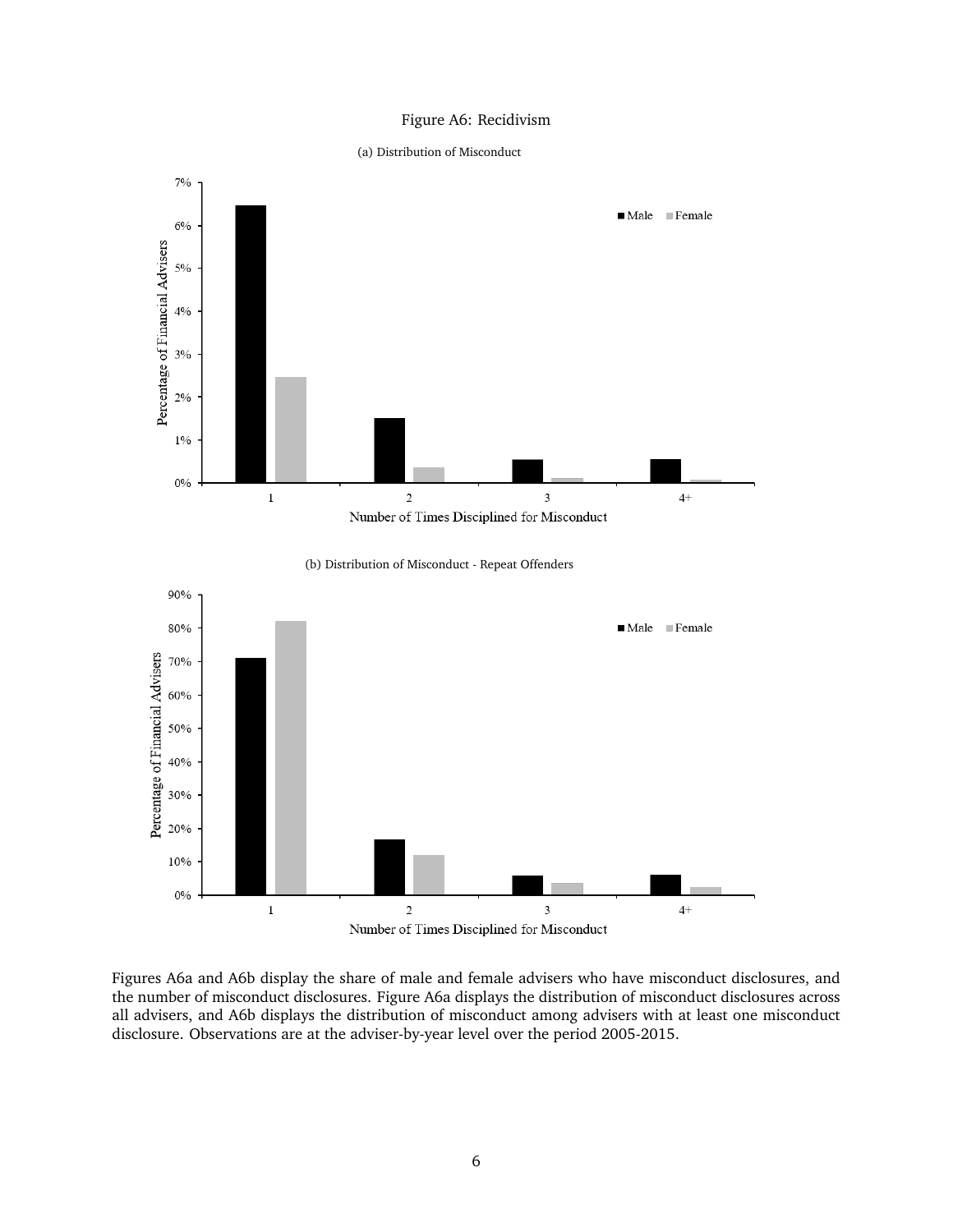Figure A6: Recidivism

(a) Distribution of Misconduct

(b) Distribution of Misconduct - Repeat Offenders

Figures A6a and A6b display the share of male and female advisers who have misconduct disclosures, and the number of misconduct disclosures. Figure A6a displays the distribution of misconduct disclosures across all advisers, and A6b displays the distribution of misconduct among advisers with at least one misconduct disclosure. Observations are at the adviser-by-year level over the period 2005-2015.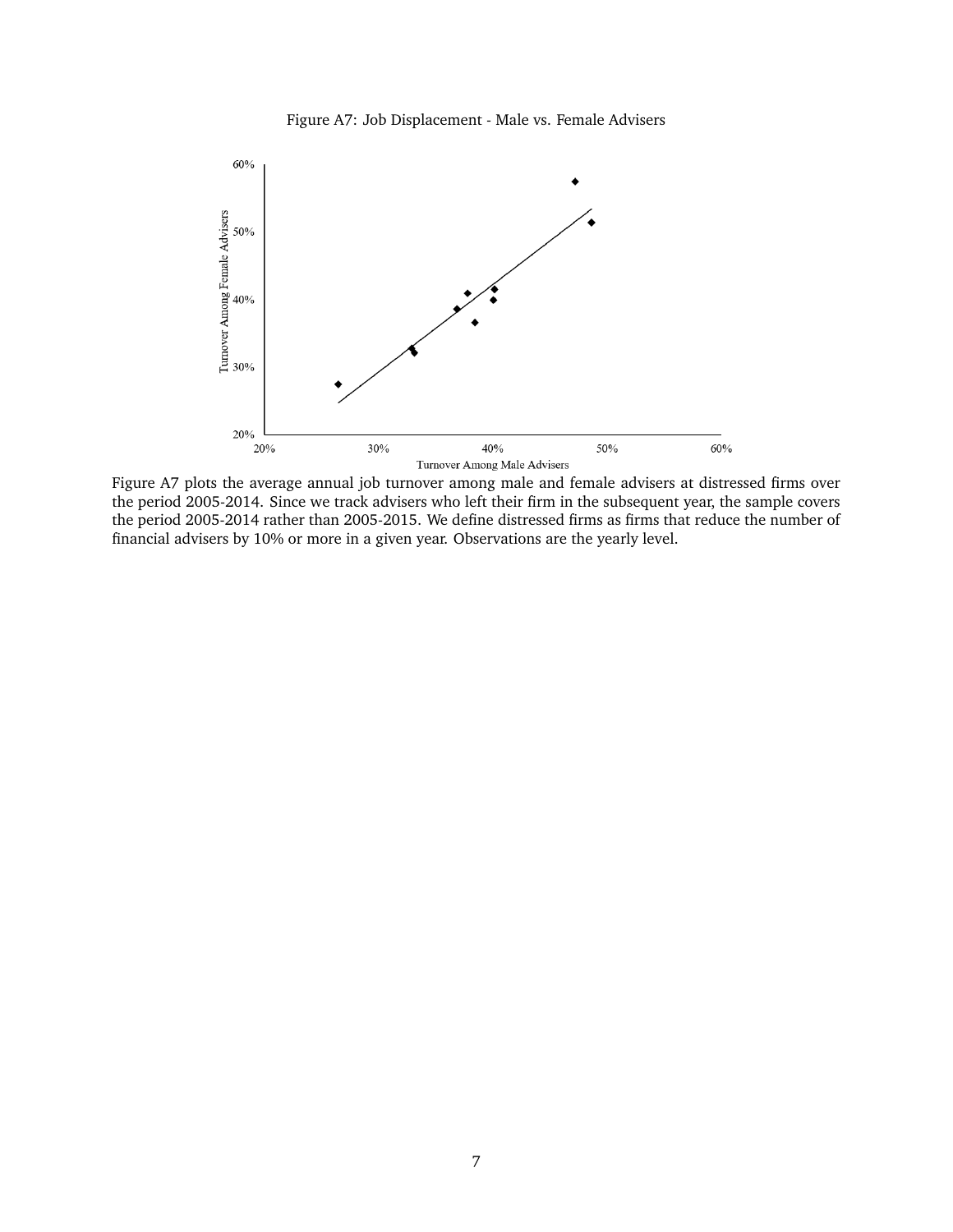Figure A7: Job Displacement - Male vs. Female Advisers

Figure A7 plots the average annual job turnover among male and female advisers at distressed firms over the period 2005-2014. Since we track advisers who left their firm in the subsequent year, the sample covers the period 2005-2014 rather than 2005-2015. We define distressed firms as firms that reduce the number of financial advisers by 10% or more in a given year. Observations are the yearly level.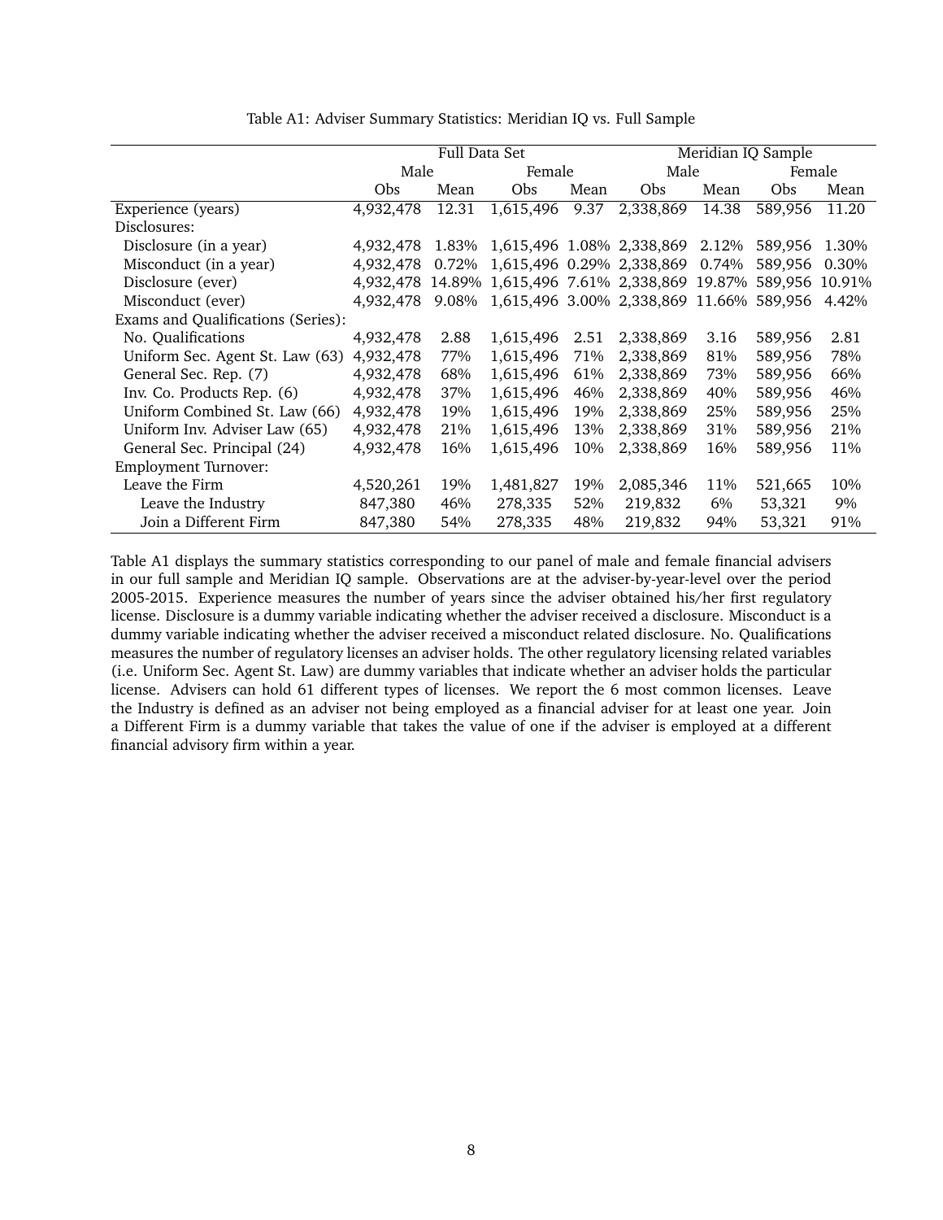Table A1: Adviser Summary Statistics: Meridian IQ vs. Full Sample

| | Full Data Set | | | | Meridian IQ Sample | | | |
|---|---|---|---|---|---|---|---|---|
| | Male | | Female | | Male | | Female | |
| | Obs | Mean | Obs | Mean | Obs | Mean | Obs | Mean |
| Experience (years) | 4,932,478 | 12.31 | 1,615,496 | 9.37 | 2,338,869 | 14.38 | 589,956 | 11.20 |
| Disclosures: | | | | | | | | |
| Disclosure (in a year) | 4,932,478 | 1.83% | 1,615,496 | 1.08% | 2,338,869 | 2.12% | 589,956 | 1.30% |
| Misconduct (in a year) | 4,932,478 | 0.72% | 1,615,496 | 0.29% | 2,338,869 | 0.74% | 589,956 | 0.30% |
| Disclosure (ever) | 4,932,478 | 14.89% | 1,615,496 | 7.61% | 2,338,869 | 19.87% | 589,956 | 10.91% |
| Misconduct (ever) | 4,932,478 | 9.08% | 1,615,496 | 3.00% | 2,338,869 | 11.66% | 589,956 | 4.42% |
| Exams and Qualifications (Series): | | | | | | | | |
| No. Qualifications | 4,932,478 | 2.88 | 1,615,496 | 2.51 | 2,338,869 | 3.16 | 589,956 | 2.81 |
| Uniform Sec. Agent St. Law (63) | 4,932,478 | 77% | 1,615,496 | 71% | 2,338,869 | 81% | 589,956 | 78% |
| General Sec. Rep. (7) | 4,932,478 | 68% | 1,615,496 | 61% | 2,338,869 | 73% | 589,956 | 66% |
| Inv. Co. Products Rep. (6) | 4,932,478 | 37% | 1,615,496 | 46% | 2,338,869 | 40% | 589,956 | 46% |
| Uniform Combined St. Law (66) | 4,932,478 | 19% | 1,615,496 | 19% | 2,338,869 | 25% | 589,956 | 25% |
| Uniform Inv. Adviser Law (65) | 4,932,478 | 21% | 1,615,496 | 13% | 2,338,869 | 31% | 589,956 | 21% |
| General Sec. Principal (24) | 4,932,478 | 16% | 1,615,496 | 10% | 2,338,869 | 16% | 589,956 | 11% |
| Employment Turnover: | | | | | | | | |
| Leave the Firm | 4,520,261 | 19% | 1,481,827 | 19% | 2,085,346 | 11% | 521,665 | 10% |
| Leave the Industry | 847,380 | 46% | 278,335 | 52% | 219,832 | 6% | 53,321 | 9% |
| Join a Different Firm | 847,380 | 54% | 278,335 | 48% | 219,832 | 94% | 53,321 | 91% |

Table A1 displays the summary statistics corresponding to our panel of male and female financial advisers in our full sample and Meridian IQ sample. Observations are at the adviser-by-year-level over the period 2005-2015. Experience measures the number of years since the adviser obtained his/her first regulatory license. Disclosure is a dummy variable indicating whether the adviser received a disclosure. Misconduct is a dummy variable indicating whether the adviser received a misconduct related disclosure. No. Qualifications measures the number of regulatory licenses an adviser holds. The other regulatory licensing related variables (i.e. Uniform Sec. Agent St. Law) are dummy variables that indicate whether an adviser holds the particular license. Advisers can hold 61 different types of licenses. We report the 6 most common licenses. Leave the Industry is defined as an adviser not being employed as a financial adviser for at least one year. Join a Different Firm is a dummy variable that takes the value of one if the adviser is employed at a different financial advisory firm within a year.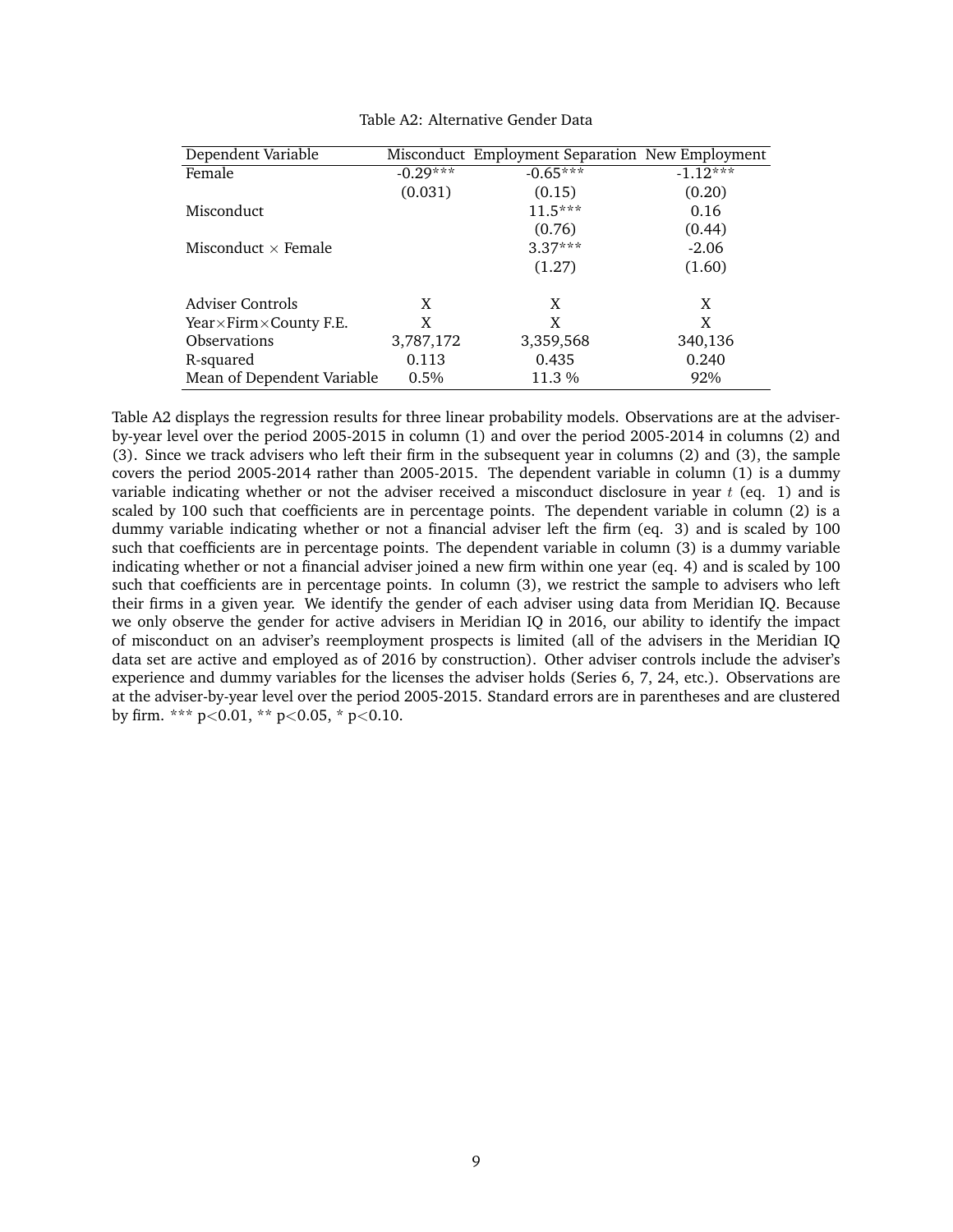Table A2: Alternative Gender Data

| Dependent Variable | Misconduct | Employment Separation | New Employment |
|---|---|---|---|
| Female | -0.29*** | -0.65*** | -1.12*** |
| | (0.031) | (0.15) | (0.20) |
| Misconduct | | 11.5*** | 0.16 |
| | | (0.76) | (0.44) |
| Misconduct $\times$ Female | | 3.37*** | -2.06 |
| | | (1.27) | (1.60) |
| | | | |
| Adviser Controls | X | X | X |
| Year$\times$Firm$\times$County F.E. | X | X | X |
| Observations | 3,787,172 | 3,359,568 | 340,136 |
| R-squared | 0.113 | 0.435 | 0.240 |
| Mean of Dependent Variable | 0.5% | 11.3 % | 92% |

Table A2 displays the regression results for three linear probability models. Observations are at the adviser-by-year level over the period 2005-2015 in column (1) and over the period 2005-2014 in columns (2) and (3). Since we track advisers who left their firm in the subsequent year in columns (2) and (3), the sample covers the period 2005-2014 rather than 2005-2015. The dependent variable in column (1) is a dummy variable indicating whether or not the adviser received a misconduct disclosure in year $t$ (eq. 1) and is scaled by 100 such that coefficients are in percentage points. The dependent variable in column (2) is a dummy variable indicating whether or not a financial adviser left the firm (eq. 3) and is scaled by 100 such that coefficients are in percentage points. The dependent variable in column (3) is a dummy variable indicating whether or not a financial adviser joined a new firm within one year (eq. 4) and is scaled by 100 such that coefficients are in percentage points. In column (3), we restrict the sample to advisers who left their firms in a given year. We identify the gender of each adviser using data from Meridian IQ. Because we only observe the gender for active advisers in Meridian IQ in 2016, our ability to identify the impact of misconduct on an adviser's reemployment prospects is limited (all of the advisers in the Meridian IQ data set are active and employed as of 2016 by construction). Other adviser controls include the adviser's experience and dummy variables for the licenses the adviser holds (Series 6, 7, 24, etc.). Observations are at the adviser-by-year level over the period 2005-2015. Standard errors are in parentheses and are clustered by firm. *** $p<0.01$, ** $p<0.05$, * $p<0.10$.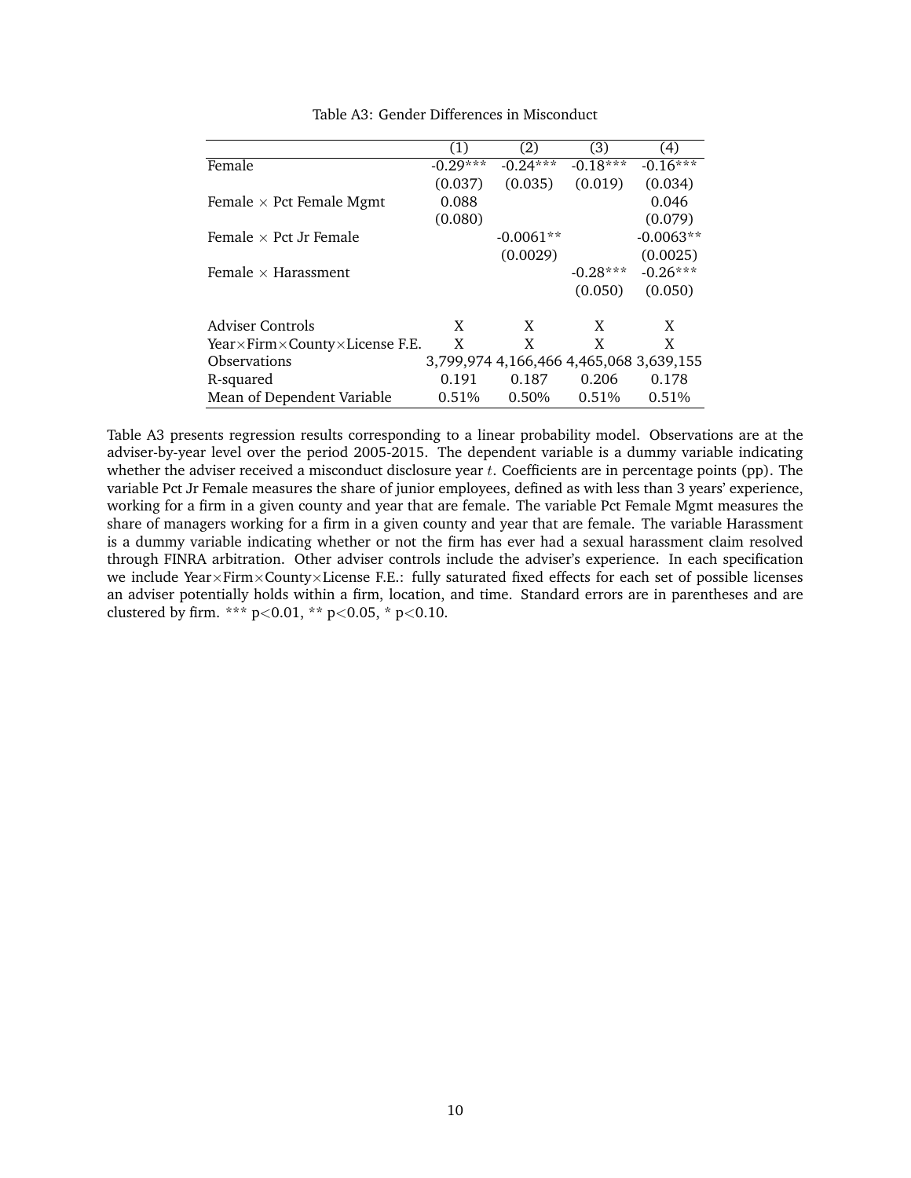Table A3: Gender Differences in Misconduct

| | (1) | (2) | (3) | (4) |
|---|---|---|---|---|
| Female | -0.29*** | -0.24*** | -0.18*** | -0.16*** |
| | (0.037) | (0.035) | (0.019) | (0.034) |
| Female × Pct Female Mgmt | 0.088 | | | 0.046 |
| | (0.080) | | | (0.079) |
| Female × Pct Jr Female | | -0.0061** | | -0.0063** |
| | | (0.0029) | | (0.0025) |
| Female × Harassment | | | -0.28*** | -0.26*** |
| | | | (0.050) | (0.050) |
| Adviser Controls | X | X | X | X |
| Year×Firm×County×License F.E. | X | X | X | X |
| Observations | 3,799,974 | 4,166,466 | 4,465,068 | 3,639,155 |
| R-squared | 0.191 | 0.187 | 0.206 | 0.178 |
| Mean of Dependent Variable | 0.51% | 0.50% | 0.51% | 0.51% |

Table A3 presents regression results corresponding to a linear probability model. Observations are at the adviser-by-year level over the period 2005-2015. The dependent variable is a dummy variable indicating whether the adviser received a misconduct disclosure year $t$. Coefficients are in percentage points (pp). The variable Pct Jr Female measures the share of junior employees, defined as with less than 3 years' experience, working for a firm in a given county and year that are female. The variable Pct Female Mgmt measures the share of managers working for a firm in a given county and year that are female. The variable Harassment is a dummy variable indicating whether or not the firm has ever had a sexual harassment claim resolved through FINRA arbitration. Other adviser controls include the adviser's experience. In each specification we include Year×Firm×County×License F.E.: fully saturated fixed effects for each set of possible licenses an adviser potentially holds within a firm, location, and time. Standard errors are in parentheses and are clustered by firm. *** $p<0.01$, ** $p<0.05$, * $p<0.10$.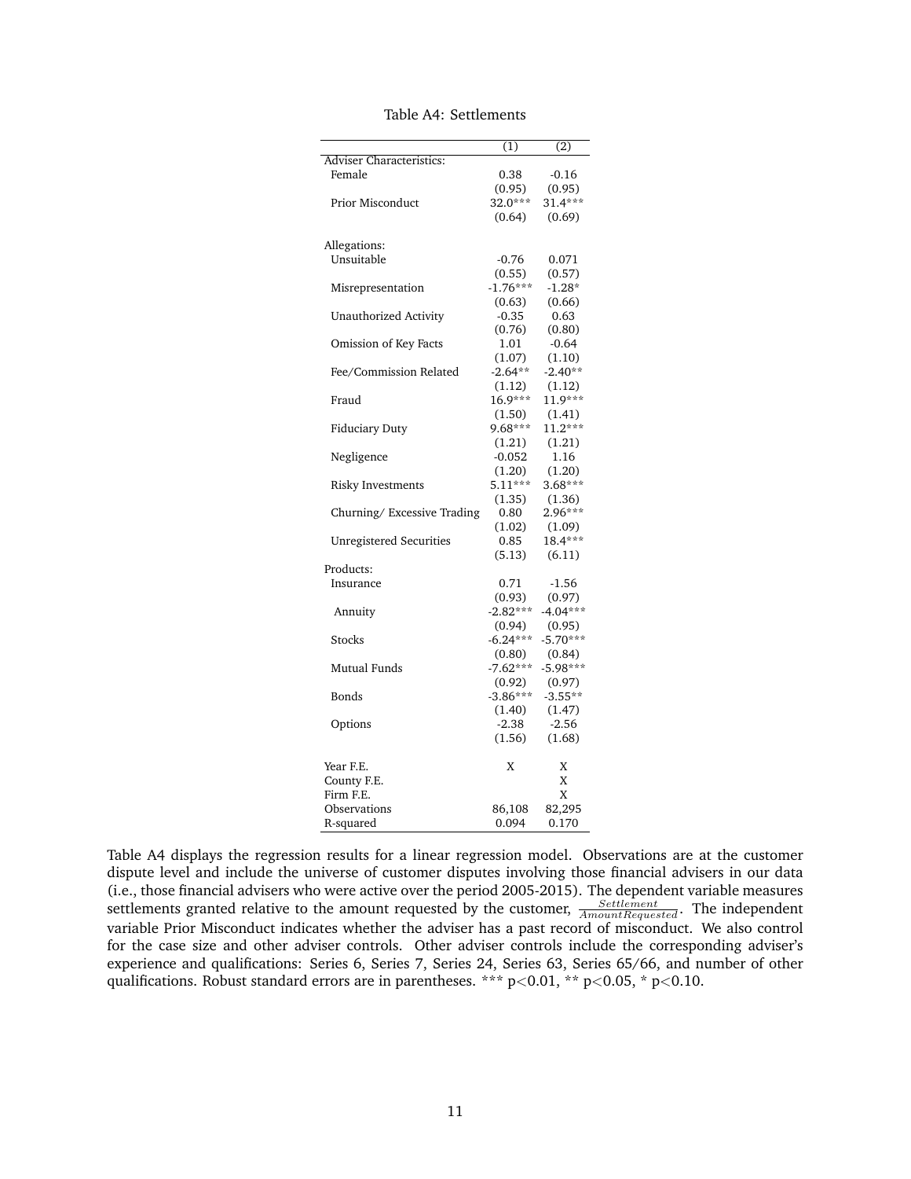Table A4: Settlements

| | (1) | (2) |
|---|---|---|
| Adviser Characteristics: | | |
| Female | 0.38 | -0.16 |
| | (0.95) | (0.95) |
| Prior Misconduct | 32.0*** | 31.4*** |
| | (0.64) | (0.69) |
| Allegations: | | |
| Unsuitable | -0.76 | 0.071 |
| | (0.55) | (0.57) |
| Misrepresentation | -1.76*** | -1.28* |
| | (0.63) | (0.66) |
| Unauthorized Activity | -0.35 | 0.63 |
| | (0.76) | (0.80) |
| Omission of Key Facts | 1.01 | -0.64 |
| | (1.07) | (1.10) |
| Fee/Commission Related | -2.64** | -2.40** |
| | (1.12) | (1.12) |
| Fraud | 16.9*** | 11.9*** |
| | (1.50) | (1.41) |
| Fiduciary Duty | 9.68*** | 11.2*** |
| | (1.21) | (1.21) |
| Negligence | -0.052 | 1.16 |
| | (1.20) | (1.20) |
| Risky Investments | 5.11*** | 3.68*** |
| | (1.35) | (1.36) |
| Churning/ Excessive Trading | 0.80 | 2.96*** |
| | (1.02) | (1.09) |
| Unregistered Securities | 0.85 | 18.4*** |
| | (5.13) | (6.11) |
| Products: | | |
| Insurance | 0.71 | -1.56 |
| | (0.93) | (0.97) |
| Annuity | -2.82*** | -4.04*** |
| | (0.94) | (0.95) |
| Stocks | -6.24*** | -5.70*** |
| | (0.80) | (0.84) |
| Mutual Funds | -7.62*** | -5.98*** |
| | (0.92) | (0.97) |
| Bonds | -3.86*** | -3.55** |
| | (1.40) | (1.47) |
| Options | -2.38 | -2.56 |
| | (1.56) | (1.68) |
| Year F.E. | X | X |
| County F.E. | | X |
| Firm F.E. | | X |
| Observations | 86,108 | 82,295 |
| R-squared | 0.094 | 0.170 |

Table A4 displays the regression results for a linear regression model. Observations are at the customer dispute level and include the universe of customer disputes involving those financial advisers in our data (i.e., those financial advisers who were active over the period 2005-2015). The dependent variable measures settlements granted relative to the amount requested by the customer, $\frac{Settlement}{AmountRequested}$. The independent variable Prior Misconduct indicates whether the adviser has a past record of misconduct. We also control for the case size and other adviser controls. Other adviser controls include the corresponding adviser's experience and qualifications: Series 6, Series 7, Series 24, Series 63, Series 65/66, and number of other qualifications. Robust standard errors are in parentheses. *** $p<0.01$, ** $p<0.05$, * $p<0.10$.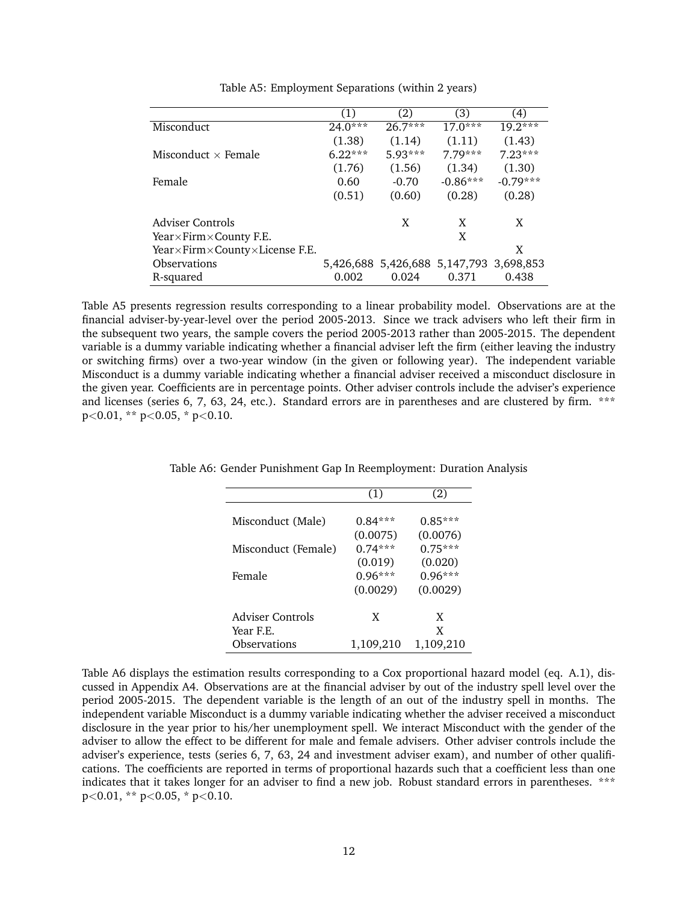Table A5: Employment Separations (within 2 years)

| | (1) | (2) | (3) | (4) |
|---|---|---|---|---|
| Misconduct | 24.0*** | 26.7*** | 17.0*** | 19.2*** |
| | (1.38) | (1.14) | (1.11) | (1.43) |
| Misconduct × Female | 6.22*** | 5.93*** | 7.79*** | 7.23*** |
| | (1.76) | (1.56) | (1.34) | (1.30) |
| Female | 0.60 | -0.70 | -0.86*** | -0.79*** |
| | (0.51) | (0.60) | (0.28) | (0.28) |
| | | | | |
| Adviser Controls | | X | X | X |
| Year×Firm×County F.E. | | | X | |
| Year×Firm×County×License F.E. | | | | X |
| Observations | 5,426,688 | 5,426,688 | 5,147,793 | 3,698,853 |
| R-squared | 0.002 | 0.024 | 0.371 | 0.438 |

Table A5 presents regression results corresponding to a linear probability model. Observations are at the financial adviser-by-year-level over the period 2005-2013. Since we track advisers who left their firm in the subsequent two years, the sample covers the period 2005-2013 rather than 2005-2015. The dependent variable is a dummy variable indicating whether a financial adviser left the firm (either leaving the industry or switching firms) over a two-year window (in the given or following year). The independent variable Misconduct is a dummy variable indicating whether a financial adviser received a misconduct disclosure in the given year. Coefficients are in percentage points. Other adviser controls include the adviser's experience and licenses (series 6, 7, 63, 24, etc.). Standard errors are in parentheses and are clustered by firm. *** p<0.01, ** p<0.05, * p<0.10.

Table A6: Gender Punishment Gap In Reemployment: Duration Analysis

| | (1) | (2) |
|---|---|---|
| Misconduct (Male) | 0.84*** | 0.85*** |
| | (0.0075) | (0.0076) |
| Misconduct (Female) | 0.74*** | 0.75*** |
| | (0.019) | (0.020) |
| Female | 0.96*** | 0.96*** |
| | (0.0029) | (0.0029) |
| | | |
| Adviser Controls | X | X |
| Year F.E. | | X |
| Observations | 1,109,210 | 1,109,210 |

Table A6 displays the estimation results corresponding to a Cox proportional hazard model (eq. A.1), discussed in Appendix A4. Observations are at the financial adviser by out of the industry spell level over the period 2005-2015. The dependent variable is the length of an out of the industry spell in months. The independent variable Misconduct is a dummy variable indicating whether the adviser received a misconduct disclosure in the year prior to his/her unemployment spell. We interact Misconduct with the gender of the adviser to allow the effect to be different for male and female advisers. Other adviser controls include the adviser's experience, tests (series 6, 7, 63, 24 and investment adviser exam), and number of other qualifications. The coefficients are reported in terms of proportional hazards such that a coefficient less than one indicates that it takes longer for an adviser to find a new job. Robust standard errors in parentheses. *** p<0.01, ** p<0.05, * p<0.10.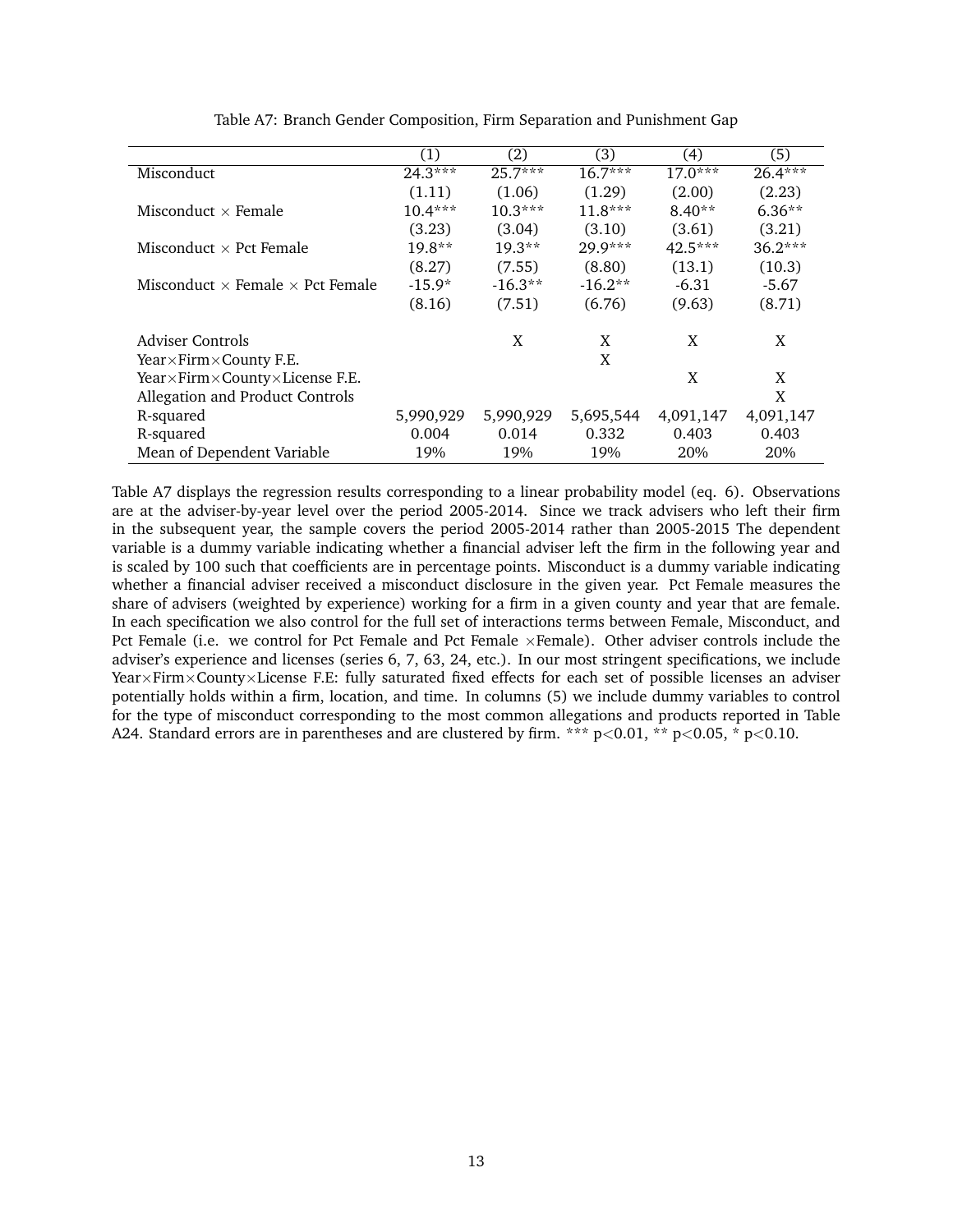Table A7: Branch Gender Composition, Firm Separation and Punishment Gap

| | (1) | (2) | (3) | (4) | (5) |
|---|---|---|---|---|---|
| Misconduct | 24.3*** | 25.7*** | 16.7*** | 17.0*** | 26.4*** |
| | (1.11) | (1.06) | (1.29) | (2.00) | (2.23) |
| Misconduct × Female | 10.4*** | 10.3*** | 11.8*** | 8.40** | 6.36** |
| | (3.23) | (3.04) | (3.10) | (3.61) | (3.21) |
| Misconduct × Pct Female | 19.8** | 19.3** | 29.9*** | 42.5*** | 36.2*** |
| | (8.27) | (7.55) | (8.80) | (13.1) | (10.3) |
| Misconduct × Female × Pct Female | -15.9* | -16.3** | -16.2** | -6.31 | -5.67 |
| | (8.16) | (7.51) | (6.76) | (9.63) | (8.71) |
| | | | | | |
| Adviser Controls | | X | X | X | X |
| Year×Firm×County F.E. | | | X | | |
| Year×Firm×County×License F.E. | | | | X | X |
| Allegation and Product Controls | | | | | X |
| R-squared | 5,990,929 | 5,990,929 | 5,695,544 | 4,091,147 | 4,091,147 |
| R-squared | 0.004 | 0.014 | 0.332 | 0.403 | 0.403 |
| Mean of Dependent Variable | 19% | 19% | 19% | 20% | 20% |

Table A7 displays the regression results corresponding to a linear probability model (eq. 6). Observations are at the adviser-by-year level over the period 2005-2014. Since we track advisers who left their firm in the subsequent year, the sample covers the period 2005-2014 rather than 2005-2015 The dependent variable is a dummy variable indicating whether a financial adviser left the firm in the following year and is scaled by 100 such that coefficients are in percentage points. Misconduct is a dummy variable indicating whether a financial adviser received a misconduct disclosure in the given year. Pct Female measures the share of advisers (weighted by experience) working for a firm in a given county and year that are female. In each specification we also control for the full set of interactions terms between Female, Misconduct, and Pct Female (i.e. we control for Pct Female and Pct Female ×Female). Other adviser controls include the adviser's experience and licenses (series 6, 7, 63, 24, etc.). In our most stringent specifications, we include Year×Firm×County×License F.E: fully saturated fixed effects for each set of possible licenses an adviser potentially holds within a firm, location, and time. In columns (5) we include dummy variables to control for the type of misconduct corresponding to the most common allegations and products reported in Table A24. Standard errors are in parentheses and are clustered by firm. *** $p<0.01$, ** $p<0.05$, * $p<0.10$.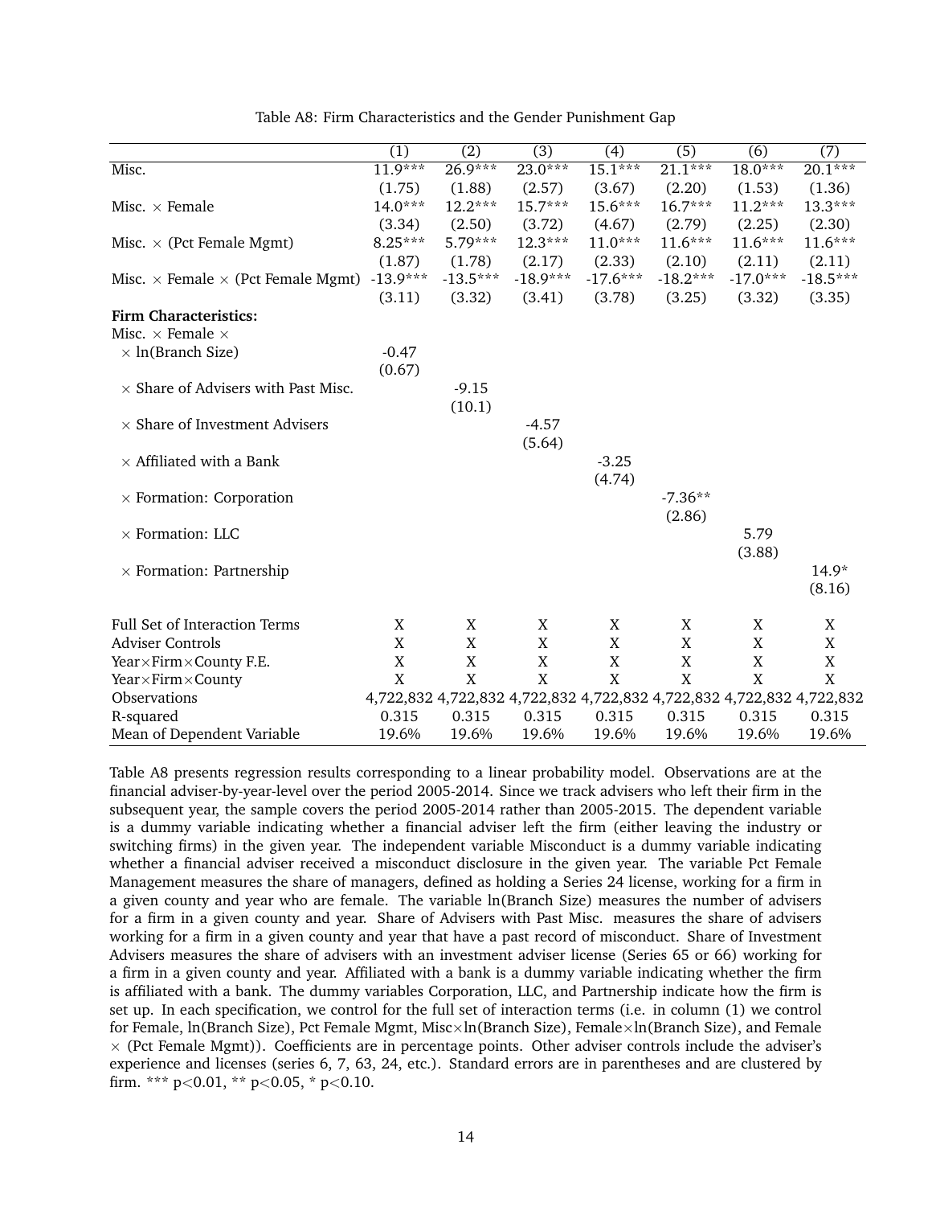Table A8: Firm Characteristics and the Gender Punishment Gap

| | (1) | (2) | (3) | (4) | (5) | (6) | (7) |
|---|---|---|---|---|---|---|---|
| Misc. | 11.9*** | 26.9*** | 23.0*** | 15.1*** | 21.1*** | 18.0*** | 20.1*** |
| | (1.75) | (1.88) | (2.57) | (3.67) | (2.20) | (1.53) | (1.36) |
| Misc. × Female | 14.0*** | 12.2*** | 15.7*** | 15.6*** | 16.7*** | 11.2*** | 13.3*** |
| | (3.34) | (2.50) | (3.72) | (4.67) | (2.79) | (2.25) | (2.30) |
| Misc. × (Pct Female Mgmt) | 8.25*** | 5.79*** | 12.3*** | 11.0*** | 11.6*** | 11.6*** | 11.6*** |
| | (1.87) | (1.78) | (2.17) | (2.33) | (2.10) | (2.11) | (2.11) |
| Misc. × Female × (Pct Female Mgmt) | -13.9*** | -13.5*** | -18.9*** | -17.6*** | -18.2*** | -17.0*** | -18.5*** |
| | (3.11) | (3.32) | (3.41) | (3.78) | (3.25) | (3.32) | (3.35) |
| **Firm Characteristics:** | | | | | | | |
| Misc. × Female × | | | | | | | |
| × ln(Branch Size) | -0.47 | | | | | | |
| | (0.67) | | | | | | |
| × Share of Advisers with Past Misc. | | -9.15 | | | | | |
| | | (10.1) | | | | | |
| × Share of Investment Advisers | | | -4.57 | | | | |
| | | | (5.64) | | | | |
| × Affiliated with a Bank | | | | -3.25 | | | |
| | | | | (4.74) | | | |
| × Formation: Corporation | | | | | -7.36** | | |
| | | | | | (2.86) | | |
| × Formation: LLC | | | | | | 5.79 | |
| | | | | | | (3.88) | |
| × Formation: Partnership | | | | | | | 14.9* |
| | | | | | | | (8.16) |
| Full Set of Interaction Terms | X | X | X | X | X | X | X |
| Adviser Controls | X | X | X | X | X | X | X |
| Year×Firm×County F.E. | X | X | X | X | X | X | X |
| Year×Firm×County | X | X | X | X | X | X | X |
| Observations | 4,722,832 | 4,722,832 | 4,722,832 | 4,722,832 | 4,722,832 | 4,722,832 | 4,722,832 |
| R-squared | 0.315 | 0.315 | 0.315 | 0.315 | 0.315 | 0.315 | 0.315 |
| Mean of Dependent Variable | 19.6% | 19.6% | 19.6% | 19.6% | 19.6% | 19.6% | 19.6% |

Table A8 presents regression results corresponding to a linear probability model. Observations are at the financial adviser-by-year-level over the period 2005-2014. Since we track advisers who left their firm in the subsequent year, the sample covers the period 2005-2014 rather than 2005-2015. The dependent variable is a dummy variable indicating whether a financial adviser left the firm (either leaving the industry or switching firms) in the given year. The independent variable Misconduct is a dummy variable indicating whether a financial adviser received a misconduct disclosure in the given year. The variable Pct Female Management measures the share of managers, defined as holding a Series 24 license, working for a firm in a given county and year who are female. The variable ln(Branch Size) measures the number of advisers for a firm in a given county and year. Share of Advisers with Past Misc. measures the share of advisers working for a firm in a given county and year that have a past record of misconduct. Share of Investment Advisers measures the share of advisers with an investment adviser license (Series 65 or 66) working for a firm in a given county and year. Affiliated with a bank is a dummy variable indicating whether the firm is affiliated with a bank. The dummy variables Corporation, LLC, and Partnership indicate how the firm is set up. In each specification, we control for the full set of interaction terms (i.e. in column (1) we control for Female, ln(Branch Size), Pct Female Mgmt, Misc×ln(Branch Size), Female×ln(Branch Size), and Female × (Pct Female Mgmt)). Coefficients are in percentage points. Other adviser controls include the adviser's experience and licenses (series 6, 7, 63, 24, etc.). Standard errors are in parentheses and are clustered by firm. *** $p<0.01$, ** $p<0.05$, * $p<0.10$.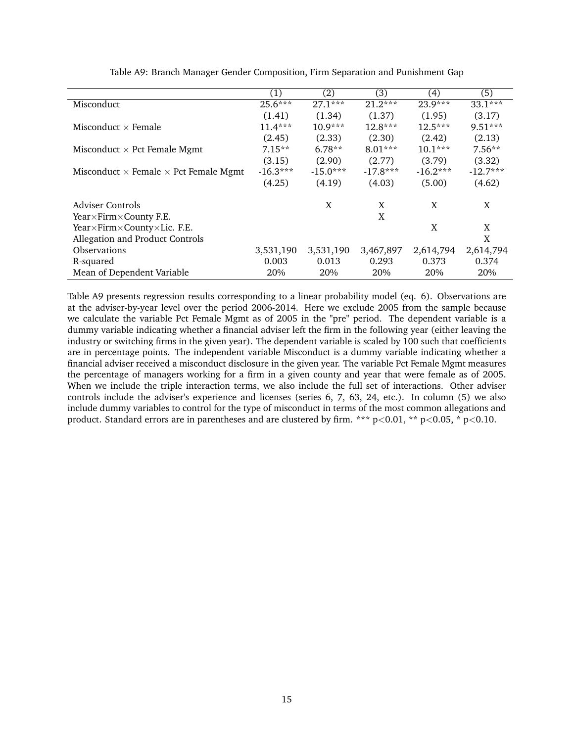Table A9: Branch Manager Gender Composition, Firm Separation and Punishment Gap

| | (1) | (2) | (3) | (4) | (5) |
|---|---|---|---|---|---|
| Misconduct | 25.6*** | 27.1*** | 21.2*** | 23.9*** | 33.1*** |
| | (1.41) | (1.34) | (1.37) | (1.95) | (3.17) |
| Misconduct × Female | 11.4*** | 10.9*** | 12.8*** | 12.5*** | 9.51*** |
| | (2.45) | (2.33) | (2.30) | (2.42) | (2.13) |
| Misconduct × Pct Female Mgmt | 7.15** | 6.78** | 8.01*** | 10.1*** | 7.56** |
| | (3.15) | (2.90) | (2.77) | (3.79) | (3.32) |
| Misconduct × Female × Pct Female Mgmt | -16.3*** | -15.0*** | -17.8*** | -16.2*** | -12.7*** |
| | (4.25) | (4.19) | (4.03) | (5.00) | (4.62) |
| | | | | | |
| Adviser Controls | | X | X | X | X |
| Year×Firm×County F.E. | | | X | | |
| Year×Firm×County×Lic. F.E. | | | | X | X |
| Allegation and Product Controls | | | | | X |
| Observations | 3,531,190 | 3,531,190 | 3,467,897 | 2,614,794 | 2,614,794 |
| R-squared | 0.003 | 0.013 | 0.293 | 0.373 | 0.374 |
| Mean of Dependent Variable | 20% | 20% | 20% | 20% | 20% |

Table A9 presents regression results corresponding to a linear probability model (eq. 6). Observations are at the adviser-by-year level over the period 2006-2014. Here we exclude 2005 from the sample because we calculate the variable Pct Female Mgmt as of 2005 in the "pre" period. The dependent variable is a dummy variable indicating whether a financial adviser left the firm in the following year (either leaving the industry or switching firms in the given year). The dependent variable is scaled by 100 such that coefficients are in percentage points. The independent variable Misconduct is a dummy variable indicating whether a financial adviser received a misconduct disclosure in the given year. The variable Pct Female Mgmt measures the percentage of managers working for a firm in a given county and year that were female as of 2005. When we include the triple interaction terms, we also include the full set of interactions. Other adviser controls include the adviser's experience and licenses (series 6, 7, 63, 24, etc.). In column (5) we also include dummy variables to control for the type of misconduct in terms of the most common allegations and product. Standard errors are in parentheses and are clustered by firm. *** $p<0.01$, ** $p<0.05$, * $p<0.10$.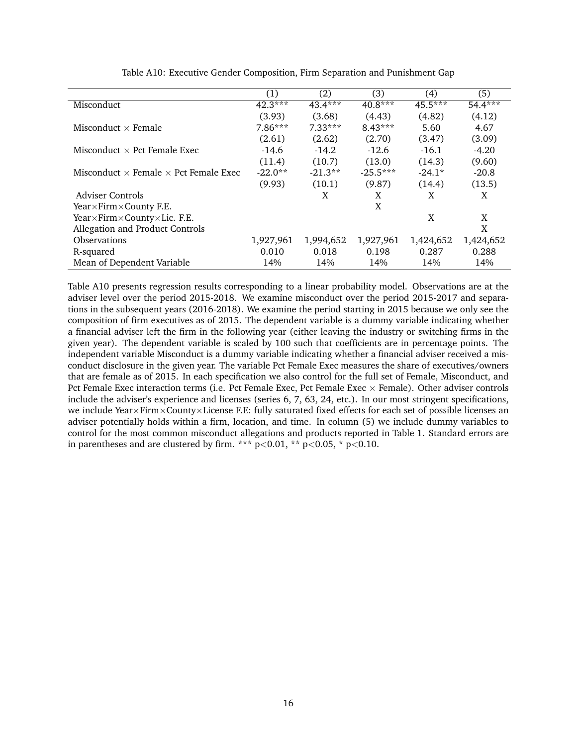Table A10: Executive Gender Composition, Firm Separation and Punishment Gap

| | (1) | (2) | (3) | (4) | (5) |
|---|---|---|---|---|---|
| Misconduct | 42.3*** | 43.4*** | 40.8*** | 45.5*** | 54.4*** |
| | (3.93) | (3.68) | (4.43) | (4.82) | (4.12) |
| Misconduct × Female | 7.86*** | 7.33*** | 8.43*** | 5.60 | 4.67 |
| | (2.61) | (2.62) | (2.70) | (3.47) | (3.09) |
| Misconduct × Pct Female Exec | -14.6 | -14.2 | -12.6 | -16.1 | -4.20 |
| | (11.4) | (10.7) | (13.0) | (14.3) | (9.60) |
| Misconduct × Female × Pct Female Exec | -22.0** | -21.3** | -25.5*** | -24.1* | -20.8 |
| | (9.93) | (10.1) | (9.87) | (14.4) | (13.5) |
| Adviser Controls | | X | X | X | X |
| Year×Firm×County F.E. | | | X | | |
| Year×Firm×County×Lic. F.E. | | | | X | X |
| Allegation and Product Controls | | | | | X |
| Observations | 1,927,961 | 1,994,652 | 1,927,961 | 1,424,652 | 1,424,652 |
| R-squared | 0.010 | 0.018 | 0.198 | 0.287 | 0.288 |
| Mean of Dependent Variable | 14% | 14% | 14% | 14% | 14% |

Table A10 presents regression results corresponding to a linear probability model. Observations are at the adviser level over the period 2015-2018. We examine misconduct over the period 2015-2017 and separations in the subsequent years (2016-2018). We examine the period starting in 2015 because we only see the composition of firm executives as of 2015. The dependent variable is a dummy variable indicating whether a financial adviser left the firm in the following year (either leaving the industry or switching firms in the given year). The dependent variable is scaled by 100 such that coefficients are in percentage points. The independent variable Misconduct is a dummy variable indicating whether a financial adviser received a misconduct disclosure in the given year. The variable Pct Female Exec measures the share of executives/owners that are female as of 2015. In each specification we also control for the full set of Female, Misconduct, and Pct Female Exec interaction terms (i.e. Pct Female Exec, Pct Female Exec × Female). Other adviser controls include the adviser's experience and licenses (series 6, 7, 63, 24, etc.). In our most stringent specifications, we include Year×Firm×County×License F.E: fully saturated fixed effects for each set of possible licenses an adviser potentially holds within a firm, location, and time. In column (5) we include dummy variables to control for the most common misconduct allegations and products reported in Table 1. Standard errors are in parentheses and are clustered by firm. *** $p<0.01$, ** $p<0.05$, * $p<0.10$.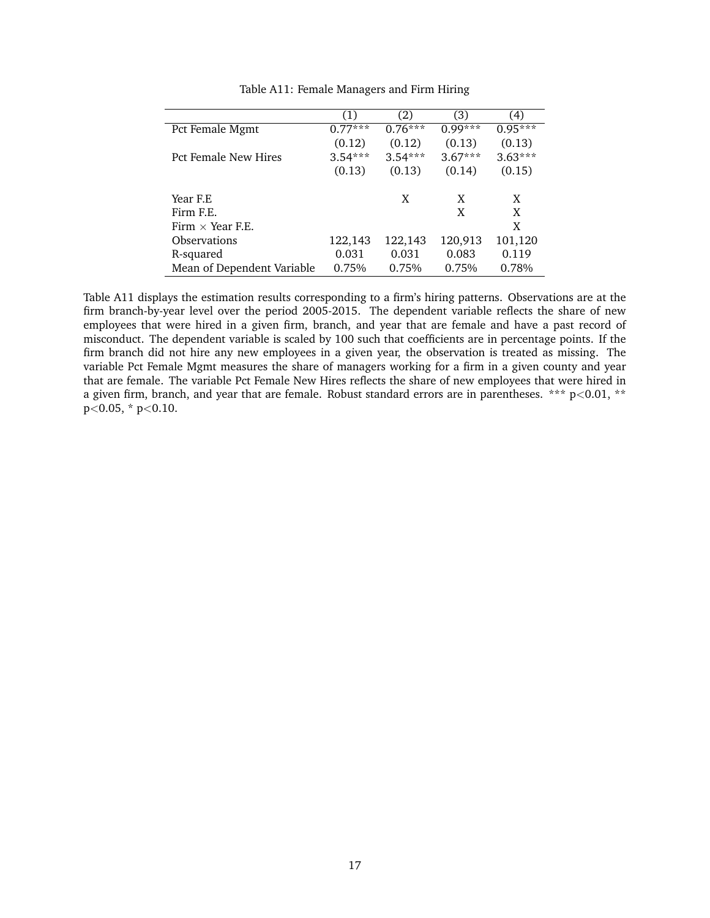Table A11: Female Managers and Firm Hiring

| | (1) | (2) | (3) | (4) |
|---|---|---|---|---|
| Pct Female Mgmt | 0.77*** | 0.76*** | 0.99*** | 0.95*** |
| | (0.12) | (0.12) | (0.13) | (0.13) |
| Pct Female New Hires | 3.54*** | 3.54*** | 3.67*** | 3.63*** |
| | (0.13) | (0.13) | (0.14) | (0.15) |
| | | | | |
| Year F.E | | X | X | X |
| Firm F.E. | | | X | X |
| Firm × Year F.E. | | | | X |
| Observations | 122,143 | 122,143 | 120,913 | 101,120 |
| R-squared | 0.031 | 0.031 | 0.083 | 0.119 |
| Mean of Dependent Variable | 0.75% | 0.75% | 0.75% | 0.78% |

Table A11 displays the estimation results corresponding to a firm's hiring patterns. Observations are at the firm branch-by-year level over the period 2005-2015. The dependent variable reflects the share of new employees that were hired in a given firm, branch, and year that are female and have a past record of misconduct. The dependent variable is scaled by 100 such that coefficients are in percentage points. If the firm branch did not hire any new employees in a given year, the observation is treated as missing. The variable Pct Female Mgmt measures the share of managers working for a firm in a given county and year that are female. The variable Pct Female New Hires reflects the share of new employees that were hired in a given firm, branch, and year that are female. Robust standard errors are in parentheses. *** $p<0.01$, ** $p<0.05$, * $p<0.10$.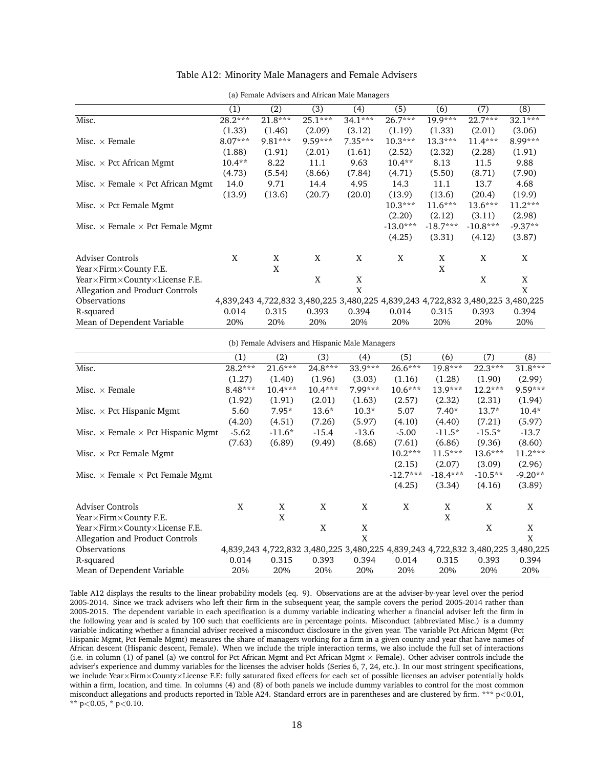Table A12: Minority Male Managers and Female Advisers

(a) Female Advisers and African Male Managers

| | (1) | (2) | (3) | (4) | (5) | (6) | (7) | (8) |
|---|---|---|---|---|---|---|---|---|
| Misc. | 28.2*** | 21.8*** | 25.1*** | 34.1*** | 26.7*** | 19.9*** | 22.7*** | 32.1*** |
| | (1.33) | (1.46) | (2.09) | (3.12) | (1.19) | (1.33) | (2.01) | (3.06) |
| Misc. × Female | 8.07*** | 9.81*** | 9.59*** | 7.35*** | 10.3*** | 13.3*** | 11.4*** | 8.99*** |
| | (1.88) | (1.91) | (2.01) | (1.61) | (2.52) | (2.32) | (2.28) | (1.91) |
| Misc. × Pct African Mgmt | 10.4** | 8.22 | 11.1 | 9.63 | 10.4** | 8.13 | 11.5 | 9.88 |
| | (4.73) | (5.54) | (8.66) | (7.84) | (4.71) | (5.50) | (8.71) | (7.90) |
| Misc. × Female × Pct African Mgmt | 14.0 | 9.71 | 14.4 | 4.95 | 14.3 | 11.1 | 13.7 | 4.68 |
| | (13.9) | (13.6) | (20.7) | (20.0) | (13.9) | (13.6) | (20.4) | (19.9) |
| Misc. × Pct Female Mgmt | | | | | 10.3*** | 11.6*** | 13.6*** | 11.2*** |
| | | | | | (2.20) | (2.12) | (3.11) | (2.98) |
| Misc. × Female × Pct Female Mgmt | | | | | -13.0*** | -18.7*** | -10.8*** | -9.37** |
| | | | | | (4.25) | (3.31) | (4.12) | (3.87) |
| Adviser Controls | X | X | X | X | X | X | X | X |
| Year×Firm×County F.E. | | X | | | | X | | |
| Year×Firm×County×License F.E. | | | X | X | | | X | X |
| Allegation and Product Controls | | | | X | | | | X |
| Observations | 4,839,243 | 4,722,832 | 3,480,225 | 3,480,225 | 4,839,243 | 4,722,832 | 3,480,225 | 3,480,225 |
| R-squared | 0.014 | 0.315 | 0.393 | 0.394 | 0.014 | 0.315 | 0.393 | 0.394 |
| Mean of Dependent Variable | 20% | 20% | 20% | 20% | 20% | 20% | 20% | 20% |

(b) Female Advisers and Hispanic Male Managers

| | (1) | (2) | (3) | (4) | (5) | (6) | (7) | (8) |
|---|---|---|---|---|---|---|---|---|
| Misc. | 28.2*** | 21.6*** | 24.8*** | 33.9*** | 26.6*** | 19.8*** | 22.3*** | 31.8*** |
| | (1.27) | (1.40) | (1.96) | (3.03) | (1.16) | (1.28) | (1.90) | (2.99) |
| Misc. × Female | 8.48*** | 10.4*** | 10.4*** | 7.99*** | 10.6*** | 13.9*** | 12.2*** | 9.59*** |
| | (1.92) | (1.91) | (2.01) | (1.63) | (2.57) | (2.32) | (2.31) | (1.94) |
| Misc. × Pct Hispanic Mgmt | 5.60 | 7.95* | 13.6* | 10.3* | 5.07 | 7.40* | 13.7* | 10.4* |
| | (4.20) | (4.51) | (7.26) | (5.97) | (4.10) | (4.40) | (7.21) | (5.97) |
| Misc. × Female × Pct Hispanic Mgmt | -5.62 | -11.6* | -15.4 | -13.6 | -5.00 | -11.5* | -15.5* | -13.7 |
| | (7.63) | (6.89) | (9.49) | (8.68) | (7.61) | (6.86) | (9.36) | (8.60) |
| Misc. × Pct Female Mgmt | | | | | 10.2*** | 11.5*** | 13.6*** | 11.2*** |
| | | | | | (2.15) | (2.07) | (3.09) | (2.96) |
| Misc. × Female × Pct Female Mgmt | | | | | -12.7*** | -18.4*** | -10.5** | -9.20** |
| | | | | | (4.25) | (3.34) | (4.16) | (3.89) |
| Adviser Controls | X | X | X | X | X | X | X | X |
| Year×Firm×County F.E. | | X | | | | X | | |
| Year×Firm×County×License F.E. | | | X | X | | | X | X |
| Allegation and Product Controls | | | | X | | | | X |
| Observations | 4,839,243 | 4,722,832 | 3,480,225 | 3,480,225 | 4,839,243 | 4,722,832 | 3,480,225 | 3,480,225 |
| R-squared | 0.014 | 0.315 | 0.393 | 0.394 | 0.014 | 0.315 | 0.393 | 0.394 |
| Mean of Dependent Variable | 20% | 20% | 20% | 20% | 20% | 20% | 20% | 20% |

Table A12 displays the results to the linear probability models (eq. 9). Observations are at the adviser-by-year level over the period 2005-2014. Since we track advisers who left their firm in the subsequent year, the sample covers the period 2005-2014 rather than 2005-2015. The dependent variable in each specification is a dummy variable indicating whether a financial adviser left the firm in the following year and is scaled by 100 such that coefficients are in percentage points. Misconduct (abbreviated Misc.) is a dummy variable indicating whether a financial adviser received a misconduct disclosure in the given year. The variable Pct African Mgmt (Pct Hispanic Mgmt, Pct Female Mgmt) measures the share of managers working for a firm in a given county and year that have names of African descent (Hispanic descent, Female). When we include the triple interaction terms, we also include the full set of interactions (i.e. in column (1) of panel (a) we control for Pct African Mgmt and Pct African Mgmt × Female). Other adviser controls include the adviser's experience and dummy variables for the licenses the adviser holds (Series 6, 7, 24, etc.). In our most stringent specifications, we include Year×Firm×County×License F.E: fully saturated fixed effects for each set of possible licenses an adviser potentially holds within a firm, location, and time. In columns (4) and (8) of both panels we include dummy variables to control for the most common misconduct allegations and products reported in Table A24. Standard errors are in parentheses and are clustered by firm. *** $p<0.01$, ** $p<0.05$, * $p<0.10$.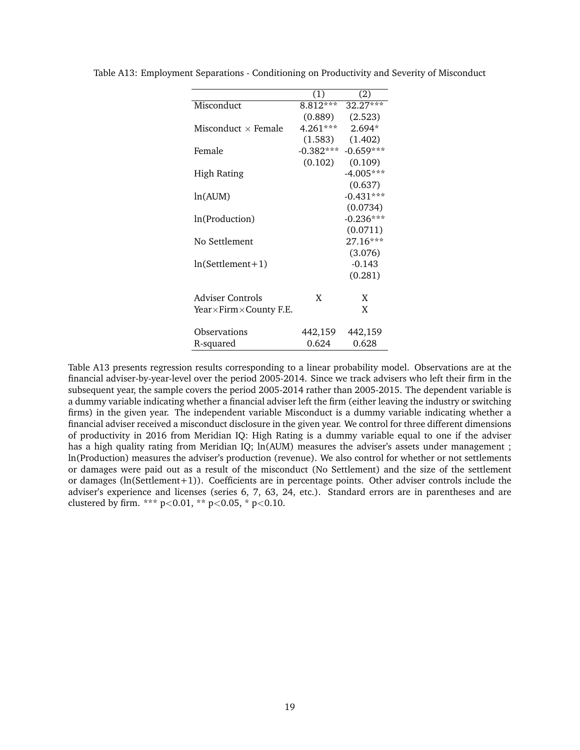Table A13: Employment Separations - Conditioning on Productivity and Severity of Misconduct

| | (1) | (2) |
|---|---|---|
| Misconduct | 8.812*** | 32.27*** |
| | (0.889) | (2.523) |
| Misconduct × Female | 4.261*** | 2.694* |
| | (1.583) | (1.402) |
| Female | -0.382*** | -0.659*** |
| | (0.102) | (0.109) |
| High Rating | | -4.005*** |
| | | (0.637) |
| ln(AUM) | | -0.431*** |
| | | (0.0734) |
| ln(Production) | | -0.236*** |
| | | (0.0711) |
| No Settlement | | 27.16*** |
| | | (3.076) |
| ln(Settlement+1) | | -0.143 |
| | | (0.281) |
| Adviser Controls | X | X |
| Year×Firm×County F.E. | | X |
| Observations | 442,159 | 442,159 |
| R-squared | 0.624 | 0.628 |

Table A13 presents regression results corresponding to a linear probability model. Observations are at the financial adviser-by-year-level over the period 2005-2014. Since we track advisers who left their firm in the subsequent year, the sample covers the period 2005-2014 rather than 2005-2015. The dependent variable is a dummy variable indicating whether a financial adviser left the firm (either leaving the industry or switching firms) in the given year. The independent variable Misconduct is a dummy variable indicating whether a financial adviser received a misconduct disclosure in the given year. We control for three different dimensions of productivity in 2016 from Meridian IQ: High Rating is a dummy variable equal to one if the adviser has a high quality rating from Meridian IQ; ln(AUM) measures the adviser's assets under management ; ln(Production) measures the adviser's production (revenue). We also control for whether or not settlements or damages were paid out as a result of the misconduct (No Settlement) and the size of the settlement or damages (ln(Settlement+1)). Coefficients are in percentage points. Other adviser controls include the adviser's experience and licenses (series 6, 7, 63, 24, etc.). Standard errors are in parentheses and are clustered by firm. *** $p<0.01$, ** $p<0.05$, * $p<0.10$.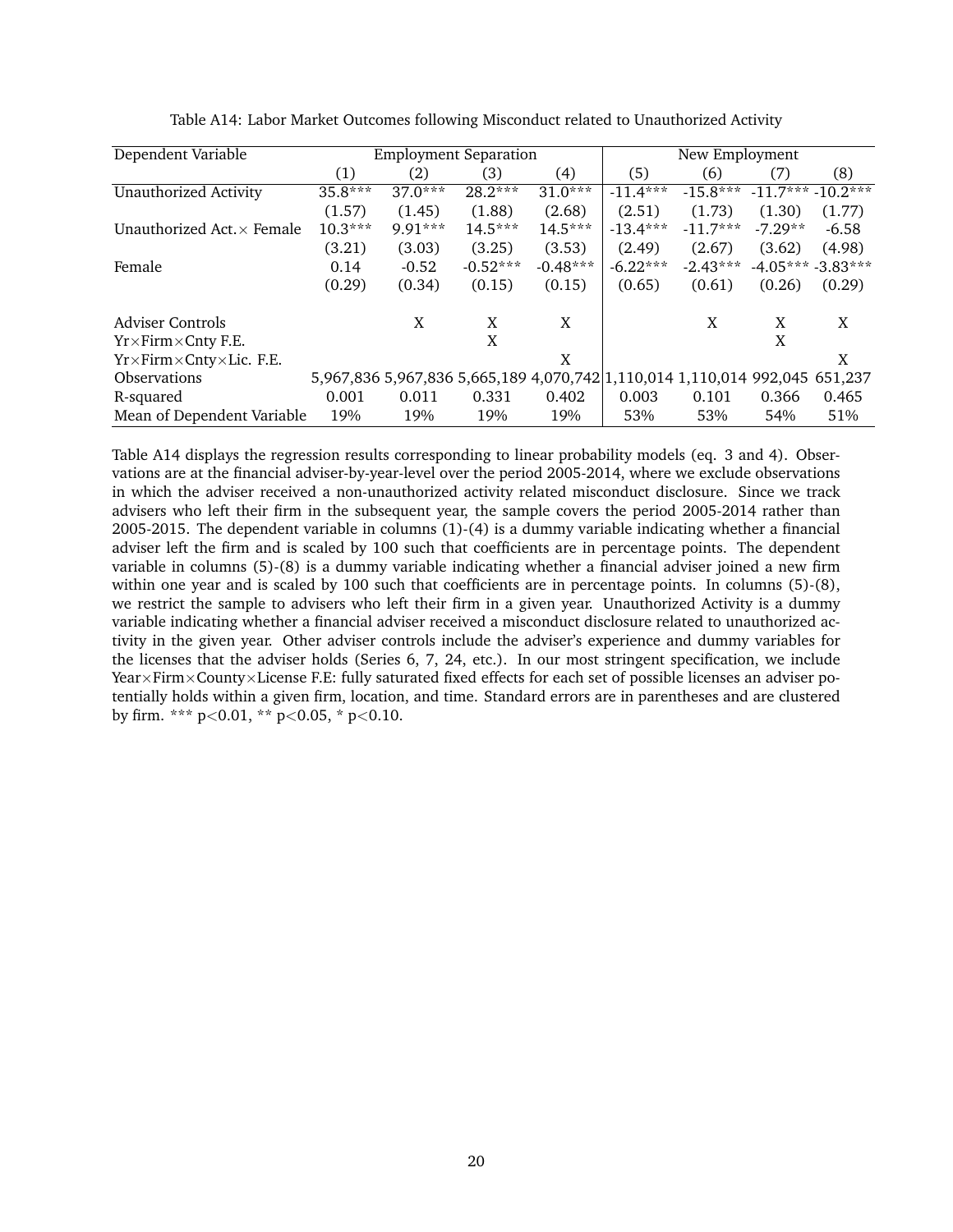Table A14: Labor Market Outcomes following Misconduct related to Unauthorized Activity

| Dependent Variable | Employment Separation | | | | New Employment | | | |
|---|---|---|---|---|---|---|---|---|
| | (1) | (2) | (3) | (4) | (5) | (6) | (7) | (8) |
| Unauthorized Activity | 35.8*** | 37.0*** | 28.2*** | 31.0*** | -11.4*** | -15.8*** | -11.7*** | -10.2*** |
| | (1.57) | (1.45) | (1.88) | (2.68) | (2.51) | (1.73) | (1.30) | (1.77) |
| Unauthorized Act.× Female | 10.3*** | 9.91*** | 14.5*** | 14.5*** | -13.4*** | -11.7*** | -7.29** | -6.58 |
| | (3.21) | (3.03) | (3.25) | (3.53) | (2.49) | (2.67) | (3.62) | (4.98) |
| Female | 0.14 | -0.52 | -0.52*** | -0.48*** | -6.22*** | -2.43*** | -4.05*** | -3.83*** |
| | (0.29) | (0.34) | (0.15) | (0.15) | (0.65) | (0.61) | (0.26) | (0.29) |
| Adviser Controls | | X | X | X | | X | X | X |
| Yr×Firm×Cnty F.E. | | | X | | | | X | |
| Yr×Firm×Cnty×Lic. F.E. | | | | X | | | | X |
| Observations | 5,967,836 | 5,967,836 | 5,665,189 | 4,070,742 | 1,110,014 | 1,110,014 | 992,045 | 651,237 |
| R-squared | 0.001 | 0.011 | 0.331 | 0.402 | 0.003 | 0.101 | 0.366 | 0.465 |
| Mean of Dependent Variable | 19% | 19% | 19% | 19% | 53% | 53% | 54% | 51% |

Table A14 displays the regression results corresponding to linear probability models (eq. 3 and 4). Observations are at the financial adviser-by-year-level over the period 2005-2014, where we exclude observations in which the adviser received a non-unauthorized activity related misconduct disclosure. Since we track advisers who left their firm in the subsequent year, the sample covers the period 2005-2014 rather than 2005-2015. The dependent variable in columns (1)-(4) is a dummy variable indicating whether a financial adviser left the firm and is scaled by 100 such that coefficients are in percentage points. The dependent variable in columns (5)-(8) is a dummy variable indicating whether a financial adviser joined a new firm within one year and is scaled by 100 such that coefficients are in percentage points. In columns (5)-(8), we restrict the sample to advisers who left their firm in a given year. Unauthorized Activity is a dummy variable indicating whether a financial adviser received a misconduct disclosure related to unauthorized activity in the given year. Other adviser controls include the adviser's experience and dummy variables for the licenses that the adviser holds (Series 6, 7, 24, etc.). In our most stringent specification, we include Year×Firm×County×License F.E: fully saturated fixed effects for each set of possible licenses an adviser potentially holds within a given firm, location, and time. Standard errors are in parentheses and are clustered by firm. *** p<0.01, ** p<0.05, * p<0.10.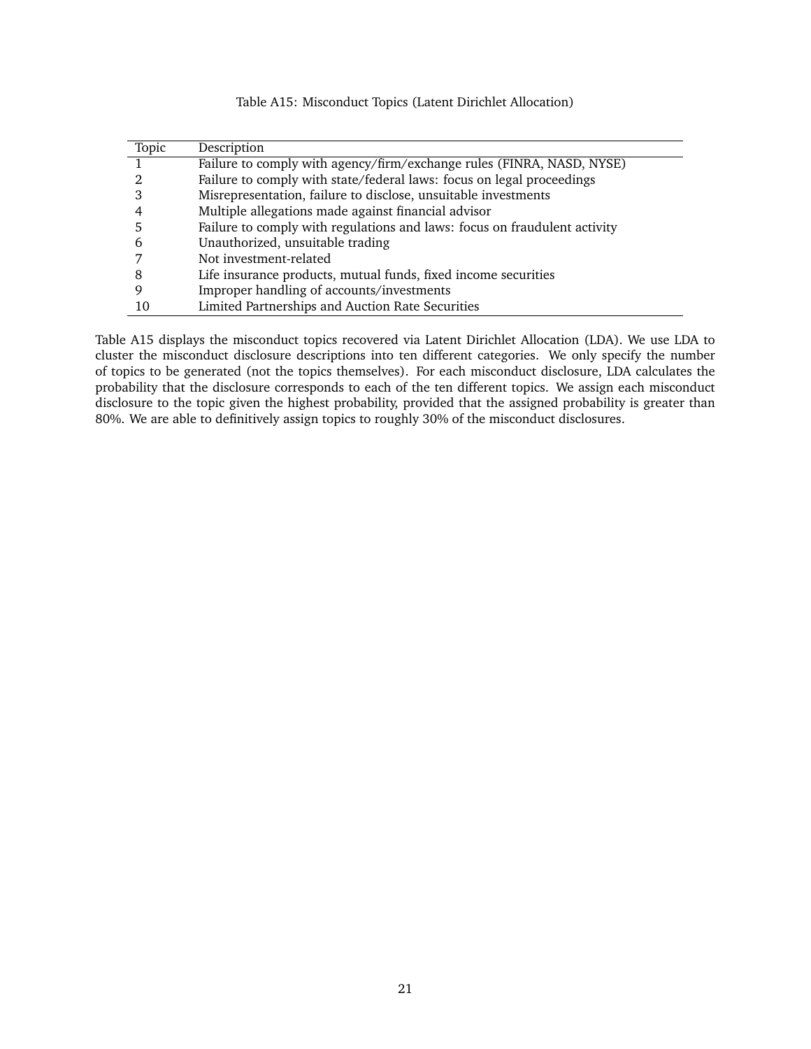Table A15: Misconduct Topics (Latent Dirichlet Allocation)

| Topic | Description |
|---|---|
| 1 | Failure to comply with agency/firm/exchange rules (FINRA, NASD, NYSE) |
| 2 | Failure to comply with state/federal laws: focus on legal proceedings |
| 3 | Misrepresentation, failure to disclose, unsuitable investments |
| 4 | Multiple allegations made against financial advisor |
| 5 | Failure to comply with regulations and laws: focus on fraudulent activity |
| 6 | Unauthorized, unsuitable trading |
| 7 | Not investment-related |
| 8 | Life insurance products, mutual funds, fixed income securities |
| 9 | Improper handling of accounts/investments |
| 10 | Limited Partnerships and Auction Rate Securities |

Table A15 displays the misconduct topics recovered via Latent Dirichlet Allocation (LDA). We use LDA to cluster the misconduct disclosure descriptions into ten different categories. We only specify the number of topics to be generated (not the topics themselves). For each misconduct disclosure, LDA calculates the probability that the disclosure corresponds to each of the ten different topics. We assign each misconduct disclosure to the topic given the highest probability, provided that the assigned probability is greater than 80%. We are able to definitively assign topics to roughly 30% of the misconduct disclosures.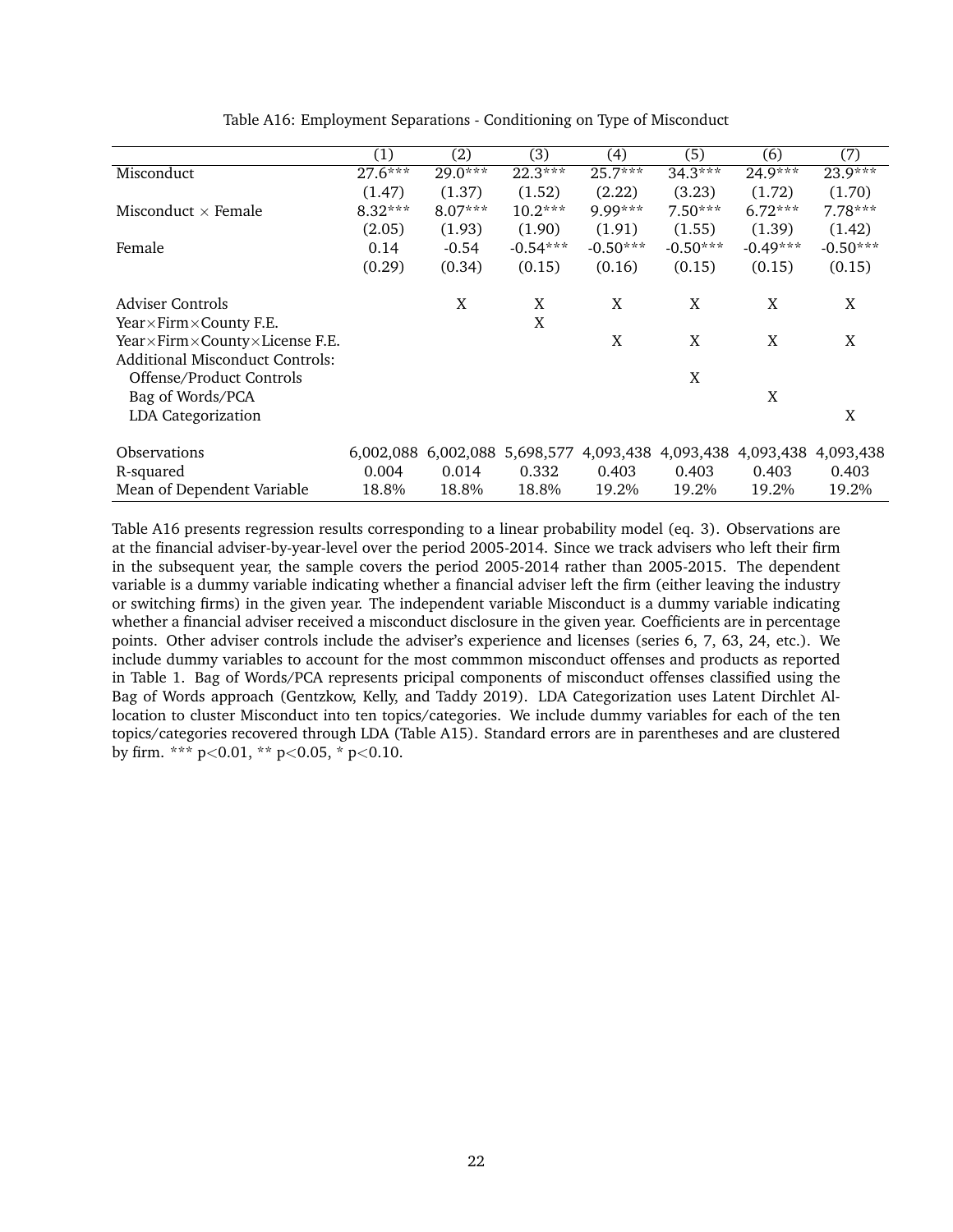Table A16: Employment Separations - Conditioning on Type of Misconduct

| | (1) | (2) | (3) | (4) | (5) | (6) | (7) |
|---|---|---|---|---|---|---|---|
| Misconduct | 27.6*** | 29.0*** | 22.3*** | 25.7*** | 34.3*** | 24.9*** | 23.9*** |
| | (1.47) | (1.37) | (1.52) | (2.22) | (3.23) | (1.72) | (1.70) |
| Misconduct × Female | 8.32*** | 8.07*** | 10.2*** | 9.99*** | 7.50*** | 6.72*** | 7.78*** |
| | (2.05) | (1.93) | (1.90) | (1.91) | (1.55) | (1.39) | (1.42) |
| Female | 0.14 | -0.54 | -0.54*** | -0.50*** | -0.50*** | -0.49*** | -0.50*** |
| | (0.29) | (0.34) | (0.15) | (0.16) | (0.15) | (0.15) | (0.15) |
| | | | | | | | |
| Adviser Controls | | X | X | X | X | X | X |
| Year×Firm×County F.E. | | | X | | | | |
| Year×Firm×County×License F.E. | | | | X | X | X | X |
| Additional Misconduct Controls: | | | | | | | |
| Offense/Product Controls | | | | | X | | |
| Bag of Words/PCA | | | | | | X | |
| LDA Categorization | | | | | | | X |
| | | | | | | | |
| Observations | 6,002,088 | 6,002,088 | 5,698,577 | 4,093,438 | 4,093,438 | 4,093,438 | 4,093,438 |
| R-squared | 0.004 | 0.014 | 0.332 | 0.403 | 0.403 | 0.403 | 0.403 |
| Mean of Dependent Variable | 18.8% | 18.8% | 18.8% | 19.2% | 19.2% | 19.2% | 19.2% |

Table A16 presents regression results corresponding to a linear probability model (eq. 3). Observations are at the financial adviser-by-year-level over the period 2005-2014. Since we track advisers who left their firm in the subsequent year, the sample covers the period 2005-2014 rather than 2005-2015. The dependent variable is a dummy variable indicating whether a financial adviser left the firm (either leaving the industry or switching firms) in the given year. The independent variable Misconduct is a dummy variable indicating whether a financial adviser received a misconduct disclosure in the given year. Coefficients are in percentage points. Other adviser controls include the adviser's experience and licenses (series 6, 7, 63, 24, etc.). We include dummy variables to account for the most commmon misconduct offenses and products as reported in Table 1. Bag of Words/PCA represents pricipal components of misconduct offenses classified using the Bag of Words approach (Gentzkow, Kelly, and Taddy 2019). LDA Categorization uses Latent Dirchlet Allocation to cluster Misconduct into ten topics/categories. We include dummy variables for each of the ten topics/categories recovered through LDA (Table A15). Standard errors are in parentheses and are clustered by firm. *** $p<0.01$, ** $p<0.05$, * $p<0.10$.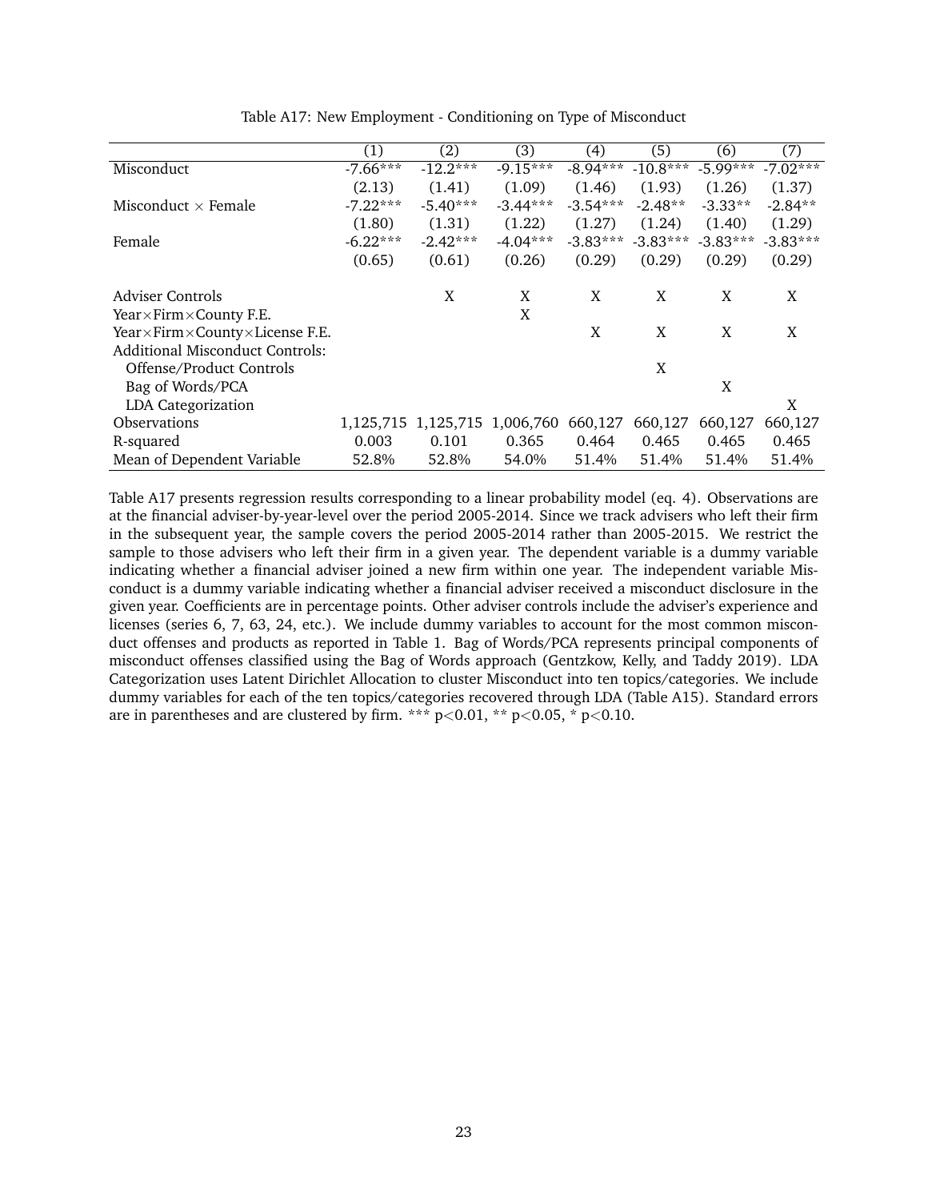Table A17: New Employment - Conditioning on Type of Misconduct

| | (1) | (2) | (3) | (4) | (5) | (6) | (7) |
|---|---|---|---|---|---|---|---|
| Misconduct | -7.66*** | -12.2*** | -9.15*** | -8.94*** | -10.8*** | -5.99*** | -7.02*** |
| | (2.13) | (1.41) | (1.09) | (1.46) | (1.93) | (1.26) | (1.37) |
| Misconduct × Female | -7.22*** | -5.40*** | -3.44*** | -3.54*** | -2.48** | -3.33** | -2.84** |
| | (1.80) | (1.31) | (1.22) | (1.27) | (1.24) | (1.40) | (1.29) |
| Female | -6.22*** | -2.42*** | -4.04*** | -3.83*** | -3.83*** | -3.83*** | -3.83*** |
| | (0.65) | (0.61) | (0.26) | (0.29) | (0.29) | (0.29) | (0.29) |
| | | | | | | | |
| Adviser Controls | | X | X | X | X | X | X |
| Year×Firm×County F.E. | | | X | | | | |
| Year×Firm×County×License F.E. | | | | X | X | X | X |
| Additional Misconduct Controls: | | | | | | | |
| Offense/Product Controls | | | | | X | | |
| Bag of Words/PCA | | | | | | X | |
| LDA Categorization | | | | | | | X |
| Observations | 1,125,715 | 1,125,715 | 1,006,760 | 660,127 | 660,127 | 660,127 | 660,127 |
| R-squared | 0.003 | 0.101 | 0.365 | 0.464 | 0.465 | 0.465 | 0.465 |
| Mean of Dependent Variable | 52.8% | 52.8% | 54.0% | 51.4% | 51.4% | 51.4% | 51.4% |

Table A17 presents regression results corresponding to a linear probability model (eq. 4). Observations are at the financial adviser-by-year-level over the period 2005-2014. Since we track advisers who left their firm in the subsequent year, the sample covers the period 2005-2014 rather than 2005-2015. We restrict the sample to those advisers who left their firm in a given year. The dependent variable is a dummy variable indicating whether a financial adviser joined a new firm within one year. The independent variable Misconduct is a dummy variable indicating whether a financial adviser received a misconduct disclosure in the given year. Coefficients are in percentage points. Other adviser controls include the adviser's experience and licenses (series 6, 7, 63, 24, etc.). We include dummy variables to account for the most common misconduct offenses and products as reported in Table 1. Bag of Words/PCA represents principal components of misconduct offenses classified using the Bag of Words approach (Gentzkow, Kelly, and Taddy 2019). LDA Categorization uses Latent Dirichlet Allocation to cluster Misconduct into ten topics/categories. We include dummy variables for each of the ten topics/categories recovered through LDA (Table A15). Standard errors are in parentheses and are clustered by firm. *** $p<0.01$, ** $p<0.05$, * $p<0.10$.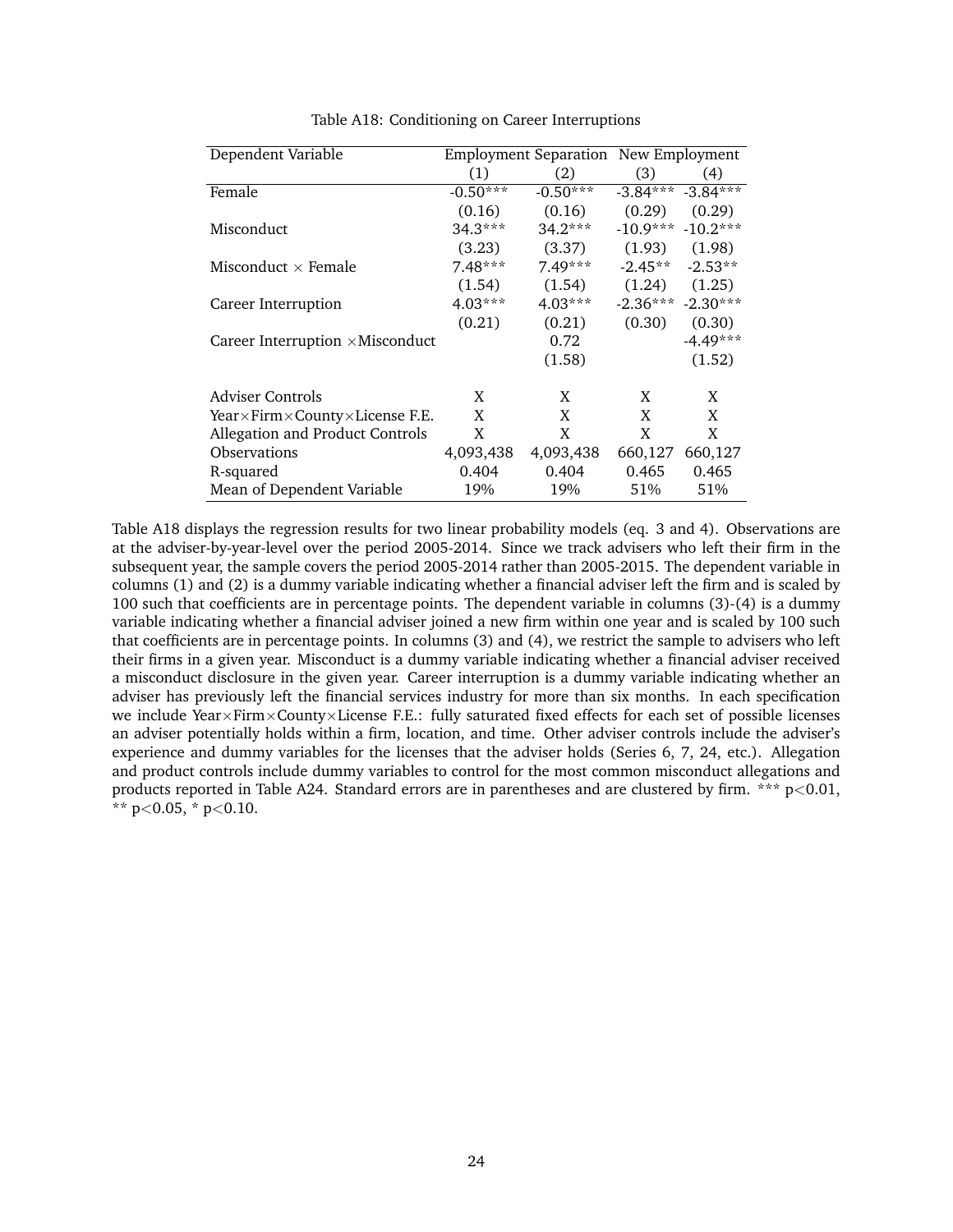Table A18: Conditioning on Career Interruptions

| Dependent Variable | Employment Separation | | New Employment | |
|---|---|---|---|---|
| | (1) | (2) | (3) | (4) |
| Female | -0.50*** | -0.50*** | -3.84*** | -3.84*** |
| | (0.16) | (0.16) | (0.29) | (0.29) |
| Misconduct | 34.3*** | 34.2*** | -10.9*** | -10.2*** |
| | (3.23) | (3.37) | (1.93) | (1.98) |
| Misconduct × Female | 7.48*** | 7.49*** | -2.45** | -2.53** |
| | (1.54) | (1.54) | (1.24) | (1.25) |
| Career Interruption | 4.03*** | 4.03*** | -2.36*** | -2.30*** |
| | (0.21) | (0.21) | (0.30) | (0.30) |
| Career Interruption ×Misconduct | | 0.72 | | -4.49*** |
| | | (1.58) | | (1.52) |
| | | | | |
| Adviser Controls | X | X | X | X |
| Year×Firm×County×License F.E. | X | X | X | X |
| Allegation and Product Controls | X | X | X | X |
| Observations | 4,093,438 | 4,093,438 | 660,127 | 660,127 |
| R-squared | 0.404 | 0.404 | 0.465 | 0.465 |
| Mean of Dependent Variable | 19% | 19% | 51% | 51% |

Table A18 displays the regression results for two linear probability models (eq. 3 and 4). Observations are at the adviser-by-year-level over the period 2005-2014. Since we track advisers who left their firm in the subsequent year, the sample covers the period 2005-2014 rather than 2005-2015. The dependent variable in columns (1) and (2) is a dummy variable indicating whether a financial adviser left the firm and is scaled by 100 such that coefficients are in percentage points. The dependent variable in columns (3)-(4) is a dummy variable indicating whether a financial adviser joined a new firm within one year and is scaled by 100 such that coefficients are in percentage points. In columns (3) and (4), we restrict the sample to advisers who left their firms in a given year. Misconduct is a dummy variable indicating whether a financial adviser received a misconduct disclosure in the given year. Career interruption is a dummy variable indicating whether an adviser has previously left the financial services industry for more than six months. In each specification we include Year×Firm×County×License F.E.: fully saturated fixed effects for each set of possible licenses an adviser potentially holds within a firm, location, and time. Other adviser controls include the adviser's experience and dummy variables for the licenses that the adviser holds (Series 6, 7, 24, etc.). Allegation and product controls include dummy variables to control for the most common misconduct allegations and products reported in Table A24. Standard errors are in parentheses and are clustered by firm. *** $p<0.01$, ** $p<0.05$, * $p<0.10$.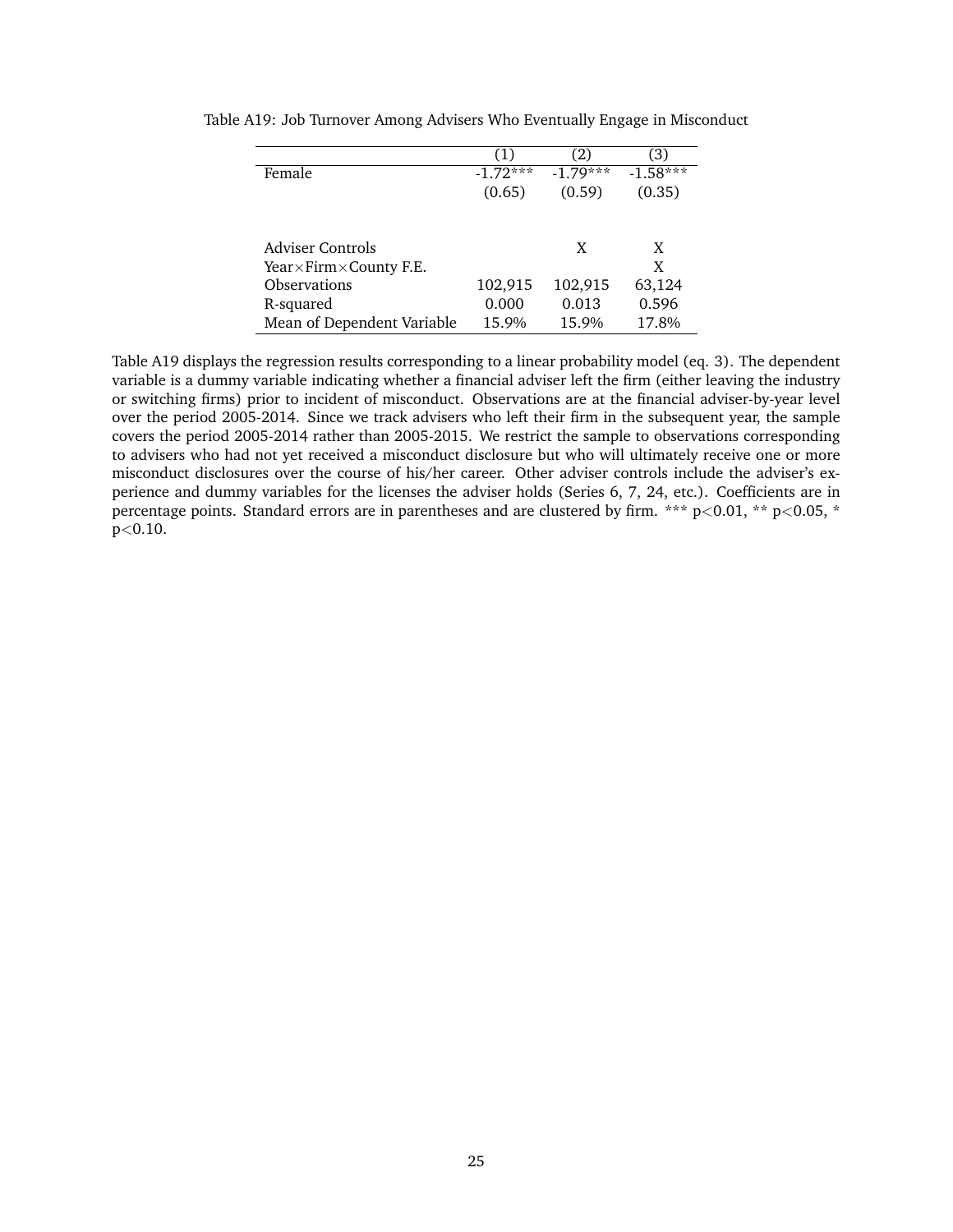Table A19: Job Turnover Among Advisers Who Eventually Engage in Misconduct

| | (1) | (2) | (3) |
|---|---|---|---|
| Female | -1.72*** | -1.79*** | -1.58*** |
| | (0.65) | (0.59) | (0.35) |
| | | | |
| Adviser Controls | | X | X |
| Year×Firm×County F.E. | | | X |
| Observations | 102,915 | 102,915 | 63,124 |
| R-squared | 0.000 | 0.013 | 0.596 |
| Mean of Dependent Variable | 15.9% | 15.9% | 17.8% |

Table A19 displays the regression results corresponding to a linear probability model (eq. 3). The dependent variable is a dummy variable indicating whether a financial adviser left the firm (either leaving the industry or switching firms) prior to incident of misconduct. Observations are at the financial adviser-by-year level over the period 2005-2014. Since we track advisers who left their firm in the subsequent year, the sample covers the period 2005-2014 rather than 2005-2015. We restrict the sample to observations corresponding to advisers who had not yet received a misconduct disclosure but who will ultimately receive one or more misconduct disclosures over the course of his/her career. Other adviser controls include the adviser's experience and dummy variables for the licenses the adviser holds (Series 6, 7, 24, etc.). Coefficients are in percentage points. Standard errors are in parentheses and are clustered by firm. *** $p<0.01$, ** $p<0.05$, * $p<0.10$.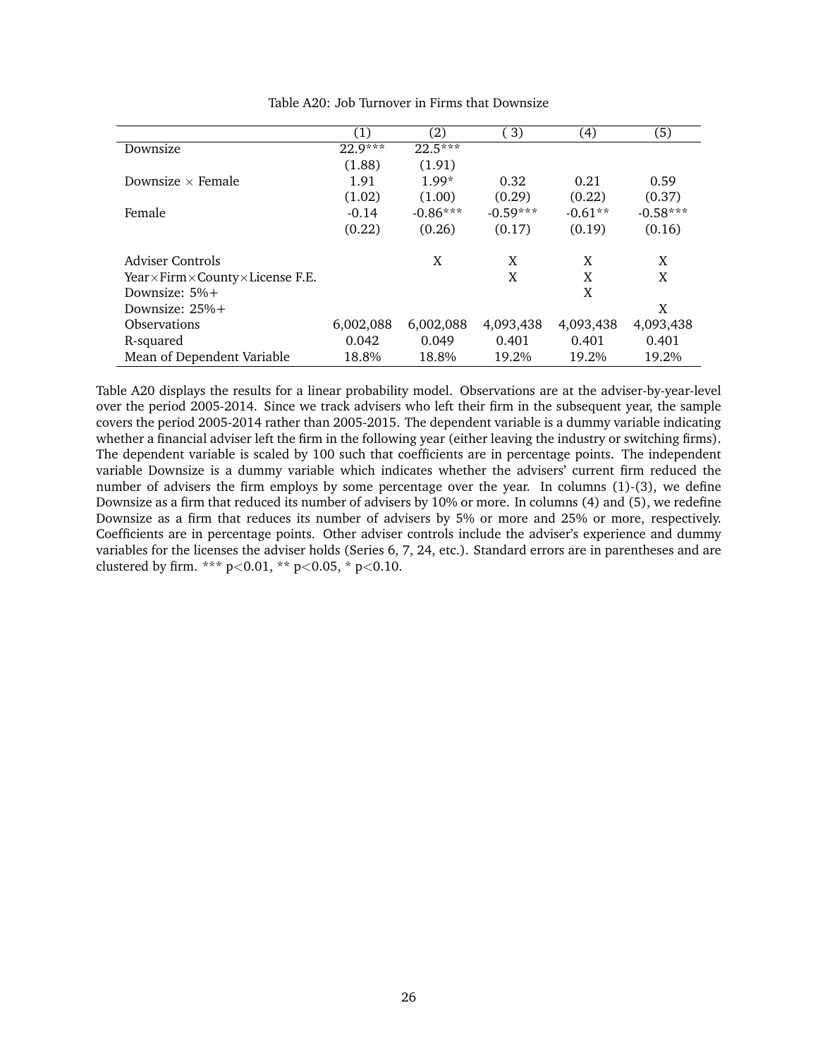Table A20: Job Turnover in Firms that Downsize

| | (1) | (2) | ( 3) | (4) | (5) |
|---|---|---|---|---|---|
| Downsize | 22.9*** | 22.5*** | | | |
| | (1.88) | (1.91) | | | |
| Downsize × Female | 1.91 | 1.99* | 0.32 | 0.21 | 0.59 |
| | (1.02) | (1.00) | (0.29) | (0.22) | (0.37) |
| Female | -0.14 | -0.86*** | -0.59*** | -0.61** | -0.58*** |
| | (0.22) | (0.26) | (0.17) | (0.19) | (0.16) |
| Adviser Controls | | X | X | X | X |
| Year×Firm×County×License F.E. | | | X | X | X |
| Downsize: 5%+ | | | | X | |
| Downsize: 25%+ | | | | | X |
| Observations | 6,002,088 | 6,002,088 | 4,093,438 | 4,093,438 | 4,093,438 |
| R-squared | 0.042 | 0.049 | 0.401 | 0.401 | 0.401 |
| Mean of Dependent Variable | 18.8% | 18.8% | 19.2% | 19.2% | 19.2% |

Table A20 displays the results for a linear probability model. Observations are at the adviser-by-year-level over the period 2005-2014. Since we track advisers who left their firm in the subsequent year, the sample covers the period 2005-2014 rather than 2005-2015. The dependent variable is a dummy variable indicating whether a financial adviser left the firm in the following year (either leaving the industry or switching firms). The dependent variable is scaled by 100 such that coefficients are in percentage points. The independent variable Downsize is a dummy variable which indicates whether the advisers' current firm reduced the number of advisers the firm employs by some percentage over the year. In columns (1)-(3), we define Downsize as a firm that reduced its number of advisers by 10% or more. In columns (4) and (5), we redefine Downsize as a firm that reduces its number of advisers by 5% or more and 25% or more, respectively. Coefficients are in percentage points. Other adviser controls include the adviser's experience and dummy variables for the licenses the adviser holds (Series 6, 7, 24, etc.). Standard errors are in parentheses and are clustered by firm. *** $p<0.01$, ** $p<0.05$, * $p<0.10$.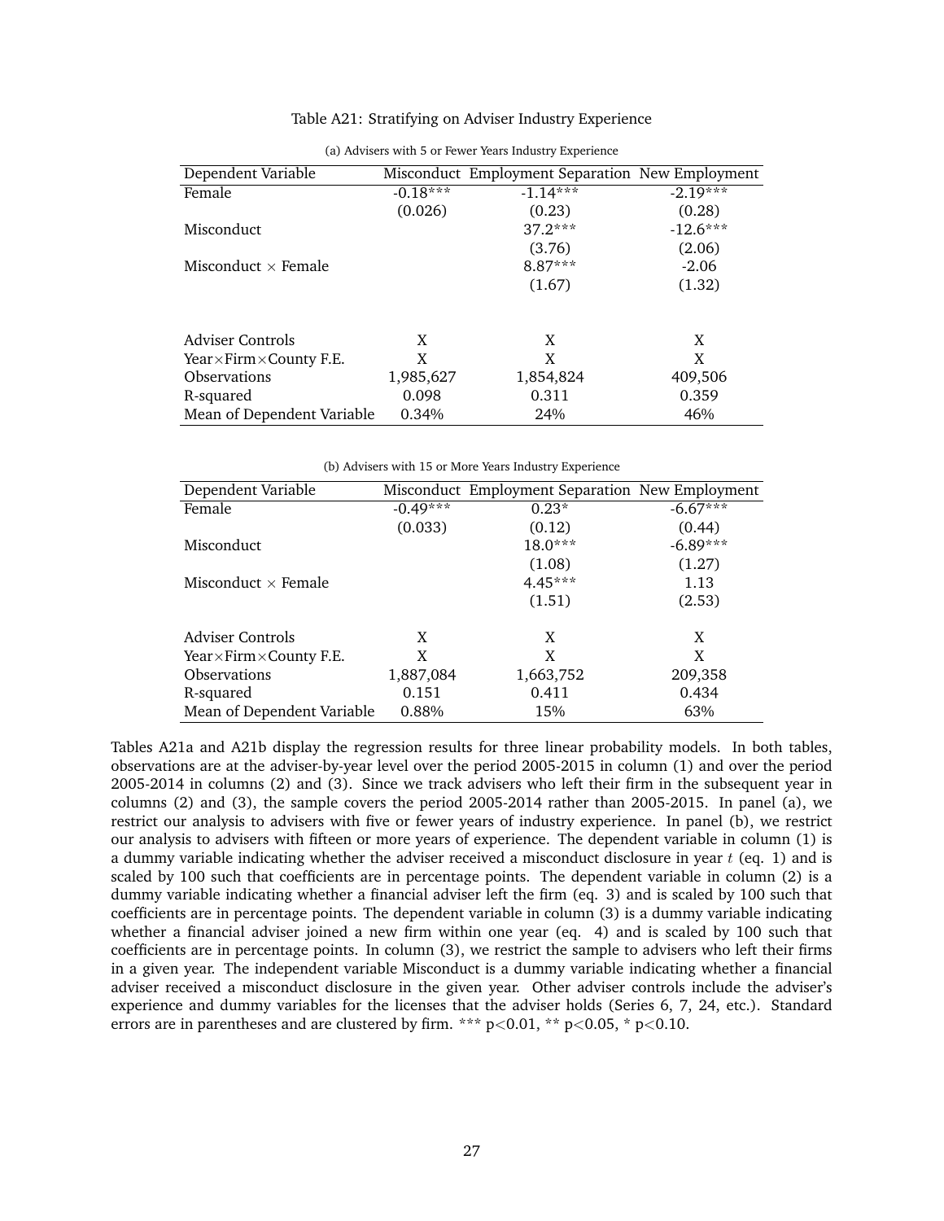Table A21: Stratifying on Adviser Industry Experience

(a) Advisers with 5 or Fewer Years Industry Experience

| Dependent Variable | Misconduct | Employment Separation | New Employment |
|---|---|---|---|
| Female | -0.18*** | -1.14*** | -2.19*** |
| | (0.026) | (0.23) | (0.28) |
| Misconduct | | 37.2*** | -12.6*** |
| | | (3.76) | (2.06) |
| Misconduct × Female | | 8.87*** | -2.06 |
| | | (1.67) | (1.32) |
| Adviser Controls | X | X | X |
| Year×Firm×County F.E. | X | X | X |
| Observations | 1,985,627 | 1,854,824 | 409,506 |
| R-squared | 0.098 | 0.311 | 0.359 |
| Mean of Dependent Variable | 0.34% | 24% | 46% |

(b) Advisers with 15 or More Years Industry Experience

| Dependent Variable | Misconduct | Employment Separation | New Employment |
|---|---|---|---|
| Female | -0.49*** | 0.23* | -6.67*** |
| | (0.033) | (0.12) | (0.44) |
| Misconduct | | 18.0*** | -6.89*** |
| | | (1.08) | (1.27) |
| Misconduct × Female | | 4.45*** | 1.13 |
| | | (1.51) | (2.53) |
| Adviser Controls | X | X | X |
| Year×Firm×County F.E. | X | X | X |
| Observations | 1,887,084 | 1,663,752 | 209,358 |
| R-squared | 0.151 | 0.411 | 0.434 |
| Mean of Dependent Variable | 0.88% | 15% | 63% |

Tables A21a and A21b display the regression results for three linear probability models. In both tables, observations are at the adviser-by-year level over the period 2005-2015 in column (1) and over the period 2005-2014 in columns (2) and (3). Since we track advisers who left their firm in the subsequent year in columns (2) and (3), the sample covers the period 2005-2014 rather than 2005-2015. In panel (a), we restrict our analysis to advisers with five or fewer years of industry experience. In panel (b), we restrict our analysis to advisers with fifteen or more years of experience. The dependent variable in column (1) is a dummy variable indicating whether the adviser received a misconduct disclosure in year $t$ (eq. 1) and is scaled by 100 such that coefficients are in percentage points. The dependent variable in column (2) is a dummy variable indicating whether a financial adviser left the firm (eq. 3) and is scaled by 100 such that coefficients are in percentage points. The dependent variable in column (3) is a dummy variable indicating whether a financial adviser joined a new firm within one year (eq. 4) and is scaled by 100 such that coefficients are in percentage points. In column (3), we restrict the sample to advisers who left their firms in a given year. The independent variable Misconduct is a dummy variable indicating whether a financial adviser received a misconduct disclosure in the given year. Other adviser controls include the adviser's experience and dummy variables for the licenses that the adviser holds (Series 6, 7, 24, etc.). Standard errors are in parentheses and are clustered by firm. *** $p<0.01$, ** $p<0.05$, * $p<0.10$.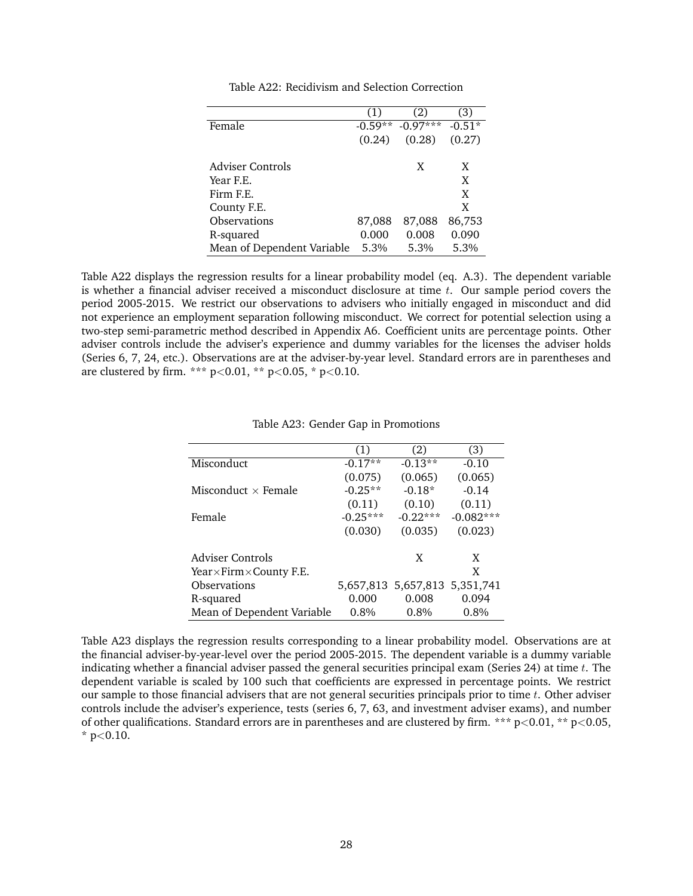Table A22: Recidivism and Selection Correction

| | (1) | (2) | (3) |
|---|---|---|---|
| Female | -0.59** | -0.97*** | -0.51* |
| | (0.24) | (0.28) | (0.27) |
| | | | |
| Adviser Controls | | X | X |
| Year F.E. | | | X |
| Firm F.E. | | | X |
| County F.E. | | | X |
| Observations | 87,088 | 87,088 | 86,753 |
| R-squared | 0.000 | 0.008 | 0.090 |
| Mean of Dependent Variable | 5.3% | 5.3% | 5.3% |

Table A22 displays the regression results for a linear probability model (eq. A.3). The dependent variable is whether a financial adviser received a misconduct disclosure at time $t$. Our sample period covers the period 2005-2015. We restrict our observations to advisers who initially engaged in misconduct and did not experience an employment separation following misconduct. We correct for potential selection using a two-step semi-parametric method described in Appendix A6. Coefficient units are percentage points. Other adviser controls include the adviser's experience and dummy variables for the licenses the adviser holds (Series 6, 7, 24, etc.). Observations are at the adviser-by-year level. Standard errors are in parentheses and are clustered by firm. *** $p<0.01$, ** $p<0.05$, * $p<0.10$.

Table A23: Gender Gap in Promotions

| | (1) | (2) | (3) |
|---|---|---|---|
| Misconduct | -0.17** | -0.13** | -0.10 |
| | (0.075) | (0.065) | (0.065) |
| Misconduct $\times$ Female | -0.25** | -0.18* | -0.14 |
| | (0.11) | (0.10) | (0.11) |
| Female | -0.25*** | -0.22*** | -0.082*** |
| | (0.030) | (0.035) | (0.023) |
| | | | |
| Adviser Controls | | X | X |
| Year$\times$Firm$\times$County F.E. | | | X |
| Observations | 5,657,813 | 5,657,813 | 5,351,741 |
| R-squared | 0.000 | 0.008 | 0.094 |
| Mean of Dependent Variable | 0.8% | 0.8% | 0.8% |

Table A23 displays the regression results corresponding to a linear probability model. Observations are at the financial adviser-by-year-level over the period 2005-2015. The dependent variable is a dummy variable indicating whether a financial adviser passed the general securities principal exam (Series 24) at time $t$. The dependent variable is scaled by 100 such that coefficients are expressed in percentage points. We restrict our sample to those financial advisers that are not general securities principals prior to time $t$. Other adviser controls include the adviser's experience, tests (series 6, 7, 63, and investment adviser exams), and number of other qualifications. Standard errors are in parentheses and are clustered by firm. *** $p<0.01$, ** $p<0.05$, * $p<0.10$.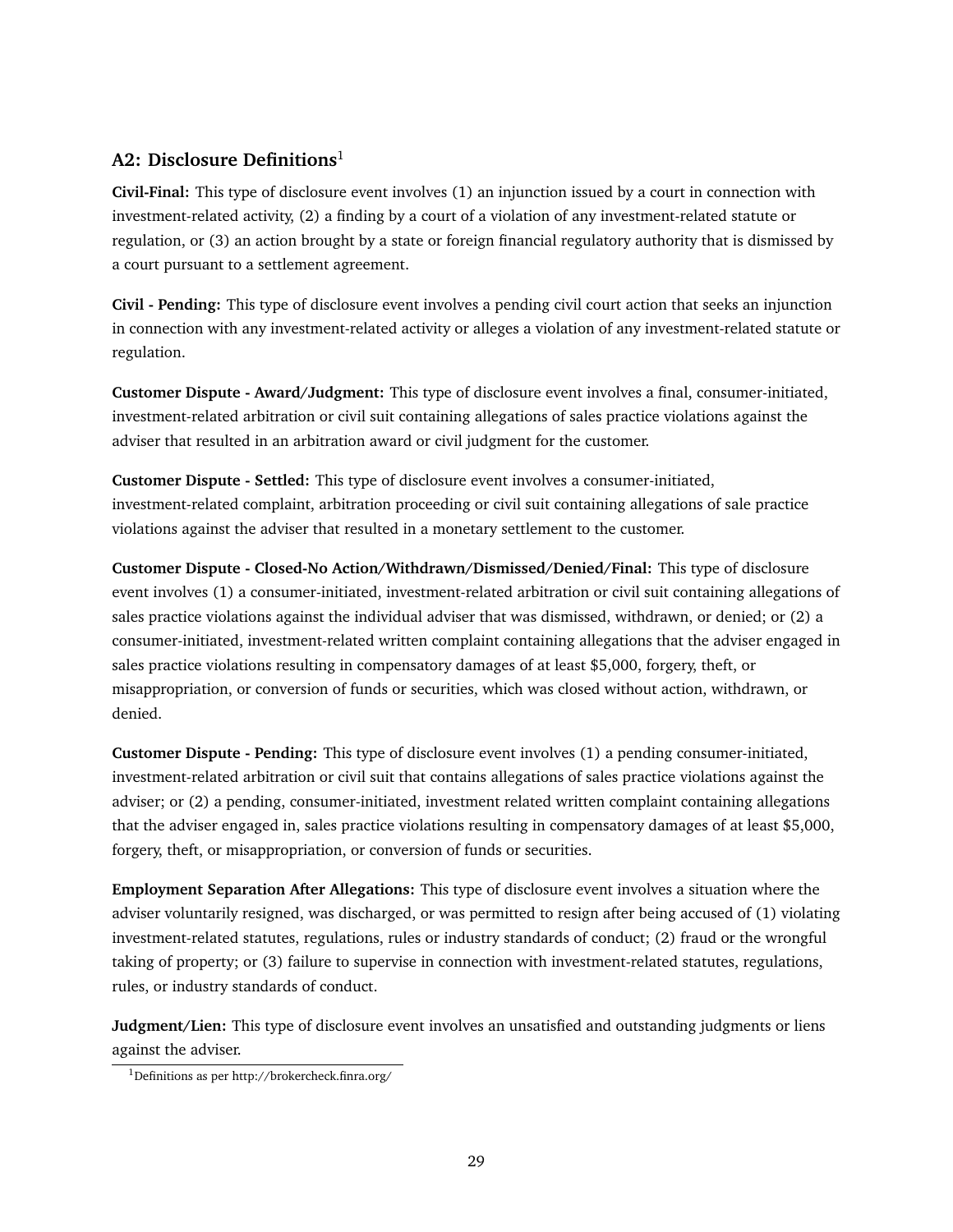## A2: Disclosure Definitions[1]

**Civil-Final:** This type of disclosure event involves (1) an injunction issued by a court in connection with investment-related activity, (2) a finding by a court of a violation of any investment-related statute or regulation, or (3) an action brought by a state or foreign financial regulatory authority that is dismissed by a court pursuant to a settlement agreement.

**Civil - Pending:** This type of disclosure event involves a pending civil court action that seeks an injunction in connection with any investment-related activity or alleges a violation of any investment-related statute or regulation.

**Customer Dispute - Award/Judgment:** This type of disclosure event involves a final, consumer-initiated, investment-related arbitration or civil suit containing allegations of sales practice violations against the adviser that resulted in an arbitration award or civil judgment for the customer.

**Customer Dispute - Settled:** This type of disclosure event involves a consumer-initiated, investment-related complaint, arbitration proceeding or civil suit containing allegations of sale practice violations against the adviser that resulted in a monetary settlement to the customer.

**Customer Dispute - Closed-No Action/Withdrawn/Dismissed/Denied/Final:** This type of disclosure event involves (1) a consumer-initiated, investment-related arbitration or civil suit containing allegations of sales practice violations against the individual adviser that was dismissed, withdrawn, or denied; or (2) a consumer-initiated, investment-related written complaint containing allegations that the adviser engaged in sales practice violations resulting in compensatory damages of at least $5,000, forgery, theft, or misappropriation, or conversion of funds or securities, which was closed without action, withdrawn, or denied.

**Customer Dispute - Pending:** This type of disclosure event involves (1) a pending consumer-initiated, investment-related arbitration or civil suit that contains allegations of sales practice violations against the adviser; or (2) a pending, consumer-initiated, investment related written complaint containing allegations that the adviser engaged in, sales practice violations resulting in compensatory damages of at least $5,000, forgery, theft, or misappropriation, or conversion of funds or securities.

**Employment Separation After Allegations:** This type of disclosure event involves a situation where the adviser voluntarily resigned, was discharged, or was permitted to resign after being accused of (1) violating investment-related statutes, regulations, rules or industry standards of conduct; (2) fraud or the wrongful taking of property; or (3) failure to supervise in connection with investment-related statutes, regulations, rules, or industry standards of conduct.

**Judgment/Lien:** This type of disclosure event involves an unsatisfied and outstanding judgments or liens against the adviser.

[1] Definitions as per http://brokercheck.finra.org/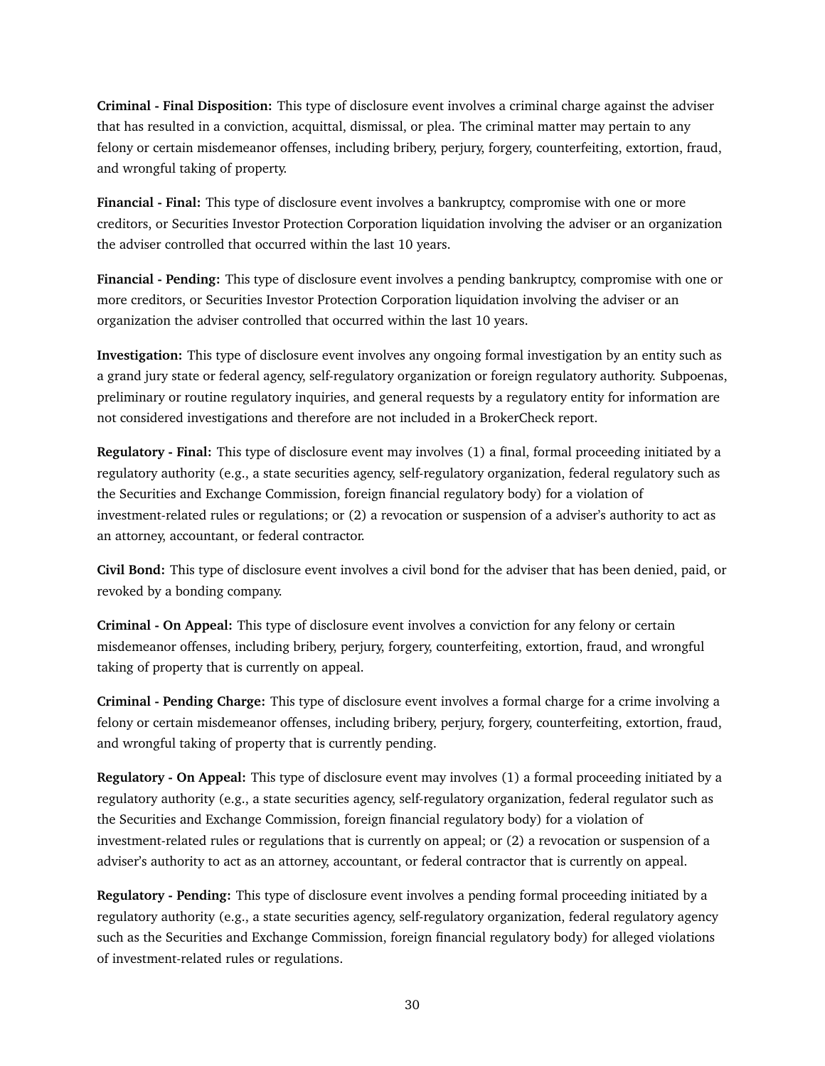**Criminal - Final Disposition:** This type of disclosure event involves a criminal charge against the adviser that has resulted in a conviction, acquittal, dismissal, or plea. The criminal matter may pertain to any felony or certain misdemeanor offenses, including bribery, perjury, forgery, counterfeiting, extortion, fraud, and wrongful taking of property.

**Financial - Final:** This type of disclosure event involves a bankruptcy, compromise with one or more creditors, or Securities Investor Protection Corporation liquidation involving the adviser or an organization the adviser controlled that occurred within the last 10 years.

**Financial - Pending:** This type of disclosure event involves a pending bankruptcy, compromise with one or more creditors, or Securities Investor Protection Corporation liquidation involving the adviser or an organization the adviser controlled that occurred within the last 10 years.

**Investigation:** This type of disclosure event involves any ongoing formal investigation by an entity such as a grand jury state or federal agency, self-regulatory organization or foreign regulatory authority. Subpoenas, preliminary or routine regulatory inquiries, and general requests by a regulatory entity for information are not considered investigations and therefore are not included in a BrokerCheck report.

**Regulatory - Final:** This type of disclosure event may involves (1) a final, formal proceeding initiated by a regulatory authority (e.g., a state securities agency, self-regulatory organization, federal regulatory such as the Securities and Exchange Commission, foreign financial regulatory body) for a violation of investment-related rules or regulations; or (2) a revocation or suspension of a adviser's authority to act as an attorney, accountant, or federal contractor.

**Civil Bond:** This type of disclosure event involves a civil bond for the adviser that has been denied, paid, or revoked by a bonding company.

**Criminal - On Appeal:** This type of disclosure event involves a conviction for any felony or certain misdemeanor offenses, including bribery, perjury, forgery, counterfeiting, extortion, fraud, and wrongful taking of property that is currently on appeal.

**Criminal - Pending Charge:** This type of disclosure event involves a formal charge for a crime involving a felony or certain misdemeanor offenses, including bribery, perjury, forgery, counterfeiting, extortion, fraud, and wrongful taking of property that is currently pending.

**Regulatory - On Appeal:** This type of disclosure event may involves (1) a formal proceeding initiated by a regulatory authority (e.g., a state securities agency, self-regulatory organization, federal regulator such as the Securities and Exchange Commission, foreign financial regulatory body) for a violation of investment-related rules or regulations that is currently on appeal; or (2) a revocation or suspension of a adviser's authority to act as an attorney, accountant, or federal contractor that is currently on appeal.

**Regulatory - Pending:** This type of disclosure event involves a pending formal proceeding initiated by a regulatory authority (e.g., a state securities agency, self-regulatory organization, federal regulatory agency such as the Securities and Exchange Commission, foreign financial regulatory body) for alleged violations of investment-related rules or regulations.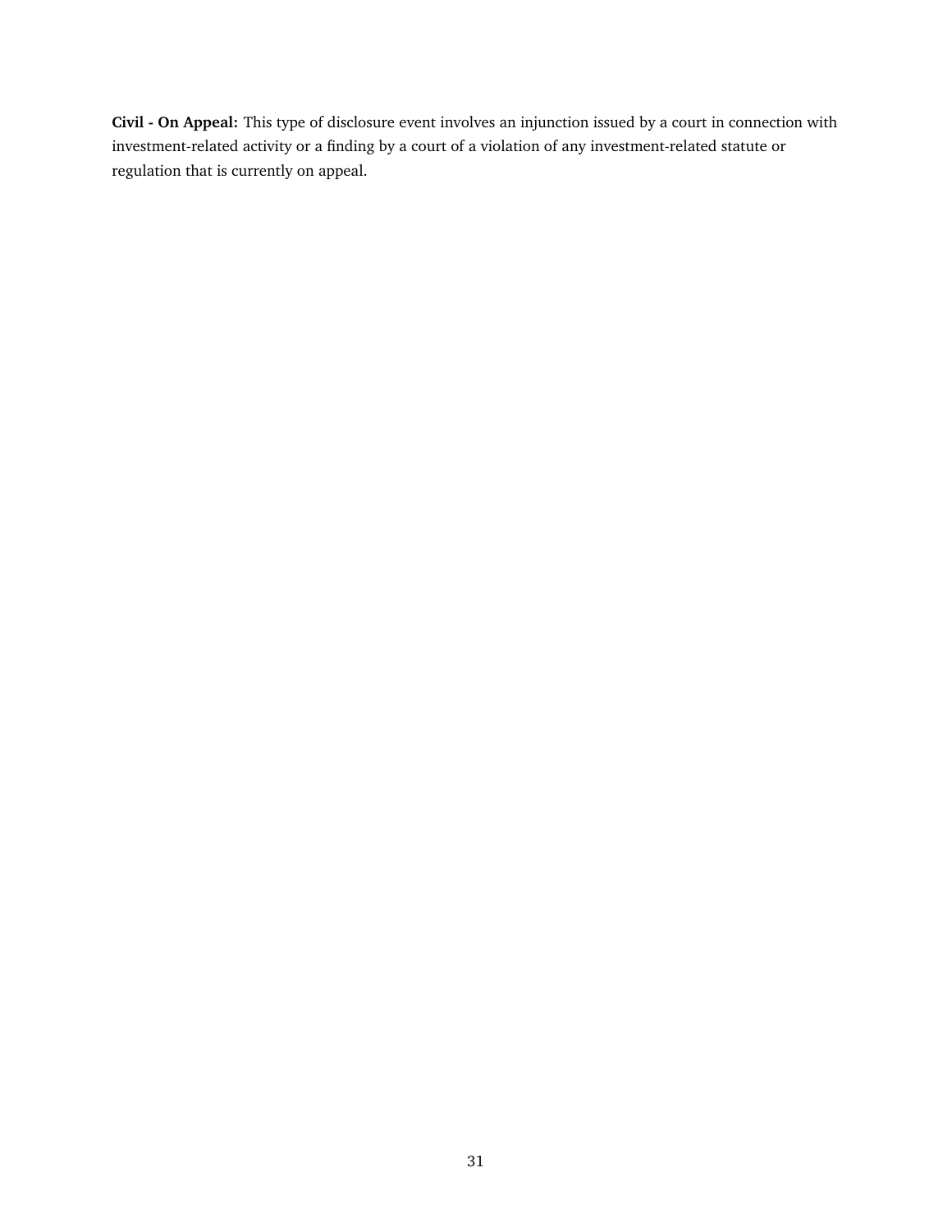**Civil - On Appeal:** This type of disclosure event involves an injunction issued by a court in connection with investment-related activity or a finding by a court of a violation of any investment-related statute or regulation that is currently on appeal.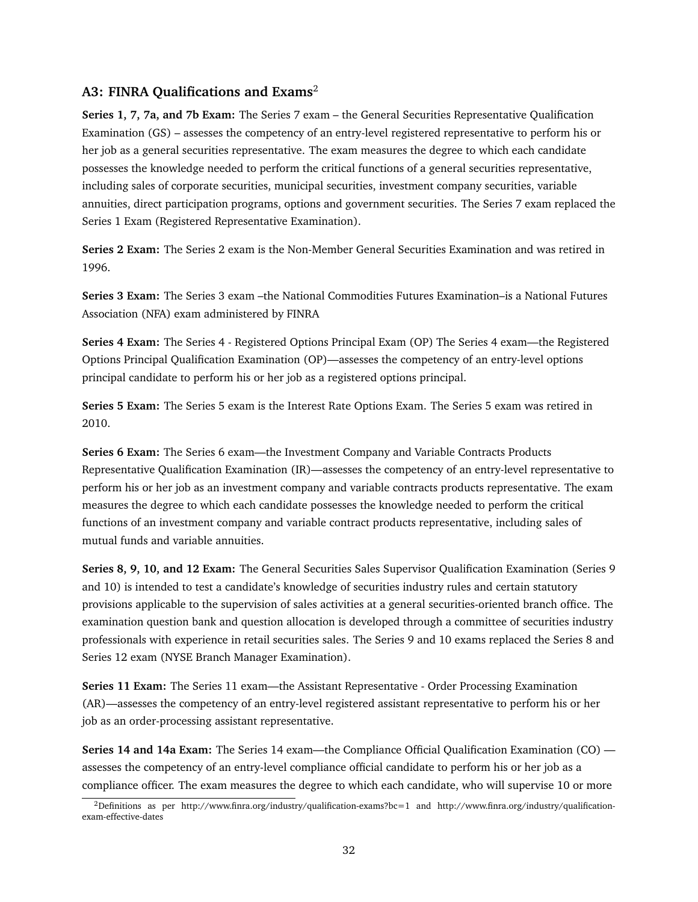### A3: FINRA Qualifications and Exams[2]

**Series 1, 7, 7a, and 7b Exam:** The Series 7 exam – the General Securities Representative Qualification Examination (GS) – assesses the competency of an entry-level registered representative to perform his or her job as a general securities representative. The exam measures the degree to which each candidate possesses the knowledge needed to perform the critical functions of a general securities representative, including sales of corporate securities, municipal securities, investment company securities, variable annuities, direct participation programs, options and government securities. The Series 7 exam replaced the Series 1 Exam (Registered Representative Examination).

**Series 2 Exam:** The Series 2 exam is the Non-Member General Securities Examination and was retired in 1996.

**Series 3 Exam:** The Series 3 exam –the National Commodities Futures Examination–is a National Futures Association (NFA) exam administered by FINRA

**Series 4 Exam:** The Series 4 - Registered Options Principal Exam (OP) The Series 4 exam—the Registered Options Principal Qualification Examination (OP)—assesses the competency of an entry-level options principal candidate to perform his or her job as a registered options principal.

**Series 5 Exam:** The Series 5 exam is the Interest Rate Options Exam. The Series 5 exam was retired in 2010.

**Series 6 Exam:** The Series 6 exam—the Investment Company and Variable Contracts Products Representative Qualification Examination (IR)—assesses the competency of an entry-level representative to perform his or her job as an investment company and variable contracts products representative. The exam measures the degree to which each candidate possesses the knowledge needed to perform the critical functions of an investment company and variable contract products representative, including sales of mutual funds and variable annuities.

**Series 8, 9, 10, and 12 Exam:** The General Securities Sales Supervisor Qualification Examination (Series 9 and 10) is intended to test a candidate's knowledge of securities industry rules and certain statutory provisions applicable to the supervision of sales activities at a general securities-oriented branch office. The examination question bank and question allocation is developed through a committee of securities industry professionals with experience in retail securities sales. The Series 9 and 10 exams replaced the Series 8 and Series 12 exam (NYSE Branch Manager Examination).

**Series 11 Exam:** The Series 11 exam—the Assistant Representative - Order Processing Examination (AR)—assesses the competency of an entry-level registered assistant representative to perform his or her job as an order-processing assistant representative.

**Series 14 and 14a Exam:** The Series 14 exam—the Compliance Official Qualification Examination (CO) — assesses the competency of an entry-level compliance official candidate to perform his or her job as a compliance officer. The exam measures the degree to which each candidate, who will supervise 10 or more

[2] Definitions as per http://www.finra.org/industry/qualification-exams?bc=1 and http://www.finra.org/industry/qualification-exam-effective-dates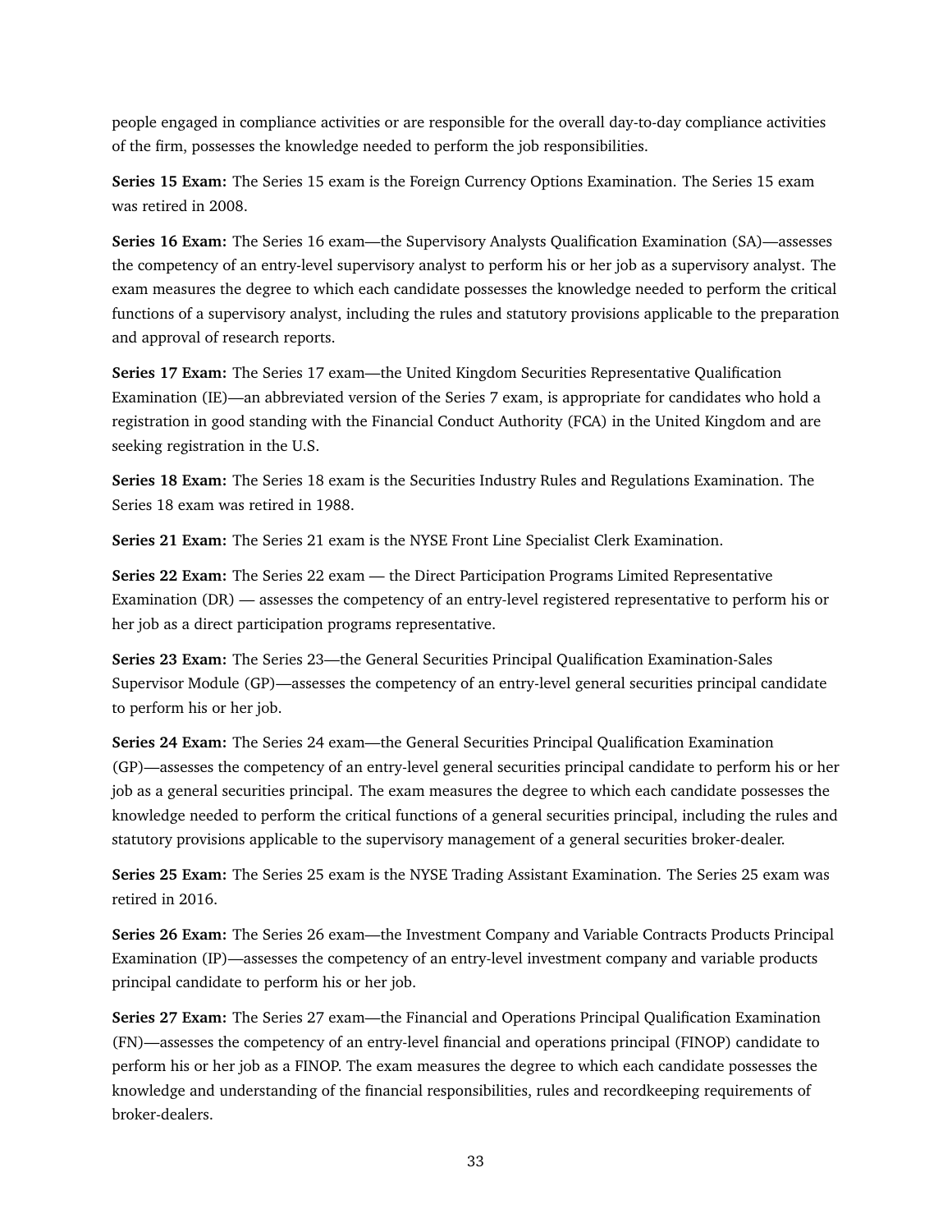people engaged in compliance activities or are responsible for the overall day-to-day compliance activities of the firm, possesses the knowledge needed to perform the job responsibilities.

**Series 15 Exam:** The Series 15 exam is the Foreign Currency Options Examination. The Series 15 exam was retired in 2008.

**Series 16 Exam:** The Series 16 exam—the Supervisory Analysts Qualification Examination (SA)—assesses the competency of an entry-level supervisory analyst to perform his or her job as a supervisory analyst. The exam measures the degree to which each candidate possesses the knowledge needed to perform the critical functions of a supervisory analyst, including the rules and statutory provisions applicable to the preparation and approval of research reports.

**Series 17 Exam:** The Series 17 exam—the United Kingdom Securities Representative Qualification Examination (IE)—an abbreviated version of the Series 7 exam, is appropriate for candidates who hold a registration in good standing with the Financial Conduct Authority (FCA) in the United Kingdom and are seeking registration in the U.S.

**Series 18 Exam:** The Series 18 exam is the Securities Industry Rules and Regulations Examination. The Series 18 exam was retired in 1988.

**Series 21 Exam:** The Series 21 exam is the NYSE Front Line Specialist Clerk Examination.

**Series 22 Exam:** The Series 22 exam — the Direct Participation Programs Limited Representative Examination (DR) — assesses the competency of an entry-level registered representative to perform his or her job as a direct participation programs representative.

**Series 23 Exam:** The Series 23—the General Securities Principal Qualification Examination-Sales Supervisor Module (GP)—assesses the competency of an entry-level general securities principal candidate to perform his or her job.

**Series 24 Exam:** The Series 24 exam—the General Securities Principal Qualification Examination (GP)—assesses the competency of an entry-level general securities principal candidate to perform his or her job as a general securities principal. The exam measures the degree to which each candidate possesses the knowledge needed to perform the critical functions of a general securities principal, including the rules and statutory provisions applicable to the supervisory management of a general securities broker-dealer.

**Series 25 Exam:** The Series 25 exam is the NYSE Trading Assistant Examination. The Series 25 exam was retired in 2016.

**Series 26 Exam:** The Series 26 exam—the Investment Company and Variable Contracts Products Principal Examination (IP)—assesses the competency of an entry-level investment company and variable products principal candidate to perform his or her job.

**Series 27 Exam:** The Series 27 exam—the Financial and Operations Principal Qualification Examination (FN)—assesses the competency of an entry-level financial and operations principal (FINOP) candidate to perform his or her job as a FINOP. The exam measures the degree to which each candidate possesses the knowledge and understanding of the financial responsibilities, rules and recordkeeping requirements of broker-dealers.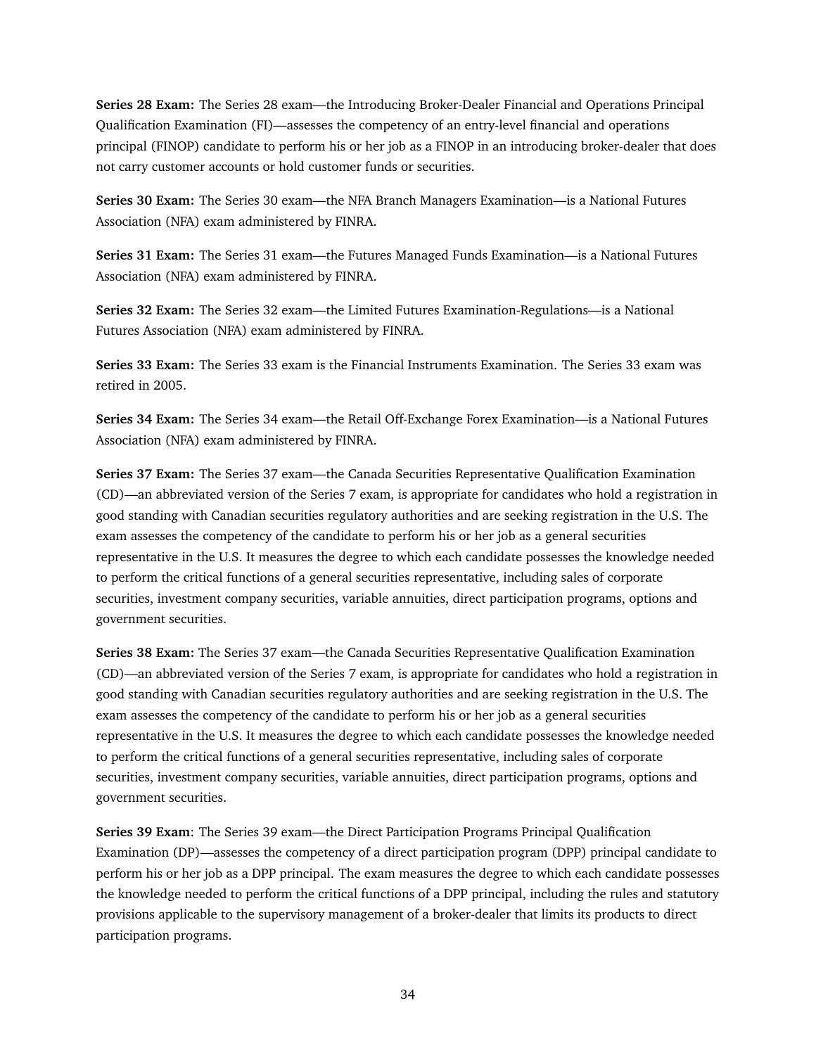**Series 28 Exam:** The Series 28 exam—the Introducing Broker-Dealer Financial and Operations Principal Qualification Examination (FI)—assesses the competency of an entry-level financial and operations principal (FINOP) candidate to perform his or her job as a FINOP in an introducing broker-dealer that does not carry customer accounts or hold customer funds or securities.

**Series 30 Exam:** The Series 30 exam—the NFA Branch Managers Examination—is a National Futures Association (NFA) exam administered by FINRA.

**Series 31 Exam:** The Series 31 exam—the Futures Managed Funds Examination—is a National Futures Association (NFA) exam administered by FINRA.

**Series 32 Exam:** The Series 32 exam—the Limited Futures Examination-Regulations—is a National Futures Association (NFA) exam administered by FINRA.

**Series 33 Exam:** The Series 33 exam is the Financial Instruments Examination. The Series 33 exam was retired in 2005.

**Series 34 Exam:** The Series 34 exam—the Retail Off-Exchange Forex Examination—is a National Futures Association (NFA) exam administered by FINRA.

**Series 37 Exam:** The Series 37 exam—the Canada Securities Representative Qualification Examination (CD)—an abbreviated version of the Series 7 exam, is appropriate for candidates who hold a registration in good standing with Canadian securities regulatory authorities and are seeking registration in the U.S. The exam assesses the competency of the candidate to perform his or her job as a general securities representative in the U.S. It measures the degree to which each candidate possesses the knowledge needed to perform the critical functions of a general securities representative, including sales of corporate securities, investment company securities, variable annuities, direct participation programs, options and government securities.

**Series 38 Exam:** The Series 37 exam—the Canada Securities Representative Qualification Examination (CD)—an abbreviated version of the Series 7 exam, is appropriate for candidates who hold a registration in good standing with Canadian securities regulatory authorities and are seeking registration in the U.S. The exam assesses the competency of the candidate to perform his or her job as a general securities representative in the U.S. It measures the degree to which each candidate possesses the knowledge needed to perform the critical functions of a general securities representative, including sales of corporate securities, investment company securities, variable annuities, direct participation programs, options and government securities.

**Series 39 Exam**: The Series 39 exam—the Direct Participation Programs Principal Qualification Examination (DP)—assesses the competency of a direct participation program (DPP) principal candidate to perform his or her job as a DPP principal. The exam measures the degree to which each candidate possesses the knowledge needed to perform the critical functions of a DPP principal, including the rules and statutory provisions applicable to the supervisory management of a broker-dealer that limits its products to direct participation programs.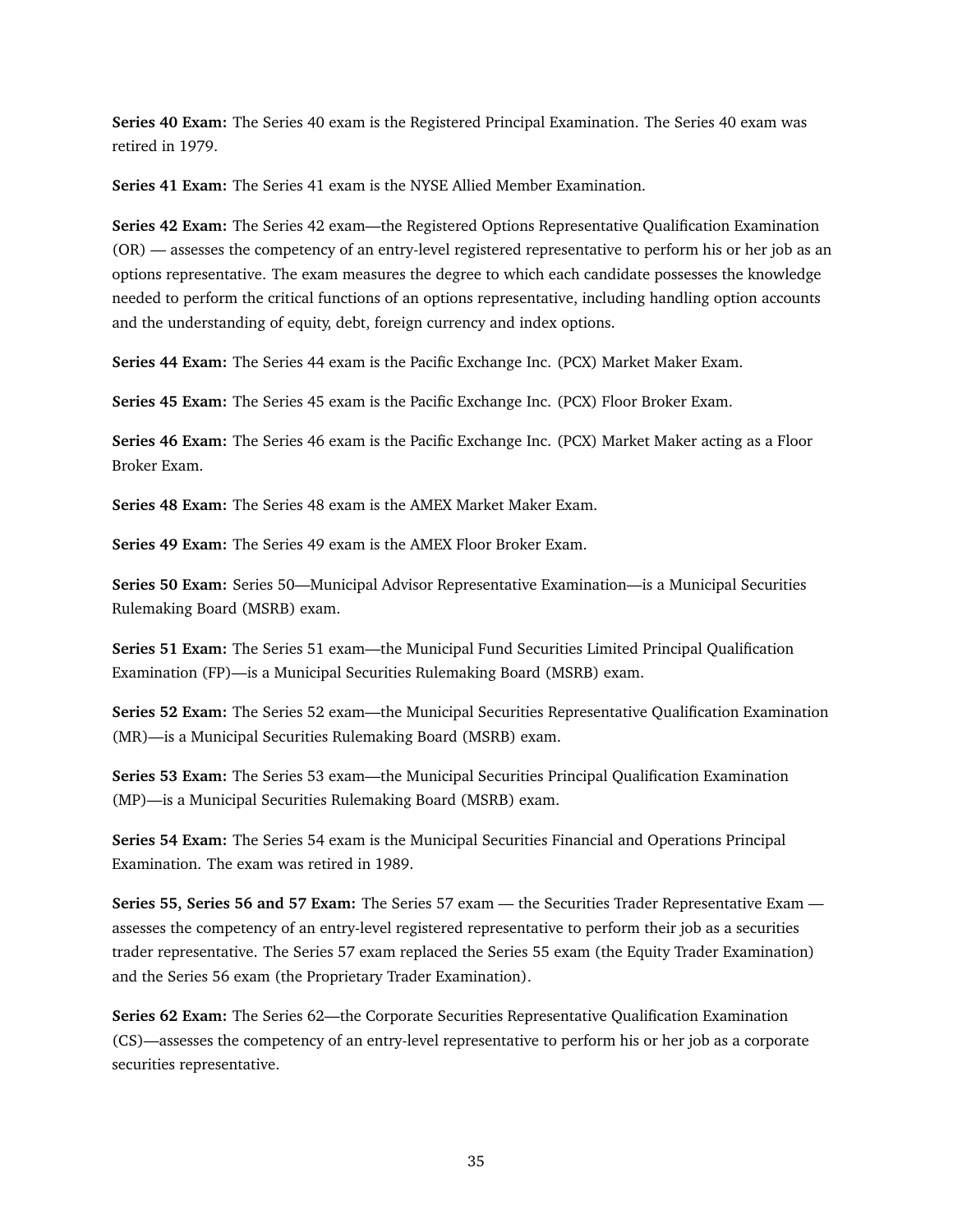**Series 40 Exam:** The Series 40 exam is the Registered Principal Examination. The Series 40 exam was retired in 1979.

**Series 41 Exam:** The Series 41 exam is the NYSE Allied Member Examination.

**Series 42 Exam:** The Series 42 exam—the Registered Options Representative Qualification Examination (OR) — assesses the competency of an entry-level registered representative to perform his or her job as an options representative. The exam measures the degree to which each candidate possesses the knowledge needed to perform the critical functions of an options representative, including handling option accounts and the understanding of equity, debt, foreign currency and index options.

**Series 44 Exam:** The Series 44 exam is the Pacific Exchange Inc. (PCX) Market Maker Exam.

**Series 45 Exam:** The Series 45 exam is the Pacific Exchange Inc. (PCX) Floor Broker Exam.

**Series 46 Exam:** The Series 46 exam is the Pacific Exchange Inc. (PCX) Market Maker acting as a Floor Broker Exam.

**Series 48 Exam:** The Series 48 exam is the AMEX Market Maker Exam.

**Series 49 Exam:** The Series 49 exam is the AMEX Floor Broker Exam.

**Series 50 Exam:** Series 50—Municipal Advisor Representative Examination—is a Municipal Securities Rulemaking Board (MSRB) exam.

**Series 51 Exam:** The Series 51 exam—the Municipal Fund Securities Limited Principal Qualification Examination (FP)—is a Municipal Securities Rulemaking Board (MSRB) exam.

**Series 52 Exam:** The Series 52 exam—the Municipal Securities Representative Qualification Examination (MR)—is a Municipal Securities Rulemaking Board (MSRB) exam.

**Series 53 Exam:** The Series 53 exam—the Municipal Securities Principal Qualification Examination (MP)—is a Municipal Securities Rulemaking Board (MSRB) exam.

**Series 54 Exam:** The Series 54 exam is the Municipal Securities Financial and Operations Principal Examination. The exam was retired in 1989.

**Series 55, Series 56 and 57 Exam:** The Series 57 exam — the Securities Trader Representative Exam — assesses the competency of an entry-level registered representative to perform their job as a securities trader representative. The Series 57 exam replaced the Series 55 exam (the Equity Trader Examination) and the Series 56 exam (the Proprietary Trader Examination).

**Series 62 Exam:** The Series 62—the Corporate Securities Representative Qualification Examination (CS)—assesses the competency of an entry-level representative to perform his or her job as a corporate securities representative.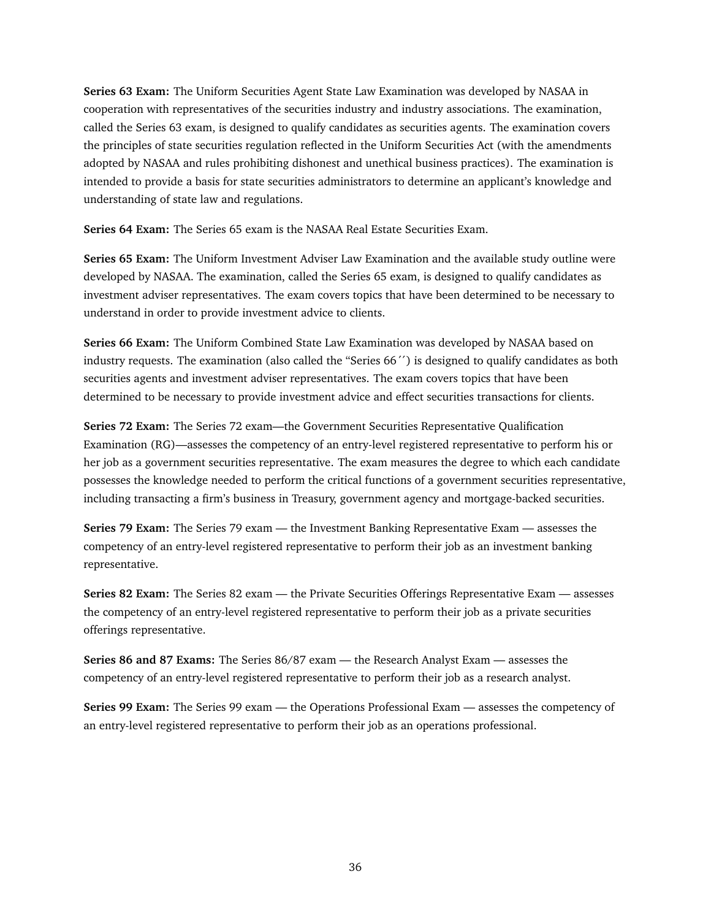**Series 63 Exam:** The Uniform Securities Agent State Law Examination was developed by NASAA in cooperation with representatives of the securities industry and industry associations. The examination, called the Series 63 exam, is designed to qualify candidates as securities agents. The examination covers the principles of state securities regulation reflected in the Uniform Securities Act (with the amendments adopted by NASAA and rules prohibiting dishonest and unethical business practices). The examination is intended to provide a basis for state securities administrators to determine an applicant's knowledge and understanding of state law and regulations.

**Series 64 Exam:** The Series 65 exam is the NASAA Real Estate Securities Exam.

**Series 65 Exam:** The Uniform Investment Adviser Law Examination and the available study outline were developed by NASAA. The examination, called the Series 65 exam, is designed to qualify candidates as investment adviser representatives. The exam covers topics that have been determined to be necessary to understand in order to provide investment advice to clients.

**Series 66 Exam:** The Uniform Combined State Law Examination was developed by NASAA based on industry requests. The examination (also called the "Series 66´´) is designed to qualify candidates as both securities agents and investment adviser representatives. The exam covers topics that have been determined to be necessary to provide investment advice and effect securities transactions for clients.

**Series 72 Exam:** The Series 72 exam—the Government Securities Representative Qualification Examination (RG)—assesses the competency of an entry-level registered representative to perform his or her job as a government securities representative. The exam measures the degree to which each candidate possesses the knowledge needed to perform the critical functions of a government securities representative, including transacting a firm's business in Treasury, government agency and mortgage-backed securities.

**Series 79 Exam:** The Series 79 exam — the Investment Banking Representative Exam — assesses the competency of an entry-level registered representative to perform their job as an investment banking representative.

**Series 82 Exam:** The Series 82 exam — the Private Securities Offerings Representative Exam — assesses the competency of an entry-level registered representative to perform their job as a private securities offerings representative.

**Series 86 and 87 Exams:** The Series 86/87 exam — the Research Analyst Exam — assesses the competency of an entry-level registered representative to perform their job as a research analyst.

**Series 99 Exam:** The Series 99 exam — the Operations Professional Exam — assesses the competency of an entry-level registered representative to perform their job as an operations professional.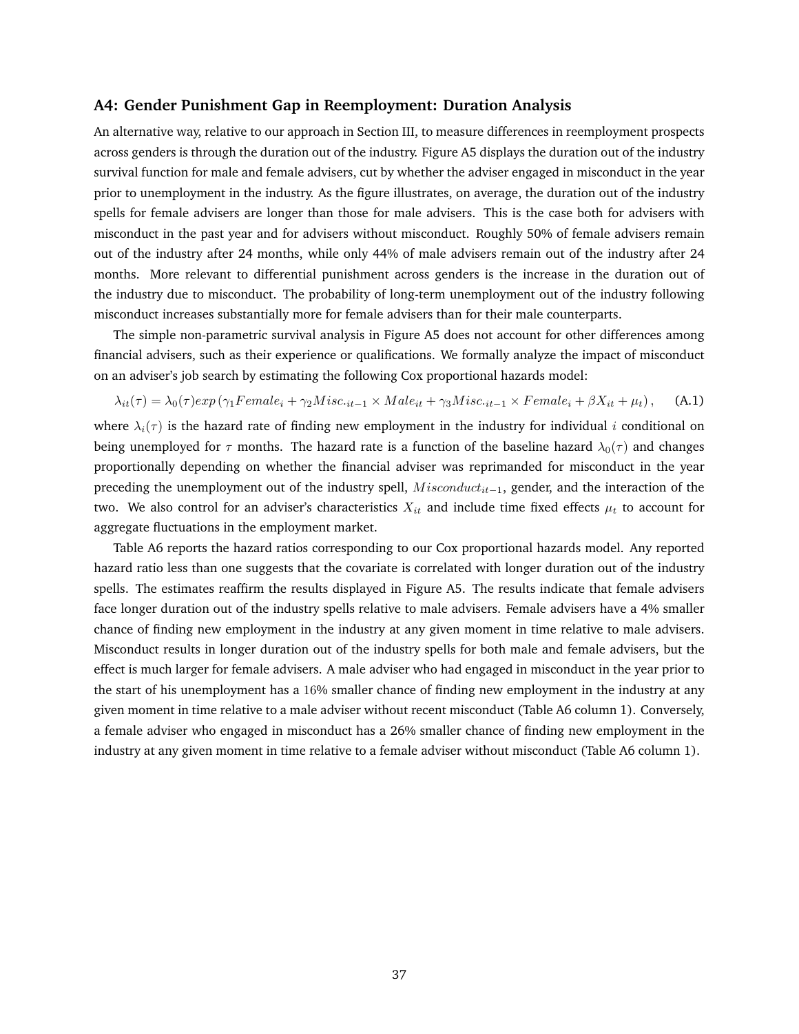### A4: Gender Punishment Gap in Reemployment: Duration Analysis

An alternative way, relative to our approach in Section III, to measure differences in reemployment prospects across genders is through the duration out of the industry. Figure A5 displays the duration out of the industry survival function for male and female advisers, cut by whether the adviser engaged in misconduct in the year prior to unemployment in the industry. As the figure illustrates, on average, the duration out of the industry spells for female advisers are longer than those for male advisers. This is the case both for advisers with misconduct in the past year and for advisers without misconduct. Roughly 50% of female advisers remain out of the industry after 24 months, while only 44% of male advisers remain out of the industry after 24 months. More relevant to differential punishment across genders is the increase in the duration out of the industry due to misconduct. The probability of long-term unemployment out of the industry following misconduct increases substantially more for female advisers than for their male counterparts.

The simple non-parametric survival analysis in Figure A5 does not account for other differences among financial advisers, such as their experience or qualifications. We formally analyze the impact of misconduct on an adviser's job search by estimating the following Cox proportional hazards model:

$$\lambda_{it}(\tau) = \lambda_0(\tau) exp\left(\gamma_1 Female_i + \gamma_2 Misc._{it-1} \times Male_{it} + \gamma_3 Misc._{it-1} \times Female_i + \beta X_{it} + \mu_t\right), \quad \text{(A.1)}$$

where $\lambda_i(\tau)$ is the hazard rate of finding new employment in the industry for individual $i$ conditional on being unemployed for $\tau$ months. The hazard rate is a function of the baseline hazard $\lambda_0(\tau)$ and changes proportionally depending on whether the financial adviser was reprimanded for misconduct in the year preceding the unemployment out of the industry spell, $Misconduct_{it-1}$, gender, and the interaction of the two. We also control for an adviser's characteristics $X_{it}$ and include time fixed effects $\mu_t$ to account for aggregate fluctuations in the employment market.

Table A6 reports the hazard ratios corresponding to our Cox proportional hazards model. Any reported hazard ratio less than one suggests that the covariate is correlated with longer duration out of the industry spells. The estimates reaffirm the results displayed in Figure A5. The results indicate that female advisers face longer duration out of the industry spells relative to male advisers. Female advisers have a 4% smaller chance of finding new employment in the industry at any given moment in time relative to male advisers. Misconduct results in longer duration out of the industry spells for both male and female advisers, but the effect is much larger for female advisers. A male adviser who had engaged in misconduct in the year prior to the start of his unemployment has a 16% smaller chance of finding new employment in the industry at any given moment in time relative to a male adviser without recent misconduct (Table A6 column 1). Conversely, a female adviser who engaged in misconduct has a 26% smaller chance of finding new employment in the industry at any given moment in time relative to a female adviser without misconduct (Table A6 column 1).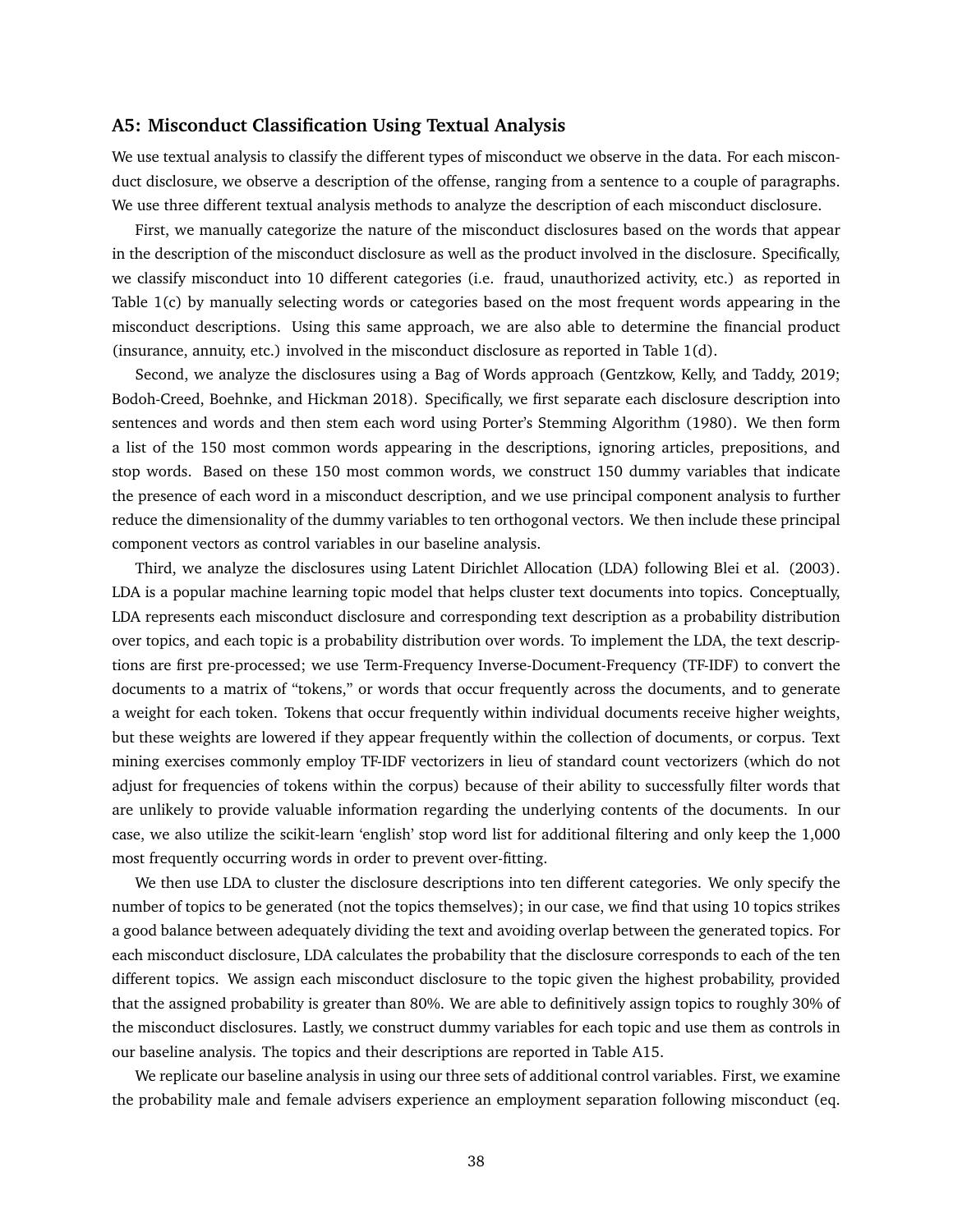### A5: Misconduct Classification Using Textual Analysis

We use textual analysis to classify the different types of misconduct we observe in the data. For each misconduct disclosure, we observe a description of the offense, ranging from a sentence to a couple of paragraphs. We use three different textual analysis methods to analyze the description of each misconduct disclosure.

First, we manually categorize the nature of the misconduct disclosures based on the words that appear in the description of the misconduct disclosure as well as the product involved in the disclosure. Specifically, we classify misconduct into 10 different categories (i.e. fraud, unauthorized activity, etc.) as reported in Table 1(c) by manually selecting words or categories based on the most frequent words appearing in the misconduct descriptions. Using this same approach, we are also able to determine the financial product (insurance, annuity, etc.) involved in the misconduct disclosure as reported in Table 1(d).

Second, we analyze the disclosures using a Bag of Words approach (Gentzkow, Kelly, and Taddy, 2019; Bodoh-Creed, Boehnke, and Hickman 2018). Specifically, we first separate each disclosure description into sentences and words and then stem each word using Porter's Stemming Algorithm (1980). We then form a list of the 150 most common words appearing in the descriptions, ignoring articles, prepositions, and stop words. Based on these 150 most common words, we construct 150 dummy variables that indicate the presence of each word in a misconduct description, and we use principal component analysis to further reduce the dimensionality of the dummy variables to ten orthogonal vectors. We then include these principal component vectors as control variables in our baseline analysis.

Third, we analyze the disclosures using Latent Dirichlet Allocation (LDA) following Blei et al. (2003). LDA is a popular machine learning topic model that helps cluster text documents into topics. Conceptually, LDA represents each misconduct disclosure and corresponding text description as a probability distribution over topics, and each topic is a probability distribution over words. To implement the LDA, the text descriptions are first pre-processed; we use Term-Frequency Inverse-Document-Frequency (TF-IDF) to convert the documents to a matrix of "tokens," or words that occur frequently across the documents, and to generate a weight for each token. Tokens that occur frequently within individual documents receive higher weights, but these weights are lowered if they appear frequently within the collection of documents, or corpus. Text mining exercises commonly employ TF-IDF vectorizers in lieu of standard count vectorizers (which do not adjust for frequencies of tokens within the corpus) because of their ability to successfully filter words that are unlikely to provide valuable information regarding the underlying contents of the documents. In our case, we also utilize the scikit-learn 'english' stop word list for additional filtering and only keep the 1,000 most frequently occurring words in order to prevent over-fitting.

We then use LDA to cluster the disclosure descriptions into ten different categories. We only specify the number of topics to be generated (not the topics themselves); in our case, we find that using 10 topics strikes a good balance between adequately dividing the text and avoiding overlap between the generated topics. For each misconduct disclosure, LDA calculates the probability that the disclosure corresponds to each of the ten different topics. We assign each misconduct disclosure to the topic given the highest probability, provided that the assigned probability is greater than 80%. We are able to definitively assign topics to roughly 30% of the misconduct disclosures. Lastly, we construct dummy variables for each topic and use them as controls in our baseline analysis. The topics and their descriptions are reported in Table A15.

We replicate our baseline analysis in using our three sets of additional control variables. First, we examine the probability male and female advisers experience an employment separation following misconduct (eq.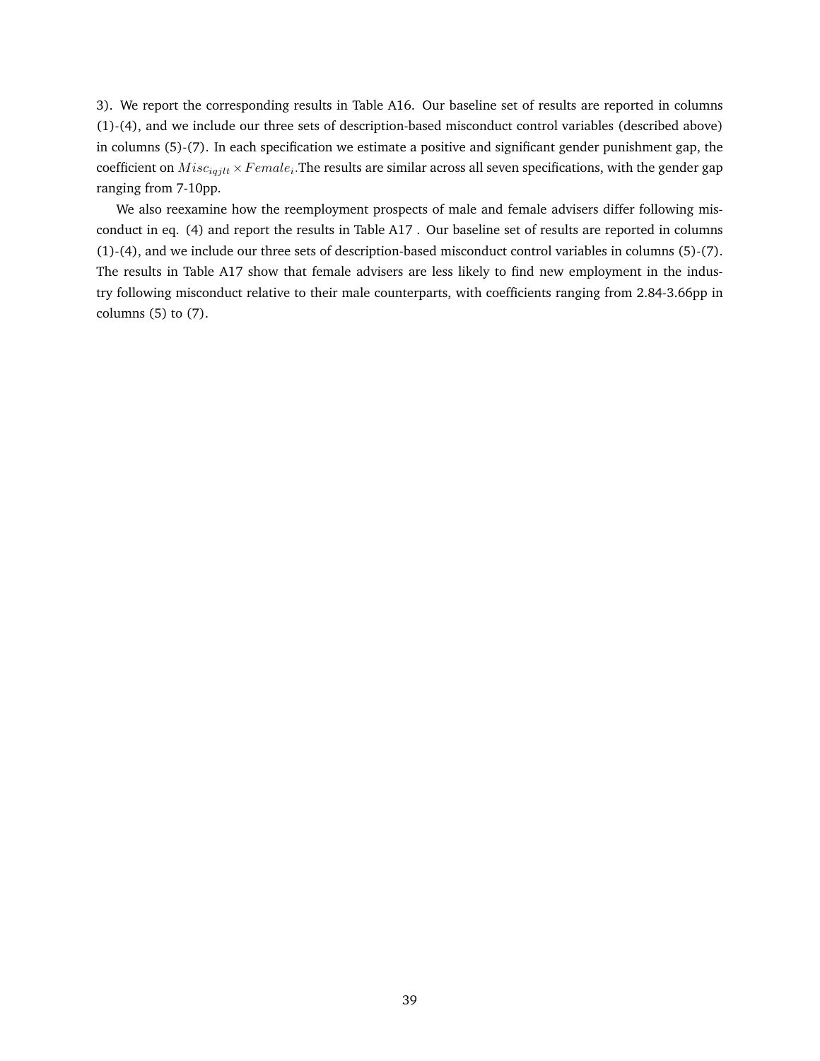3). We report the corresponding results in Table A16. Our baseline set of results are reported in columns (1)-(4), and we include our three sets of description-based misconduct control variables (described above) in columns (5)-(7). In each specification we estimate a positive and significant gender punishment gap, the coefficient on $Misc_{iqjlt} \times Female_i$.The results are similar across all seven specifications, with the gender gap ranging from 7-10pp.

We also reexamine how the reemployment prospects of male and female advisers differ following misconduct in eq. (4) and report the results in Table A17 . Our baseline set of results are reported in columns (1)-(4), and we include our three sets of description-based misconduct control variables in columns (5)-(7). The results in Table A17 show that female advisers are less likely to find new employment in the industry following misconduct relative to their male counterparts, with coefficients ranging from 2.84-3.66pp in columns (5) to (7).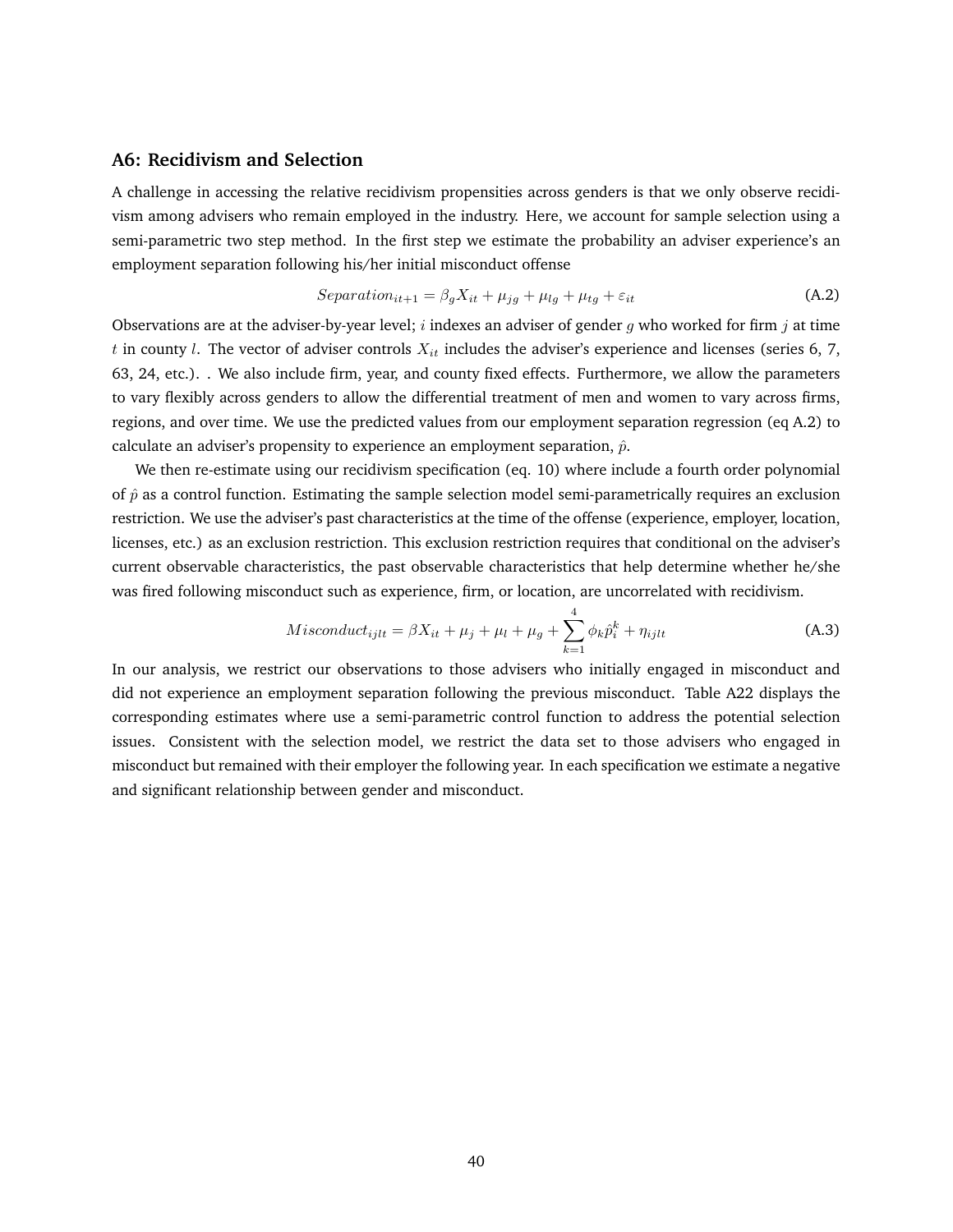### A6: Recidivism and Selection

A challenge in accessing the relative recidivism propensities across genders is that we only observe recidivism among advisers who remain employed in the industry. Here, we account for sample selection using a semi-parametric two step method. In the first step we estimate the probability an adviser experience's an employment separation following his/her initial misconduct offense

$$Separation_{it+1} = \beta_g X_{it} + \mu_{jg} + \mu_{lg} + \mu_{tg} + \varepsilon_{it} \tag{A.2}$$

Observations are at the adviser-by-year level; $i$ indexes an adviser of gender $g$ who worked for firm $j$ at time $t$ in county $l$. The vector of adviser controls $X_{it}$ includes the adviser's experience and licenses (series 6, 7, 63, 24, etc.). . We also include firm, year, and county fixed effects. Furthermore, we allow the parameters to vary flexibly across genders to allow the differential treatment of men and women to vary across firms, regions, and over time. We use the predicted values from our employment separation regression (eq A.2) to calculate an adviser's propensity to experience an employment separation, $\hat{p}$.

We then re-estimate using our recidivism specification (eq. 10) where include a fourth order polynomial of $\hat{p}$ as a control function. Estimating the sample selection model semi-parametrically requires an exclusion restriction. We use the adviser's past characteristics at the time of the offense (experience, employer, location, licenses, etc.) as an exclusion restriction. This exclusion restriction requires that conditional on the adviser's current observable characteristics, the past observable characteristics that help determine whether he/she was fired following misconduct such as experience, firm, or location, are uncorrelated with recidivism.

$$Misconduct_{ijlt} = \beta X_{it} + \mu_j + \mu_l + \mu_g + \sum_{k=1}^{4} \phi_k \hat{p}_i^k + \eta_{ijlt} \tag{A.3}$$

In our analysis, we restrict our observations to those advisers who initially engaged in misconduct and did not experience an employment separation following the previous misconduct. Table A22 displays the corresponding estimates where use a semi-parametric control function to address the potential selection issues. Consistent with the selection model, we restrict the data set to those advisers who engaged in misconduct but remained with their employer the following year. In each specification we estimate a negative and significant relationship between gender and misconduct.